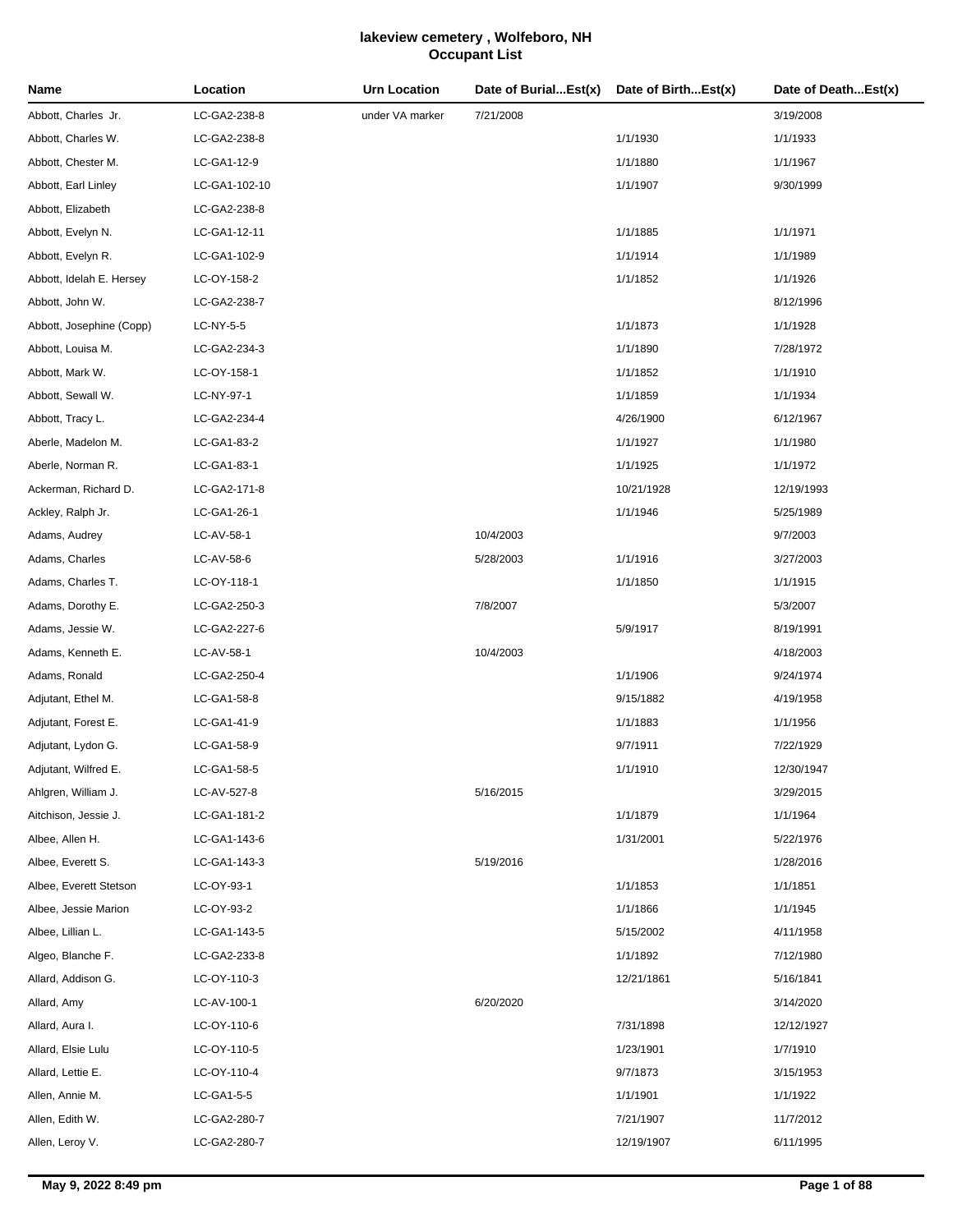# lakeview cemetery , Wolfeboro, NH
## Occupant List

| Name | Location | Urn Location | Date of Burial...Est(x) | Date of Birth...Est(x) | Date of Death...Est(x) |
|---|---|---|---|---|---|
| Abbott, Charles Jr. | LC-GA2-238-8 | under VA marker | 7/21/2008 | | 3/19/2008 |
| Abbott, Charles W. | LC-GA2-238-8 | | | 1/1/1930 | 1/1/1933 |
| Abbott, Chester M. | LC-GA1-12-9 | | | 1/1/1880 | 1/1/1967 |
| Abbott, Earl Linley | LC-GA1-102-10 | | | 1/1/1907 | 9/30/1999 |
| Abbott, Elizabeth | LC-GA2-238-8 | | | | |
| Abbott, Evelyn N. | LC-GA1-12-11 | | | 1/1/1885 | 1/1/1971 |
| Abbott, Evelyn R. | LC-GA1-102-9 | | | 1/1/1914 | 1/1/1989 |
| Abbott, Idelah E. Hersey | LC-OY-158-2 | | | 1/1/1852 | 1/1/1926 |
| Abbott, John W. | LC-GA2-238-7 | | | | 8/12/1996 |
| Abbott, Josephine (Copp) | LC-NY-5-5 | | | 1/1/1873 | 1/1/1928 |
| Abbott, Louisa M. | LC-GA2-234-3 | | | 1/1/1890 | 7/28/1972 |
| Abbott, Mark W. | LC-OY-158-1 | | | 1/1/1852 | 1/1/1910 |
| Abbott, Sewall W. | LC-NY-97-1 | | | 1/1/1859 | 1/1/1934 |
| Abbott, Tracy L. | LC-GA2-234-4 | | | 4/26/1900 | 6/12/1967 |
| Aberle, Madelon M. | LC-GA1-83-2 | | | 1/1/1927 | 1/1/1980 |
| Aberle, Norman R. | LC-GA1-83-1 | | | 1/1/1925 | 1/1/1972 |
| Ackerman, Richard D. | LC-GA2-171-8 | | | 10/21/1928 | 12/19/1993 |
| Ackley, Ralph Jr. | LC-GA1-26-1 | | | 1/1/1946 | 5/25/1989 |
| Adams, Audrey | LC-AV-58-1 | | 10/4/2003 | | 9/7/2003 |
| Adams, Charles | LC-AV-58-6 | | 5/28/2003 | 1/1/1916 | 3/27/2003 |
| Adams, Charles T. | LC-OY-118-1 | | | 1/1/1850 | 1/1/1915 |
| Adams, Dorothy E. | LC-GA2-250-3 | | 7/8/2007 | | 5/3/2007 |
| Adams, Jessie W. | LC-GA2-227-6 | | | 5/9/1917 | 8/19/1991 |
| Adams, Kenneth E. | LC-AV-58-1 | | 10/4/2003 | | 4/18/2003 |
| Adams, Ronald | LC-GA2-250-4 | | | 1/1/1906 | 9/24/1974 |
| Adjutant, Ethel M. | LC-GA1-58-8 | | | 9/15/1882 | 4/19/1958 |
| Adjutant, Forest E. | LC-GA1-41-9 | | | 1/1/1883 | 1/1/1956 |
| Adjutant, Lydon G. | LC-GA1-58-9 | | | 9/7/1911 | 7/22/1929 |
| Adjutant, Wilfred E. | LC-GA1-58-5 | | | 1/1/1910 | 12/30/1947 |
| Ahlgren, William J. | LC-AV-527-8 | | 5/16/2015 | | 3/29/2015 |
| Aitchison, Jessie J. | LC-GA1-181-2 | | | 1/1/1879 | 1/1/1964 |
| Albee, Allen H. | LC-GA1-143-6 | | | 1/31/2001 | 5/22/1976 |
| Albee, Everett S. | LC-GA1-143-3 | | 5/19/2016 | | 1/28/2016 |
| Albee, Everett Stetson | LC-OY-93-1 | | | 1/1/1853 | 1/1/1851 |
| Albee, Jessie Marion | LC-OY-93-2 | | | 1/1/1866 | 1/1/1945 |
| Albee, Lillian L. | LC-GA1-143-5 | | | 5/15/2002 | 4/11/1958 |
| Algeo, Blanche F. | LC-GA2-233-8 | | | 1/1/1892 | 7/12/1980 |
| Allard, Addison G. | LC-OY-110-3 | | | 12/21/1861 | 5/16/1841 |
| Allard, Amy | LC-AV-100-1 | | 6/20/2020 | | 3/14/2020 |
| Allard, Aura I. | LC-OY-110-6 | | | 7/31/1898 | 12/12/1927 |
| Allard, Elsie Lulu | LC-OY-110-5 | | | 1/23/1901 | 1/7/1910 |
| Allard, Lettie E. | LC-OY-110-4 | | | 9/7/1873 | 3/15/1953 |
| Allen, Annie M. | LC-GA1-5-5 | | | 1/1/1901 | 1/1/1922 |
| Allen, Edith W. | LC-GA2-280-7 | | | 7/21/1907 | 11/7/2012 |
| Allen, Leroy V. | LC-GA2-280-7 | | | 12/19/1907 | 6/11/1995 |

May 9, 2022 8:49 pm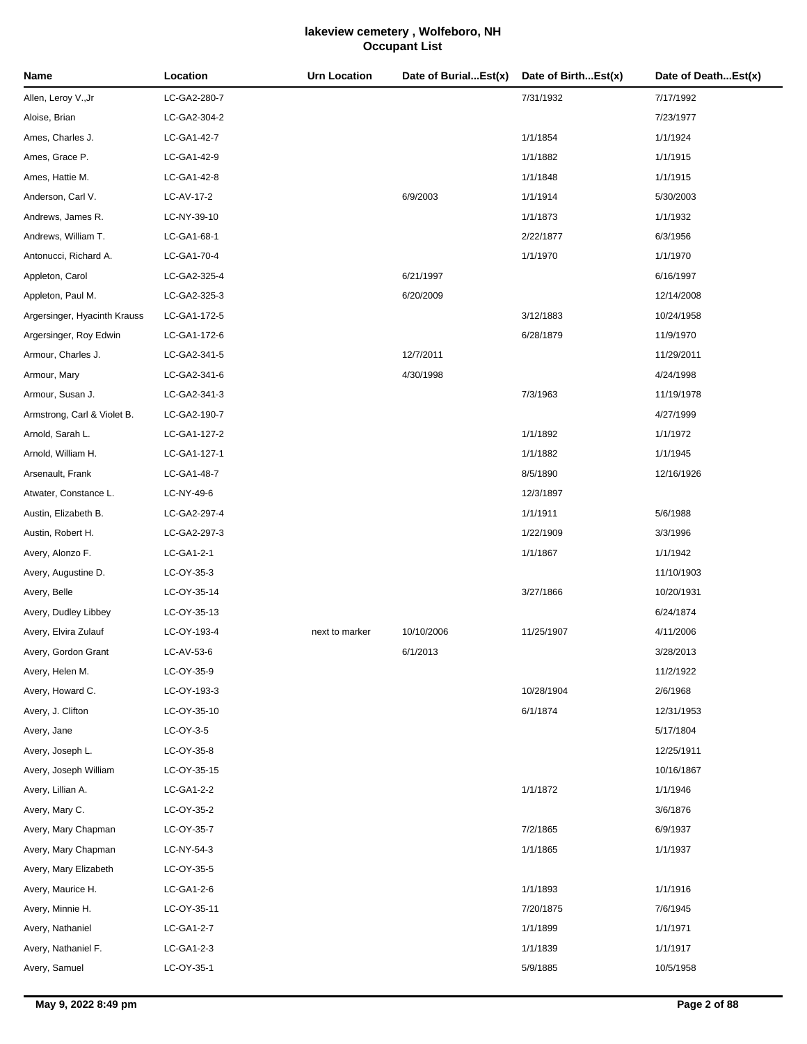# lakeview cemetery , Wolfeboro, NH
## Occupant List

| Name | Location | Urn Location | Date of Burial...Est(x) | Date of Birth...Est(x) | Date of Death...Est(x) |
|---|---|---|---|---|---|
| Allen, Leroy V.,Jr | LC-GA2-280-7 | | | 7/31/1932 | 7/17/1992 |
| Aloise, Brian | LC-GA2-304-2 | | | | 7/23/1977 |
| Ames, Charles J. | LC-GA1-42-7 | | | 1/1/1854 | 1/1/1924 |
| Ames, Grace P. | LC-GA1-42-9 | | | 1/1/1882 | 1/1/1915 |
| Ames, Hattie M. | LC-GA1-42-8 | | | 1/1/1848 | 1/1/1915 |
| Anderson, Carl V. | LC-AV-17-2 | | 6/9/2003 | 1/1/1914 | 5/30/2003 |
| Andrews, James R. | LC-NY-39-10 | | | 1/1/1873 | 1/1/1932 |
| Andrews, William T. | LC-GA1-68-1 | | | 2/22/1877 | 6/3/1956 |
| Antonucci, Richard A. | LC-GA1-70-4 | | | 1/1/1970 | 1/1/1970 |
| Appleton, Carol | LC-GA2-325-4 | | 6/21/1997 | | 6/16/1997 |
| Appleton, Paul M. | LC-GA2-325-3 | | 6/20/2009 | | 12/14/2008 |
| Argersinger, Hyacinth Krauss | LC-GA1-172-5 | | | 3/12/1883 | 10/24/1958 |
| Argersinger, Roy Edwin | LC-GA1-172-6 | | | 6/28/1879 | 11/9/1970 |
| Armour, Charles J. | LC-GA2-341-5 | | 12/7/2011 | | 11/29/2011 |
| Armour, Mary | LC-GA2-341-6 | | 4/30/1998 | | 4/24/1998 |
| Armour, Susan J. | LC-GA2-341-3 | | | 7/3/1963 | 11/19/1978 |
| Armstrong, Carl & Violet B. | LC-GA2-190-7 | | | | 4/27/1999 |
| Arnold, Sarah L. | LC-GA1-127-2 | | | 1/1/1892 | 1/1/1972 |
| Arnold, William H. | LC-GA1-127-1 | | | 1/1/1882 | 1/1/1945 |
| Arsenault, Frank | LC-GA1-48-7 | | | 8/5/1890 | 12/16/1926 |
| Atwater, Constance L. | LC-NY-49-6 | | | 12/3/1897 | |
| Austin, Elizabeth B. | LC-GA2-297-4 | | | 1/1/1911 | 5/6/1988 |
| Austin, Robert H. | LC-GA2-297-3 | | | 1/22/1909 | 3/3/1996 |
| Avery, Alonzo F. | LC-GA1-2-1 | | | 1/1/1867 | 1/1/1942 |
| Avery, Augustine D. | LC-OY-35-3 | | | | 11/10/1903 |
| Avery, Belle | LC-OY-35-14 | | | 3/27/1866 | 10/20/1931 |
| Avery, Dudley Libbey | LC-OY-35-13 | | | | 6/24/1874 |
| Avery, Elvira Zulauf | LC-OY-193-4 | next to marker | 10/10/2006 | 11/25/1907 | 4/11/2006 |
| Avery, Gordon Grant | LC-AV-53-6 | | 6/1/2013 | | 3/28/2013 |
| Avery, Helen M. | LC-OY-35-9 | | | | 11/2/1922 |
| Avery, Howard C. | LC-OY-193-3 | | | 10/28/1904 | 2/6/1968 |
| Avery, J. Clifton | LC-OY-35-10 | | | 6/1/1874 | 12/31/1953 |
| Avery, Jane | LC-OY-3-5 | | | | 5/17/1804 |
| Avery, Joseph L. | LC-OY-35-8 | | | | 12/25/1911 |
| Avery, Joseph William | LC-OY-35-15 | | | | 10/16/1867 |
| Avery, Lillian A. | LC-GA1-2-2 | | | 1/1/1872 | 1/1/1946 |
| Avery, Mary C. | LC-OY-35-2 | | | | 3/6/1876 |
| Avery, Mary Chapman | LC-OY-35-7 | | | 7/2/1865 | 6/9/1937 |
| Avery, Mary Chapman | LC-NY-54-3 | | | 1/1/1865 | 1/1/1937 |
| Avery, Mary Elizabeth | LC-OY-35-5 | | | | |
| Avery, Maurice H. | LC-GA1-2-6 | | | 1/1/1893 | 1/1/1916 |
| Avery, Minnie H. | LC-OY-35-11 | | | 7/20/1875 | 7/6/1945 |
| Avery, Nathaniel | LC-GA1-2-7 | | | 1/1/1899 | 1/1/1971 |
| Avery, Nathaniel F. | LC-GA1-2-3 | | | 1/1/1839 | 1/1/1917 |
| Avery, Samuel | LC-OY-35-1 | | | 5/9/1885 | 10/5/1958 |

May 9, 2022 8:49 pm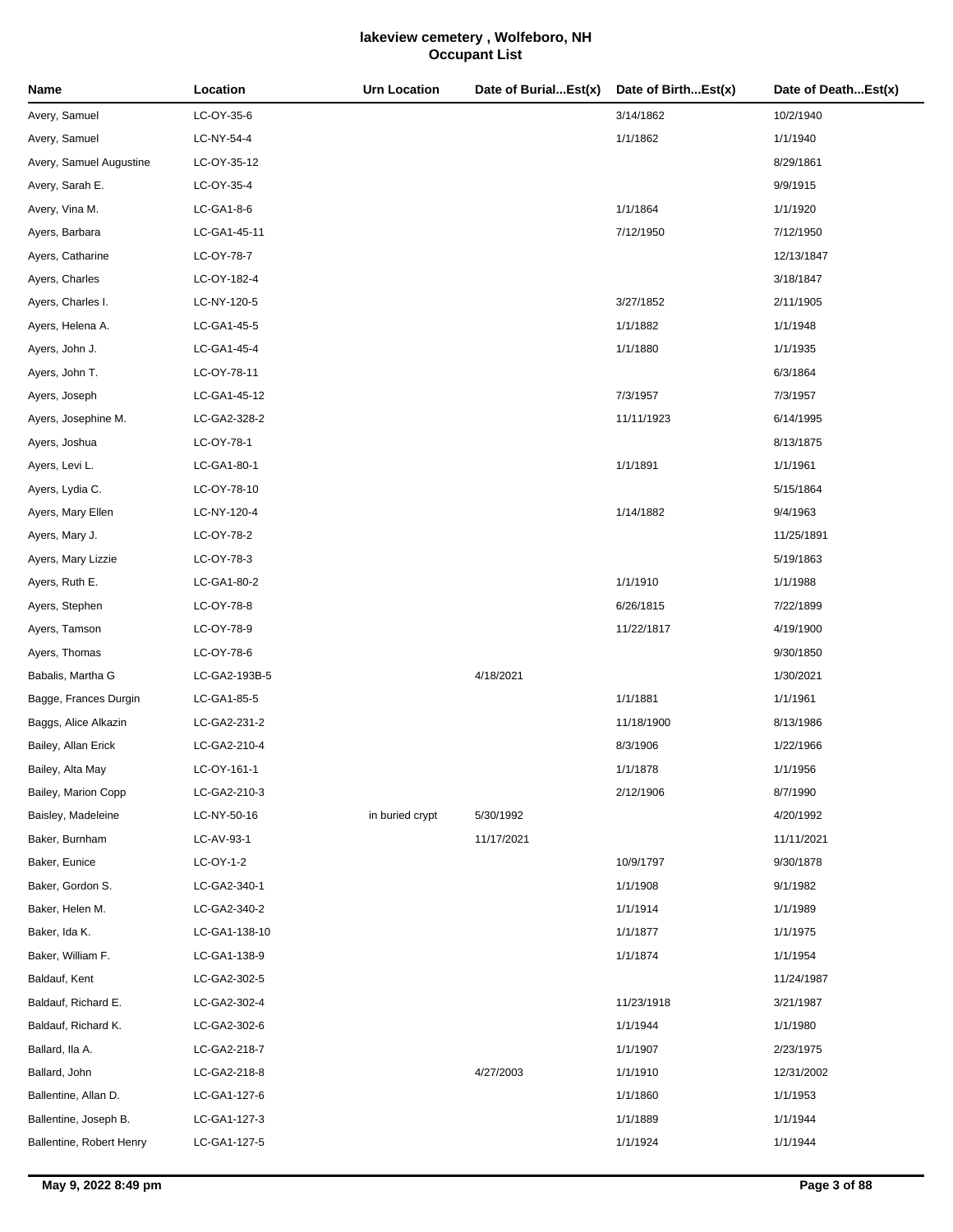# lakeview cemetery , Wolfeboro, NH
## Occupant List

| Name | Location | Urn Location | Date of Burial...Est(x) | Date of Birth...Est(x) | Date of Death...Est(x) |
|---|---|---|---|---|---|
| Avery, Samuel | LC-OY-35-6 | | | 3/14/1862 | 10/2/1940 |
| Avery, Samuel | LC-NY-54-4 | | | 1/1/1862 | 1/1/1940 |
| Avery, Samuel Augustine | LC-OY-35-12 | | | | 8/29/1861 |
| Avery, Sarah E. | LC-OY-35-4 | | | | 9/9/1915 |
| Avery, Vina M. | LC-GA1-8-6 | | | 1/1/1864 | 1/1/1920 |
| Ayers, Barbara | LC-GA1-45-11 | | | 7/12/1950 | 7/12/1950 |
| Ayers, Catharine | LC-OY-78-7 | | | | 12/13/1847 |
| Ayers, Charles | LC-OY-182-4 | | | | 3/18/1847 |
| Ayers, Charles I. | LC-NY-120-5 | | | 3/27/1852 | 2/11/1905 |
| Ayers, Helena A. | LC-GA1-45-5 | | | 1/1/1882 | 1/1/1948 |
| Ayers, John J. | LC-GA1-45-4 | | | 1/1/1880 | 1/1/1935 |
| Ayers, John T. | LC-OY-78-11 | | | | 6/3/1864 |
| Ayers, Joseph | LC-GA1-45-12 | | | 7/3/1957 | 7/3/1957 |
| Ayers, Josephine M. | LC-GA2-328-2 | | | 11/11/1923 | 6/14/1995 |
| Ayers, Joshua | LC-OY-78-1 | | | | 8/13/1875 |
| Ayers, Levi L. | LC-GA1-80-1 | | | 1/1/1891 | 1/1/1961 |
| Ayers, Lydia C. | LC-OY-78-10 | | | | 5/15/1864 |
| Ayers, Mary Ellen | LC-NY-120-4 | | | 1/14/1882 | 9/4/1963 |
| Ayers, Mary J. | LC-OY-78-2 | | | | 11/25/1891 |
| Ayers, Mary Lizzie | LC-OY-78-3 | | | | 5/19/1863 |
| Ayers, Ruth E. | LC-GA1-80-2 | | | 1/1/1910 | 1/1/1988 |
| Ayers, Stephen | LC-OY-78-8 | | | 6/26/1815 | 7/22/1899 |
| Ayers, Tamson | LC-OY-78-9 | | | 11/22/1817 | 4/19/1900 |
| Ayers, Thomas | LC-OY-78-6 | | | | 9/30/1850 |
| Babalis, Martha G | LC-GA2-193B-5 | | 4/18/2021 | | 1/30/2021 |
| Bagge, Frances Durgin | LC-GA1-85-5 | | | 1/1/1881 | 1/1/1961 |
| Baggs, Alice Alkazin | LC-GA2-231-2 | | | 11/18/1900 | 8/13/1986 |
| Bailey, Allan Erick | LC-GA2-210-4 | | | 8/3/1906 | 1/22/1966 |
| Bailey, Alta May | LC-OY-161-1 | | | 1/1/1878 | 1/1/1956 |
| Bailey, Marion Copp | LC-GA2-210-3 | | | 2/12/1906 | 8/7/1990 |
| Baisley, Madeleine | LC-NY-50-16 | in buried crypt | 5/30/1992 | | 4/20/1992 |
| Baker, Burnham | LC-AV-93-1 | | 11/17/2021 | | 11/11/2021 |
| Baker, Eunice | LC-OY-1-2 | | | 10/9/1797 | 9/30/1878 |
| Baker, Gordon S. | LC-GA2-340-1 | | | 1/1/1908 | 9/1/1982 |
| Baker, Helen M. | LC-GA2-340-2 | | | 1/1/1914 | 1/1/1989 |
| Baker, Ida K. | LC-GA1-138-10 | | | 1/1/1877 | 1/1/1975 |
| Baker, William F. | LC-GA1-138-9 | | | 1/1/1874 | 1/1/1954 |
| Baldauf, Kent | LC-GA2-302-5 | | | | 11/24/1987 |
| Baldauf, Richard E. | LC-GA2-302-4 | | | 11/23/1918 | 3/21/1987 |
| Baldauf, Richard K. | LC-GA2-302-6 | | | 1/1/1944 | 1/1/1980 |
| Ballard, Ila A. | LC-GA2-218-7 | | | 1/1/1907 | 2/23/1975 |
| Ballard, John | LC-GA2-218-8 | | 4/27/2003 | 1/1/1910 | 12/31/2002 |
| Ballentine, Allan D. | LC-GA1-127-6 | | | 1/1/1860 | 1/1/1953 |
| Ballentine, Joseph B. | LC-GA1-127-3 | | | 1/1/1889 | 1/1/1944 |
| Ballentine, Robert Henry | LC-GA1-127-5 | | | 1/1/1924 | 1/1/1944 |

May 9, 2022 8:49 pm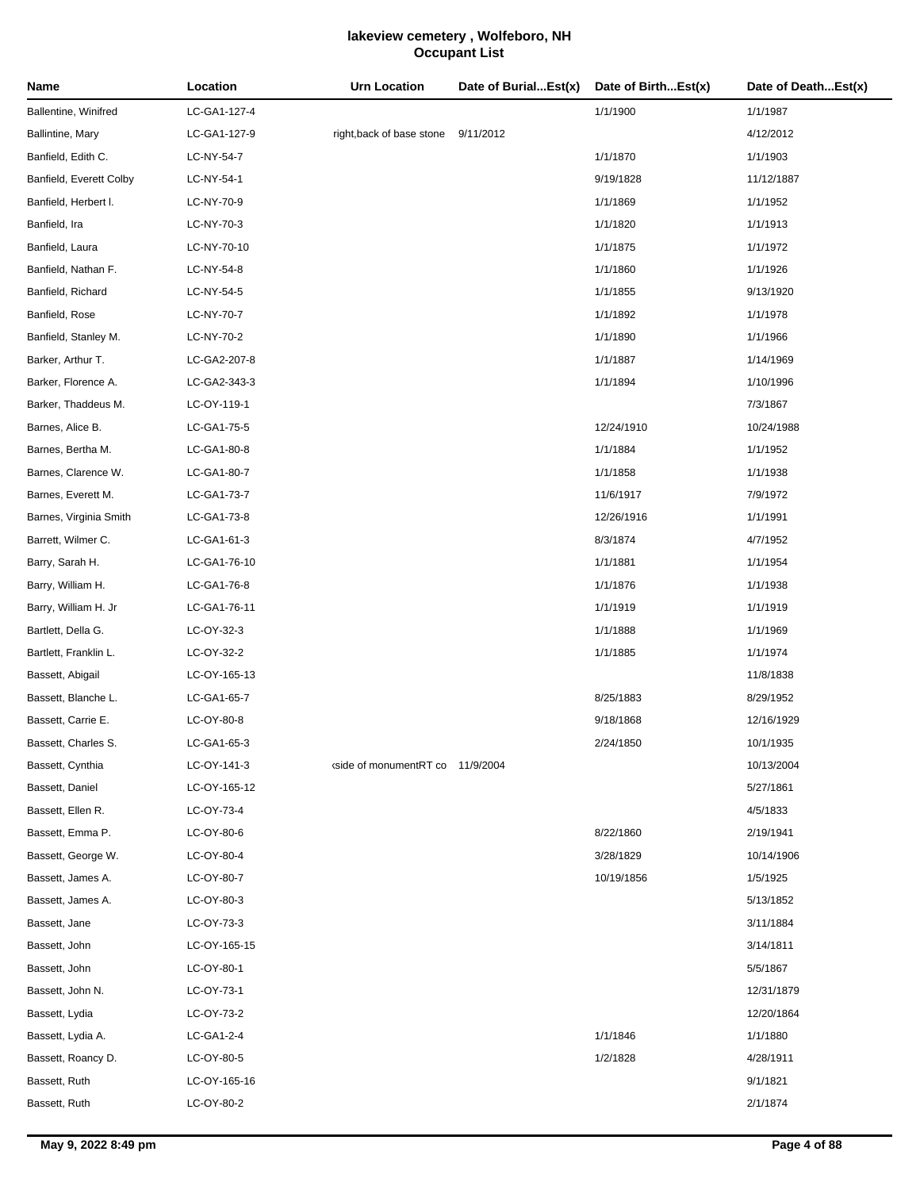# lakeview cemetery , Wolfeboro, NH
## Occupant List

| Name | Location | Urn Location | Date of Burial...Est(x) | Date of Birth...Est(x) | Date of Death...Est(x) |
|---|---|---|---|---|---|
| Ballentine, Winifred | LC-GA1-127-4 | | | 1/1/1900 | 1/1/1987 |
| Ballintine, Mary | LC-GA1-127-9 | right,back of base stone | 9/11/2012 | | 4/12/2012 |
| Banfield, Edith C. | LC-NY-54-7 | | | 1/1/1870 | 1/1/1903 |
| Banfield, Everett Colby | LC-NY-54-1 | | | 9/19/1828 | 11/12/1887 |
| Banfield, Herbert l. | LC-NY-70-9 | | | 1/1/1869 | 1/1/1952 |
| Banfield, Ira | LC-NY-70-3 | | | 1/1/1820 | 1/1/1913 |
| Banfield, Laura | LC-NY-70-10 | | | 1/1/1875 | 1/1/1972 |
| Banfield, Nathan F. | LC-NY-54-8 | | | 1/1/1860 | 1/1/1926 |
| Banfield, Richard | LC-NY-54-5 | | | 1/1/1855 | 9/13/1920 |
| Banfield, Rose | LC-NY-70-7 | | | 1/1/1892 | 1/1/1978 |
| Banfield, Stanley M. | LC-NY-70-2 | | | 1/1/1890 | 1/1/1966 |
| Barker, Arthur T. | LC-GA2-207-8 | | | 1/1/1887 | 1/14/1969 |
| Barker, Florence A. | LC-GA2-343-3 | | | 1/1/1894 | 1/10/1996 |
| Barker, Thaddeus M. | LC-OY-119-1 | | | | 7/3/1867 |
| Barnes, Alice B. | LC-GA1-75-5 | | | 12/24/1910 | 10/24/1988 |
| Barnes, Bertha M. | LC-GA1-80-8 | | | 1/1/1884 | 1/1/1952 |
| Barnes, Clarence W. | LC-GA1-80-7 | | | 1/1/1858 | 1/1/1938 |
| Barnes, Everett M. | LC-GA1-73-7 | | | 11/6/1917 | 7/9/1972 |
| Barnes, Virginia Smith | LC-GA1-73-8 | | | 12/26/1916 | 1/1/1991 |
| Barrett, Wilmer C. | LC-GA1-61-3 | | | 8/3/1874 | 4/7/1952 |
| Barry, Sarah H. | LC-GA1-76-10 | | | 1/1/1881 | 1/1/1954 |
| Barry, William H. | LC-GA1-76-8 | | | 1/1/1876 | 1/1/1938 |
| Barry, William H. Jr | LC-GA1-76-11 | | | 1/1/1919 | 1/1/1919 |
| Bartlett, Della G. | LC-OY-32-3 | | | 1/1/1888 | 1/1/1969 |
| Bartlett, Franklin L. | LC-OY-32-2 | | | 1/1/1885 | 1/1/1974 |
| Bassett, Abigail | LC-OY-165-13 | | | | 11/8/1838 |
| Bassett, Blanche L. | LC-GA1-65-7 | | | 8/25/1883 | 8/29/1952 |
| Bassett, Carrie E. | LC-OY-80-8 | | | 9/18/1868 | 12/16/1929 |
| Bassett, Charles S. | LC-GA1-65-3 | | | 2/24/1850 | 10/1/1935 |
| Bassett, Cynthia | LC-OY-141-3 | ‹side of monumentRT co | 11/9/2004 | | 10/13/2004 |
| Bassett, Daniel | LC-OY-165-12 | | | | 5/27/1861 |
| Bassett, Ellen R. | LC-OY-73-4 | | | | 4/5/1833 |
| Bassett, Emma P. | LC-OY-80-6 | | | 8/22/1860 | 2/19/1941 |
| Bassett, George W. | LC-OY-80-4 | | | 3/28/1829 | 10/14/1906 |
| Bassett, James A. | LC-OY-80-7 | | | 10/19/1856 | 1/5/1925 |
| Bassett, James A. | LC-OY-80-3 | | | | 5/13/1852 |
| Bassett, Jane | LC-OY-73-3 | | | | 3/11/1884 |
| Bassett, John | LC-OY-165-15 | | | | 3/14/1811 |
| Bassett, John | LC-OY-80-1 | | | | 5/5/1867 |
| Bassett, John N. | LC-OY-73-1 | | | | 12/31/1879 |
| Bassett, Lydia | LC-OY-73-2 | | | | 12/20/1864 |
| Bassett, Lydia A. | LC-GA1-2-4 | | | 1/1/1846 | 1/1/1880 |
| Bassett, Roancy D. | LC-OY-80-5 | | | 1/2/1828 | 4/28/1911 |
| Bassett, Ruth | LC-OY-165-16 | | | | 9/1/1821 |
| Bassett, Ruth | LC-OY-80-2 | | | | 2/1/1874 |

**May 9, 2022 8:49 pm**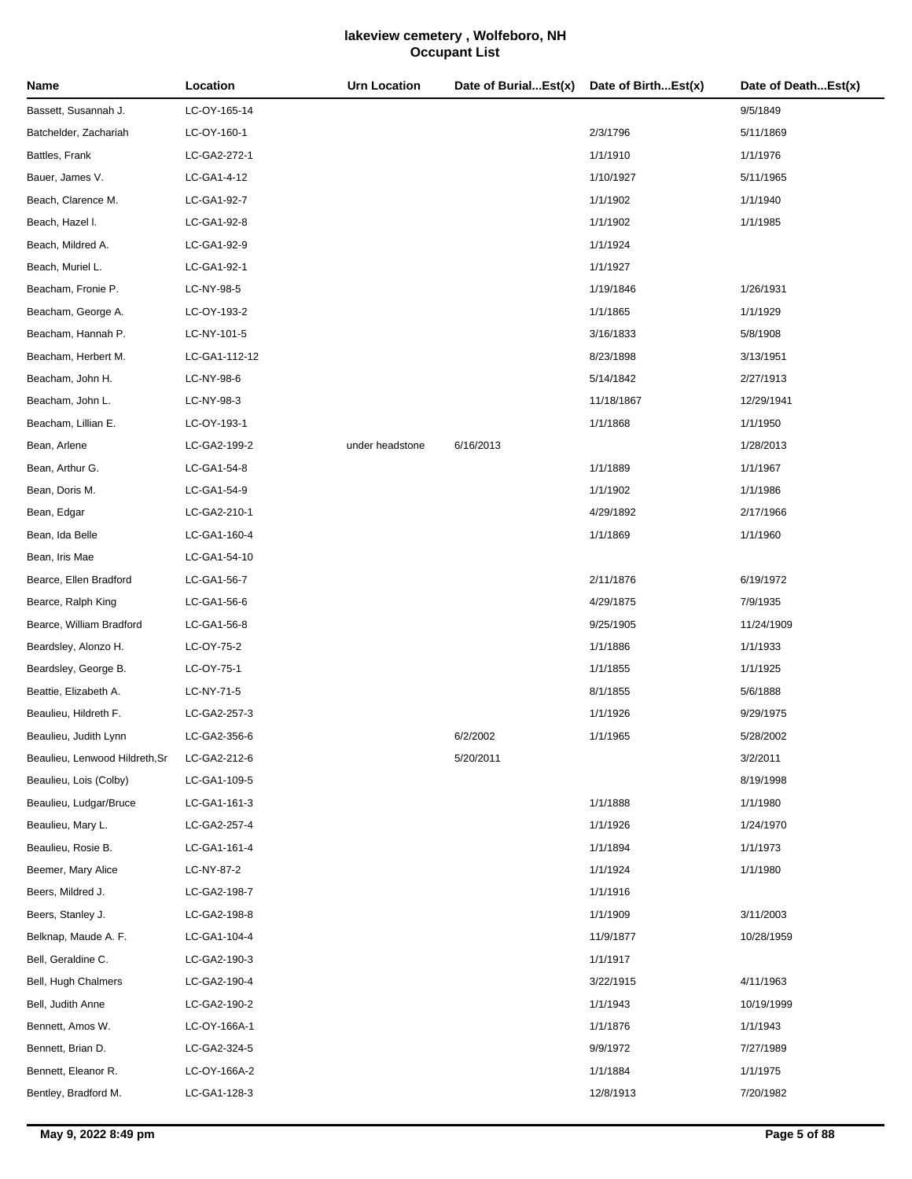# lakeview cemetery , Wolfeboro, NH
## Occupant List

| Name | Location | Urn Location | Date of Burial...Est(x) | Date of Birth...Est(x) | Date of Death...Est(x) |
|---|---|---|---|---|---|
| Bassett, Susannah J. | LC-OY-165-14 | | | | 9/5/1849 |
| Batchelder, Zachariah | LC-OY-160-1 | | | 2/3/1796 | 5/11/1869 |
| Battles, Frank | LC-GA2-272-1 | | | 1/1/1910 | 1/1/1976 |
| Bauer, James V. | LC-GA1-4-12 | | | 1/10/1927 | 5/11/1965 |
| Beach, Clarence M. | LC-GA1-92-7 | | | 1/1/1902 | 1/1/1940 |
| Beach, Hazel l. | LC-GA1-92-8 | | | 1/1/1902 | 1/1/1985 |
| Beach, Mildred A. | LC-GA1-92-9 | | | 1/1/1924 | |
| Beach, Muriel L. | LC-GA1-92-1 | | | 1/1/1927 | |
| Beacham, Fronie P. | LC-NY-98-5 | | | 1/19/1846 | 1/26/1931 |
| Beacham, George A. | LC-OY-193-2 | | | 1/1/1865 | 1/1/1929 |
| Beacham, Hannah P. | LC-NY-101-5 | | | 3/16/1833 | 5/8/1908 |
| Beacham, Herbert M. | LC-GA1-112-12 | | | 8/23/1898 | 3/13/1951 |
| Beacham, John H. | LC-NY-98-6 | | | 5/14/1842 | 2/27/1913 |
| Beacham, John L. | LC-NY-98-3 | | | 11/18/1867 | 12/29/1941 |
| Beacham, Lillian E. | LC-OY-193-1 | | | 1/1/1868 | 1/1/1950 |
| Bean, Arlene | LC-GA2-199-2 | under headstone | 6/16/2013 | | 1/28/2013 |
| Bean, Arthur G. | LC-GA1-54-8 | | | 1/1/1889 | 1/1/1967 |
| Bean, Doris M. | LC-GA1-54-9 | | | 1/1/1902 | 1/1/1986 |
| Bean, Edgar | LC-GA2-210-1 | | | 4/29/1892 | 2/17/1966 |
| Bean, Ida Belle | LC-GA1-160-4 | | | 1/1/1869 | 1/1/1960 |
| Bean, Iris Mae | LC-GA1-54-10 | | | | |
| Bearce, Ellen Bradford | LC-GA1-56-7 | | | 2/11/1876 | 6/19/1972 |
| Bearce, Ralph King | LC-GA1-56-6 | | | 4/29/1875 | 7/9/1935 |
| Bearce, William Bradford | LC-GA1-56-8 | | | 9/25/1905 | 11/24/1909 |
| Beardsley, Alonzo H. | LC-OY-75-2 | | | 1/1/1886 | 1/1/1933 |
| Beardsley, George B. | LC-OY-75-1 | | | 1/1/1855 | 1/1/1925 |
| Beattie, Elizabeth A. | LC-NY-71-5 | | | 8/1/1855 | 5/6/1888 |
| Beaulieu, Hildreth F. | LC-GA2-257-3 | | | 1/1/1926 | 9/29/1975 |
| Beaulieu, Judith Lynn | LC-GA2-356-6 | | 6/2/2002 | 1/1/1965 | 5/28/2002 |
| Beaulieu, Lenwood Hildreth,Sr | LC-GA2-212-6 | | 5/20/2011 | | 3/2/2011 |
| Beaulieu, Lois (Colby) | LC-GA1-109-5 | | | | 8/19/1998 |
| Beaulieu, Ludgar/Bruce | LC-GA1-161-3 | | | 1/1/1888 | 1/1/1980 |
| Beaulieu, Mary L. | LC-GA2-257-4 | | | 1/1/1926 | 1/24/1970 |
| Beaulieu, Rosie B. | LC-GA1-161-4 | | | 1/1/1894 | 1/1/1973 |
| Beemer, Mary Alice | LC-NY-87-2 | | | 1/1/1924 | 1/1/1980 |
| Beers, Mildred J. | LC-GA2-198-7 | | | 1/1/1916 | |
| Beers, Stanley J. | LC-GA2-198-8 | | | 1/1/1909 | 3/11/2003 |
| Belknap, Maude A. F. | LC-GA1-104-4 | | | 11/9/1877 | 10/28/1959 |
| Bell, Geraldine C. | LC-GA2-190-3 | | | 1/1/1917 | |
| Bell, Hugh Chalmers | LC-GA2-190-4 | | | 3/22/1915 | 4/11/1963 |
| Bell, Judith Anne | LC-GA2-190-2 | | | 1/1/1943 | 10/19/1999 |
| Bennett, Amos W. | LC-OY-166A-1 | | | 1/1/1876 | 1/1/1943 |
| Bennett, Brian D. | LC-GA2-324-5 | | | 9/9/1972 | 7/27/1989 |
| Bennett, Eleanor R. | LC-OY-166A-2 | | | 1/1/1884 | 1/1/1975 |
| Bentley, Bradford M. | LC-GA1-128-3 | | | 12/8/1913 | 7/20/1982 |

**May 9, 2022 8:49 pm**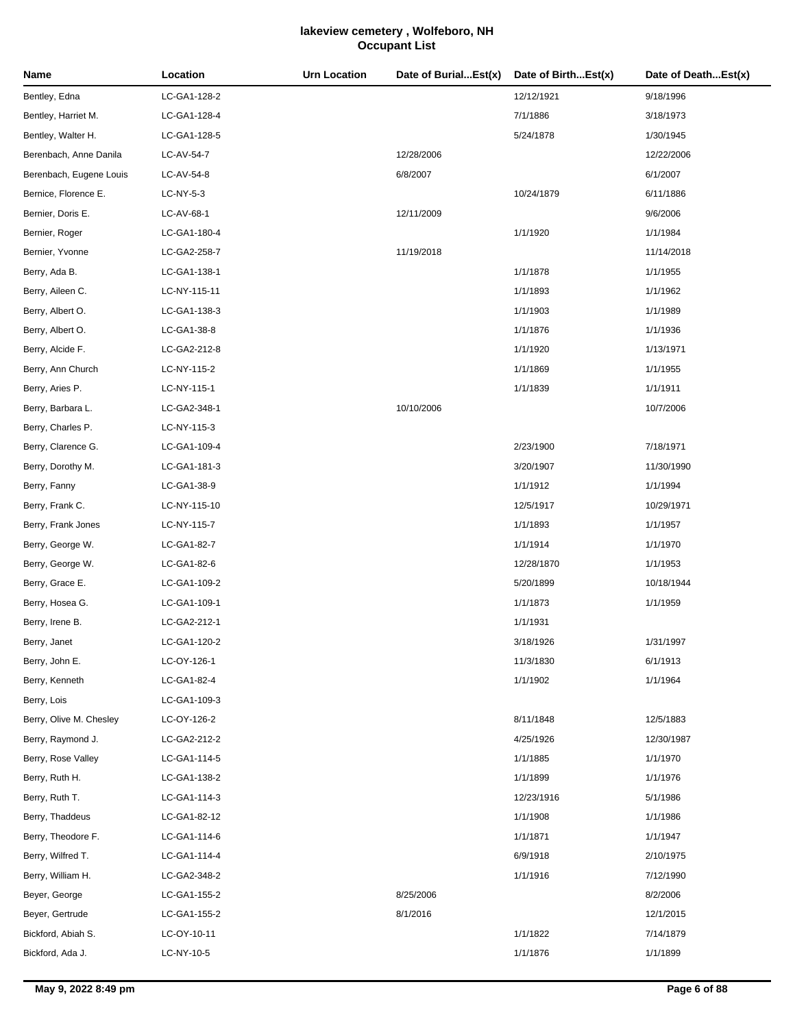# lakeview cemetery , Wolfeboro, NH
## Occupant List

| Name | Location | Urn Location | Date of Burial...Est(x) | Date of Birth...Est(x) | Date of Death...Est(x) |
|---|---|---|---|---|---|
| Bentley, Edna | LC-GA1-128-2 | | | 12/12/1921 | 9/18/1996 |
| Bentley, Harriet M. | LC-GA1-128-4 | | | 7/1/1886 | 3/18/1973 |
| Bentley, Walter H. | LC-GA1-128-5 | | | 5/24/1878 | 1/30/1945 |
| Berenbach, Anne Danila | LC-AV-54-7 | | 12/28/2006 | | 12/22/2006 |
| Berenbach, Eugene Louis | LC-AV-54-8 | | 6/8/2007 | | 6/1/2007 |
| Bernice, Florence E. | LC-NY-5-3 | | | 10/24/1879 | 6/11/1886 |
| Bernier, Doris E. | LC-AV-68-1 | | 12/11/2009 | | 9/6/2006 |
| Bernier, Roger | LC-GA1-180-4 | | | 1/1/1920 | 1/1/1984 |
| Bernier, Yvonne | LC-GA2-258-7 | | 11/19/2018 | | 11/14/2018 |
| Berry, Ada B. | LC-GA1-138-1 | | | 1/1/1878 | 1/1/1955 |
| Berry, Aileen C. | LC-NY-115-11 | | | 1/1/1893 | 1/1/1962 |
| Berry, Albert O. | LC-GA1-138-3 | | | 1/1/1903 | 1/1/1989 |
| Berry, Albert O. | LC-GA1-38-8 | | | 1/1/1876 | 1/1/1936 |
| Berry, Alcide F. | LC-GA2-212-8 | | | 1/1/1920 | 1/13/1971 |
| Berry, Ann Church | LC-NY-115-2 | | | 1/1/1869 | 1/1/1955 |
| Berry, Aries P. | LC-NY-115-1 | | | 1/1/1839 | 1/1/1911 |
| Berry, Barbara L. | LC-GA2-348-1 | | 10/10/2006 | | 10/7/2006 |
| Berry, Charles P. | LC-NY-115-3 | | | | |
| Berry, Clarence G. | LC-GA1-109-4 | | | 2/23/1900 | 7/18/1971 |
| Berry, Dorothy M. | LC-GA1-181-3 | | | 3/20/1907 | 11/30/1990 |
| Berry, Fanny | LC-GA1-38-9 | | | 1/1/1912 | 1/1/1994 |
| Berry, Frank C. | LC-NY-115-10 | | | 12/5/1917 | 10/29/1971 |
| Berry, Frank Jones | LC-NY-115-7 | | | 1/1/1893 | 1/1/1957 |
| Berry, George W. | LC-GA1-82-7 | | | 1/1/1914 | 1/1/1970 |
| Berry, George W. | LC-GA1-82-6 | | | 12/28/1870 | 1/1/1953 |
| Berry, Grace E. | LC-GA1-109-2 | | | 5/20/1899 | 10/18/1944 |
| Berry, Hosea G. | LC-GA1-109-1 | | | 1/1/1873 | 1/1/1959 |
| Berry, Irene B. | LC-GA2-212-1 | | | 1/1/1931 | |
| Berry, Janet | LC-GA1-120-2 | | | 3/18/1926 | 1/31/1997 |
| Berry, John E. | LC-OY-126-1 | | | 11/3/1830 | 6/1/1913 |
| Berry, Kenneth | LC-GA1-82-4 | | | 1/1/1902 | 1/1/1964 |
| Berry, Lois | LC-GA1-109-3 | | | | |
| Berry, Olive M. Chesley | LC-OY-126-2 | | | 8/11/1848 | 12/5/1883 |
| Berry, Raymond J. | LC-GA2-212-2 | | | 4/25/1926 | 12/30/1987 |
| Berry, Rose Valley | LC-GA1-114-5 | | | 1/1/1885 | 1/1/1970 |
| Berry, Ruth H. | LC-GA1-138-2 | | | 1/1/1899 | 1/1/1976 |
| Berry, Ruth T. | LC-GA1-114-3 | | | 12/23/1916 | 5/1/1986 |
| Berry, Thaddeus | LC-GA1-82-12 | | | 1/1/1908 | 1/1/1986 |
| Berry, Theodore F. | LC-GA1-114-6 | | | 1/1/1871 | 1/1/1947 |
| Berry, Wilfred T. | LC-GA1-114-4 | | | 6/9/1918 | 2/10/1975 |
| Berry, William H. | LC-GA2-348-2 | | | 1/1/1916 | 7/12/1990 |
| Beyer, George | LC-GA1-155-2 | | 8/25/2006 | | 8/2/2006 |
| Beyer, Gertrude | LC-GA1-155-2 | | 8/1/2016 | | 12/1/2015 |
| Bickford, Abiah S. | LC-OY-10-11 | | | 1/1/1822 | 7/14/1879 |
| Bickford, Ada J. | LC-NY-10-5 | | | 1/1/1876 | 1/1/1899 |

**May 9, 2022 8:49 pm**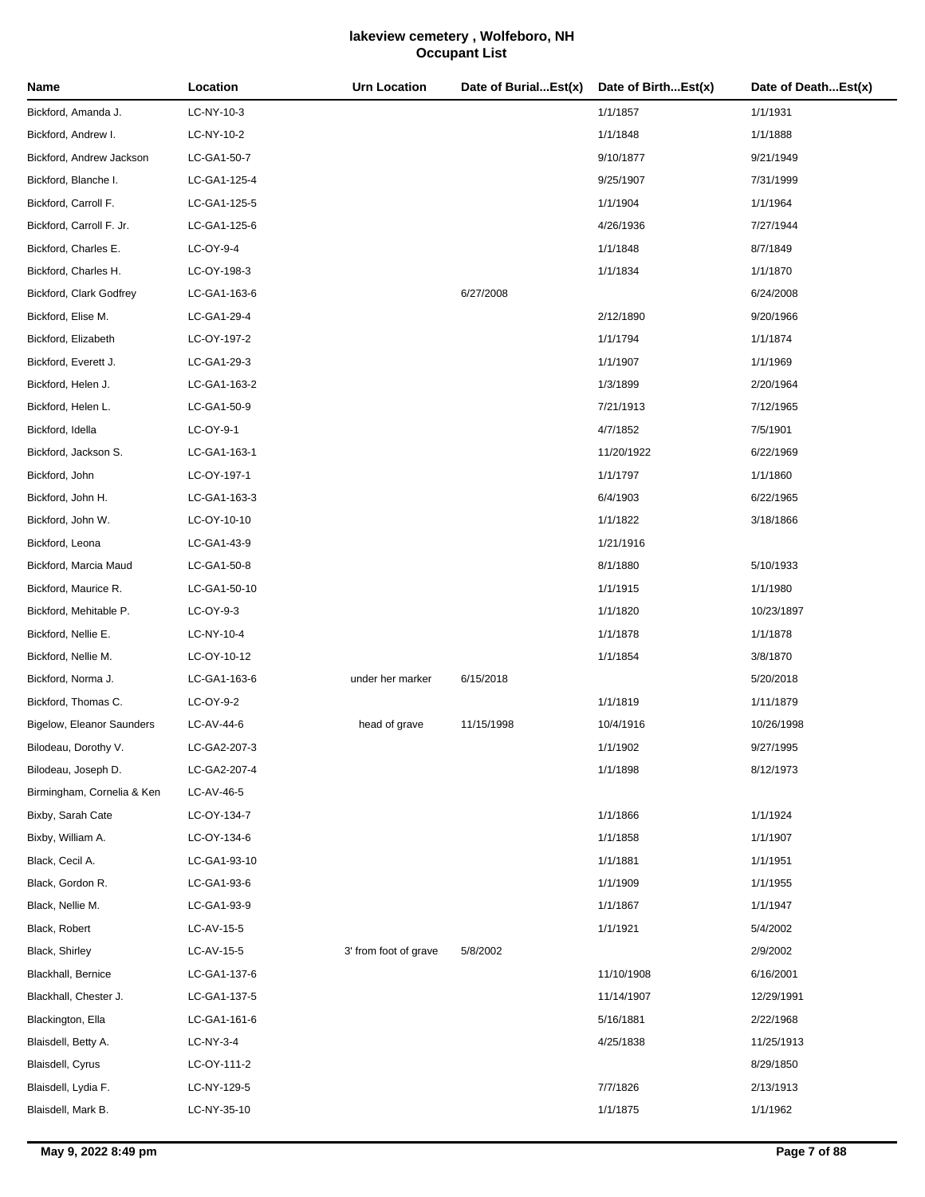# lakeview cemetery , Wolfeboro, NH
## Occupant List

| Name | Location | Urn Location | Date of Burial...Est(x) | Date of Birth...Est(x) | Date of Death...Est(x) |
|---|---|---|---|---|---|
| Bickford, Amanda J. | LC-NY-10-3 | | | 1/1/1857 | 1/1/1931 |
| Bickford, Andrew I. | LC-NY-10-2 | | | 1/1/1848 | 1/1/1888 |
| Bickford, Andrew Jackson | LC-GA1-50-7 | | | 9/10/1877 | 9/21/1949 |
| Bickford, Blanche I. | LC-GA1-125-4 | | | 9/25/1907 | 7/31/1999 |
| Bickford, Carroll F. | LC-GA1-125-5 | | | 1/1/1904 | 1/1/1964 |
| Bickford, Carroll F. Jr. | LC-GA1-125-6 | | | 4/26/1936 | 7/27/1944 |
| Bickford, Charles E. | LC-OY-9-4 | | | 1/1/1848 | 8/7/1849 |
| Bickford, Charles H. | LC-OY-198-3 | | | 1/1/1834 | 1/1/1870 |
| Bickford, Clark Godfrey | LC-GA1-163-6 | | 6/27/2008 | | 6/24/2008 |
| Bickford, Elise M. | LC-GA1-29-4 | | | 2/12/1890 | 9/20/1966 |
| Bickford, Elizabeth | LC-OY-197-2 | | | 1/1/1794 | 1/1/1874 |
| Bickford, Everett J. | LC-GA1-29-3 | | | 1/1/1907 | 1/1/1969 |
| Bickford, Helen J. | LC-GA1-163-2 | | | 1/3/1899 | 2/20/1964 |
| Bickford, Helen L. | LC-GA1-50-9 | | | 7/21/1913 | 7/12/1965 |
| Bickford, Idella | LC-OY-9-1 | | | 4/7/1852 | 7/5/1901 |
| Bickford, Jackson S. | LC-GA1-163-1 | | | 11/20/1922 | 6/22/1969 |
| Bickford, John | LC-OY-197-1 | | | 1/1/1797 | 1/1/1860 |
| Bickford, John H. | LC-GA1-163-3 | | | 6/4/1903 | 6/22/1965 |
| Bickford, John W. | LC-OY-10-10 | | | 1/1/1822 | 3/18/1866 |
| Bickford, Leona | LC-GA1-43-9 | | | 1/21/1916 | |
| Bickford, Marcia Maud | LC-GA1-50-8 | | | 8/1/1880 | 5/10/1933 |
| Bickford, Maurice R. | LC-GA1-50-10 | | | 1/1/1915 | 1/1/1980 |
| Bickford, Mehitable P. | LC-OY-9-3 | | | 1/1/1820 | 10/23/1897 |
| Bickford, Nellie E. | LC-NY-10-4 | | | 1/1/1878 | 1/1/1878 |
| Bickford, Nellie M. | LC-OY-10-12 | | | 1/1/1854 | 3/8/1870 |
| Bickford, Norma J. | LC-GA1-163-6 | under her marker | 6/15/2018 | | 5/20/2018 |
| Bickford, Thomas C. | LC-OY-9-2 | | | 1/1/1819 | 1/11/1879 |
| Bigelow, Eleanor Saunders | LC-AV-44-6 | head of grave | 11/15/1998 | 10/4/1916 | 10/26/1998 |
| Bilodeau, Dorothy V. | LC-GA2-207-3 | | | 1/1/1902 | 9/27/1995 |
| Bilodeau, Joseph D. | LC-GA2-207-4 | | | 1/1/1898 | 8/12/1973 |
| Birmingham, Cornelia & Ken | LC-AV-46-5 | | | | |
| Bixby, Sarah Cate | LC-OY-134-7 | | | 1/1/1866 | 1/1/1924 |
| Bixby, William A. | LC-OY-134-6 | | | 1/1/1858 | 1/1/1907 |
| Black, Cecil A. | LC-GA1-93-10 | | | 1/1/1881 | 1/1/1951 |
| Black, Gordon R. | LC-GA1-93-6 | | | 1/1/1909 | 1/1/1955 |
| Black, Nellie M. | LC-GA1-93-9 | | | 1/1/1867 | 1/1/1947 |
| Black, Robert | LC-AV-15-5 | | | 1/1/1921 | 5/4/2002 |
| Black, Shirley | LC-AV-15-5 | 3' from foot of grave | 5/8/2002 | | 2/9/2002 |
| Blackhall, Bernice | LC-GA1-137-6 | | | 11/10/1908 | 6/16/2001 |
| Blackhall, Chester J. | LC-GA1-137-5 | | | 11/14/1907 | 12/29/1991 |
| Blackington, Ella | LC-GA1-161-6 | | | 5/16/1881 | 2/22/1968 |
| Blaisdell, Betty A. | LC-NY-3-4 | | | 4/25/1838 | 11/25/1913 |
| Blaisdell, Cyrus | LC-OY-111-2 | | | | 8/29/1850 |
| Blaisdell, Lydia F. | LC-NY-129-5 | | | 7/7/1826 | 2/13/1913 |
| Blaisdell, Mark B. | LC-NY-35-10 | | | 1/1/1875 | 1/1/1962 |

May 9, 2022 8:49 pm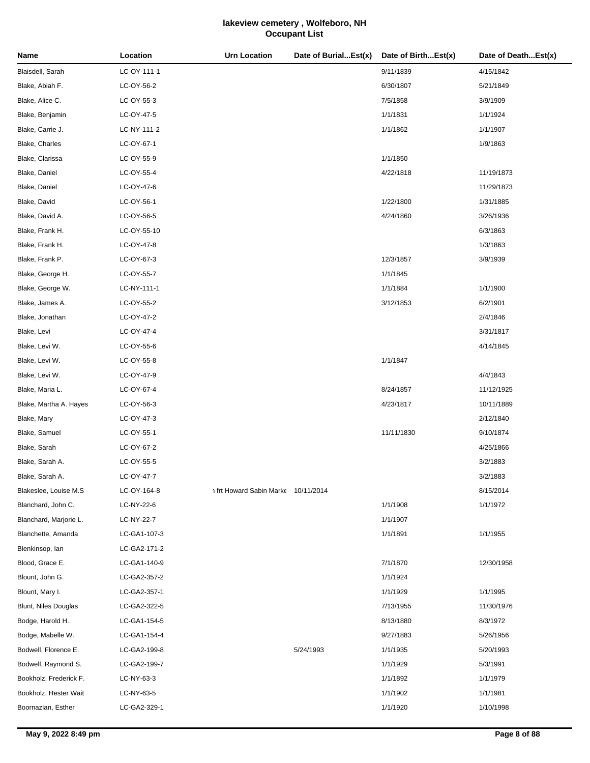# lakeview cemetery , Wolfeboro, NH
## Occupant List

| Name | Location | Urn Location | Date of Burial...Est(x) | Date of Birth...Est(x) | Date of Death...Est(x) |
|---|---|---|---|---|---|
| Blaisdell, Sarah | LC-OY-111-1 | | | 9/11/1839 | 4/15/1842 |
| Blake, Abiah F. | LC-OY-56-2 | | | 6/30/1807 | 5/21/1849 |
| Blake, Alice C. | LC-OY-55-3 | | | 7/5/1858 | 3/9/1909 |
| Blake, Benjamin | LC-OY-47-5 | | | 1/1/1831 | 1/1/1924 |
| Blake, Carrie J. | LC-NY-111-2 | | | 1/1/1862 | 1/1/1907 |
| Blake, Charles | LC-OY-67-1 | | | | 1/9/1863 |
| Blake, Clarissa | LC-OY-55-9 | | | 1/1/1850 | |
| Blake, Daniel | LC-OY-55-4 | | | 4/22/1818 | 11/19/1873 |
| Blake, Daniel | LC-OY-47-6 | | | | 11/29/1873 |
| Blake, David | LC-OY-56-1 | | | 1/22/1800 | 1/31/1885 |
| Blake, David A. | LC-OY-56-5 | | | 4/24/1860 | 3/26/1936 |
| Blake, Frank H. | LC-OY-55-10 | | | | 6/3/1863 |
| Blake, Frank H. | LC-OY-47-8 | | | | 1/3/1863 |
| Blake, Frank P. | LC-OY-67-3 | | | 12/3/1857 | 3/9/1939 |
| Blake, George H. | LC-OY-55-7 | | | 1/1/1845 | |
| Blake, George W. | LC-NY-111-1 | | | 1/1/1884 | 1/1/1900 |
| Blake, James A. | LC-OY-55-2 | | | 3/12/1853 | 6/2/1901 |
| Blake, Jonathan | LC-OY-47-2 | | | | 2/4/1846 |
| Blake, Levi | LC-OY-47-4 | | | | 3/31/1817 |
| Blake, Levi W. | LC-OY-55-6 | | | | 4/14/1845 |
| Blake, Levi W. | LC-OY-55-8 | | | 1/1/1847 | |
| Blake, Levi W. | LC-OY-47-9 | | | | 4/4/1843 |
| Blake, Maria L. | LC-OY-67-4 | | | 8/24/1857 | 11/12/1925 |
| Blake, Martha A. Hayes | LC-OY-56-3 | | | 4/23/1817 | 10/11/1889 |
| Blake, Mary | LC-OY-47-3 | | | | 2/12/1840 |
| Blake, Samuel | LC-OY-55-1 | | | 11/11/1830 | 9/10/1874 |
| Blake, Sarah | LC-OY-67-2 | | | | 4/25/1866 |
| Blake, Sarah A. | LC-OY-55-5 | | | | 3/2/1883 |
| Blake, Sarah A. | LC-OY-47-7 | | | | 3/2/1883 |
| Blakeslee, Louise M.S | LC-OY-164-8 | ı frt Howard Sabin Marke | 10/11/2014 | | 8/15/2014 |
| Blanchard, John C. | LC-NY-22-6 | | | 1/1/1908 | 1/1/1972 |
| Blanchard, Marjorie L. | LC-NY-22-7 | | | 1/1/1907 | |
| Blanchette, Amanda | LC-GA1-107-3 | | | 1/1/1891 | 1/1/1955 |
| Blenkinsop, Ian | LC-GA2-171-2 | | | | |
| Blood, Grace E. | LC-GA1-140-9 | | | 7/1/1870 | 12/30/1958 |
| Blount, John G. | LC-GA2-357-2 | | | 1/1/1924 | |
| Blount, Mary I. | LC-GA2-357-1 | | | 1/1/1929 | 1/1/1995 |
| Blunt, Niles Douglas | LC-GA2-322-5 | | | 7/13/1955 | 11/30/1976 |
| Bodge, Harold H.. | LC-GA1-154-5 | | | 8/13/1880 | 8/3/1972 |
| Bodge, Mabelle W. | LC-GA1-154-4 | | | 9/27/1883 | 5/26/1956 |
| Bodwell, Florence E. | LC-GA2-199-8 | | 5/24/1993 | 1/1/1935 | 5/20/1993 |
| Bodwell, Raymond S. | LC-GA2-199-7 | | | 1/1/1929 | 5/3/1991 |
| Bookholz, Frederick F. | LC-NY-63-3 | | | 1/1/1892 | 1/1/1979 |
| Bookholz, Hester Wait | LC-NY-63-5 | | | 1/1/1902 | 1/1/1981 |
| Boornazian, Esther | LC-GA2-329-1 | | | 1/1/1920 | 1/10/1998 |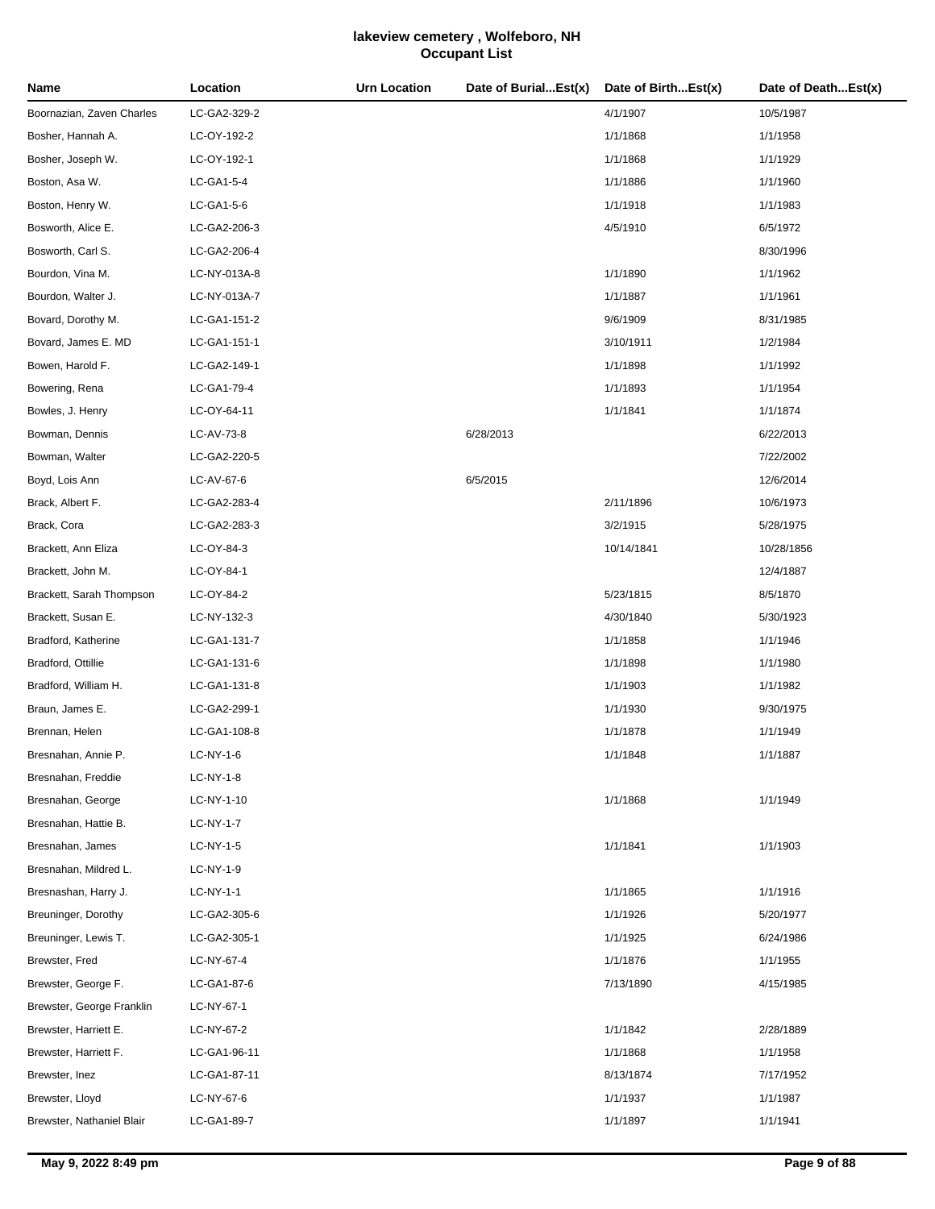# lakeview cemetery , Wolfeboro, NH
## Occupant List

| Name | Location | Urn Location | Date of Burial...Est(x) | Date of Birth...Est(x) | Date of Death...Est(x) |
|---|---|---|---|---|---|
| Boornazian, Zaven Charles | LC-GA2-329-2 | | | 4/1/1907 | 10/5/1987 |
| Bosher, Hannah A. | LC-OY-192-2 | | | 1/1/1868 | 1/1/1958 |
| Bosher, Joseph W. | LC-OY-192-1 | | | 1/1/1868 | 1/1/1929 |
| Boston, Asa W. | LC-GA1-5-4 | | | 1/1/1886 | 1/1/1960 |
| Boston, Henry W. | LC-GA1-5-6 | | | 1/1/1918 | 1/1/1983 |
| Bosworth, Alice E. | LC-GA2-206-3 | | | 4/5/1910 | 6/5/1972 |
| Bosworth, Carl S. | LC-GA2-206-4 | | | | 8/30/1996 |
| Bourdon, Vina M. | LC-NY-013A-8 | | | 1/1/1890 | 1/1/1962 |
| Bourdon, Walter J. | LC-NY-013A-7 | | | 1/1/1887 | 1/1/1961 |
| Bovard, Dorothy M. | LC-GA1-151-2 | | | 9/6/1909 | 8/31/1985 |
| Bovard, James E. MD | LC-GA1-151-1 | | | 3/10/1911 | 1/2/1984 |
| Bowen, Harold F. | LC-GA2-149-1 | | | 1/1/1898 | 1/1/1992 |
| Bowering, Rena | LC-GA1-79-4 | | | 1/1/1893 | 1/1/1954 |
| Bowles, J. Henry | LC-OY-64-11 | | | 1/1/1841 | 1/1/1874 |
| Bowman, Dennis | LC-AV-73-8 | | 6/28/2013 | | 6/22/2013 |
| Bowman, Walter | LC-GA2-220-5 | | | | 7/22/2002 |
| Boyd, Lois Ann | LC-AV-67-6 | | 6/5/2015 | | 12/6/2014 |
| Brack, Albert F. | LC-GA2-283-4 | | | 2/11/1896 | 10/6/1973 |
| Brack, Cora | LC-GA2-283-3 | | | 3/2/1915 | 5/28/1975 |
| Brackett, Ann Eliza | LC-OY-84-3 | | | 10/14/1841 | 10/28/1856 |
| Brackett, John M. | LC-OY-84-1 | | | | 12/4/1887 |
| Brackett, Sarah Thompson | LC-OY-84-2 | | | 5/23/1815 | 8/5/1870 |
| Brackett, Susan E. | LC-NY-132-3 | | | 4/30/1840 | 5/30/1923 |
| Bradford, Katherine | LC-GA1-131-7 | | | 1/1/1858 | 1/1/1946 |
| Bradford, Ottillie | LC-GA1-131-6 | | | 1/1/1898 | 1/1/1980 |
| Bradford, William H. | LC-GA1-131-8 | | | 1/1/1903 | 1/1/1982 |
| Braun, James E. | LC-GA2-299-1 | | | 1/1/1930 | 9/30/1975 |
| Brennan, Helen | LC-GA1-108-8 | | | 1/1/1878 | 1/1/1949 |
| Bresnahan, Annie P. | LC-NY-1-6 | | | 1/1/1848 | 1/1/1887 |
| Bresnahan, Freddie | LC-NY-1-8 | | | | |
| Bresnahan, George | LC-NY-1-10 | | | 1/1/1868 | 1/1/1949 |
| Bresnahan, Hattie B. | LC-NY-1-7 | | | | |
| Bresnahan, James | LC-NY-1-5 | | | 1/1/1841 | 1/1/1903 |
| Bresnahan, Mildred L. | LC-NY-1-9 | | | | |
| Bresnashan, Harry J. | LC-NY-1-1 | | | 1/1/1865 | 1/1/1916 |
| Breuninger, Dorothy | LC-GA2-305-6 | | | 1/1/1926 | 5/20/1977 |
| Breuninger, Lewis T. | LC-GA2-305-1 | | | 1/1/1925 | 6/24/1986 |
| Brewster, Fred | LC-NY-67-4 | | | 1/1/1876 | 1/1/1955 |
| Brewster, George F. | LC-GA1-87-6 | | | 7/13/1890 | 4/15/1985 |
| Brewster, George Franklin | LC-NY-67-1 | | | | |
| Brewster, Harriett E. | LC-NY-67-2 | | | 1/1/1842 | 2/28/1889 |
| Brewster, Harriett F. | LC-GA1-96-11 | | | 1/1/1868 | 1/1/1958 |
| Brewster, Inez | LC-GA1-87-11 | | | 8/13/1874 | 7/17/1952 |
| Brewster, Lloyd | LC-NY-67-6 | | | 1/1/1937 | 1/1/1987 |
| Brewster, Nathaniel Blair | LC-GA1-89-7 | | | 1/1/1897 | 1/1/1941 |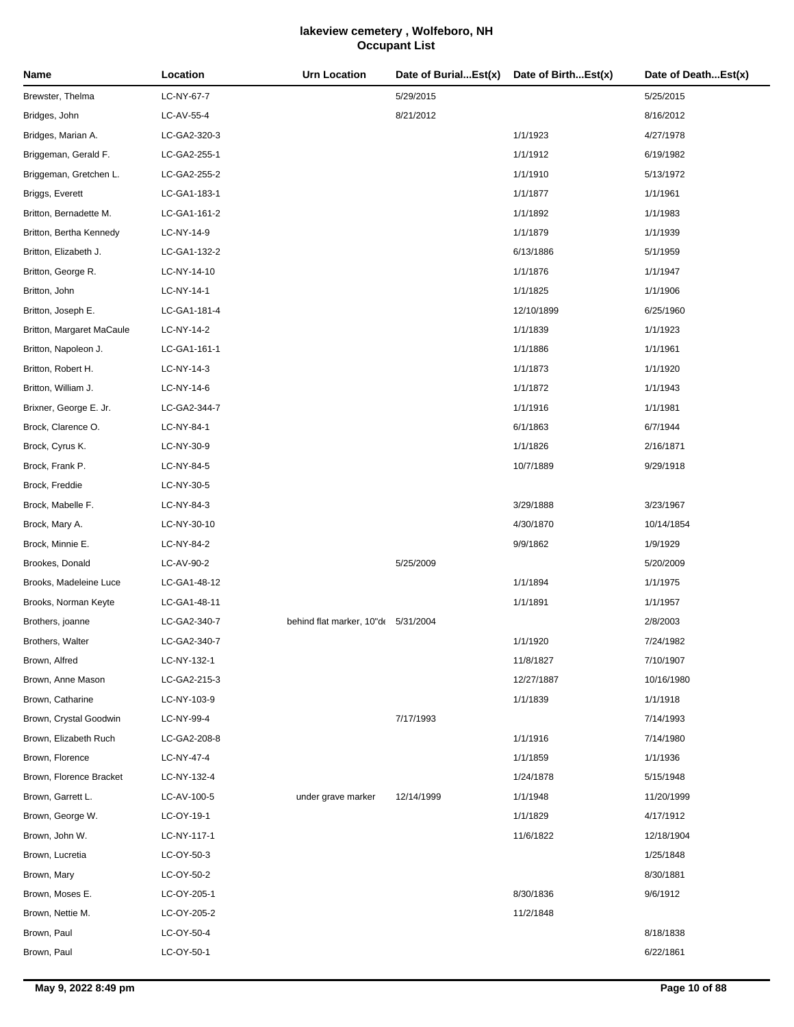# lakeview cemetery , Wolfeboro, NH
## Occupant List

| Name | Location | Urn Location | Date of Burial...Est(x) | Date of Birth...Est(x) | Date of Death...Est(x) |
|---|---|---|---|---|---|
| Brewster, Thelma | LC-NY-67-7 | | 5/29/2015 | | 5/25/2015 |
| Bridges, John | LC-AV-55-4 | | 8/21/2012 | | 8/16/2012 |
| Bridges, Marian A. | LC-GA2-320-3 | | | 1/1/1923 | 4/27/1978 |
| Briggeman, Gerald F. | LC-GA2-255-1 | | | 1/1/1912 | 6/19/1982 |
| Briggeman, Gretchen L. | LC-GA2-255-2 | | | 1/1/1910 | 5/13/1972 |
| Briggs, Everett | LC-GA1-183-1 | | | 1/1/1877 | 1/1/1961 |
| Britton, Bernadette M. | LC-GA1-161-2 | | | 1/1/1892 | 1/1/1983 |
| Britton, Bertha Kennedy | LC-NY-14-9 | | | 1/1/1879 | 1/1/1939 |
| Britton, Elizabeth J. | LC-GA1-132-2 | | | 6/13/1886 | 5/1/1959 |
| Britton, George R. | LC-NY-14-10 | | | 1/1/1876 | 1/1/1947 |
| Britton, John | LC-NY-14-1 | | | 1/1/1825 | 1/1/1906 |
| Britton, Joseph E. | LC-GA1-181-4 | | | 12/10/1899 | 6/25/1960 |
| Britton, Margaret MaCaule | LC-NY-14-2 | | | 1/1/1839 | 1/1/1923 |
| Britton, Napoleon J. | LC-GA1-161-1 | | | 1/1/1886 | 1/1/1961 |
| Britton, Robert H. | LC-NY-14-3 | | | 1/1/1873 | 1/1/1920 |
| Britton, William J. | LC-NY-14-6 | | | 1/1/1872 | 1/1/1943 |
| Brixner, George E. Jr. | LC-GA2-344-7 | | | 1/1/1916 | 1/1/1981 |
| Brock, Clarence O. | LC-NY-84-1 | | | 6/1/1863 | 6/7/1944 |
| Brock, Cyrus K. | LC-NY-30-9 | | | 1/1/1826 | 2/16/1871 |
| Brock, Frank P. | LC-NY-84-5 | | | 10/7/1889 | 9/29/1918 |
| Brock, Freddie | LC-NY-30-5 | | | | |
| Brock, Mabelle F. | LC-NY-84-3 | | | 3/29/1888 | 3/23/1967 |
| Brock, Mary A. | LC-NY-30-10 | | | 4/30/1870 | 10/14/1854 |
| Brock, Minnie E. | LC-NY-84-2 | | | 9/9/1862 | 1/9/1929 |
| Brookes, Donald | LC-AV-90-2 | | 5/25/2009 | | 5/20/2009 |
| Brooks, Madeleine Luce | LC-GA1-48-12 | | | 1/1/1894 | 1/1/1975 |
| Brooks, Norman Keyte | LC-GA1-48-11 | | | 1/1/1891 | 1/1/1957 |
| Brothers, joanne | LC-GA2-340-7 | behind flat marker, 10"de | 5/31/2004 | | 2/8/2003 |
| Brothers, Walter | LC-GA2-340-7 | | | 1/1/1920 | 7/24/1982 |
| Brown, Alfred | LC-NY-132-1 | | | 11/8/1827 | 7/10/1907 |
| Brown, Anne Mason | LC-GA2-215-3 | | | 12/27/1887 | 10/16/1980 |
| Brown, Catharine | LC-NY-103-9 | | | 1/1/1839 | 1/1/1918 |
| Brown, Crystal Goodwin | LC-NY-99-4 | | 7/17/1993 | | 7/14/1993 |
| Brown, Elizabeth Ruch | LC-GA2-208-8 | | | 1/1/1916 | 7/14/1980 |
| Brown, Florence | LC-NY-47-4 | | | 1/1/1859 | 1/1/1936 |
| Brown, Florence Bracket | LC-NY-132-4 | | | 1/24/1878 | 5/15/1948 |
| Brown, Garrett L. | LC-AV-100-5 | under grave marker | 12/14/1999 | 1/1/1948 | 11/20/1999 |
| Brown, George W. | LC-OY-19-1 | | | 1/1/1829 | 4/17/1912 |
| Brown, John W. | LC-NY-117-1 | | | 11/6/1822 | 12/18/1904 |
| Brown, Lucretia | LC-OY-50-3 | | | | 1/25/1848 |
| Brown, Mary | LC-OY-50-2 | | | | 8/30/1881 |
| Brown, Moses E. | LC-OY-205-1 | | | 8/30/1836 | 9/6/1912 |
| Brown, Nettie M. | LC-OY-205-2 | | | 11/2/1848 | |
| Brown, Paul | LC-OY-50-4 | | | | 8/18/1838 |
| Brown, Paul | LC-OY-50-1 | | | | 6/22/1861 |

May 9, 2022 8:49 pm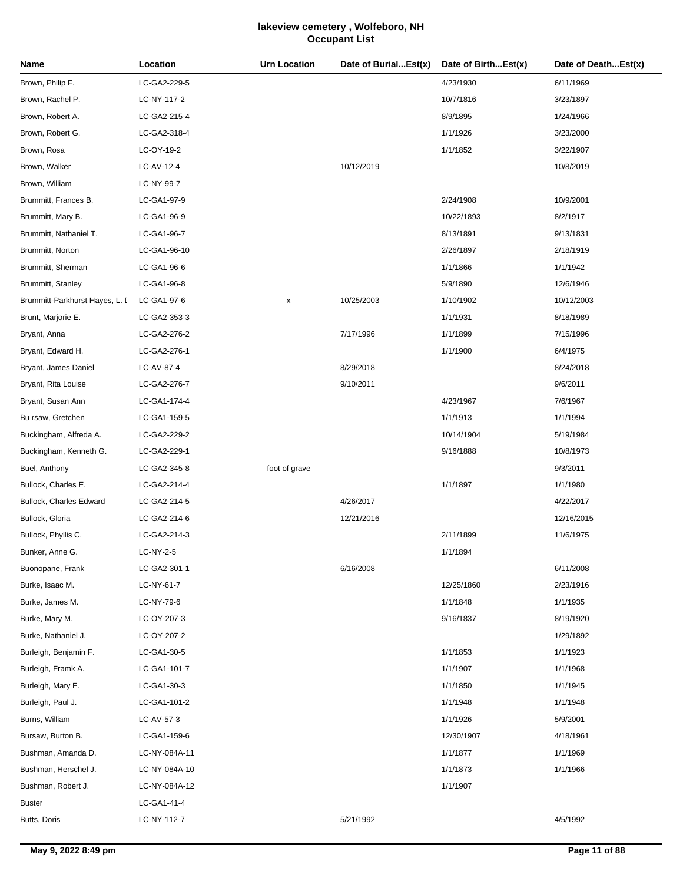# lakeview cemetery , Wolfeboro, NH
## Occupant List

| Name | Location | Urn Location | Date of Burial...Est(x) | Date of Birth...Est(x) | Date of Death...Est(x) |
|---|---|---|---|---|---|
| Brown, Philip F. | LC-GA2-229-5 | | | 4/23/1930 | 6/11/1969 |
| Brown, Rachel P. | LC-NY-117-2 | | | 10/7/1816 | 3/23/1897 |
| Brown, Robert A. | LC-GA2-215-4 | | | 8/9/1895 | 1/24/1966 |
| Brown, Robert G. | LC-GA2-318-4 | | | 1/1/1926 | 3/23/2000 |
| Brown, Rosa | LC-OY-19-2 | | | 1/1/1852 | 3/22/1907 |
| Brown, Walker | LC-AV-12-4 | | 10/12/2019 | | 10/8/2019 |
| Brown, William | LC-NY-99-7 | | | | |
| Brummitt, Frances B. | LC-GA1-97-9 | | | 2/24/1908 | 10/9/2001 |
| Brummitt, Mary B. | LC-GA1-96-9 | | | 10/22/1893 | 8/2/1917 |
| Brummitt, Nathaniel T. | LC-GA1-96-7 | | | 8/13/1891 | 9/13/1831 |
| Brummitt, Norton | LC-GA1-96-10 | | | 2/26/1897 | 2/18/1919 |
| Brummitt, Sherman | LC-GA1-96-6 | | | 1/1/1866 | 1/1/1942 |
| Brummitt, Stanley | LC-GA1-96-8 | | | 5/9/1890 | 12/6/1946 |
| Brummitt-Parkhurst Hayes, L. I | LC-GA1-97-6 | x | 10/25/2003 | 1/10/1902 | 10/12/2003 |
| Brunt, Marjorie E. | LC-GA2-353-3 | | | 1/1/1931 | 8/18/1989 |
| Bryant, Anna | LC-GA2-276-2 | | 7/17/1996 | 1/1/1899 | 7/15/1996 |
| Bryant, Edward H. | LC-GA2-276-1 | | | 1/1/1900 | 6/4/1975 |
| Bryant, James Daniel | LC-AV-87-4 | | 8/29/2018 | | 8/24/2018 |
| Bryant, Rita Louise | LC-GA2-276-7 | | 9/10/2011 | | 9/6/2011 |
| Bryant, Susan Ann | LC-GA1-174-4 | | | 4/23/1967 | 7/6/1967 |
| Bu rsaw, Gretchen | LC-GA1-159-5 | | | 1/1/1913 | 1/1/1994 |
| Buckingham, Alfreda A. | LC-GA2-229-2 | | | 10/14/1904 | 5/19/1984 |
| Buckingham, Kenneth G. | LC-GA2-229-1 | | | 9/16/1888 | 10/8/1973 |
| Buel, Anthony | LC-GA2-345-8 | foot of grave | | | 9/3/2011 |
| Bullock, Charles E. | LC-GA2-214-4 | | | 1/1/1897 | 1/1/1980 |
| Bullock, Charles Edward | LC-GA2-214-5 | | 4/26/2017 | | 4/22/2017 |
| Bullock, Gloria | LC-GA2-214-6 | | 12/21/2016 | | 12/16/2015 |
| Bullock, Phyllis C. | LC-GA2-214-3 | | | 2/11/1899 | 11/6/1975 |
| Bunker, Anne G. | LC-NY-2-5 | | | 1/1/1894 | |
| Buonopane, Frank | LC-GA2-301-1 | | 6/16/2008 | | 6/11/2008 |
| Burke, Isaac M. | LC-NY-61-7 | | | 12/25/1860 | 2/23/1916 |
| Burke, James M. | LC-NY-79-6 | | | 1/1/1848 | 1/1/1935 |
| Burke, Mary M. | LC-OY-207-3 | | | 9/16/1837 | 8/19/1920 |
| Burke, Nathaniel J. | LC-OY-207-2 | | | | 1/29/1892 |
| Burleigh, Benjamin F. | LC-GA1-30-5 | | | 1/1/1853 | 1/1/1923 |
| Burleigh, Framk A. | LC-GA1-101-7 | | | 1/1/1907 | 1/1/1968 |
| Burleigh, Mary E. | LC-GA1-30-3 | | | 1/1/1850 | 1/1/1945 |
| Burleigh, Paul J. | LC-GA1-101-2 | | | 1/1/1948 | 1/1/1948 |
| Burns, William | LC-AV-57-3 | | | 1/1/1926 | 5/9/2001 |
| Bursaw, Burton B. | LC-GA1-159-6 | | | 12/30/1907 | 4/18/1961 |
| Bushman, Amanda D. | LC-NY-084A-11 | | | 1/1/1877 | 1/1/1969 |
| Bushman, Herschel J. | LC-NY-084A-10 | | | 1/1/1873 | 1/1/1966 |
| Bushman, Robert J. | LC-NY-084A-12 | | | 1/1/1907 | |
| Buster | LC-GA1-41-4 | | | | |
| Butts, Doris | LC-NY-112-7 | | 5/21/1992 | | 4/5/1992 |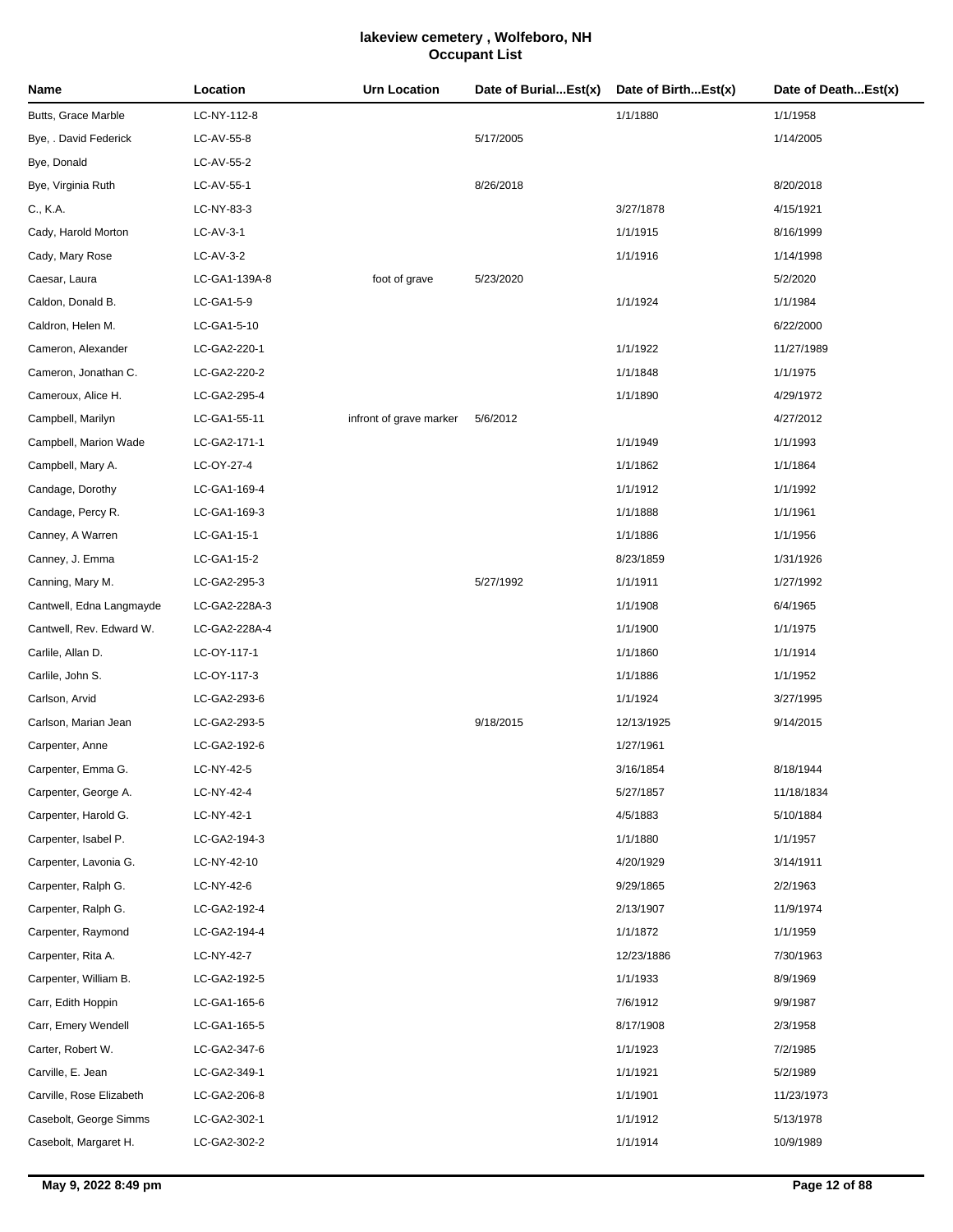# lakeview cemetery , Wolfeboro, NH
## Occupant List

| Name | Location | Urn Location | Date of Burial...Est(x) | Date of Birth...Est(x) | Date of Death...Est(x) |
|---|---|---|---|---|---|
| Butts, Grace Marble | LC-NY-112-8 | | | 1/1/1880 | 1/1/1958 |
| Bye, . David Federick | LC-AV-55-8 | | 5/17/2005 | | 1/14/2005 |
| Bye, Donald | LC-AV-55-2 | | | | |
| Bye, Virginia Ruth | LC-AV-55-1 | | 8/26/2018 | | 8/20/2018 |
| C., K.A. | LC-NY-83-3 | | | 3/27/1878 | 4/15/1921 |
| Cady, Harold Morton | LC-AV-3-1 | | | 1/1/1915 | 8/16/1999 |
| Cady, Mary Rose | LC-AV-3-2 | | | 1/1/1916 | 1/14/1998 |
| Caesar, Laura | LC-GA1-139A-8 | foot of grave | 5/23/2020 | | 5/2/2020 |
| Caldon, Donald B. | LC-GA1-5-9 | | | 1/1/1924 | 1/1/1984 |
| Caldron, Helen M. | LC-GA1-5-10 | | | | 6/22/2000 |
| Cameron, Alexander | LC-GA2-220-1 | | | 1/1/1922 | 11/27/1989 |
| Cameron, Jonathan C. | LC-GA2-220-2 | | | 1/1/1848 | 1/1/1975 |
| Cameroux, Alice H. | LC-GA2-295-4 | | | 1/1/1890 | 4/29/1972 |
| Campbell, Marilyn | LC-GA1-55-11 | infront of grave marker | 5/6/2012 | | 4/27/2012 |
| Campbell, Marion Wade | LC-GA2-171-1 | | | 1/1/1949 | 1/1/1993 |
| Campbell, Mary A. | LC-OY-27-4 | | | 1/1/1862 | 1/1/1864 |
| Candage, Dorothy | LC-GA1-169-4 | | | 1/1/1912 | 1/1/1992 |
| Candage, Percy R. | LC-GA1-169-3 | | | 1/1/1888 | 1/1/1961 |
| Canney, A Warren | LC-GA1-15-1 | | | 1/1/1886 | 1/1/1956 |
| Canney, J. Emma | LC-GA1-15-2 | | | 8/23/1859 | 1/31/1926 |
| Canning, Mary M. | LC-GA2-295-3 | | 5/27/1992 | 1/1/1911 | 1/27/1992 |
| Cantwell, Edna Langmayde | LC-GA2-228A-3 | | | 1/1/1908 | 6/4/1965 |
| Cantwell, Rev. Edward W. | LC-GA2-228A-4 | | | 1/1/1900 | 1/1/1975 |
| Carlile, Allan D. | LC-OY-117-1 | | | 1/1/1860 | 1/1/1914 |
| Carlile, John S. | LC-OY-117-3 | | | 1/1/1886 | 1/1/1952 |
| Carlson, Arvid | LC-GA2-293-6 | | | 1/1/1924 | 3/27/1995 |
| Carlson, Marian Jean | LC-GA2-293-5 | | 9/18/2015 | 12/13/1925 | 9/14/2015 |
| Carpenter, Anne | LC-GA2-192-6 | | | 1/27/1961 | |
| Carpenter, Emma G. | LC-NY-42-5 | | | 3/16/1854 | 8/18/1944 |
| Carpenter, George A. | LC-NY-42-4 | | | 5/27/1857 | 11/18/1834 |
| Carpenter, Harold G. | LC-NY-42-1 | | | 4/5/1883 | 5/10/1884 |
| Carpenter, Isabel P. | LC-GA2-194-3 | | | 1/1/1880 | 1/1/1957 |
| Carpenter, Lavonia G. | LC-NY-42-10 | | | 4/20/1929 | 3/14/1911 |
| Carpenter, Ralph G. | LC-NY-42-6 | | | 9/29/1865 | 2/2/1963 |
| Carpenter, Ralph G. | LC-GA2-192-4 | | | 2/13/1907 | 11/9/1974 |
| Carpenter, Raymond | LC-GA2-194-4 | | | 1/1/1872 | 1/1/1959 |
| Carpenter, Rita A. | LC-NY-42-7 | | | 12/23/1886 | 7/30/1963 |
| Carpenter, William B. | LC-GA2-192-5 | | | 1/1/1933 | 8/9/1969 |
| Carr, Edith Hoppin | LC-GA1-165-6 | | | 7/6/1912 | 9/9/1987 |
| Carr, Emery Wendell | LC-GA1-165-5 | | | 8/17/1908 | 2/3/1958 |
| Carter, Robert W. | LC-GA2-347-6 | | | 1/1/1923 | 7/2/1985 |
| Carville, E. Jean | LC-GA2-349-1 | | | 1/1/1921 | 5/2/1989 |
| Carville, Rose Elizabeth | LC-GA2-206-8 | | | 1/1/1901 | 11/23/1973 |
| Casebolt, George Simms | LC-GA2-302-1 | | | 1/1/1912 | 5/13/1978 |
| Casebolt, Margaret H. | LC-GA2-302-2 | | | 1/1/1914 | 10/9/1989 |

May 9, 2022 8:49 pm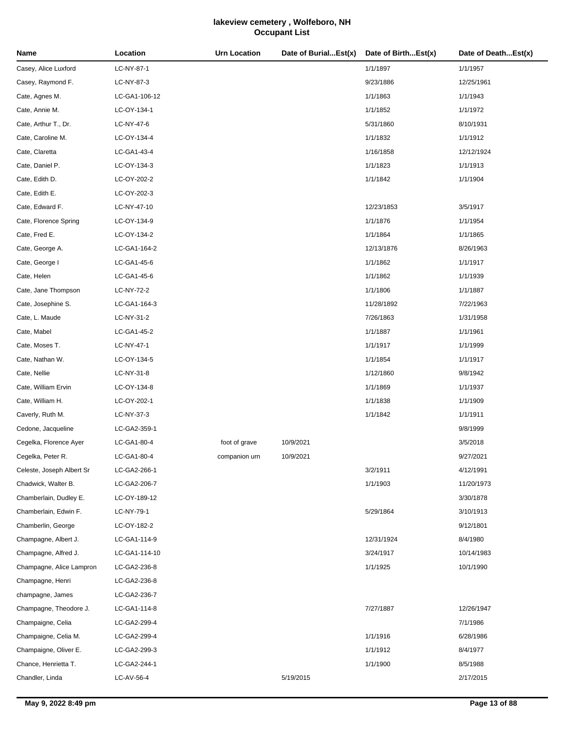# lakeview cemetery , Wolfeboro, NH
## Occupant List

| Name | Location | Urn Location | Date of Burial...Est(x) | Date of Birth...Est(x) | Date of Death...Est(x) |
|---|---|---|---|---|---|
| Casey, Alice Luxford | LC-NY-87-1 | | | 1/1/1897 | 1/1/1957 |
| Casey, Raymond F. | LC-NY-87-3 | | | 9/23/1886 | 12/25/1961 |
| Cate, Agnes M. | LC-GA1-106-12 | | | 1/1/1863 | 1/1/1943 |
| Cate, Annie M. | LC-OY-134-1 | | | 1/1/1852 | 1/1/1972 |
| Cate, Arthur T., Dr. | LC-NY-47-6 | | | 5/31/1860 | 8/10/1931 |
| Cate, Caroline M. | LC-OY-134-4 | | | 1/1/1832 | 1/1/1912 |
| Cate, Claretta | LC-GA1-43-4 | | | 1/16/1858 | 12/12/1924 |
| Cate, Daniel P. | LC-OY-134-3 | | | 1/1/1823 | 1/1/1913 |
| Cate, Edith D. | LC-OY-202-2 | | | 1/1/1842 | 1/1/1904 |
| Cate, Edith E. | LC-OY-202-3 | | | | |
| Cate, Edward F. | LC-NY-47-10 | | | 12/23/1853 | 3/5/1917 |
| Cate, Florence Spring | LC-OY-134-9 | | | 1/1/1876 | 1/1/1954 |
| Cate, Fred E. | LC-OY-134-2 | | | 1/1/1864 | 1/1/1865 |
| Cate, George A. | LC-GA1-164-2 | | | 12/13/1876 | 8/26/1963 |
| Cate, George I | LC-GA1-45-6 | | | 1/1/1862 | 1/1/1917 |
| Cate, Helen | LC-GA1-45-6 | | | 1/1/1862 | 1/1/1939 |
| Cate, Jane Thompson | LC-NY-72-2 | | | 1/1/1806 | 1/1/1887 |
| Cate, Josephine S. | LC-GA1-164-3 | | | 11/28/1892 | 7/22/1963 |
| Cate, L. Maude | LC-NY-31-2 | | | 7/26/1863 | 1/31/1958 |
| Cate, Mabel | LC-GA1-45-2 | | | 1/1/1887 | 1/1/1961 |
| Cate, Moses T. | LC-NY-47-1 | | | 1/1/1917 | 1/1/1999 |
| Cate, Nathan W. | LC-OY-134-5 | | | 1/1/1854 | 1/1/1917 |
| Cate, Nellie | LC-NY-31-8 | | | 1/12/1860 | 9/8/1942 |
| Cate, William Ervin | LC-OY-134-8 | | | 1/1/1869 | 1/1/1937 |
| Cate, William H. | LC-OY-202-1 | | | 1/1/1838 | 1/1/1909 |
| Caverly, Ruth M. | LC-NY-37-3 | | | 1/1/1842 | 1/1/1911 |
| Cedone, Jacqueline | LC-GA2-359-1 | | | | 9/8/1999 |
| Cegelka, Florence Ayer | LC-GA1-80-4 | foot of grave | 10/9/2021 | | 3/5/2018 |
| Cegelka, Peter R. | LC-GA1-80-4 | companion urn | 10/9/2021 | | 9/27/2021 |
| Celeste, Joseph Albert Sr | LC-GA2-266-1 | | | 3/2/1911 | 4/12/1991 |
| Chadwick, Walter B. | LC-GA2-206-7 | | | 1/1/1903 | 11/20/1973 |
| Chamberlain, Dudley E. | LC-OY-189-12 | | | | 3/30/1878 |
| Chamberlain, Edwin F. | LC-NY-79-1 | | | 5/29/1864 | 3/10/1913 |
| Chamberlin, George | LC-OY-182-2 | | | | 9/12/1801 |
| Champagne, Albert J. | LC-GA1-114-9 | | | 12/31/1924 | 8/4/1980 |
| Champagne, Alfred J. | LC-GA1-114-10 | | | 3/24/1917 | 10/14/1983 |
| Champagne, Alice Lampron | LC-GA2-236-8 | | | 1/1/1925 | 10/1/1990 |
| Champagne, Henri | LC-GA2-236-8 | | | | |
| champagne, James | LC-GA2-236-7 | | | | |
| Champagne, Theodore J. | LC-GA1-114-8 | | | 7/27/1887 | 12/26/1947 |
| Champaigne, Celia | LC-GA2-299-4 | | | | 7/1/1986 |
| Champaigne, Celia M. | LC-GA2-299-4 | | | 1/1/1916 | 6/28/1986 |
| Champaigne, Oliver E. | LC-GA2-299-3 | | | 1/1/1912 | 8/4/1977 |
| Chance, Henrietta T. | LC-GA2-244-1 | | | 1/1/1900 | 8/5/1988 |
| Chandler, Linda | LC-AV-56-4 | | 5/19/2015 | | 2/17/2015 |

May 9, 2022 8:49 pm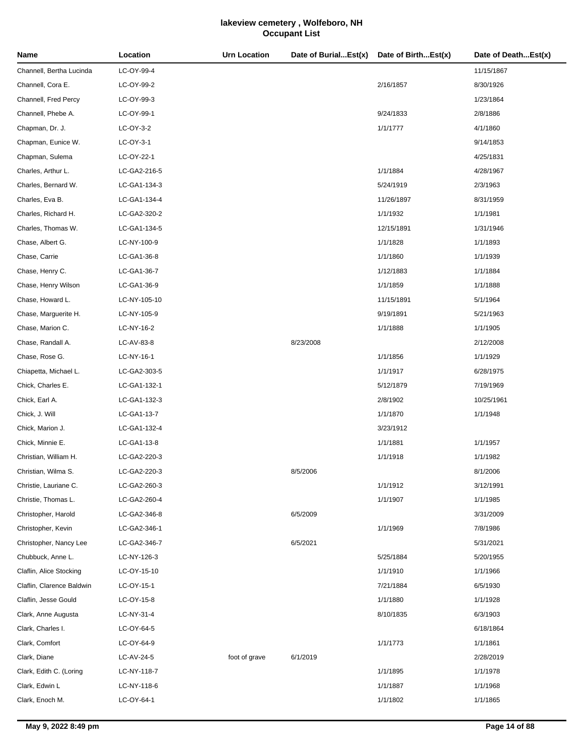# lakeview cemetery , Wolfeboro, NH
## Occupant List

| Name | Location | Urn Location | Date of Burial...Est(x) | Date of Birth...Est(x) | Date of Death...Est(x) |
|---|---|---|---|---|---|
| Channell, Bertha Lucinda | LC-OY-99-4 | | | | 11/15/1867 |
| Channell, Cora E. | LC-OY-99-2 | | | 2/16/1857 | 8/30/1926 |
| Channell, Fred Percy | LC-OY-99-3 | | | | 1/23/1864 |
| Channell, Phebe A. | LC-OY-99-1 | | | 9/24/1833 | 2/8/1886 |
| Chapman, Dr. J. | LC-OY-3-2 | | | 1/1/1777 | 4/1/1860 |
| Chapman, Eunice W. | LC-OY-3-1 | | | | 9/14/1853 |
| Chapman, Sulema | LC-OY-22-1 | | | | 4/25/1831 |
| Charles, Arthur L. | LC-GA2-216-5 | | | 1/1/1884 | 4/28/1967 |
| Charles, Bernard W. | LC-GA1-134-3 | | | 5/24/1919 | 2/3/1963 |
| Charles, Eva B. | LC-GA1-134-4 | | | 11/26/1897 | 8/31/1959 |
| Charles, Richard H. | LC-GA2-320-2 | | | 1/1/1932 | 1/1/1981 |
| Charles, Thomas W. | LC-GA1-134-5 | | | 12/15/1891 | 1/31/1946 |
| Chase, Albert G. | LC-NY-100-9 | | | 1/1/1828 | 1/1/1893 |
| Chase, Carrie | LC-GA1-36-8 | | | 1/1/1860 | 1/1/1939 |
| Chase, Henry C. | LC-GA1-36-7 | | | 1/12/1883 | 1/1/1884 |
| Chase, Henry Wilson | LC-GA1-36-9 | | | 1/1/1859 | 1/1/1888 |
| Chase, Howard L. | LC-NY-105-10 | | | 11/15/1891 | 5/1/1964 |
| Chase, Marguerite H. | LC-NY-105-9 | | | 9/19/1891 | 5/21/1963 |
| Chase, Marion C. | LC-NY-16-2 | | | 1/1/1888 | 1/1/1905 |
| Chase, Randall A. | LC-AV-83-8 | | 8/23/2008 | | 2/12/2008 |
| Chase, Rose G. | LC-NY-16-1 | | | 1/1/1856 | 1/1/1929 |
| Chiapetta, Michael L. | LC-GA2-303-5 | | | 1/1/1917 | 6/28/1975 |
| Chick, Charles E. | LC-GA1-132-1 | | | 5/12/1879 | 7/19/1969 |
| Chick, Earl A. | LC-GA1-132-3 | | | 2/8/1902 | 10/25/1961 |
| Chick, J. Will | LC-GA1-13-7 | | | 1/1/1870 | 1/1/1948 |
| Chick, Marion J. | LC-GA1-132-4 | | | 3/23/1912 | |
| Chick, Minnie E. | LC-GA1-13-8 | | | 1/1/1881 | 1/1/1957 |
| Christian, William H. | LC-GA2-220-3 | | | 1/1/1918 | 1/1/1982 |
| Christian, Wilma S. | LC-GA2-220-3 | | 8/5/2006 | | 8/1/2006 |
| Christie, Lauriane C. | LC-GA2-260-3 | | | 1/1/1912 | 3/12/1991 |
| Christie, Thomas L. | LC-GA2-260-4 | | | 1/1/1907 | 1/1/1985 |
| Christopher, Harold | LC-GA2-346-8 | | 6/5/2009 | | 3/31/2009 |
| Christopher, Kevin | LC-GA2-346-1 | | | 1/1/1969 | 7/8/1986 |
| Christopher, Nancy Lee | LC-GA2-346-7 | | 6/5/2021 | | 5/31/2021 |
| Chubbuck, Anne L. | LC-NY-126-3 | | | 5/25/1884 | 5/20/1955 |
| Claflin, Alice Stocking | LC-OY-15-10 | | | 1/1/1910 | 1/1/1966 |
| Claflin, Clarence Baldwin | LC-OY-15-1 | | | 7/21/1884 | 6/5/1930 |
| Claflin, Jesse Gould | LC-OY-15-8 | | | 1/1/1880 | 1/1/1928 |
| Clark, Anne Augusta | LC-NY-31-4 | | | 8/10/1835 | 6/3/1903 |
| Clark, Charles I. | LC-OY-64-5 | | | | 6/18/1864 |
| Clark, Comfort | LC-OY-64-9 | | | 1/1/1773 | 1/1/1861 |
| Clark, Diane | LC-AV-24-5 | foot of grave | 6/1/2019 | | 2/28/2019 |
| Clark, Edith C. (Loring | LC-NY-118-7 | | | 1/1/1895 | 1/1/1978 |
| Clark, Edwin L | LC-NY-118-6 | | | 1/1/1887 | 1/1/1968 |
| Clark, Enoch M. | LC-OY-64-1 | | | 1/1/1802 | 1/1/1865 |

**May 9, 2022 8:49 pm**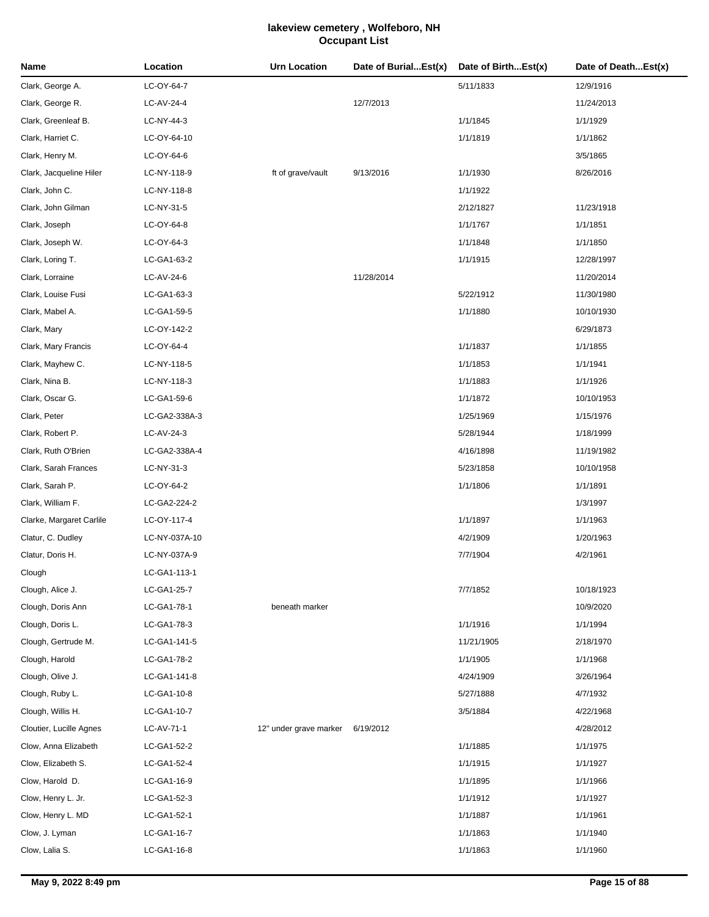# lakeview cemetery , Wolfeboro, NH
## Occupant List

| Name | Location | Urn Location | Date of Burial...Est(x) | Date of Birth...Est(x) | Date of Death...Est(x) |
|---|---|---|---|---|---|
| Clark, George A. | LC-OY-64-7 | | | 5/11/1833 | 12/9/1916 |
| Clark, George R. | LC-AV-24-4 | | 12/7/2013 | | 11/24/2013 |
| Clark, Greenleaf B. | LC-NY-44-3 | | | 1/1/1845 | 1/1/1929 |
| Clark, Harriet C. | LC-OY-64-10 | | | 1/1/1819 | 1/1/1862 |
| Clark, Henry M. | LC-OY-64-6 | | | | 3/5/1865 |
| Clark, Jacqueline Hiler | LC-NY-118-9 | ft of grave/vault | 9/13/2016 | 1/1/1930 | 8/26/2016 |
| Clark, John C. | LC-NY-118-8 | | | 1/1/1922 | |
| Clark, John Gilman | LC-NY-31-5 | | | 2/12/1827 | 11/23/1918 |
| Clark, Joseph | LC-OY-64-8 | | | 1/1/1767 | 1/1/1851 |
| Clark, Joseph W. | LC-OY-64-3 | | | 1/1/1848 | 1/1/1850 |
| Clark, Loring T. | LC-GA1-63-2 | | | 1/1/1915 | 12/28/1997 |
| Clark, Lorraine | LC-AV-24-6 | | 11/28/2014 | | 11/20/2014 |
| Clark, Louise Fusi | LC-GA1-63-3 | | | 5/22/1912 | 11/30/1980 |
| Clark, Mabel A. | LC-GA1-59-5 | | | 1/1/1880 | 10/10/1930 |
| Clark, Mary | LC-OY-142-2 | | | | 6/29/1873 |
| Clark, Mary Francis | LC-OY-64-4 | | | 1/1/1837 | 1/1/1855 |
| Clark, Mayhew C. | LC-NY-118-5 | | | 1/1/1853 | 1/1/1941 |
| Clark, Nina B. | LC-NY-118-3 | | | 1/1/1883 | 1/1/1926 |
| Clark, Oscar G. | LC-GA1-59-6 | | | 1/1/1872 | 10/10/1953 |
| Clark, Peter | LC-GA2-338A-3 | | | 1/25/1969 | 1/15/1976 |
| Clark, Robert P. | LC-AV-24-3 | | | 5/28/1944 | 1/18/1999 |
| Clark, Ruth O'Brien | LC-GA2-338A-4 | | | 4/16/1898 | 11/19/1982 |
| Clark, Sarah Frances | LC-NY-31-3 | | | 5/23/1858 | 10/10/1958 |
| Clark, Sarah P. | LC-OY-64-2 | | | 1/1/1806 | 1/1/1891 |
| Clark, William F. | LC-GA2-224-2 | | | | 1/3/1997 |
| Clarke, Margaret Carlile | LC-OY-117-4 | | | 1/1/1897 | 1/1/1963 |
| Clatur, C. Dudley | LC-NY-037A-10 | | | 4/2/1909 | 1/20/1963 |
| Clatur, Doris H. | LC-NY-037A-9 | | | 7/7/1904 | 4/2/1961 |
| Clough | LC-GA1-113-1 | | | | |
| Clough, Alice J. | LC-GA1-25-7 | | | 7/7/1852 | 10/18/1923 |
| Clough, Doris Ann | LC-GA1-78-1 | beneath marker | | | 10/9/2020 |
| Clough, Doris L. | LC-GA1-78-3 | | | 1/1/1916 | 1/1/1994 |
| Clough, Gertrude M. | LC-GA1-141-5 | | | 11/21/1905 | 2/18/1970 |
| Clough, Harold | LC-GA1-78-2 | | | 1/1/1905 | 1/1/1968 |
| Clough, Olive J. | LC-GA1-141-8 | | | 4/24/1909 | 3/26/1964 |
| Clough, Ruby L. | LC-GA1-10-8 | | | 5/27/1888 | 4/7/1932 |
| Clough, Willis H. | LC-GA1-10-7 | | | 3/5/1884 | 4/22/1968 |
| Cloutier, Lucille Agnes | LC-AV-71-1 | 12" under grave marker | 6/19/2012 | | 4/28/2012 |
| Clow, Anna Elizabeth | LC-GA1-52-2 | | | 1/1/1885 | 1/1/1975 |
| Clow, Elizabeth S. | LC-GA1-52-4 | | | 1/1/1915 | 1/1/1927 |
| Clow, Harold D. | LC-GA1-16-9 | | | 1/1/1895 | 1/1/1966 |
| Clow, Henry L. Jr. | LC-GA1-52-3 | | | 1/1/1912 | 1/1/1927 |
| Clow, Henry L. MD | LC-GA1-52-1 | | | 1/1/1887 | 1/1/1961 |
| Clow, J. Lyman | LC-GA1-16-7 | | | 1/1/1863 | 1/1/1940 |
| Clow, Lalia S. | LC-GA1-16-8 | | | 1/1/1863 | 1/1/1960 |

May 9, 2022 8:49 pm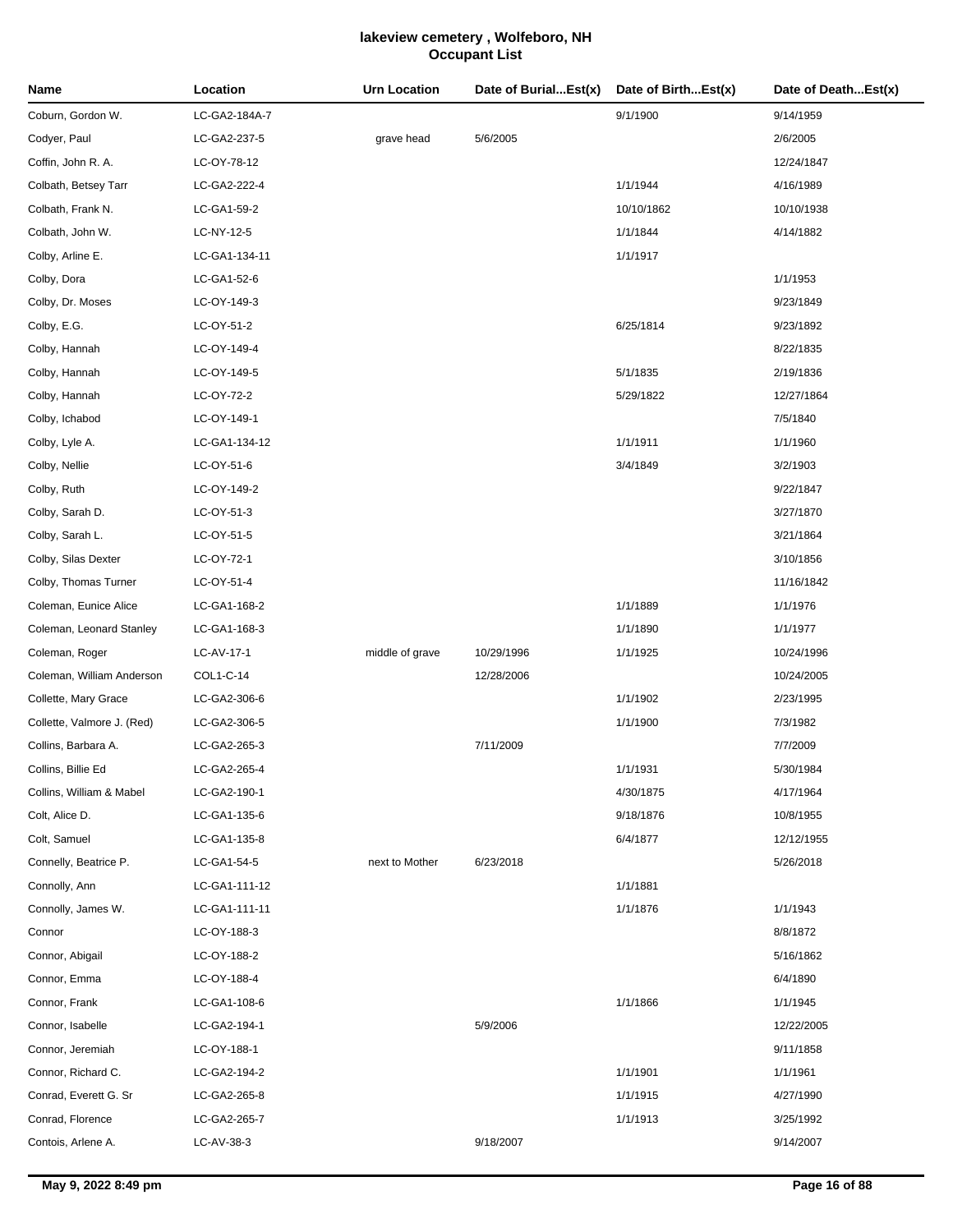# lakeview cemetery , Wolfeboro, NH
## Occupant List

| Name | Location | Urn Location | Date of Burial...Est(x) | Date of Birth...Est(x) | Date of Death...Est(x) |
|---|---|---|---|---|---|
| Coburn, Gordon W. | LC-GA2-184A-7 | | | 9/1/1900 | 9/14/1959 |
| Codyer, Paul | LC-GA2-237-5 | grave head | 5/6/2005 | | 2/6/2005 |
| Coffin, John R. A. | LC-OY-78-12 | | | | 12/24/1847 |
| Colbath, Betsey Tarr | LC-GA2-222-4 | | | 1/1/1944 | 4/16/1989 |
| Colbath, Frank N. | LC-GA1-59-2 | | | 10/10/1862 | 10/10/1938 |
| Colbath, John W. | LC-NY-12-5 | | | 1/1/1844 | 4/14/1882 |
| Colby, Arline E. | LC-GA1-134-11 | | | 1/1/1917 | |
| Colby, Dora | LC-GA1-52-6 | | | | 1/1/1953 |
| Colby, Dr. Moses | LC-OY-149-3 | | | | 9/23/1849 |
| Colby, E.G. | LC-OY-51-2 | | | 6/25/1814 | 9/23/1892 |
| Colby, Hannah | LC-OY-149-4 | | | | 8/22/1835 |
| Colby, Hannah | LC-OY-149-5 | | | 5/1/1835 | 2/19/1836 |
| Colby, Hannah | LC-OY-72-2 | | | 5/29/1822 | 12/27/1864 |
| Colby, Ichabod | LC-OY-149-1 | | | | 7/5/1840 |
| Colby, Lyle A. | LC-GA1-134-12 | | | 1/1/1911 | 1/1/1960 |
| Colby, Nellie | LC-OY-51-6 | | | 3/4/1849 | 3/2/1903 |
| Colby, Ruth | LC-OY-149-2 | | | | 9/22/1847 |
| Colby, Sarah D. | LC-OY-51-3 | | | | 3/27/1870 |
| Colby, Sarah L. | LC-OY-51-5 | | | | 3/21/1864 |
| Colby, Silas Dexter | LC-OY-72-1 | | | | 3/10/1856 |
| Colby, Thomas Turner | LC-OY-51-4 | | | | 11/16/1842 |
| Coleman, Eunice Alice | LC-GA1-168-2 | | | 1/1/1889 | 1/1/1976 |
| Coleman, Leonard Stanley | LC-GA1-168-3 | | | 1/1/1890 | 1/1/1977 |
| Coleman, Roger | LC-AV-17-1 | middle of grave | 10/29/1996 | 1/1/1925 | 10/24/1996 |
| Coleman, William Anderson | COL1-C-14 | | 12/28/2006 | | 10/24/2005 |
| Collette, Mary Grace | LC-GA2-306-6 | | | 1/1/1902 | 2/23/1995 |
| Collette, Valmore J. (Red) | LC-GA2-306-5 | | | 1/1/1900 | 7/3/1982 |
| Collins, Barbara A. | LC-GA2-265-3 | | 7/11/2009 | | 7/7/2009 |
| Collins, Billie Ed | LC-GA2-265-4 | | | 1/1/1931 | 5/30/1984 |
| Collins, William & Mabel | LC-GA2-190-1 | | | 4/30/1875 | 4/17/1964 |
| Colt, Alice D. | LC-GA1-135-6 | | | 9/18/1876 | 10/8/1955 |
| Colt, Samuel | LC-GA1-135-8 | | | 6/4/1877 | 12/12/1955 |
| Connelly, Beatrice P. | LC-GA1-54-5 | next to Mother | 6/23/2018 | | 5/26/2018 |
| Connolly, Ann | LC-GA1-111-12 | | | 1/1/1881 | |
| Connolly, James W. | LC-GA1-111-11 | | | 1/1/1876 | 1/1/1943 |
| Connor | LC-OY-188-3 | | | | 8/8/1872 |
| Connor, Abigail | LC-OY-188-2 | | | | 5/16/1862 |
| Connor, Emma | LC-OY-188-4 | | | | 6/4/1890 |
| Connor, Frank | LC-GA1-108-6 | | | 1/1/1866 | 1/1/1945 |
| Connor, Isabelle | LC-GA2-194-1 | | 5/9/2006 | | 12/22/2005 |
| Connor, Jeremiah | LC-OY-188-1 | | | | 9/11/1858 |
| Connor, Richard C. | LC-GA2-194-2 | | | 1/1/1901 | 1/1/1961 |
| Conrad, Everett G. Sr | LC-GA2-265-8 | | | 1/1/1915 | 4/27/1990 |
| Conrad, Florence | LC-GA2-265-7 | | | 1/1/1913 | 3/25/1992 |
| Contois, Arlene A. | LC-AV-38-3 | | 9/18/2007 | | 9/14/2007 |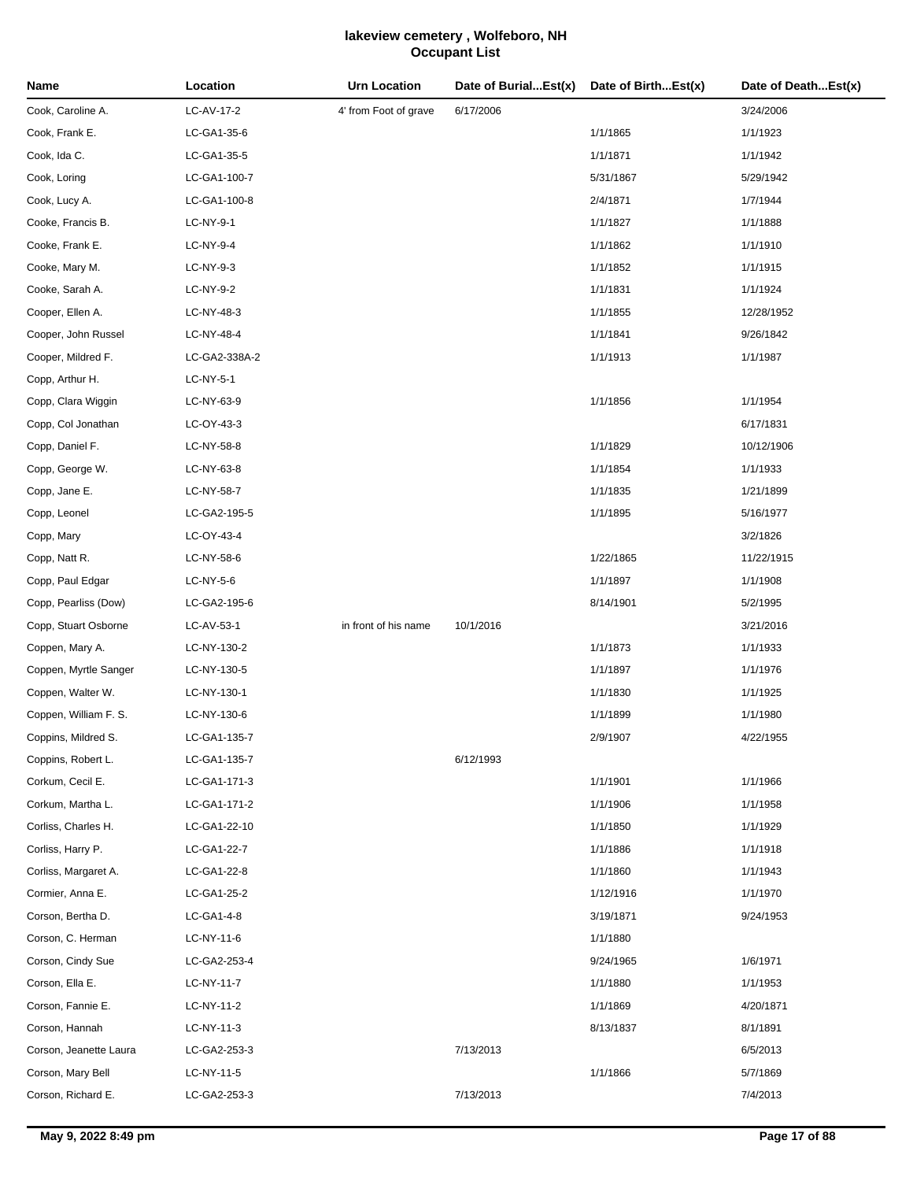# lakeview cemetery , Wolfeboro, NH
## Occupant List

| Name | Location | Urn Location | Date of Burial...Est(x) | Date of Birth...Est(x) | Date of Death...Est(x) |
|---|---|---|---|---|---|
| Cook, Caroline A. | LC-AV-17-2 | 4' from Foot of grave | 6/17/2006 | | 3/24/2006 |
| Cook, Frank E. | LC-GA1-35-6 | | | 1/1/1865 | 1/1/1923 |
| Cook, Ida C. | LC-GA1-35-5 | | | 1/1/1871 | 1/1/1942 |
| Cook, Loring | LC-GA1-100-7 | | | 5/31/1867 | 5/29/1942 |
| Cook, Lucy A. | LC-GA1-100-8 | | | 2/4/1871 | 1/7/1944 |
| Cooke, Francis B. | LC-NY-9-1 | | | 1/1/1827 | 1/1/1888 |
| Cooke, Frank E. | LC-NY-9-4 | | | 1/1/1862 | 1/1/1910 |
| Cooke, Mary M. | LC-NY-9-3 | | | 1/1/1852 | 1/1/1915 |
| Cooke, Sarah A. | LC-NY-9-2 | | | 1/1/1831 | 1/1/1924 |
| Cooper, Ellen A. | LC-NY-48-3 | | | 1/1/1855 | 12/28/1952 |
| Cooper, John Russel | LC-NY-48-4 | | | 1/1/1841 | 9/26/1842 |
| Cooper, Mildred F. | LC-GA2-338A-2 | | | 1/1/1913 | 1/1/1987 |
| Copp, Arthur H. | LC-NY-5-1 | | | | |
| Copp, Clara Wiggin | LC-NY-63-9 | | | 1/1/1856 | 1/1/1954 |
| Copp, Col Jonathan | LC-OY-43-3 | | | | 6/17/1831 |
| Copp, Daniel F. | LC-NY-58-8 | | | 1/1/1829 | 10/12/1906 |
| Copp, George W. | LC-NY-63-8 | | | 1/1/1854 | 1/1/1933 |
| Copp, Jane E. | LC-NY-58-7 | | | 1/1/1835 | 1/21/1899 |
| Copp, Leonel | LC-GA2-195-5 | | | 1/1/1895 | 5/16/1977 |
| Copp, Mary | LC-OY-43-4 | | | | 3/2/1826 |
| Copp, Natt R. | LC-NY-58-6 | | | 1/22/1865 | 11/22/1915 |
| Copp, Paul Edgar | LC-NY-5-6 | | | 1/1/1897 | 1/1/1908 |
| Copp, Pearliss (Dow) | LC-GA2-195-6 | | | 8/14/1901 | 5/2/1995 |
| Copp, Stuart Osborne | LC-AV-53-1 | in front of his name | 10/1/2016 | | 3/21/2016 |
| Coppen, Mary A. | LC-NY-130-2 | | | 1/1/1873 | 1/1/1933 |
| Coppen, Myrtle Sanger | LC-NY-130-5 | | | 1/1/1897 | 1/1/1976 |
| Coppen, Walter W. | LC-NY-130-1 | | | 1/1/1830 | 1/1/1925 |
| Coppen, William F. S. | LC-NY-130-6 | | | 1/1/1899 | 1/1/1980 |
| Coppins, Mildred S. | LC-GA1-135-7 | | | 2/9/1907 | 4/22/1955 |
| Coppins, Robert L. | LC-GA1-135-7 | | 6/12/1993 | | |
| Corkum, Cecil E. | LC-GA1-171-3 | | | 1/1/1901 | 1/1/1966 |
| Corkum, Martha L. | LC-GA1-171-2 | | | 1/1/1906 | 1/1/1958 |
| Corliss, Charles H. | LC-GA1-22-10 | | | 1/1/1850 | 1/1/1929 |
| Corliss, Harry P. | LC-GA1-22-7 | | | 1/1/1886 | 1/1/1918 |
| Corliss, Margaret A. | LC-GA1-22-8 | | | 1/1/1860 | 1/1/1943 |
| Cormier, Anna E. | LC-GA1-25-2 | | | 1/12/1916 | 1/1/1970 |
| Corson, Bertha D. | LC-GA1-4-8 | | | 3/19/1871 | 9/24/1953 |
| Corson, C. Herman | LC-NY-11-6 | | | 1/1/1880 | |
| Corson, Cindy Sue | LC-GA2-253-4 | | | 9/24/1965 | 1/6/1971 |
| Corson, Ella E. | LC-NY-11-7 | | | 1/1/1880 | 1/1/1953 |
| Corson, Fannie E. | LC-NY-11-2 | | | 1/1/1869 | 4/20/1871 |
| Corson, Hannah | LC-NY-11-3 | | | 8/13/1837 | 8/1/1891 |
| Corson, Jeanette Laura | LC-GA2-253-3 | | 7/13/2013 | | 6/5/2013 |
| Corson, Mary Bell | LC-NY-11-5 | | | 1/1/1866 | 5/7/1869 |
| Corson, Richard E. | LC-GA2-253-3 | | 7/13/2013 | | 7/4/2013 |

May 9, 2022 8:49 pm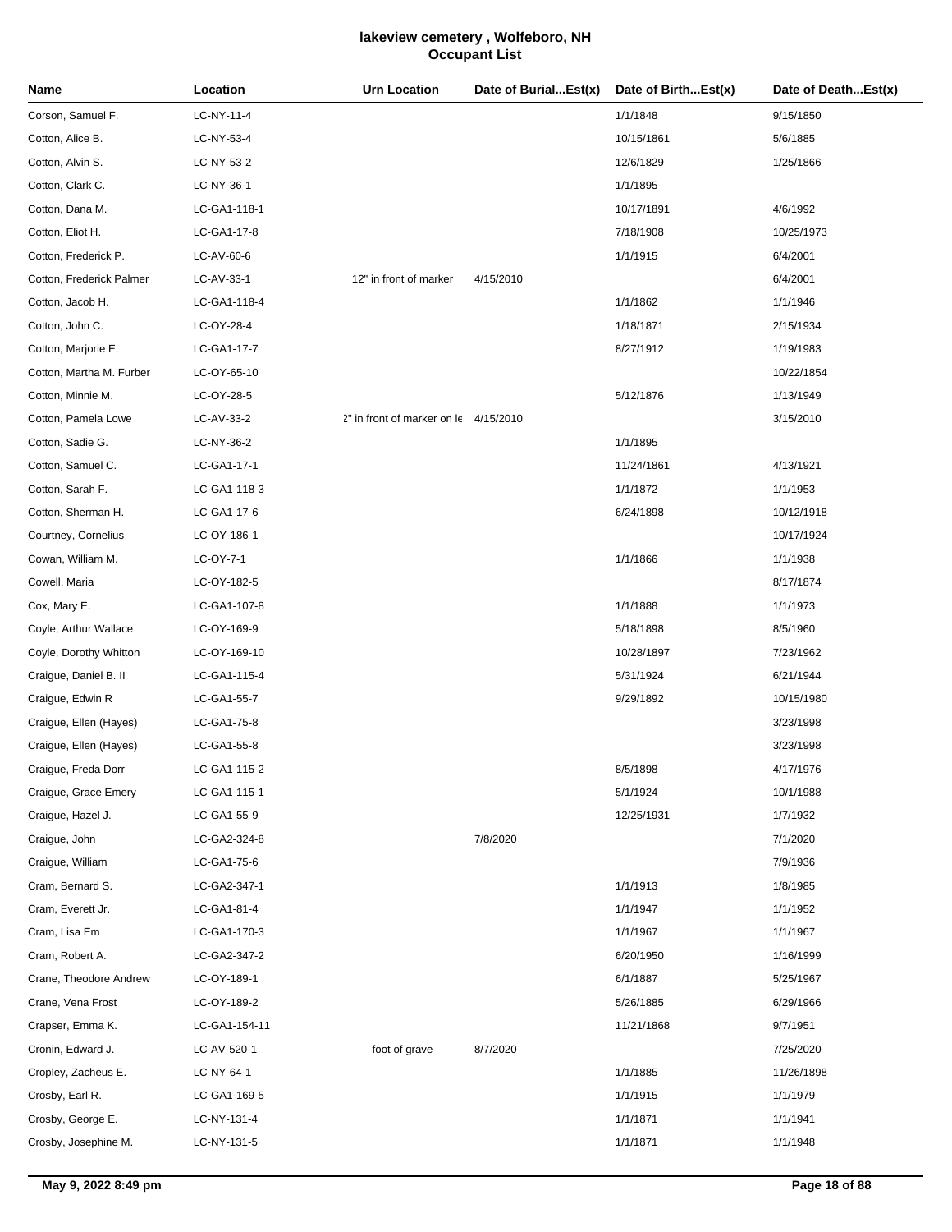# lakeview cemetery , Wolfeboro, NH
## Occupant List

| Name | Location | Urn Location | Date of Burial...Est(x) | Date of Birth...Est(x) | Date of Death...Est(x) |
|---|---|---|---|---|---|
| Corson, Samuel F. | LC-NY-11-4 | | | 1/1/1848 | 9/15/1850 |
| Cotton, Alice B. | LC-NY-53-4 | | | 10/15/1861 | 5/6/1885 |
| Cotton, Alvin S. | LC-NY-53-2 | | | 12/6/1829 | 1/25/1866 |
| Cotton, Clark C. | LC-NY-36-1 | | | 1/1/1895 | |
| Cotton, Dana M. | LC-GA1-118-1 | | | 10/17/1891 | 4/6/1992 |
| Cotton, Eliot H. | LC-GA1-17-8 | | | 7/18/1908 | 10/25/1973 |
| Cotton, Frederick P. | LC-AV-60-6 | | | 1/1/1915 | 6/4/2001 |
| Cotton, Frederick Palmer | LC-AV-33-1 | 12" in front of marker | 4/15/2010 | | 6/4/2001 |
| Cotton, Jacob H. | LC-GA1-118-4 | | | 1/1/1862 | 1/1/1946 |
| Cotton, John C. | LC-OY-28-4 | | | 1/18/1871 | 2/15/1934 |
| Cotton, Marjorie E. | LC-GA1-17-7 | | | 8/27/1912 | 1/19/1983 |
| Cotton, Martha M. Furber | LC-OY-65-10 | | | | 10/22/1854 |
| Cotton, Minnie M. | LC-OY-28-5 | | | 5/12/1876 | 1/13/1949 |
| Cotton, Pamela Lowe | LC-AV-33-2 | 2" in front of marker on le | 4/15/2010 | | 3/15/2010 |
| Cotton, Sadie G. | LC-NY-36-2 | | | 1/1/1895 | |
| Cotton, Samuel C. | LC-GA1-17-1 | | | 11/24/1861 | 4/13/1921 |
| Cotton, Sarah F. | LC-GA1-118-3 | | | 1/1/1872 | 1/1/1953 |
| Cotton, Sherman H. | LC-GA1-17-6 | | | 6/24/1898 | 10/12/1918 |
| Courtney, Cornelius | LC-OY-186-1 | | | | 10/17/1924 |
| Cowan, William M. | LC-OY-7-1 | | | 1/1/1866 | 1/1/1938 |
| Cowell, Maria | LC-OY-182-5 | | | | 8/17/1874 |
| Cox, Mary E. | LC-GA1-107-8 | | | 1/1/1888 | 1/1/1973 |
| Coyle, Arthur Wallace | LC-OY-169-9 | | | 5/18/1898 | 8/5/1960 |
| Coyle, Dorothy Whitton | LC-OY-169-10 | | | 10/28/1897 | 7/23/1962 |
| Craigue, Daniel B. II | LC-GA1-115-4 | | | 5/31/1924 | 6/21/1944 |
| Craigue, Edwin R | LC-GA1-55-7 | | | 9/29/1892 | 10/15/1980 |
| Craigue, Ellen (Hayes) | LC-GA1-75-8 | | | | 3/23/1998 |
| Craigue, Ellen (Hayes) | LC-GA1-55-8 | | | | 3/23/1998 |
| Craigue, Freda Dorr | LC-GA1-115-2 | | | 8/5/1898 | 4/17/1976 |
| Craigue, Grace Emery | LC-GA1-115-1 | | | 5/1/1924 | 10/1/1988 |
| Craigue, Hazel J. | LC-GA1-55-9 | | | 12/25/1931 | 1/7/1932 |
| Craigue, John | LC-GA2-324-8 | | 7/8/2020 | | 7/1/2020 |
| Craigue, William | LC-GA1-75-6 | | | | 7/9/1936 |
| Cram, Bernard S. | LC-GA2-347-1 | | | 1/1/1913 | 1/8/1985 |
| Cram, Everett Jr. | LC-GA1-81-4 | | | 1/1/1947 | 1/1/1952 |
| Cram, Lisa Em | LC-GA1-170-3 | | | 1/1/1967 | 1/1/1967 |
| Cram, Robert A. | LC-GA2-347-2 | | | 6/20/1950 | 1/16/1999 |
| Crane, Theodore Andrew | LC-OY-189-1 | | | 6/1/1887 | 5/25/1967 |
| Crane, Vena Frost | LC-OY-189-2 | | | 5/26/1885 | 6/29/1966 |
| Crapser, Emma K. | LC-GA1-154-11 | | | 11/21/1868 | 9/7/1951 |
| Cronin, Edward J. | LC-AV-520-1 | foot of grave | 8/7/2020 | | 7/25/2020 |
| Cropley, Zacheus E. | LC-NY-64-1 | | | 1/1/1885 | 11/26/1898 |
| Crosby, Earl R. | LC-GA1-169-5 | | | 1/1/1915 | 1/1/1979 |
| Crosby, George E. | LC-NY-131-4 | | | 1/1/1871 | 1/1/1941 |
| Crosby, Josephine M. | LC-NY-131-5 | | | 1/1/1871 | 1/1/1948 |

**May 9, 2022 8:49 pm**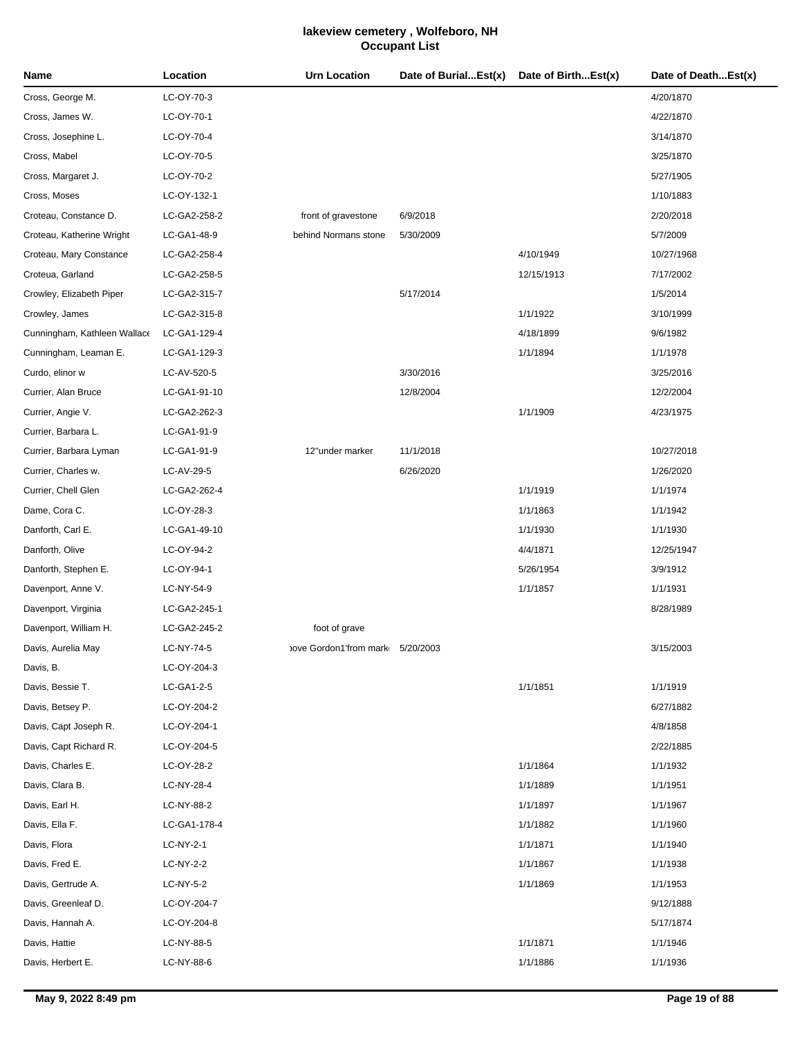# lakeview cemetery , Wolfeboro, NH
## Occupant List

| Name | Location | Urn Location | Date of Burial...Est(x) | Date of Birth...Est(x) | Date of Death...Est(x) |
|---|---|---|---|---|---|
| Cross, George M. | LC-OY-70-3 | | | | 4/20/1870 |
| Cross, James W. | LC-OY-70-1 | | | | 4/22/1870 |
| Cross, Josephine L. | LC-OY-70-4 | | | | 3/14/1870 |
| Cross, Mabel | LC-OY-70-5 | | | | 3/25/1870 |
| Cross, Margaret J. | LC-OY-70-2 | | | | 5/27/1905 |
| Cross, Moses | LC-OY-132-1 | | | | 1/10/1883 |
| Croteau, Constance D. | LC-GA2-258-2 | front of gravestone | 6/9/2018 | | 2/20/2018 |
| Croteau, Katherine Wright | LC-GA1-48-9 | behind Normans stone | 5/30/2009 | | 5/7/2009 |
| Croteau, Mary Constance | LC-GA2-258-4 | | | 4/10/1949 | 10/27/1968 |
| Croteua, Garland | LC-GA2-258-5 | | | 12/15/1913 | 7/17/2002 |
| Crowley, Elizabeth Piper | LC-GA2-315-7 | | 5/17/2014 | | 1/5/2014 |
| Crowley, James | LC-GA2-315-8 | | | 1/1/1922 | 3/10/1999 |
| Cunningham, Kathleen Wallace | LC-GA1-129-4 | | | 4/18/1899 | 9/6/1982 |
| Cunningham, Leaman E. | LC-GA1-129-3 | | | 1/1/1894 | 1/1/1978 |
| Curdo, elinor w | LC-AV-520-5 | | 3/30/2016 | | 3/25/2016 |
| Currier, Alan Bruce | LC-GA1-91-10 | | 12/8/2004 | | 12/2/2004 |
| Currier, Angie V. | LC-GA2-262-3 | | | 1/1/1909 | 4/23/1975 |
| Currier, Barbara L. | LC-GA1-91-9 | | | | |
| Currier, Barbara Lyman | LC-GA1-91-9 | 12"under marker | 11/1/2018 | | 10/27/2018 |
| Currier, Charles w. | LC-AV-29-5 | | 6/26/2020 | | 1/26/2020 |
| Currier, Chell Glen | LC-GA2-262-4 | | | 1/1/1919 | 1/1/1974 |
| Dame, Cora C. | LC-OY-28-3 | | | 1/1/1863 | 1/1/1942 |
| Danforth, Carl E. | LC-GA1-49-10 | | | 1/1/1930 | 1/1/1930 |
| Danforth, Olive | LC-OY-94-2 | | | 4/4/1871 | 12/25/1947 |
| Danforth, Stephen E. | LC-OY-94-1 | | | 5/26/1954 | 3/9/1912 |
| Davenport, Anne V. | LC-NY-54-9 | | | 1/1/1857 | 1/1/1931 |
| Davenport, Virginia | LC-GA2-245-1 | | | | 8/28/1989 |
| Davenport, William H. | LC-GA2-245-2 | foot of grave | | | |
| Davis, Aurelia May | LC-NY-74-5 | ove Gordon1'from mark | 5/20/2003 | | 3/15/2003 |
| Davis, B. | LC-OY-204-3 | | | | |
| Davis, Bessie T. | LC-GA1-2-5 | | | 1/1/1851 | 1/1/1919 |
| Davis, Betsey P. | LC-OY-204-2 | | | | 6/27/1882 |
| Davis, Capt Joseph R. | LC-OY-204-1 | | | | 4/8/1858 |
| Davis, Capt Richard R. | LC-OY-204-5 | | | | 2/22/1885 |
| Davis, Charles E. | LC-OY-28-2 | | | 1/1/1864 | 1/1/1932 |
| Davis, Clara B. | LC-NY-28-4 | | | 1/1/1889 | 1/1/1951 |
| Davis, Earl H. | LC-NY-88-2 | | | 1/1/1897 | 1/1/1967 |
| Davis, Ella F. | LC-GA1-178-4 | | | 1/1/1882 | 1/1/1960 |
| Davis, Flora | LC-NY-2-1 | | | 1/1/1871 | 1/1/1940 |
| Davis, Fred E. | LC-NY-2-2 | | | 1/1/1867 | 1/1/1938 |
| Davis, Gertrude A. | LC-NY-5-2 | | | 1/1/1869 | 1/1/1953 |
| Davis, Greenleaf D. | LC-OY-204-7 | | | | 9/12/1888 |
| Davis, Hannah A. | LC-OY-204-8 | | | | 5/17/1874 |
| Davis, Hattie | LC-NY-88-5 | | | 1/1/1871 | 1/1/1946 |
| Davis, Herbert E. | LC-NY-88-6 | | | 1/1/1886 | 1/1/1936 |

May 9, 2022 8:49 pm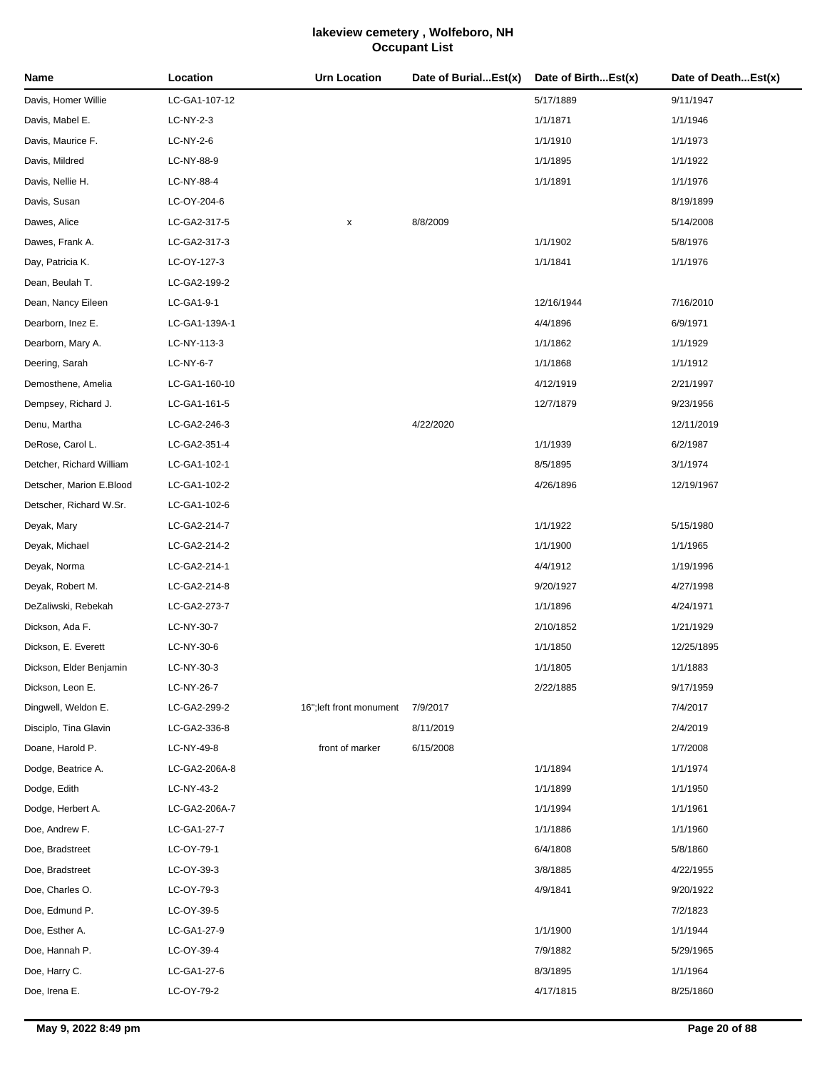# lakeview cemetery , Wolfeboro, NH
## Occupant List

| Name | Location | Urn Location | Date of Burial...Est(x) | Date of Birth...Est(x) | Date of Death...Est(x) |
|---|---|---|---|---|---|
| Davis, Homer Willie | LC-GA1-107-12 | | | 5/17/1889 | 9/11/1947 |
| Davis, Mabel E. | LC-NY-2-3 | | | 1/1/1871 | 1/1/1946 |
| Davis, Maurice F. | LC-NY-2-6 | | | 1/1/1910 | 1/1/1973 |
| Davis, Mildred | LC-NY-88-9 | | | 1/1/1895 | 1/1/1922 |
| Davis, Nellie H. | LC-NY-88-4 | | | 1/1/1891 | 1/1/1976 |
| Davis, Susan | LC-OY-204-6 | | | | 8/19/1899 |
| Dawes, Alice | LC-GA2-317-5 | x | 8/8/2009 | | 5/14/2008 |
| Dawes, Frank A. | LC-GA2-317-3 | | | 1/1/1902 | 5/8/1976 |
| Day, Patricia K. | LC-OY-127-3 | | | 1/1/1841 | 1/1/1976 |
| Dean, Beulah T. | LC-GA2-199-2 | | | | |
| Dean, Nancy Eileen | LC-GA1-9-1 | | | 12/16/1944 | 7/16/2010 |
| Dearborn, Inez E. | LC-GA1-139A-1 | | | 4/4/1896 | 6/9/1971 |
| Dearborn, Mary A. | LC-NY-113-3 | | | 1/1/1862 | 1/1/1929 |
| Deering, Sarah | LC-NY-6-7 | | | 1/1/1868 | 1/1/1912 |
| Demosthene, Amelia | LC-GA1-160-10 | | | 4/12/1919 | 2/21/1997 |
| Dempsey, Richard J. | LC-GA1-161-5 | | | 12/7/1879 | 9/23/1956 |
| Denu, Martha | LC-GA2-246-3 | | 4/22/2020 | | 12/11/2019 |
| DeRose, Carol L. | LC-GA2-351-4 | | | 1/1/1939 | 6/2/1987 |
| Detcher, Richard William | LC-GA1-102-1 | | | 8/5/1895 | 3/1/1974 |
| Detscher, Marion E.Blood | LC-GA1-102-2 | | | 4/26/1896 | 12/19/1967 |
| Detscher, Richard W.Sr. | LC-GA1-102-6 | | | | |
| Deyak, Mary | LC-GA2-214-7 | | | 1/1/1922 | 5/15/1980 |
| Deyak, Michael | LC-GA2-214-2 | | | 1/1/1900 | 1/1/1965 |
| Deyak, Norma | LC-GA2-214-1 | | | 4/4/1912 | 1/19/1996 |
| Deyak, Robert M. | LC-GA2-214-8 | | | 9/20/1927 | 4/27/1998 |
| DeZaliwski, Rebekah | LC-GA2-273-7 | | | 1/1/1896 | 4/24/1971 |
| Dickson, Ada F. | LC-NY-30-7 | | | 2/10/1852 | 1/21/1929 |
| Dickson, E. Everett | LC-NY-30-6 | | | 1/1/1850 | 12/25/1895 |
| Dickson, Elder Benjamin | LC-NY-30-3 | | | 1/1/1805 | 1/1/1883 |
| Dickson, Leon E. | LC-NY-26-7 | | | 2/22/1885 | 9/17/1959 |
| Dingwell, Weldon E. | LC-GA2-299-2 | 16";left front monument | 7/9/2017 | | 7/4/2017 |
| Disciplo, Tina Glavin | LC-GA2-336-8 | | 8/11/2019 | | 2/4/2019 |
| Doane, Harold P. | LC-NY-49-8 | front of marker | 6/15/2008 | | 1/7/2008 |
| Dodge, Beatrice A. | LC-GA2-206A-8 | | | 1/1/1894 | 1/1/1974 |
| Dodge, Edith | LC-NY-43-2 | | | 1/1/1899 | 1/1/1950 |
| Dodge, Herbert A. | LC-GA2-206A-7 | | | 1/1/1994 | 1/1/1961 |
| Doe, Andrew F. | LC-GA1-27-7 | | | 1/1/1886 | 1/1/1960 |
| Doe, Bradstreet | LC-OY-79-1 | | | 6/4/1808 | 5/8/1860 |
| Doe, Bradstreet | LC-OY-39-3 | | | 3/8/1885 | 4/22/1955 |
| Doe, Charles O. | LC-OY-79-3 | | | 4/9/1841 | 9/20/1922 |
| Doe, Edmund P. | LC-OY-39-5 | | | | 7/2/1823 |
| Doe, Esther A. | LC-GA1-27-9 | | | 1/1/1900 | 1/1/1944 |
| Doe, Hannah P. | LC-OY-39-4 | | | 7/9/1882 | 5/29/1965 |
| Doe, Harry C. | LC-GA1-27-6 | | | 8/3/1895 | 1/1/1964 |
| Doe, Irena E. | LC-OY-79-2 | | | 4/17/1815 | 8/25/1860 |

May 9, 2022 8:49 pm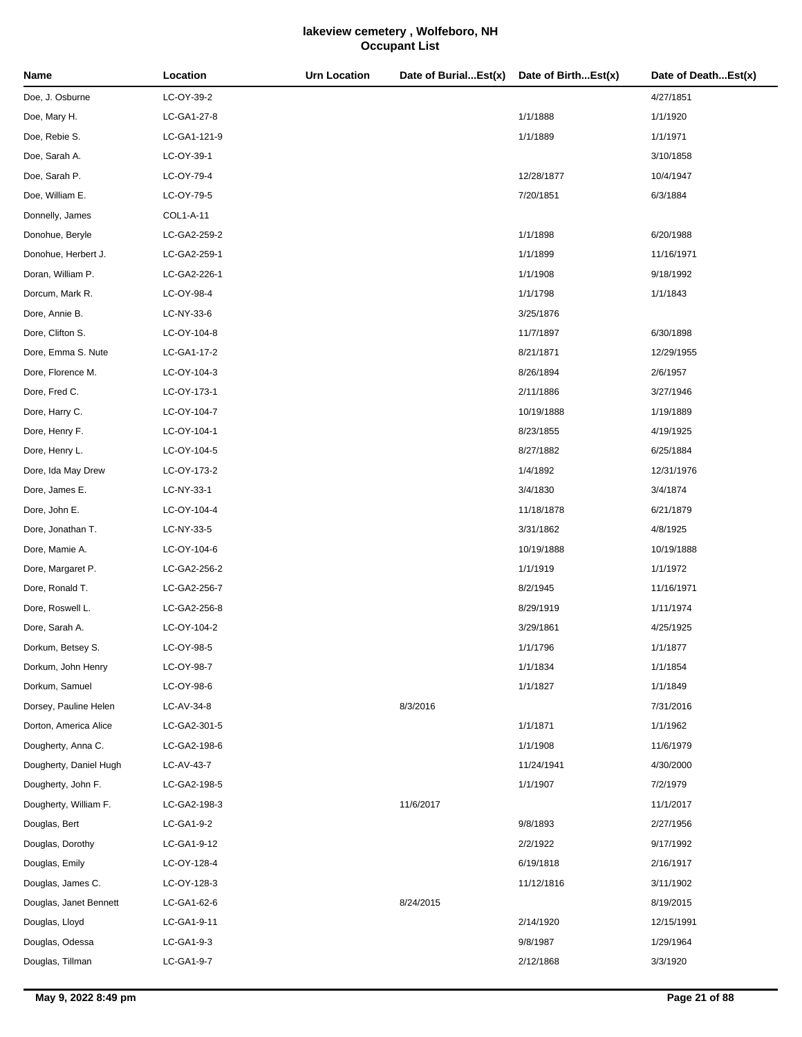# lakeview cemetery , Wolfeboro, NH
## Occupant List

| Name | Location | Urn Location | Date of Burial...Est(x) | Date of Birth...Est(x) | Date of Death...Est(x) |
|---|---|---|---|---|---|
| Doe, J. Osburne | LC-OY-39-2 | | | | 4/27/1851 |
| Doe, Mary H. | LC-GA1-27-8 | | | 1/1/1888 | 1/1/1920 |
| Doe, Rebie S. | LC-GA1-121-9 | | | 1/1/1889 | 1/1/1971 |
| Doe, Sarah A. | LC-OY-39-1 | | | | 3/10/1858 |
| Doe, Sarah P. | LC-OY-79-4 | | | 12/28/1877 | 10/4/1947 |
| Doe, William E. | LC-OY-79-5 | | | 7/20/1851 | 6/3/1884 |
| Donnelly, James | COL1-A-11 | | | | |
| Donohue, Beryle | LC-GA2-259-2 | | | 1/1/1898 | 6/20/1988 |
| Donohue, Herbert J. | LC-GA2-259-1 | | | 1/1/1899 | 11/16/1971 |
| Doran, William P. | LC-GA2-226-1 | | | 1/1/1908 | 9/18/1992 |
| Dorcum, Mark R. | LC-OY-98-4 | | | 1/1/1798 | 1/1/1843 |
| Dore, Annie B. | LC-NY-33-6 | | | 3/25/1876 | |
| Dore, Clifton S. | LC-OY-104-8 | | | 11/7/1897 | 6/30/1898 |
| Dore, Emma S. Nute | LC-GA1-17-2 | | | 8/21/1871 | 12/29/1955 |
| Dore, Florence M. | LC-OY-104-3 | | | 8/26/1894 | 2/6/1957 |
| Dore, Fred C. | LC-OY-173-1 | | | 2/11/1886 | 3/27/1946 |
| Dore, Harry C. | LC-OY-104-7 | | | 10/19/1888 | 1/19/1889 |
| Dore, Henry F. | LC-OY-104-1 | | | 8/23/1855 | 4/19/1925 |
| Dore, Henry L. | LC-OY-104-5 | | | 8/27/1882 | 6/25/1884 |
| Dore, Ida May Drew | LC-OY-173-2 | | | 1/4/1892 | 12/31/1976 |
| Dore, James E. | LC-NY-33-1 | | | 3/4/1830 | 3/4/1874 |
| Dore, John E. | LC-OY-104-4 | | | 11/18/1878 | 6/21/1879 |
| Dore, Jonathan T. | LC-NY-33-5 | | | 3/31/1862 | 4/8/1925 |
| Dore, Mamie A. | LC-OY-104-6 | | | 10/19/1888 | 10/19/1888 |
| Dore, Margaret P. | LC-GA2-256-2 | | | 1/1/1919 | 1/1/1972 |
| Dore, Ronald T. | LC-GA2-256-7 | | | 8/2/1945 | 11/16/1971 |
| Dore, Roswell L. | LC-GA2-256-8 | | | 8/29/1919 | 1/11/1974 |
| Dore, Sarah A. | LC-OY-104-2 | | | 3/29/1861 | 4/25/1925 |
| Dorkum, Betsey S. | LC-OY-98-5 | | | 1/1/1796 | 1/1/1877 |
| Dorkum, John Henry | LC-OY-98-7 | | | 1/1/1834 | 1/1/1854 |
| Dorkum, Samuel | LC-OY-98-6 | | | 1/1/1827 | 1/1/1849 |
| Dorsey, Pauline Helen | LC-AV-34-8 | | 8/3/2016 | | 7/31/2016 |
| Dorton, America Alice | LC-GA2-301-5 | | | 1/1/1871 | 1/1/1962 |
| Dougherty, Anna C. | LC-GA2-198-6 | | | 1/1/1908 | 11/6/1979 |
| Dougherty, Daniel Hugh | LC-AV-43-7 | | | 11/24/1941 | 4/30/2000 |
| Dougherty, John F. | LC-GA2-198-5 | | | 1/1/1907 | 7/2/1979 |
| Dougherty, William F. | LC-GA2-198-3 | | 11/6/2017 | | 11/1/2017 |
| Douglas, Bert | LC-GA1-9-2 | | | 9/8/1893 | 2/27/1956 |
| Douglas, Dorothy | LC-GA1-9-12 | | | 2/2/1922 | 9/17/1992 |
| Douglas, Emily | LC-OY-128-4 | | | 6/19/1818 | 2/16/1917 |
| Douglas, James C. | LC-OY-128-3 | | | 11/12/1816 | 3/11/1902 |
| Douglas, Janet Bennett | LC-GA1-62-6 | | 8/24/2015 | | 8/19/2015 |
| Douglas, Lloyd | LC-GA1-9-11 | | | 2/14/1920 | 12/15/1991 |
| Douglas, Odessa | LC-GA1-9-3 | | | 9/8/1987 | 1/29/1964 |
| Douglas, Tillman | LC-GA1-9-7 | | | 2/12/1868 | 3/3/1920 |

May 9, 2022 8:49 pm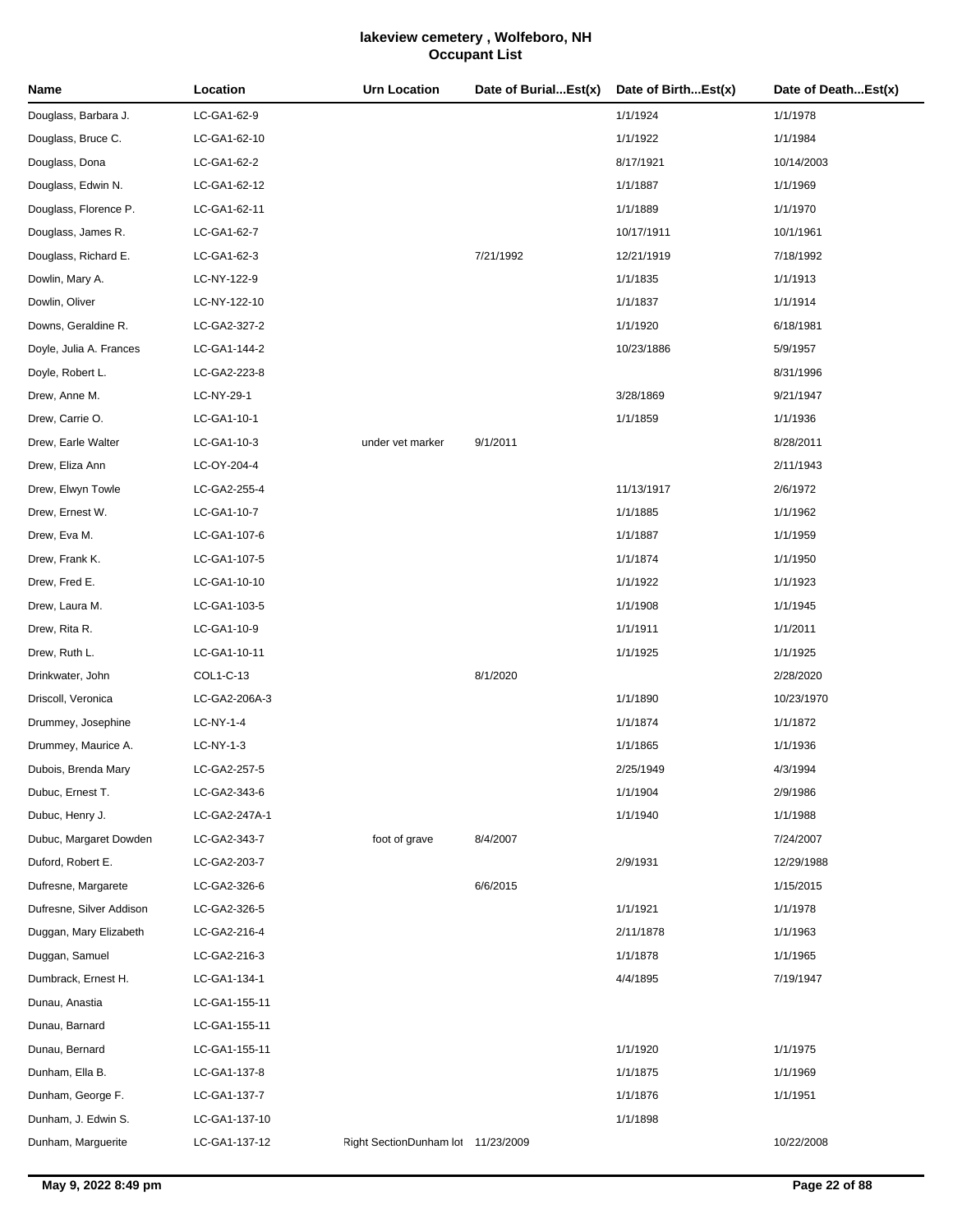# lakeview cemetery , Wolfeboro, NH
## Occupant List

| Name | Location | Urn Location | Date of Burial...Est(x) | Date of Birth...Est(x) | Date of Death...Est(x) |
|---|---|---|---|---|---|
| Douglass, Barbara J. | LC-GA1-62-9 | | | 1/1/1924 | 1/1/1978 |
| Douglass, Bruce C. | LC-GA1-62-10 | | | 1/1/1922 | 1/1/1984 |
| Douglass, Dona | LC-GA1-62-2 | | | 8/17/1921 | 10/14/2003 |
| Douglass, Edwin N. | LC-GA1-62-12 | | | 1/1/1887 | 1/1/1969 |
| Douglass, Florence P. | LC-GA1-62-11 | | | 1/1/1889 | 1/1/1970 |
| Douglass, James R. | LC-GA1-62-7 | | | 10/17/1911 | 10/1/1961 |
| Douglass, Richard E. | LC-GA1-62-3 | | 7/21/1992 | 12/21/1919 | 7/18/1992 |
| Dowlin, Mary A. | LC-NY-122-9 | | | 1/1/1835 | 1/1/1913 |
| Dowlin, Oliver | LC-NY-122-10 | | | 1/1/1837 | 1/1/1914 |
| Downs, Geraldine R. | LC-GA2-327-2 | | | 1/1/1920 | 6/18/1981 |
| Doyle, Julia A. Frances | LC-GA1-144-2 | | | 10/23/1886 | 5/9/1957 |
| Doyle, Robert L. | LC-GA2-223-8 | | | | 8/31/1996 |
| Drew, Anne M. | LC-NY-29-1 | | | 3/28/1869 | 9/21/1947 |
| Drew, Carrie O. | LC-GA1-10-1 | | | 1/1/1859 | 1/1/1936 |
| Drew, Earle Walter | LC-GA1-10-3 | under vet marker | 9/1/2011 | | 8/28/2011 |
| Drew, Eliza Ann | LC-OY-204-4 | | | | 2/11/1943 |
| Drew, Elwyn Towle | LC-GA2-255-4 | | | 11/13/1917 | 2/6/1972 |
| Drew, Ernest W. | LC-GA1-10-7 | | | 1/1/1885 | 1/1/1962 |
| Drew, Eva M. | LC-GA1-107-6 | | | 1/1/1887 | 1/1/1959 |
| Drew, Frank K. | LC-GA1-107-5 | | | 1/1/1874 | 1/1/1950 |
| Drew, Fred E. | LC-GA1-10-10 | | | 1/1/1922 | 1/1/1923 |
| Drew, Laura M. | LC-GA1-103-5 | | | 1/1/1908 | 1/1/1945 |
| Drew, Rita R. | LC-GA1-10-9 | | | 1/1/1911 | 1/1/2011 |
| Drew, Ruth L. | LC-GA1-10-11 | | | 1/1/1925 | 1/1/1925 |
| Drinkwater, John | COL1-C-13 | | 8/1/2020 | | 2/28/2020 |
| Driscoll, Veronica | LC-GA2-206A-3 | | | 1/1/1890 | 10/23/1970 |
| Drummey, Josephine | LC-NY-1-4 | | | 1/1/1874 | 1/1/1872 |
| Drummey, Maurice A. | LC-NY-1-3 | | | 1/1/1865 | 1/1/1936 |
| Dubois, Brenda Mary | LC-GA2-257-5 | | | 2/25/1949 | 4/3/1994 |
| Dubuc, Ernest T. | LC-GA2-343-6 | | | 1/1/1904 | 2/9/1986 |
| Dubuc, Henry J. | LC-GA2-247A-1 | | | 1/1/1940 | 1/1/1988 |
| Dubuc, Margaret Dowden | LC-GA2-343-7 | foot of grave | 8/4/2007 | | 7/24/2007 |
| Duford, Robert E. | LC-GA2-203-7 | | | 2/9/1931 | 12/29/1988 |
| Dufresne, Margarete | LC-GA2-326-6 | | 6/6/2015 | | 1/15/2015 |
| Dufresne, Silver Addison | LC-GA2-326-5 | | | 1/1/1921 | 1/1/1978 |
| Duggan, Mary Elizabeth | LC-GA2-216-4 | | | 2/11/1878 | 1/1/1963 |
| Duggan, Samuel | LC-GA2-216-3 | | | 1/1/1878 | 1/1/1965 |
| Dumbrack, Ernest H. | LC-GA1-134-1 | | | 4/4/1895 | 7/19/1947 |
| Dunau, Anastia | LC-GA1-155-11 | | | | |
| Dunau, Barnard | LC-GA1-155-11 | | | | |
| Dunau, Bernard | LC-GA1-155-11 | | | 1/1/1920 | 1/1/1975 |
| Dunham, Ella B. | LC-GA1-137-8 | | | 1/1/1875 | 1/1/1969 |
| Dunham, George F. | LC-GA1-137-7 | | | 1/1/1876 | 1/1/1951 |
| Dunham, J. Edwin S. | LC-GA1-137-10 | | | 1/1/1898 | |
| Dunham, Marguerite | LC-GA1-137-12 | Right SectionDunham lot | 11/23/2009 | | 10/22/2008 |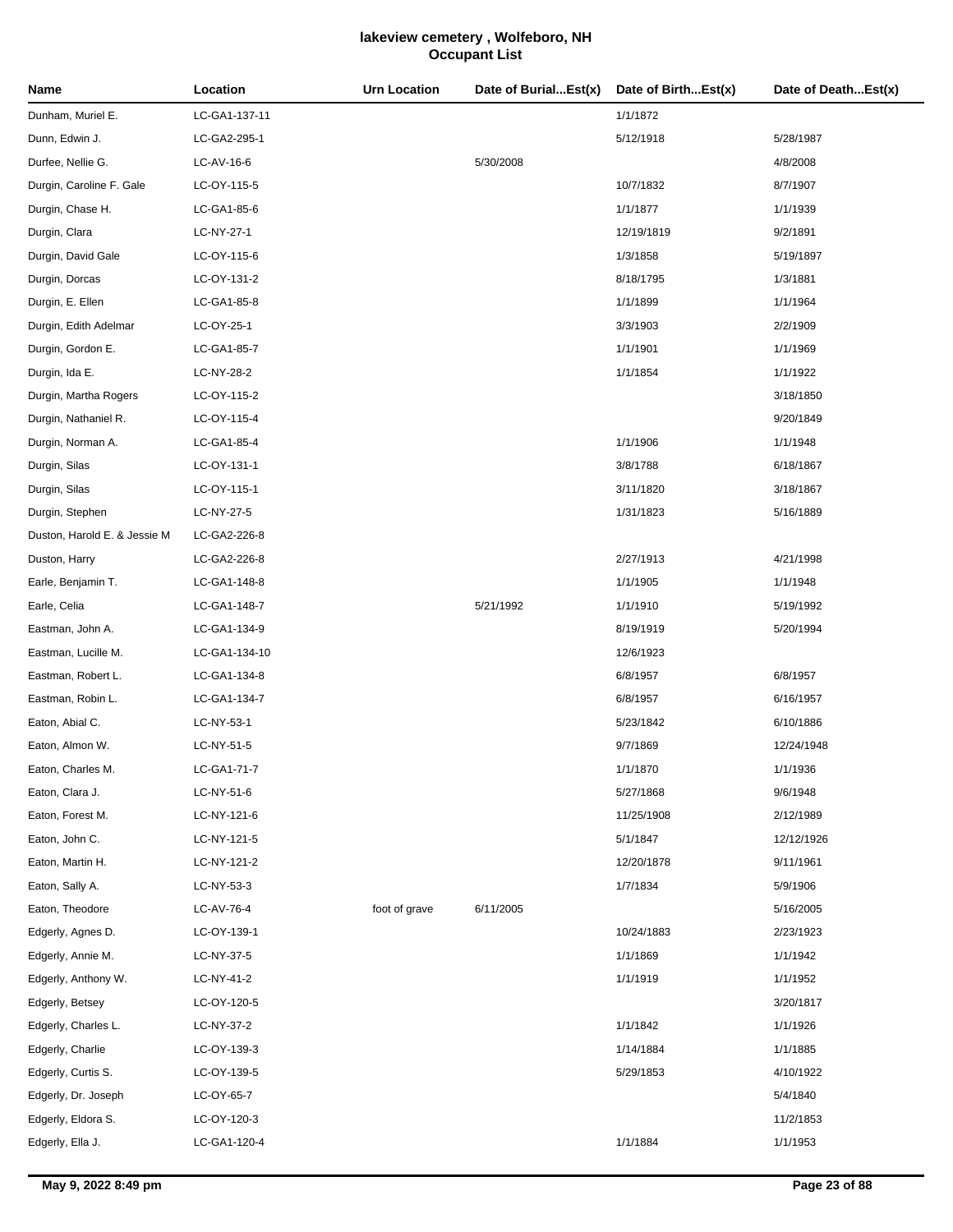# lakeview cemetery , Wolfeboro, NH
## Occupant List

| Name | Location | Urn Location | Date of Burial...Est(x) | Date of Birth...Est(x) | Date of Death...Est(x) |
|---|---|---|---|---|---|
| Dunham, Muriel E. | LC-GA1-137-11 | | | 1/1/1872 | |
| Dunn, Edwin J. | LC-GA2-295-1 | | | 5/12/1918 | 5/28/1987 |
| Durfee, Nellie G. | LC-AV-16-6 | | 5/30/2008 | | 4/8/2008 |
| Durgin, Caroline F. Gale | LC-OY-115-5 | | | 10/7/1832 | 8/7/1907 |
| Durgin, Chase H. | LC-GA1-85-6 | | | 1/1/1877 | 1/1/1939 |
| Durgin, Clara | LC-NY-27-1 | | | 12/19/1819 | 9/2/1891 |
| Durgin, David Gale | LC-OY-115-6 | | | 1/3/1858 | 5/19/1897 |
| Durgin, Dorcas | LC-OY-131-2 | | | 8/18/1795 | 1/3/1881 |
| Durgin, E. Ellen | LC-GA1-85-8 | | | 1/1/1899 | 1/1/1964 |
| Durgin, Edith Adelmar | LC-OY-25-1 | | | 3/3/1903 | 2/2/1909 |
| Durgin, Gordon E. | LC-GA1-85-7 | | | 1/1/1901 | 1/1/1969 |
| Durgin, Ida E. | LC-NY-28-2 | | | 1/1/1854 | 1/1/1922 |
| Durgin, Martha Rogers | LC-OY-115-2 | | | | 3/18/1850 |
| Durgin, Nathaniel R. | LC-OY-115-4 | | | | 9/20/1849 |
| Durgin, Norman A. | LC-GA1-85-4 | | | 1/1/1906 | 1/1/1948 |
| Durgin, Silas | LC-OY-131-1 | | | 3/8/1788 | 6/18/1867 |
| Durgin, Silas | LC-OY-115-1 | | | 3/11/1820 | 3/18/1867 |
| Durgin, Stephen | LC-NY-27-5 | | | 1/31/1823 | 5/16/1889 |
| Duston, Harold E. & Jessie M | LC-GA2-226-8 | | | | |
| Duston, Harry | LC-GA2-226-8 | | | 2/27/1913 | 4/21/1998 |
| Earle, Benjamin T. | LC-GA1-148-8 | | | 1/1/1905 | 1/1/1948 |
| Earle, Celia | LC-GA1-148-7 | | 5/21/1992 | 1/1/1910 | 5/19/1992 |
| Eastman, John A. | LC-GA1-134-9 | | | 8/19/1919 | 5/20/1994 |
| Eastman, Lucille M. | LC-GA1-134-10 | | | 12/6/1923 | |
| Eastman, Robert L. | LC-GA1-134-8 | | | 6/8/1957 | 6/8/1957 |
| Eastman, Robin L. | LC-GA1-134-7 | | | 6/8/1957 | 6/16/1957 |
| Eaton, Abial C. | LC-NY-53-1 | | | 5/23/1842 | 6/10/1886 |
| Eaton, Almon W. | LC-NY-51-5 | | | 9/7/1869 | 12/24/1948 |
| Eaton, Charles M. | LC-GA1-71-7 | | | 1/1/1870 | 1/1/1936 |
| Eaton, Clara J. | LC-NY-51-6 | | | 5/27/1868 | 9/6/1948 |
| Eaton, Forest M. | LC-NY-121-6 | | | 11/25/1908 | 2/12/1989 |
| Eaton, John C. | LC-NY-121-5 | | | 5/1/1847 | 12/12/1926 |
| Eaton, Martin H. | LC-NY-121-2 | | | 12/20/1878 | 9/11/1961 |
| Eaton, Sally A. | LC-NY-53-3 | | | 1/7/1834 | 5/9/1906 |
| Eaton, Theodore | LC-AV-76-4 | foot of grave | 6/11/2005 | | 5/16/2005 |
| Edgerly, Agnes D. | LC-OY-139-1 | | | 10/24/1883 | 2/23/1923 |
| Edgerly, Annie M. | LC-NY-37-5 | | | 1/1/1869 | 1/1/1942 |
| Edgerly, Anthony W. | LC-NY-41-2 | | | 1/1/1919 | 1/1/1952 |
| Edgerly, Betsey | LC-OY-120-5 | | | | 3/20/1817 |
| Edgerly, Charles L. | LC-NY-37-2 | | | 1/1/1842 | 1/1/1926 |
| Edgerly, Charlie | LC-OY-139-3 | | | 1/14/1884 | 1/1/1885 |
| Edgerly, Curtis S. | LC-OY-139-5 | | | 5/29/1853 | 4/10/1922 |
| Edgerly, Dr. Joseph | LC-OY-65-7 | | | | 5/4/1840 |
| Edgerly, Eldora S. | LC-OY-120-3 | | | | 11/2/1853 |
| Edgerly, Ella J. | LC-GA1-120-4 | | | 1/1/1884 | 1/1/1953 |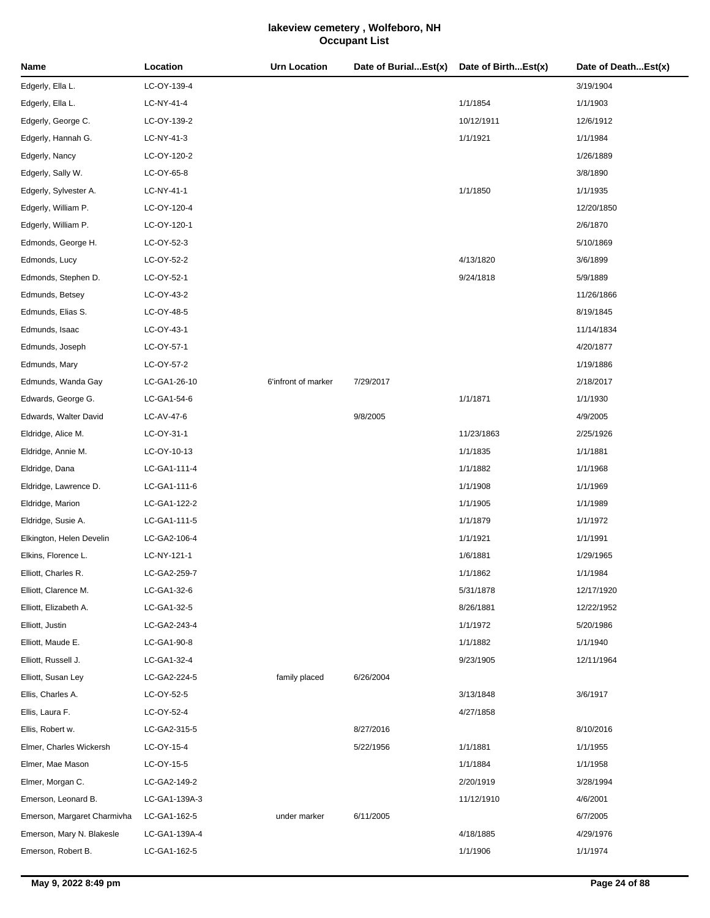# lakeview cemetery , Wolfeboro, NH
## Occupant List

| Name | Location | Urn Location | Date of Burial...Est(x) | Date of Birth...Est(x) | Date of Death...Est(x) |
|---|---|---|---|---|---|
| Edgerly, Ella L. | LC-OY-139-4 | | | | 3/19/1904 |
| Edgerly, Ella L. | LC-NY-41-4 | | | 1/1/1854 | 1/1/1903 |
| Edgerly, George C. | LC-OY-139-2 | | | 10/12/1911 | 12/6/1912 |
| Edgerly, Hannah G. | LC-NY-41-3 | | | 1/1/1921 | 1/1/1984 |
| Edgerly, Nancy | LC-OY-120-2 | | | | 1/26/1889 |
| Edgerly, Sally W. | LC-OY-65-8 | | | | 3/8/1890 |
| Edgerly, Sylvester A. | LC-NY-41-1 | | | 1/1/1850 | 1/1/1935 |
| Edgerly, William P. | LC-OY-120-4 | | | | 12/20/1850 |
| Edgerly, William P. | LC-OY-120-1 | | | | 2/6/1870 |
| Edmonds, George H. | LC-OY-52-3 | | | | 5/10/1869 |
| Edmonds, Lucy | LC-OY-52-2 | | | 4/13/1820 | 3/6/1899 |
| Edmonds, Stephen D. | LC-OY-52-1 | | | 9/24/1818 | 5/9/1889 |
| Edmunds, Betsey | LC-OY-43-2 | | | | 11/26/1866 |
| Edmunds, Elias S. | LC-OY-48-5 | | | | 8/19/1845 |
| Edmunds, Isaac | LC-OY-43-1 | | | | 11/14/1834 |
| Edmunds, Joseph | LC-OY-57-1 | | | | 4/20/1877 |
| Edmunds, Mary | LC-OY-57-2 | | | | 1/19/1886 |
| Edmunds, Wanda Gay | LC-GA1-26-10 | 6'infront of marker | 7/29/2017 | | 2/18/2017 |
| Edwards, George G. | LC-GA1-54-6 | | | 1/1/1871 | 1/1/1930 |
| Edwards, Walter David | LC-AV-47-6 | | 9/8/2005 | | 4/9/2005 |
| Eldridge, Alice M. | LC-OY-31-1 | | | 11/23/1863 | 2/25/1926 |
| Eldridge, Annie M. | LC-OY-10-13 | | | 1/1/1835 | 1/1/1881 |
| Eldridge, Dana | LC-GA1-111-4 | | | 1/1/1882 | 1/1/1968 |
| Eldridge, Lawrence D. | LC-GA1-111-6 | | | 1/1/1908 | 1/1/1969 |
| Eldridge, Marion | LC-GA1-122-2 | | | 1/1/1905 | 1/1/1989 |
| Eldridge, Susie A. | LC-GA1-111-5 | | | 1/1/1879 | 1/1/1972 |
| Elkington, Helen Develin | LC-GA2-106-4 | | | 1/1/1921 | 1/1/1991 |
| Elkins, Florence L. | LC-NY-121-1 | | | 1/6/1881 | 1/29/1965 |
| Elliott, Charles R. | LC-GA2-259-7 | | | 1/1/1862 | 1/1/1984 |
| Elliott, Clarence M. | LC-GA1-32-6 | | | 5/31/1878 | 12/17/1920 |
| Elliott, Elizabeth A. | LC-GA1-32-5 | | | 8/26/1881 | 12/22/1952 |
| Elliott, Justin | LC-GA2-243-4 | | | 1/1/1972 | 5/20/1986 |
| Elliott, Maude E. | LC-GA1-90-8 | | | 1/1/1882 | 1/1/1940 |
| Elliott, Russell J. | LC-GA1-32-4 | | | 9/23/1905 | 12/11/1964 |
| Elliott, Susan Ley | LC-GA2-224-5 | family placed | 6/26/2004 | | |
| Ellis, Charles A. | LC-OY-52-5 | | | 3/13/1848 | 3/6/1917 |
| Ellis, Laura F. | LC-OY-52-4 | | | 4/27/1858 | |
| Ellis, Robert w. | LC-GA2-315-5 | | 8/27/2016 | | 8/10/2016 |
| Elmer, Charles Wickersh | LC-OY-15-4 | | 5/22/1956 | 1/1/1881 | 1/1/1955 |
| Elmer, Mae Mason | LC-OY-15-5 | | | 1/1/1884 | 1/1/1958 |
| Elmer, Morgan C. | LC-GA2-149-2 | | | 2/20/1919 | 3/28/1994 |
| Emerson, Leonard B. | LC-GA1-139A-3 | | | 11/12/1910 | 4/6/2001 |
| Emerson, Margaret Charmivha | LC-GA1-162-5 | under marker | 6/11/2005 | | 6/7/2005 |
| Emerson, Mary N. Blakesle | LC-GA1-139A-4 | | | 4/18/1885 | 4/29/1976 |
| Emerson, Robert B. | LC-GA1-162-5 | | | 1/1/1906 | 1/1/1974 |

May 9, 2022 8:49 pm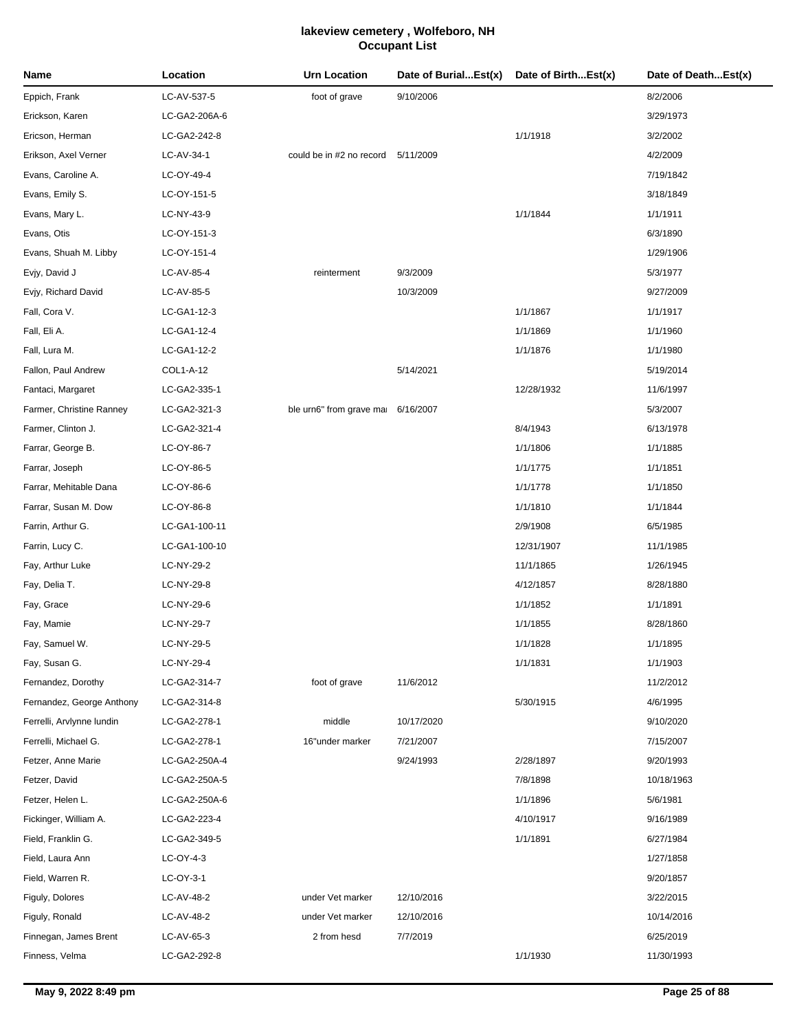# lakeview cemetery , Wolfeboro, NH
## Occupant List

| Name | Location | Urn Location | Date of Burial...Est(x) | Date of Birth...Est(x) | Date of Death...Est(x) |
|---|---|---|---|---|---|
| Eppich, Frank | LC-AV-537-5 | foot of grave | 9/10/2006 | | 8/2/2006 |
| Erickson, Karen | LC-GA2-206A-6 | | | | 3/29/1973 |
| Ericson, Herman | LC-GA2-242-8 | | | 1/1/1918 | 3/2/2002 |
| Erikson, Axel Verner | LC-AV-34-1 | could be in #2 no record | 5/11/2009 | | 4/2/2009 |
| Evans, Caroline A. | LC-OY-49-4 | | | | 7/19/1842 |
| Evans, Emily S. | LC-OY-151-5 | | | | 3/18/1849 |
| Evans, Mary L. | LC-NY-43-9 | | | 1/1/1844 | 1/1/1911 |
| Evans, Otis | LC-OY-151-3 | | | | 6/3/1890 |
| Evans, Shuah M. Libby | LC-OY-151-4 | | | | 1/29/1906 |
| Evjy, David J | LC-AV-85-4 | reinterment | 9/3/2009 | | 5/3/1977 |
| Evjy, Richard David | LC-AV-85-5 | | 10/3/2009 | | 9/27/2009 |
| Fall, Cora V. | LC-GA1-12-3 | | | 1/1/1867 | 1/1/1917 |
| Fall, Eli A. | LC-GA1-12-4 | | | 1/1/1869 | 1/1/1960 |
| Fall, Lura M. | LC-GA1-12-2 | | | 1/1/1876 | 1/1/1980 |
| Fallon, Paul Andrew | COL1-A-12 | | 5/14/2021 | | 5/19/2014 |
| Fantaci, Margaret | LC-GA2-335-1 | | | 12/28/1932 | 11/6/1997 |
| Farmer, Christine Ranney | LC-GA2-321-3 | ble urn6" from grave mai | 6/16/2007 | | 5/3/2007 |
| Farmer, Clinton J. | LC-GA2-321-4 | | | 8/4/1943 | 6/13/1978 |
| Farrar, George B. | LC-OY-86-7 | | | 1/1/1806 | 1/1/1885 |
| Farrar, Joseph | LC-OY-86-5 | | | 1/1/1775 | 1/1/1851 |
| Farrar, Mehitable Dana | LC-OY-86-6 | | | 1/1/1778 | 1/1/1850 |
| Farrar, Susan M. Dow | LC-OY-86-8 | | | 1/1/1810 | 1/1/1844 |
| Farrin, Arthur G. | LC-GA1-100-11 | | | 2/9/1908 | 6/5/1985 |
| Farrin, Lucy C. | LC-GA1-100-10 | | | 12/31/1907 | 11/1/1985 |
| Fay, Arthur Luke | LC-NY-29-2 | | | 11/1/1865 | 1/26/1945 |
| Fay, Delia T. | LC-NY-29-8 | | | 4/12/1857 | 8/28/1880 |
| Fay, Grace | LC-NY-29-6 | | | 1/1/1852 | 1/1/1891 |
| Fay, Mamie | LC-NY-29-7 | | | 1/1/1855 | 8/28/1860 |
| Fay, Samuel W. | LC-NY-29-5 | | | 1/1/1828 | 1/1/1895 |
| Fay, Susan G. | LC-NY-29-4 | | | 1/1/1831 | 1/1/1903 |
| Fernandez, Dorothy | LC-GA2-314-7 | foot of grave | 11/6/2012 | | 11/2/2012 |
| Fernandez, George Anthony | LC-GA2-314-8 | | | 5/30/1915 | 4/6/1995 |
| Ferrelli, Arvlynne lundin | LC-GA2-278-1 | middle | 10/17/2020 | | 9/10/2020 |
| Ferrelli, Michael G. | LC-GA2-278-1 | 16"under marker | 7/21/2007 | | 7/15/2007 |
| Fetzer, Anne Marie | LC-GA2-250A-4 | | 9/24/1993 | 2/28/1897 | 9/20/1993 |
| Fetzer, David | LC-GA2-250A-5 | | | 7/8/1898 | 10/18/1963 |
| Fetzer, Helen L. | LC-GA2-250A-6 | | | 1/1/1896 | 5/6/1981 |
| Fickinger, William A. | LC-GA2-223-4 | | | 4/10/1917 | 9/16/1989 |
| Field, Franklin G. | LC-GA2-349-5 | | | 1/1/1891 | 6/27/1984 |
| Field, Laura Ann | LC-OY-4-3 | | | | 1/27/1858 |
| Field, Warren R. | LC-OY-3-1 | | | | 9/20/1857 |
| Figuly, Dolores | LC-AV-48-2 | under Vet marker | 12/10/2016 | | 3/22/2015 |
| Figuly, Ronald | LC-AV-48-2 | under Vet marker | 12/10/2016 | | 10/14/2016 |
| Finnegan, James Brent | LC-AV-65-3 | 2 from hesd | 7/7/2019 | | 6/25/2019 |
| Finness, Velma | LC-GA2-292-8 | | | 1/1/1930 | 11/30/1993 |

**May 9, 2022 8:49 pm**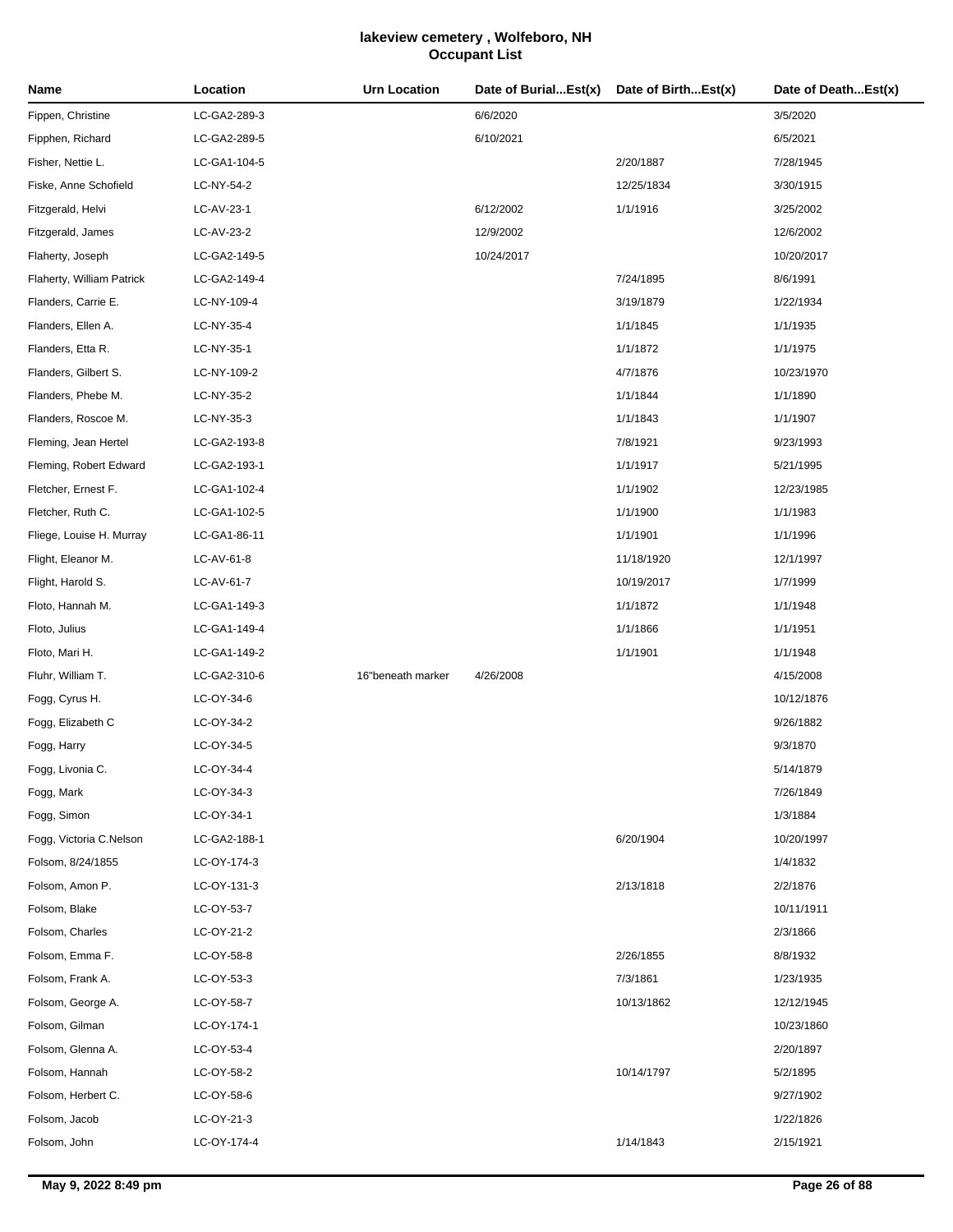# lakeview cemetery , Wolfeboro, NH
## Occupant List

| Name | Location | Urn Location | Date of Burial...Est(x) | Date of Birth...Est(x) | Date of Death...Est(x) |
|---|---|---|---|---|---|
| Fippen, Christine | LC-GA2-289-3 | | 6/6/2020 | | 3/5/2020 |
| Fipphen, Richard | LC-GA2-289-5 | | 6/10/2021 | | 6/5/2021 |
| Fisher, Nettie L. | LC-GA1-104-5 | | | 2/20/1887 | 7/28/1945 |
| Fiske, Anne Schofield | LC-NY-54-2 | | | 12/25/1834 | 3/30/1915 |
| Fitzgerald, Helvi | LC-AV-23-1 | | 6/12/2002 | 1/1/1916 | 3/25/2002 |
| Fitzgerald, James | LC-AV-23-2 | | 12/9/2002 | | 12/6/2002 |
| Flaherty, Joseph | LC-GA2-149-5 | | 10/24/2017 | | 10/20/2017 |
| Flaherty, William Patrick | LC-GA2-149-4 | | | 7/24/1895 | 8/6/1991 |
| Flanders, Carrie E. | LC-NY-109-4 | | | 3/19/1879 | 1/22/1934 |
| Flanders, Ellen A. | LC-NY-35-4 | | | 1/1/1845 | 1/1/1935 |
| Flanders, Etta R. | LC-NY-35-1 | | | 1/1/1872 | 1/1/1975 |
| Flanders, Gilbert S. | LC-NY-109-2 | | | 4/7/1876 | 10/23/1970 |
| Flanders, Phebe M. | LC-NY-35-2 | | | 1/1/1844 | 1/1/1890 |
| Flanders, Roscoe M. | LC-NY-35-3 | | | 1/1/1843 | 1/1/1907 |
| Fleming, Jean Hertel | LC-GA2-193-8 | | | 7/8/1921 | 9/23/1993 |
| Fleming, Robert Edward | LC-GA2-193-1 | | | 1/1/1917 | 5/21/1995 |
| Fletcher, Ernest F. | LC-GA1-102-4 | | | 1/1/1902 | 12/23/1985 |
| Fletcher, Ruth C. | LC-GA1-102-5 | | | 1/1/1900 | 1/1/1983 |
| Fliege, Louise H. Murray | LC-GA1-86-11 | | | 1/1/1901 | 1/1/1996 |
| Flight, Eleanor M. | LC-AV-61-8 | | | 11/18/1920 | 12/1/1997 |
| Flight, Harold S. | LC-AV-61-7 | | | 10/19/2017 | 1/7/1999 |
| Floto, Hannah M. | LC-GA1-149-3 | | | 1/1/1872 | 1/1/1948 |
| Floto, Julius | LC-GA1-149-4 | | | 1/1/1866 | 1/1/1951 |
| Floto, Mari H. | LC-GA1-149-2 | | | 1/1/1901 | 1/1/1948 |
| Fluhr, William T. | LC-GA2-310-6 | 16"beneath marker | 4/26/2008 | | 4/15/2008 |
| Fogg, Cyrus H. | LC-OY-34-6 | | | | 10/12/1876 |
| Fogg, Elizabeth C | LC-OY-34-2 | | | | 9/26/1882 |
| Fogg, Harry | LC-OY-34-5 | | | | 9/3/1870 |
| Fogg, Livonia C. | LC-OY-34-4 | | | | 5/14/1879 |
| Fogg, Mark | LC-OY-34-3 | | | | 7/26/1849 |
| Fogg, Simon | LC-OY-34-1 | | | | 1/3/1884 |
| Fogg, Victoria C.Nelson | LC-GA2-188-1 | | | 6/20/1904 | 10/20/1997 |
| Folsom, 8/24/1855 | LC-OY-174-3 | | | | 1/4/1832 |
| Folsom, Amon P. | LC-OY-131-3 | | | 2/13/1818 | 2/2/1876 |
| Folsom, Blake | LC-OY-53-7 | | | | 10/11/1911 |
| Folsom, Charles | LC-OY-21-2 | | | | 2/3/1866 |
| Folsom, Emma F. | LC-OY-58-8 | | | 2/26/1855 | 8/8/1932 |
| Folsom, Frank A. | LC-OY-53-3 | | | 7/3/1861 | 1/23/1935 |
| Folsom, George A. | LC-OY-58-7 | | | 10/13/1862 | 12/12/1945 |
| Folsom, Gilman | LC-OY-174-1 | | | | 10/23/1860 |
| Folsom, Glenna A. | LC-OY-53-4 | | | | 2/20/1897 |
| Folsom, Hannah | LC-OY-58-2 | | | 10/14/1797 | 5/2/1895 |
| Folsom, Herbert C. | LC-OY-58-6 | | | | 9/27/1902 |
| Folsom, Jacob | LC-OY-21-3 | | | | 1/22/1826 |
| Folsom, John | LC-OY-174-4 | | | 1/14/1843 | 2/15/1921 |

May 9, 2022 8:49 pm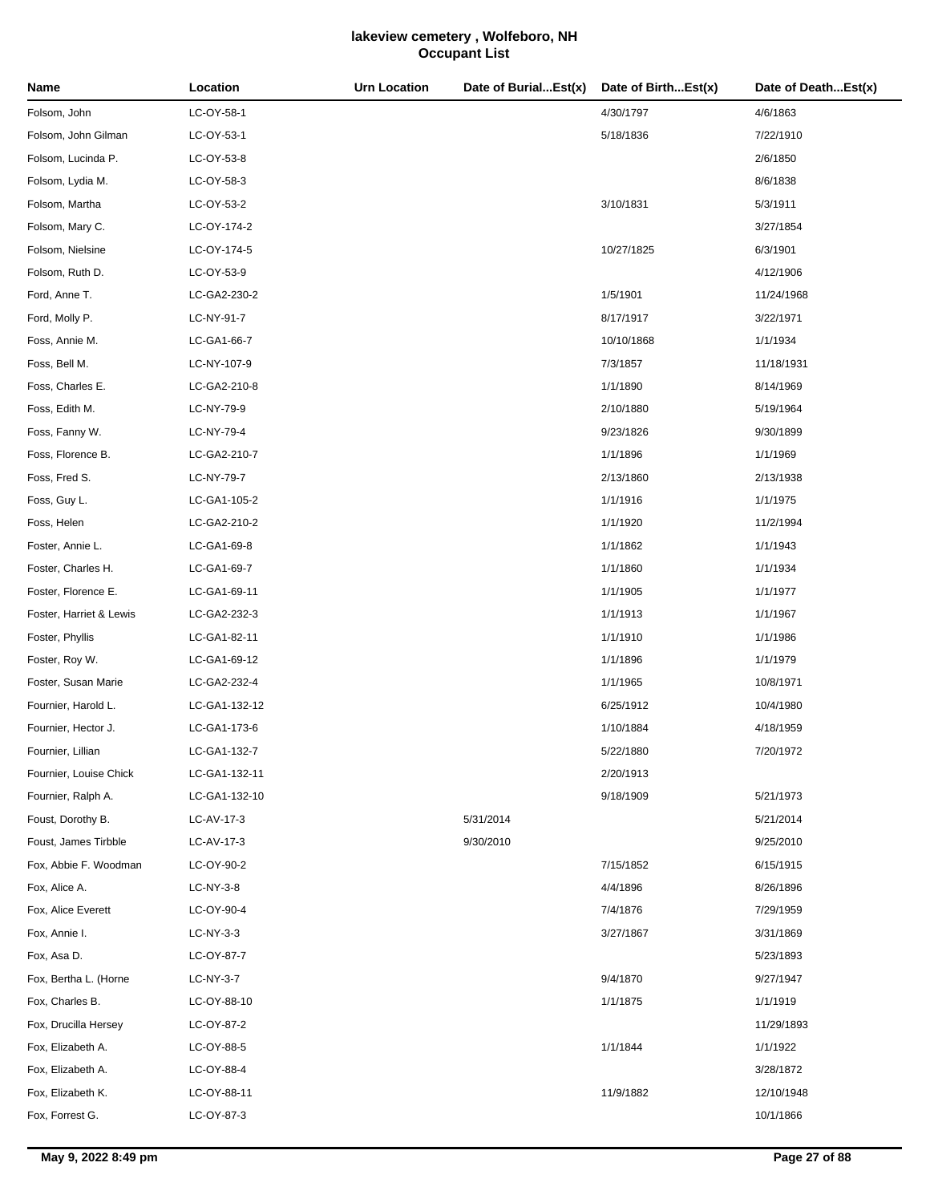# lakeview cemetery , Wolfeboro, NH
## Occupant List

| Name | Location | Urn Location | Date of Burial...Est(x) | Date of Birth...Est(x) | Date of Death...Est(x) |
|---|---|---|---|---|---|
| Folsom, John | LC-OY-58-1 | | | 4/30/1797 | 4/6/1863 |
| Folsom, John Gilman | LC-OY-53-1 | | | 5/18/1836 | 7/22/1910 |
| Folsom, Lucinda P. | LC-OY-53-8 | | | | 2/6/1850 |
| Folsom, Lydia M. | LC-OY-58-3 | | | | 8/6/1838 |
| Folsom, Martha | LC-OY-53-2 | | | 3/10/1831 | 5/3/1911 |
| Folsom, Mary C. | LC-OY-174-2 | | | | 3/27/1854 |
| Folsom, Nielsine | LC-OY-174-5 | | | 10/27/1825 | 6/3/1901 |
| Folsom, Ruth D. | LC-OY-53-9 | | | | 4/12/1906 |
| Ford, Anne T. | LC-GA2-230-2 | | | 1/5/1901 | 11/24/1968 |
| Ford, Molly P. | LC-NY-91-7 | | | 8/17/1917 | 3/22/1971 |
| Foss, Annie M. | LC-GA1-66-7 | | | 10/10/1868 | 1/1/1934 |
| Foss, Bell M. | LC-NY-107-9 | | | 7/3/1857 | 11/18/1931 |
| Foss, Charles E. | LC-GA2-210-8 | | | 1/1/1890 | 8/14/1969 |
| Foss, Edith M. | LC-NY-79-9 | | | 2/10/1880 | 5/19/1964 |
| Foss, Fanny W. | LC-NY-79-4 | | | 9/23/1826 | 9/30/1899 |
| Foss, Florence B. | LC-GA2-210-7 | | | 1/1/1896 | 1/1/1969 |
| Foss, Fred S. | LC-NY-79-7 | | | 2/13/1860 | 2/13/1938 |
| Foss, Guy L. | LC-GA1-105-2 | | | 1/1/1916 | 1/1/1975 |
| Foss, Helen | LC-GA2-210-2 | | | 1/1/1920 | 11/2/1994 |
| Foster, Annie L. | LC-GA1-69-8 | | | 1/1/1862 | 1/1/1943 |
| Foster, Charles H. | LC-GA1-69-7 | | | 1/1/1860 | 1/1/1934 |
| Foster, Florence E. | LC-GA1-69-11 | | | 1/1/1905 | 1/1/1977 |
| Foster, Harriet & Lewis | LC-GA2-232-3 | | | 1/1/1913 | 1/1/1967 |
| Foster, Phyllis | LC-GA1-82-11 | | | 1/1/1910 | 1/1/1986 |
| Foster, Roy W. | LC-GA1-69-12 | | | 1/1/1896 | 1/1/1979 |
| Foster, Susan Marie | LC-GA2-232-4 | | | 1/1/1965 | 10/8/1971 |
| Fournier, Harold L. | LC-GA1-132-12 | | | 6/25/1912 | 10/4/1980 |
| Fournier, Hector J. | LC-GA1-173-6 | | | 1/10/1884 | 4/18/1959 |
| Fournier, Lillian | LC-GA1-132-7 | | | 5/22/1880 | 7/20/1972 |
| Fournier, Louise Chick | LC-GA1-132-11 | | | 2/20/1913 | |
| Fournier, Ralph A. | LC-GA1-132-10 | | | 9/18/1909 | 5/21/1973 |
| Foust, Dorothy B. | LC-AV-17-3 | | 5/31/2014 | | 5/21/2014 |
| Foust, James Tirbble | LC-AV-17-3 | | 9/30/2010 | | 9/25/2010 |
| Fox, Abbie F. Woodman | LC-OY-90-2 | | | 7/15/1852 | 6/15/1915 |
| Fox, Alice A. | LC-NY-3-8 | | | 4/4/1896 | 8/26/1896 |
| Fox, Alice Everett | LC-OY-90-4 | | | 7/4/1876 | 7/29/1959 |
| Fox, Annie I. | LC-NY-3-3 | | | 3/27/1867 | 3/31/1869 |
| Fox, Asa D. | LC-OY-87-7 | | | | 5/23/1893 |
| Fox, Bertha L. (Horne | LC-NY-3-7 | | | 9/4/1870 | 9/27/1947 |
| Fox, Charles B. | LC-OY-88-10 | | | 1/1/1875 | 1/1/1919 |
| Fox, Drucilla Hersey | LC-OY-87-2 | | | | 11/29/1893 |
| Fox, Elizabeth A. | LC-OY-88-5 | | | 1/1/1844 | 1/1/1922 |
| Fox, Elizabeth A. | LC-OY-88-4 | | | | 3/28/1872 |
| Fox, Elizabeth K. | LC-OY-88-11 | | | 11/9/1882 | 12/10/1948 |
| Fox, Forrest G. | LC-OY-87-3 | | | | 10/1/1866 |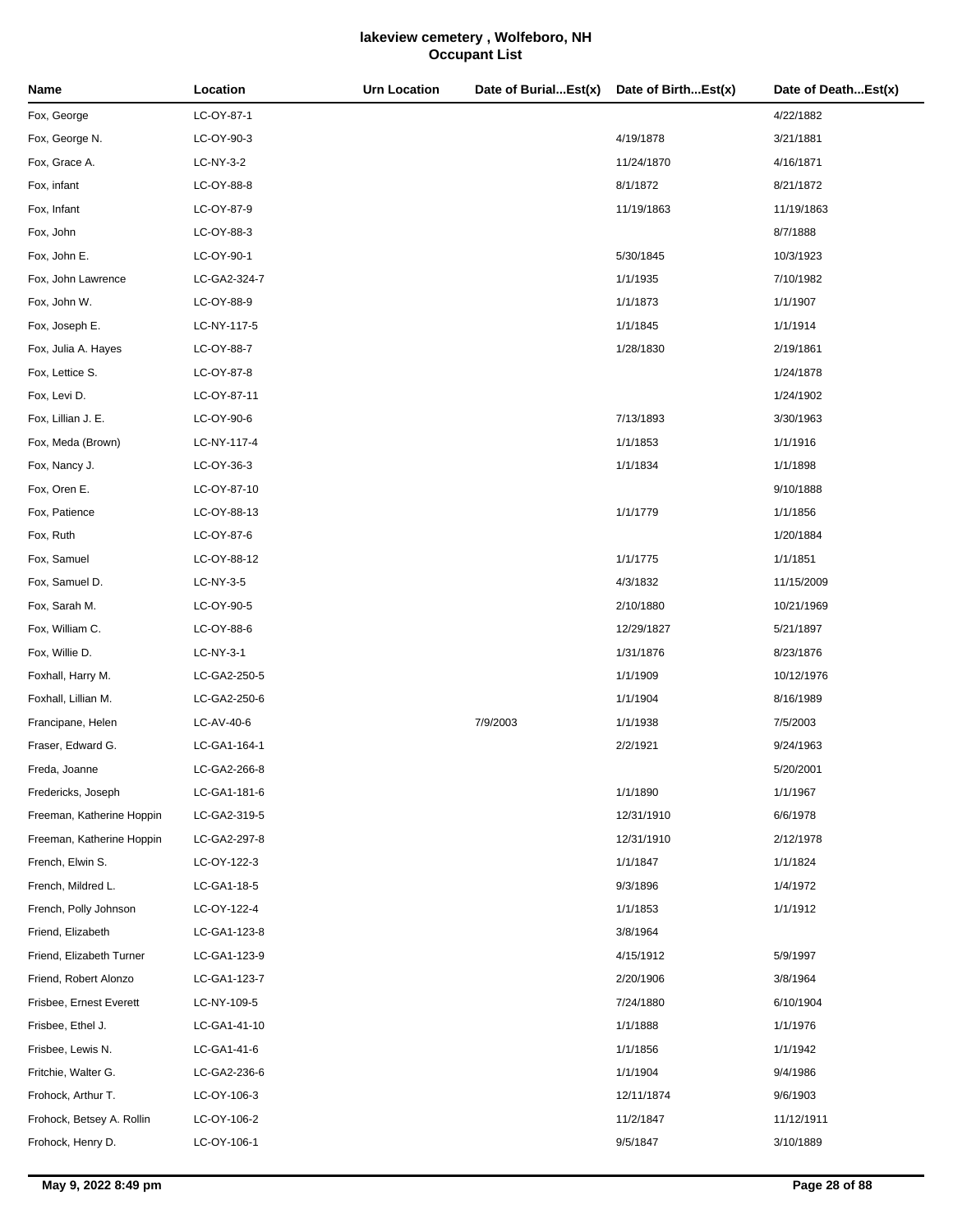# lakeview cemetery , Wolfeboro, NH
## Occupant List

| Name | Location | Urn Location | Date of Burial...Est(x) | Date of Birth...Est(x) | Date of Death...Est(x) |
|---|---|---|---|---|---|
| Fox, George | LC-OY-87-1 | | | | 4/22/1882 |
| Fox, George N. | LC-OY-90-3 | | | 4/19/1878 | 3/21/1881 |
| Fox, Grace A. | LC-NY-3-2 | | | 11/24/1870 | 4/16/1871 |
| Fox, infant | LC-OY-88-8 | | | 8/1/1872 | 8/21/1872 |
| Fox, Infant | LC-OY-87-9 | | | 11/19/1863 | 11/19/1863 |
| Fox, John | LC-OY-88-3 | | | | 8/7/1888 |
| Fox, John E. | LC-OY-90-1 | | | 5/30/1845 | 10/3/1923 |
| Fox, John Lawrence | LC-GA2-324-7 | | | 1/1/1935 | 7/10/1982 |
| Fox, John W. | LC-OY-88-9 | | | 1/1/1873 | 1/1/1907 |
| Fox, Joseph E. | LC-NY-117-5 | | | 1/1/1845 | 1/1/1914 |
| Fox, Julia A. Hayes | LC-OY-88-7 | | | 1/28/1830 | 2/19/1861 |
| Fox, Lettice S. | LC-OY-87-8 | | | | 1/24/1878 |
| Fox, Levi D. | LC-OY-87-11 | | | | 1/24/1902 |
| Fox, Lillian J. E. | LC-OY-90-6 | | | 7/13/1893 | 3/30/1963 |
| Fox, Meda (Brown) | LC-NY-117-4 | | | 1/1/1853 | 1/1/1916 |
| Fox, Nancy J. | LC-OY-36-3 | | | 1/1/1834 | 1/1/1898 |
| Fox, Oren E. | LC-OY-87-10 | | | | 9/10/1888 |
| Fox, Patience | LC-OY-88-13 | | | 1/1/1779 | 1/1/1856 |
| Fox, Ruth | LC-OY-87-6 | | | | 1/20/1884 |
| Fox, Samuel | LC-OY-88-12 | | | 1/1/1775 | 1/1/1851 |
| Fox, Samuel D. | LC-NY-3-5 | | | 4/3/1832 | 11/15/2009 |
| Fox, Sarah M. | LC-OY-90-5 | | | 2/10/1880 | 10/21/1969 |
| Fox, William C. | LC-OY-88-6 | | | 12/29/1827 | 5/21/1897 |
| Fox, Willie D. | LC-NY-3-1 | | | 1/31/1876 | 8/23/1876 |
| Foxhall, Harry M. | LC-GA2-250-5 | | | 1/1/1909 | 10/12/1976 |
| Foxhall, Lillian M. | LC-GA2-250-6 | | | 1/1/1904 | 8/16/1989 |
| Francipane, Helen | LC-AV-40-6 | | 7/9/2003 | 1/1/1938 | 7/5/2003 |
| Fraser, Edward G. | LC-GA1-164-1 | | | 2/2/1921 | 9/24/1963 |
| Freda, Joanne | LC-GA2-266-8 | | | | 5/20/2001 |
| Fredericks, Joseph | LC-GA1-181-6 | | | 1/1/1890 | 1/1/1967 |
| Freeman, Katherine Hoppin | LC-GA2-319-5 | | | 12/31/1910 | 6/6/1978 |
| Freeman, Katherine Hoppin | LC-GA2-297-8 | | | 12/31/1910 | 2/12/1978 |
| French, Elwin S. | LC-OY-122-3 | | | 1/1/1847 | 1/1/1824 |
| French, Mildred L. | LC-GA1-18-5 | | | 9/3/1896 | 1/4/1972 |
| French, Polly Johnson | LC-OY-122-4 | | | 1/1/1853 | 1/1/1912 |
| Friend, Elizabeth | LC-GA1-123-8 | | | 3/8/1964 | |
| Friend, Elizabeth Turner | LC-GA1-123-9 | | | 4/15/1912 | 5/9/1997 |
| Friend, Robert Alonzo | LC-GA1-123-7 | | | 2/20/1906 | 3/8/1964 |
| Frisbee, Ernest Everett | LC-NY-109-5 | | | 7/24/1880 | 6/10/1904 |
| Frisbee, Ethel J. | LC-GA1-41-10 | | | 1/1/1888 | 1/1/1976 |
| Frisbee, Lewis N. | LC-GA1-41-6 | | | 1/1/1856 | 1/1/1942 |
| Fritchie, Walter G. | LC-GA2-236-6 | | | 1/1/1904 | 9/4/1986 |
| Frohock, Arthur T. | LC-OY-106-3 | | | 12/11/1874 | 9/6/1903 |
| Frohock, Betsey A. Rollin | LC-OY-106-2 | | | 11/2/1847 | 11/12/1911 |
| Frohock, Henry D. | LC-OY-106-1 | | | 9/5/1847 | 3/10/1889 |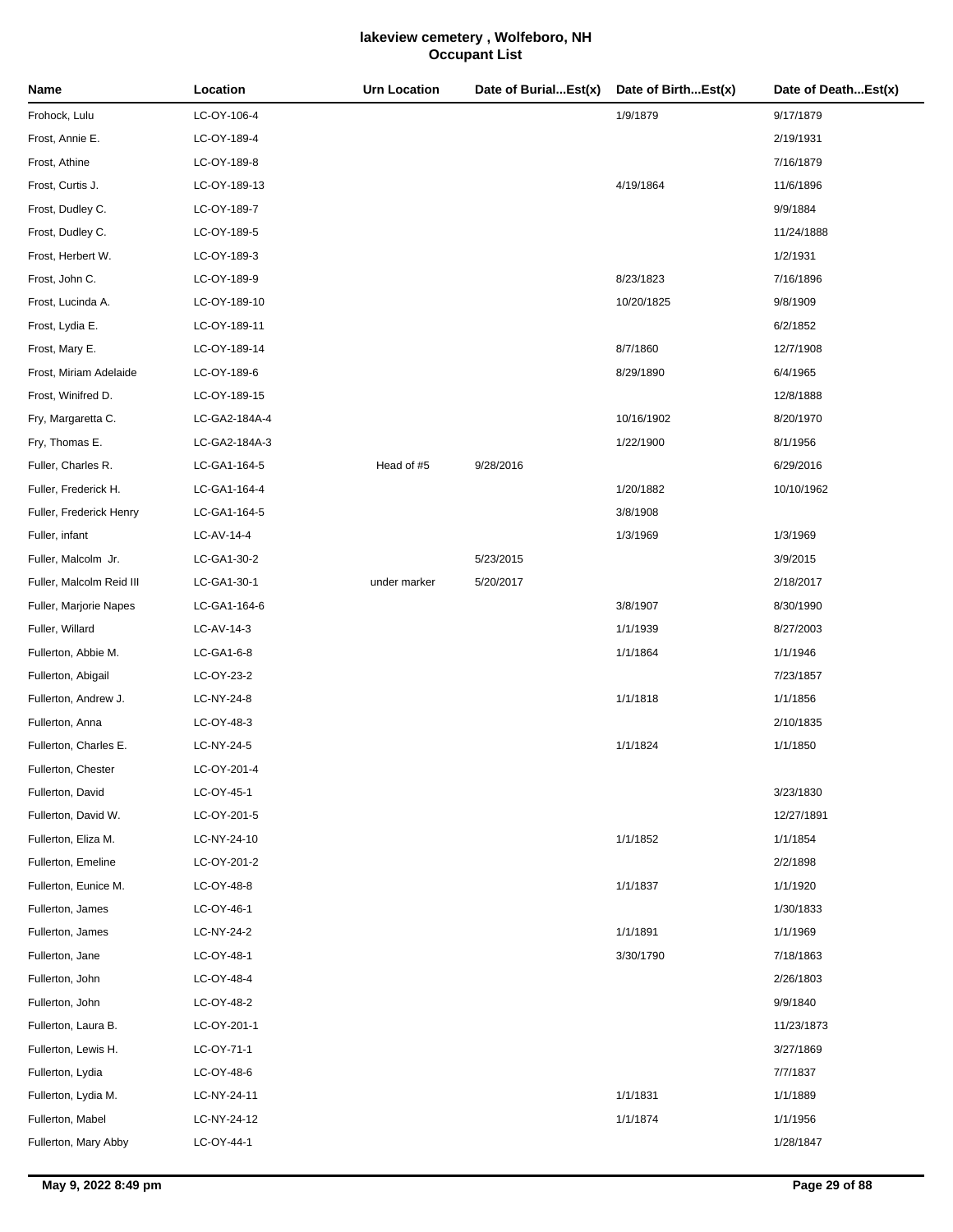# lakeview cemetery , Wolfeboro, NH
## Occupant List

| Name | Location | Urn Location | Date of Burial...Est(x) | Date of Birth...Est(x) | Date of Death...Est(x) |
|---|---|---|---|---|---|
| Frohock, Lulu | LC-OY-106-4 | | | 1/9/1879 | 9/17/1879 |
| Frost, Annie E. | LC-OY-189-4 | | | | 2/19/1931 |
| Frost, Athine | LC-OY-189-8 | | | | 7/16/1879 |
| Frost, Curtis J. | LC-OY-189-13 | | | 4/19/1864 | 11/6/1896 |
| Frost, Dudley C. | LC-OY-189-7 | | | | 9/9/1884 |
| Frost, Dudley C. | LC-OY-189-5 | | | | 11/24/1888 |
| Frost, Herbert W. | LC-OY-189-3 | | | | 1/2/1931 |
| Frost, John C. | LC-OY-189-9 | | | 8/23/1823 | 7/16/1896 |
| Frost, Lucinda A. | LC-OY-189-10 | | | 10/20/1825 | 9/8/1909 |
| Frost, Lydia E. | LC-OY-189-11 | | | | 6/2/1852 |
| Frost, Mary E. | LC-OY-189-14 | | | 8/7/1860 | 12/7/1908 |
| Frost, Miriam Adelaide | LC-OY-189-6 | | | 8/29/1890 | 6/4/1965 |
| Frost, Winifred D. | LC-OY-189-15 | | | | 12/8/1888 |
| Fry, Margaretta C. | LC-GA2-184A-4 | | | 10/16/1902 | 8/20/1970 |
| Fry, Thomas E. | LC-GA2-184A-3 | | | 1/22/1900 | 8/1/1956 |
| Fuller, Charles R. | LC-GA1-164-5 | Head of #5 | 9/28/2016 | | 6/29/2016 |
| Fuller, Frederick H. | LC-GA1-164-4 | | | 1/20/1882 | 10/10/1962 |
| Fuller, Frederick Henry | LC-GA1-164-5 | | | 3/8/1908 | |
| Fuller, infant | LC-AV-14-4 | | | 1/3/1969 | 1/3/1969 |
| Fuller, Malcolm Jr. | LC-GA1-30-2 | | 5/23/2015 | | 3/9/2015 |
| Fuller, Malcolm Reid III | LC-GA1-30-1 | under marker | 5/20/2017 | | 2/18/2017 |
| Fuller, Marjorie Napes | LC-GA1-164-6 | | | 3/8/1907 | 8/30/1990 |
| Fuller, Willard | LC-AV-14-3 | | | 1/1/1939 | 8/27/2003 |
| Fullerton, Abbie M. | LC-GA1-6-8 | | | 1/1/1864 | 1/1/1946 |
| Fullerton, Abigail | LC-OY-23-2 | | | | 7/23/1857 |
| Fullerton, Andrew J. | LC-NY-24-8 | | | 1/1/1818 | 1/1/1856 |
| Fullerton, Anna | LC-OY-48-3 | | | | 2/10/1835 |
| Fullerton, Charles E. | LC-NY-24-5 | | | 1/1/1824 | 1/1/1850 |
| Fullerton, Chester | LC-OY-201-4 | | | | |
| Fullerton, David | LC-OY-45-1 | | | | 3/23/1830 |
| Fullerton, David W. | LC-OY-201-5 | | | | 12/27/1891 |
| Fullerton, Eliza M. | LC-NY-24-10 | | | 1/1/1852 | 1/1/1854 |
| Fullerton, Emeline | LC-OY-201-2 | | | | 2/2/1898 |
| Fullerton, Eunice M. | LC-OY-48-8 | | | 1/1/1837 | 1/1/1920 |
| Fullerton, James | LC-OY-46-1 | | | | 1/30/1833 |
| Fullerton, James | LC-NY-24-2 | | | 1/1/1891 | 1/1/1969 |
| Fullerton, Jane | LC-OY-48-1 | | | 3/30/1790 | 7/18/1863 |
| Fullerton, John | LC-OY-48-4 | | | | 2/26/1803 |
| Fullerton, John | LC-OY-48-2 | | | | 9/9/1840 |
| Fullerton, Laura B. | LC-OY-201-1 | | | | 11/23/1873 |
| Fullerton, Lewis H. | LC-OY-71-1 | | | | 3/27/1869 |
| Fullerton, Lydia | LC-OY-48-6 | | | | 7/7/1837 |
| Fullerton, Lydia M. | LC-NY-24-11 | | | 1/1/1831 | 1/1/1889 |
| Fullerton, Mabel | LC-NY-24-12 | | | 1/1/1874 | 1/1/1956 |
| Fullerton, Mary Abby | LC-OY-44-1 | | | | 1/28/1847 |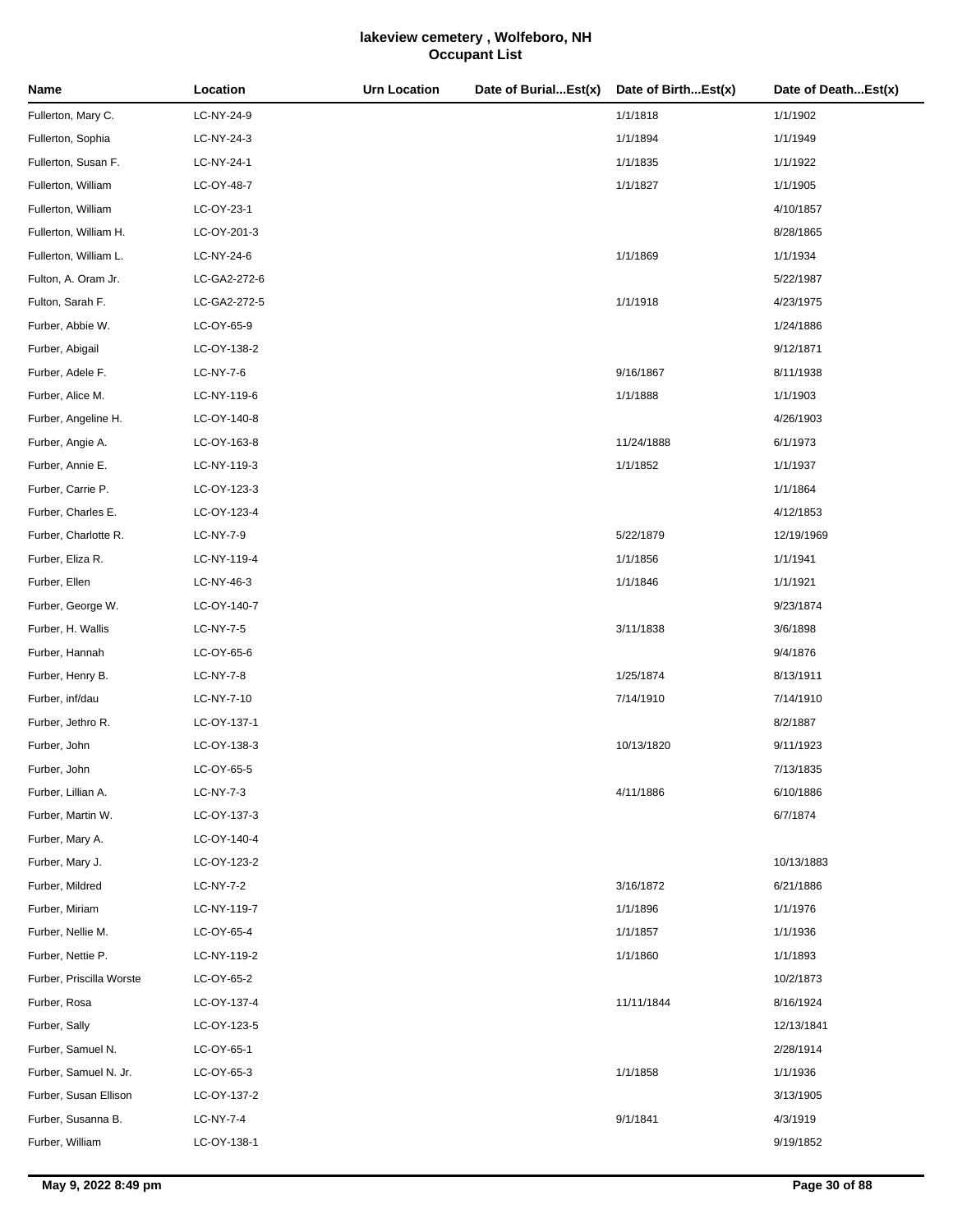# lakeview cemetery , Wolfeboro, NH
## Occupant List

| Name | Location | Urn Location | Date of Burial...Est(x) | Date of Birth...Est(x) | Date of Death...Est(x) |
|---|---|---|---|---|---|
| Fullerton, Mary C. | LC-NY-24-9 | | | 1/1/1818 | 1/1/1902 |
| Fullerton, Sophia | LC-NY-24-3 | | | 1/1/1894 | 1/1/1949 |
| Fullerton, Susan F. | LC-NY-24-1 | | | 1/1/1835 | 1/1/1922 |
| Fullerton, William | LC-OY-48-7 | | | 1/1/1827 | 1/1/1905 |
| Fullerton, William | LC-OY-23-1 | | | | 4/10/1857 |
| Fullerton, William H. | LC-OY-201-3 | | | | 8/28/1865 |
| Fullerton, William L. | LC-NY-24-6 | | | 1/1/1869 | 1/1/1934 |
| Fulton, A. Oram Jr. | LC-GA2-272-6 | | | | 5/22/1987 |
| Fulton, Sarah F. | LC-GA2-272-5 | | | 1/1/1918 | 4/23/1975 |
| Furber, Abbie W. | LC-OY-65-9 | | | | 1/24/1886 |
| Furber, Abigail | LC-OY-138-2 | | | | 9/12/1871 |
| Furber, Adele F. | LC-NY-7-6 | | | 9/16/1867 | 8/11/1938 |
| Furber, Alice M. | LC-NY-119-6 | | | 1/1/1888 | 1/1/1903 |
| Furber, Angeline H. | LC-OY-140-8 | | | | 4/26/1903 |
| Furber, Angie A. | LC-OY-163-8 | | | 11/24/1888 | 6/1/1973 |
| Furber, Annie E. | LC-NY-119-3 | | | 1/1/1852 | 1/1/1937 |
| Furber, Carrie P. | LC-OY-123-3 | | | | 1/1/1864 |
| Furber, Charles E. | LC-OY-123-4 | | | | 4/12/1853 |
| Furber, Charlotte R. | LC-NY-7-9 | | | 5/22/1879 | 12/19/1969 |
| Furber, Eliza R. | LC-NY-119-4 | | | 1/1/1856 | 1/1/1941 |
| Furber, Ellen | LC-NY-46-3 | | | 1/1/1846 | 1/1/1921 |
| Furber, George W. | LC-OY-140-7 | | | | 9/23/1874 |
| Furber, H. Wallis | LC-NY-7-5 | | | 3/11/1838 | 3/6/1898 |
| Furber, Hannah | LC-OY-65-6 | | | | 9/4/1876 |
| Furber, Henry B. | LC-NY-7-8 | | | 1/25/1874 | 8/13/1911 |
| Furber, inf/dau | LC-NY-7-10 | | | 7/14/1910 | 7/14/1910 |
| Furber, Jethro R. | LC-OY-137-1 | | | | 8/2/1887 |
| Furber, John | LC-OY-138-3 | | | 10/13/1820 | 9/11/1923 |
| Furber, John | LC-OY-65-5 | | | | 7/13/1835 |
| Furber, Lillian A. | LC-NY-7-3 | | | 4/11/1886 | 6/10/1886 |
| Furber, Martin W. | LC-OY-137-3 | | | | 6/7/1874 |
| Furber, Mary A. | LC-OY-140-4 | | | | |
| Furber, Mary J. | LC-OY-123-2 | | | | 10/13/1883 |
| Furber, Mildred | LC-NY-7-2 | | | 3/16/1872 | 6/21/1886 |
| Furber, Miriam | LC-NY-119-7 | | | 1/1/1896 | 1/1/1976 |
| Furber, Nellie M. | LC-OY-65-4 | | | 1/1/1857 | 1/1/1936 |
| Furber, Nettie P. | LC-NY-119-2 | | | 1/1/1860 | 1/1/1893 |
| Furber, Priscilla Worste | LC-OY-65-2 | | | | 10/2/1873 |
| Furber, Rosa | LC-OY-137-4 | | | 11/11/1844 | 8/16/1924 |
| Furber, Sally | LC-OY-123-5 | | | | 12/13/1841 |
| Furber, Samuel N. | LC-OY-65-1 | | | | 2/28/1914 |
| Furber, Samuel N. Jr. | LC-OY-65-3 | | | 1/1/1858 | 1/1/1936 |
| Furber, Susan Ellison | LC-OY-137-2 | | | | 3/13/1905 |
| Furber, Susanna B. | LC-NY-7-4 | | | 9/1/1841 | 4/3/1919 |
| Furber, William | LC-OY-138-1 | | | | 9/19/1852 |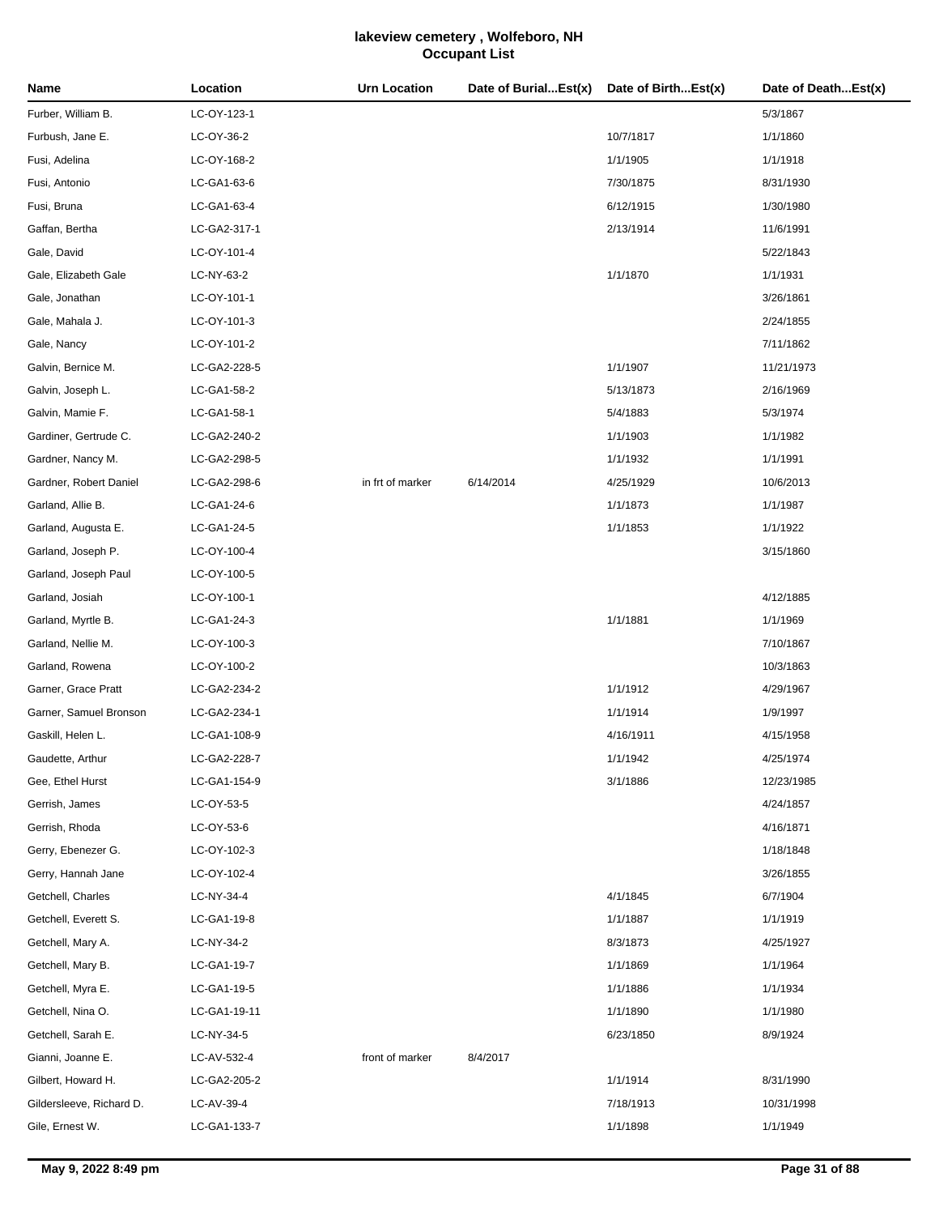# lakeview cemetery , Wolfeboro, NH
## Occupant List

| Name | Location | Urn Location | Date of Burial...Est(x) | Date of Birth...Est(x) | Date of Death...Est(x) |
|---|---|---|---|---|---|
| Furber, William B. | LC-OY-123-1 | | | | 5/3/1867 |
| Furbush, Jane E. | LC-OY-36-2 | | | 10/7/1817 | 1/1/1860 |
| Fusi, Adelina | LC-OY-168-2 | | | 1/1/1905 | 1/1/1918 |
| Fusi, Antonio | LC-GA1-63-6 | | | 7/30/1875 | 8/31/1930 |
| Fusi, Bruna | LC-GA1-63-4 | | | 6/12/1915 | 1/30/1980 |
| Gaffan, Bertha | LC-GA2-317-1 | | | 2/13/1914 | 11/6/1991 |
| Gale, David | LC-OY-101-4 | | | | 5/22/1843 |
| Gale, Elizabeth Gale | LC-NY-63-2 | | | 1/1/1870 | 1/1/1931 |
| Gale, Jonathan | LC-OY-101-1 | | | | 3/26/1861 |
| Gale, Mahala J. | LC-OY-101-3 | | | | 2/24/1855 |
| Gale, Nancy | LC-OY-101-2 | | | | 7/11/1862 |
| Galvin, Bernice M. | LC-GA2-228-5 | | | 1/1/1907 | 11/21/1973 |
| Galvin, Joseph L. | LC-GA1-58-2 | | | 5/13/1873 | 2/16/1969 |
| Galvin, Mamie F. | LC-GA1-58-1 | | | 5/4/1883 | 5/3/1974 |
| Gardiner, Gertrude C. | LC-GA2-240-2 | | | 1/1/1903 | 1/1/1982 |
| Gardner, Nancy M. | LC-GA2-298-5 | | | 1/1/1932 | 1/1/1991 |
| Gardner, Robert Daniel | LC-GA2-298-6 | in frt of marker | 6/14/2014 | 4/25/1929 | 10/6/2013 |
| Garland, Allie B. | LC-GA1-24-6 | | | 1/1/1873 | 1/1/1987 |
| Garland, Augusta E. | LC-GA1-24-5 | | | 1/1/1853 | 1/1/1922 |
| Garland, Joseph P. | LC-OY-100-4 | | | | 3/15/1860 |
| Garland, Joseph Paul | LC-OY-100-5 | | | | |
| Garland, Josiah | LC-OY-100-1 | | | | 4/12/1885 |
| Garland, Myrtle B. | LC-GA1-24-3 | | | 1/1/1881 | 1/1/1969 |
| Garland, Nellie M. | LC-OY-100-3 | | | | 7/10/1867 |
| Garland, Rowena | LC-OY-100-2 | | | | 10/3/1863 |
| Garner, Grace Pratt | LC-GA2-234-2 | | | 1/1/1912 | 4/29/1967 |
| Garner, Samuel Bronson | LC-GA2-234-1 | | | 1/1/1914 | 1/9/1997 |
| Gaskill, Helen L. | LC-GA1-108-9 | | | 4/16/1911 | 4/15/1958 |
| Gaudette, Arthur | LC-GA2-228-7 | | | 1/1/1942 | 4/25/1974 |
| Gee, Ethel Hurst | LC-GA1-154-9 | | | 3/1/1886 | 12/23/1985 |
| Gerrish, James | LC-OY-53-5 | | | | 4/24/1857 |
| Gerrish, Rhoda | LC-OY-53-6 | | | | 4/16/1871 |
| Gerry, Ebenezer G. | LC-OY-102-3 | | | | 1/18/1848 |
| Gerry, Hannah Jane | LC-OY-102-4 | | | | 3/26/1855 |
| Getchell, Charles | LC-NY-34-4 | | | 4/1/1845 | 6/7/1904 |
| Getchell, Everett S. | LC-GA1-19-8 | | | 1/1/1887 | 1/1/1919 |
| Getchell, Mary A. | LC-NY-34-2 | | | 8/3/1873 | 4/25/1927 |
| Getchell, Mary B. | LC-GA1-19-7 | | | 1/1/1869 | 1/1/1964 |
| Getchell, Myra E. | LC-GA1-19-5 | | | 1/1/1886 | 1/1/1934 |
| Getchell, Nina O. | LC-GA1-19-11 | | | 1/1/1890 | 1/1/1980 |
| Getchell, Sarah E. | LC-NY-34-5 | | | 6/23/1850 | 8/9/1924 |
| Gianni, Joanne E. | LC-AV-532-4 | front of marker | 8/4/2017 | | |
| Gilbert, Howard H. | LC-GA2-205-2 | | | 1/1/1914 | 8/31/1990 |
| Gildersleeve, Richard D. | LC-AV-39-4 | | | 7/18/1913 | 10/31/1998 |
| Gile, Ernest W. | LC-GA1-133-7 | | | 1/1/1898 | 1/1/1949 |

May 9, 2022 8:49 pm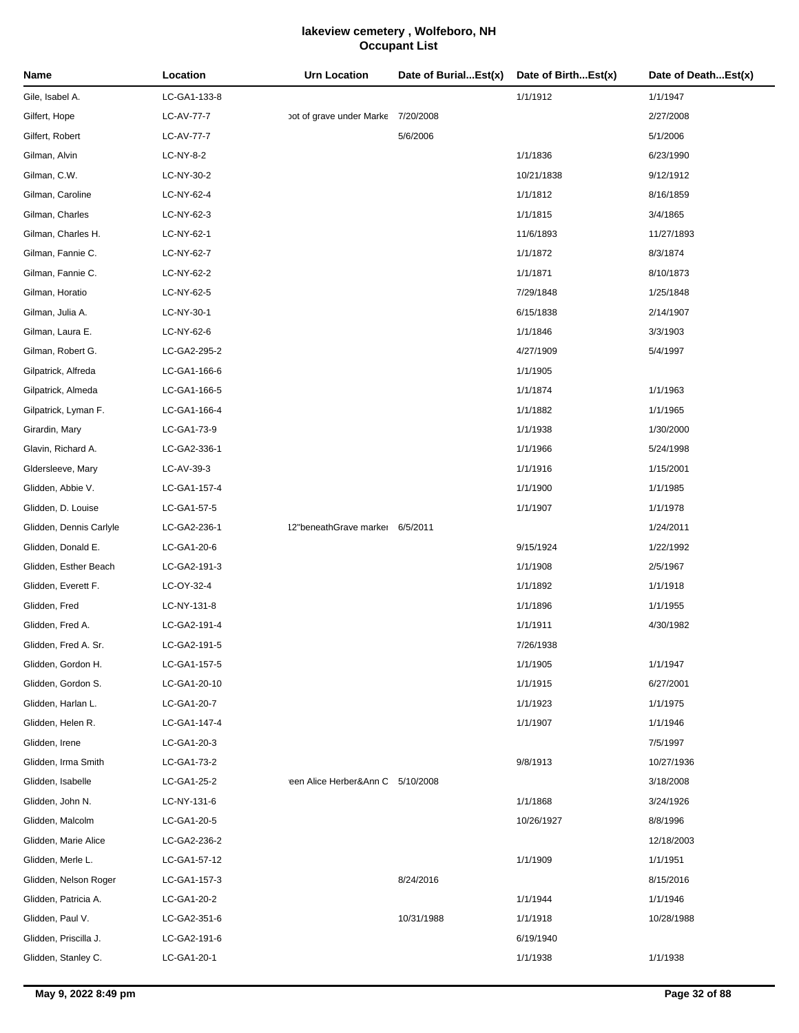# lakeview cemetery , Wolfeboro, NH
## Occupant List

| Name | Location | Urn Location | Date of Burial...Est(x) | Date of Birth...Est(x) | Date of Death...Est(x) |
|---|---|---|---|---|---|
| Gile, Isabel A. | LC-GA1-133-8 | | | 1/1/1912 | 1/1/1947 |
| Gilfert, Hope | LC-AV-77-7 | ɔot of grave under Marke | 7/20/2008 | | 2/27/2008 |
| Gilfert, Robert | LC-AV-77-7 | | 5/6/2006 | | 5/1/2006 |
| Gilman, Alvin | LC-NY-8-2 | | | 1/1/1836 | 6/23/1990 |
| Gilman, C.W. | LC-NY-30-2 | | | 10/21/1838 | 9/12/1912 |
| Gilman, Caroline | LC-NY-62-4 | | | 1/1/1812 | 8/16/1859 |
| Gilman, Charles | LC-NY-62-3 | | | 1/1/1815 | 3/4/1865 |
| Gilman, Charles H. | LC-NY-62-1 | | | 11/6/1893 | 11/27/1893 |
| Gilman, Fannie C. | LC-NY-62-7 | | | 1/1/1872 | 8/3/1874 |
| Gilman, Fannie C. | LC-NY-62-2 | | | 1/1/1871 | 8/10/1873 |
| Gilman, Horatio | LC-NY-62-5 | | | 7/29/1848 | 1/25/1848 |
| Gilman, Julia A. | LC-NY-30-1 | | | 6/15/1838 | 2/14/1907 |
| Gilman, Laura E. | LC-NY-62-6 | | | 1/1/1846 | 3/3/1903 |
| Gilman, Robert G. | LC-GA2-295-2 | | | 4/27/1909 | 5/4/1997 |
| Gilpatrick, Alfreda | LC-GA1-166-6 | | | 1/1/1905 | |
| Gilpatrick, Almeda | LC-GA1-166-5 | | | 1/1/1874 | 1/1/1963 |
| Gilpatrick, Lyman F. | LC-GA1-166-4 | | | 1/1/1882 | 1/1/1965 |
| Girardin, Mary | LC-GA1-73-9 | | | 1/1/1938 | 1/30/2000 |
| Glavin, Richard A. | LC-GA2-336-1 | | | 1/1/1966 | 5/24/1998 |
| Gldersleeve, Mary | LC-AV-39-3 | | | 1/1/1916 | 1/15/2001 |
| Glidden, Abbie V. | LC-GA1-157-4 | | | 1/1/1900 | 1/1/1985 |
| Glidden, D. Louise | LC-GA1-57-5 | | | 1/1/1907 | 1/1/1978 |
| Glidden, Dennis Carlyle | LC-GA2-236-1 | 12"beneathGrave marker | 6/5/2011 | | 1/24/2011 |
| Glidden, Donald E. | LC-GA1-20-6 | | | 9/15/1924 | 1/22/1992 |
| Glidden, Esther Beach | LC-GA2-191-3 | | | 1/1/1908 | 2/5/1967 |
| Glidden, Everett F. | LC-OY-32-4 | | | 1/1/1892 | 1/1/1918 |
| Glidden, Fred | LC-NY-131-8 | | | 1/1/1896 | 1/1/1955 |
| Glidden, Fred A. | LC-GA2-191-4 | | | 1/1/1911 | 4/30/1982 |
| Glidden, Fred A. Sr. | LC-GA2-191-5 | | | 7/26/1938 | |
| Glidden, Gordon H. | LC-GA1-157-5 | | | 1/1/1905 | 1/1/1947 |
| Glidden, Gordon S. | LC-GA1-20-10 | | | 1/1/1915 | 6/27/2001 |
| Glidden, Harlan L. | LC-GA1-20-7 | | | 1/1/1923 | 1/1/1975 |
| Glidden, Helen R. | LC-GA1-147-4 | | | 1/1/1907 | 1/1/1946 |
| Glidden, Irene | LC-GA1-20-3 | | | | 7/5/1997 |
| Glidden, Irma Smith | LC-GA1-73-2 | | | 9/8/1913 | 10/27/1936 |
| Glidden, Isabelle | LC-GA1-25-2 | 'een Alice Herber&Ann C | 5/10/2008 | | 3/18/2008 |
| Glidden, John N. | LC-NY-131-6 | | | 1/1/1868 | 3/24/1926 |
| Glidden, Malcolm | LC-GA1-20-5 | | | 10/26/1927 | 8/8/1996 |
| Glidden, Marie Alice | LC-GA2-236-2 | | | | 12/18/2003 |
| Glidden, Merle L. | LC-GA1-57-12 | | | 1/1/1909 | 1/1/1951 |
| Glidden, Nelson Roger | LC-GA1-157-3 | | 8/24/2016 | | 8/15/2016 |
| Glidden, Patricia A. | LC-GA1-20-2 | | | 1/1/1944 | 1/1/1946 |
| Glidden, Paul V. | LC-GA2-351-6 | | 10/31/1988 | 1/1/1918 | 10/28/1988 |
| Glidden, Priscilla J. | LC-GA2-191-6 | | | 6/19/1940 | |
| Glidden, Stanley C. | LC-GA1-20-1 | | | 1/1/1938 | 1/1/1938 |

**May 9, 2022 8:49 pm**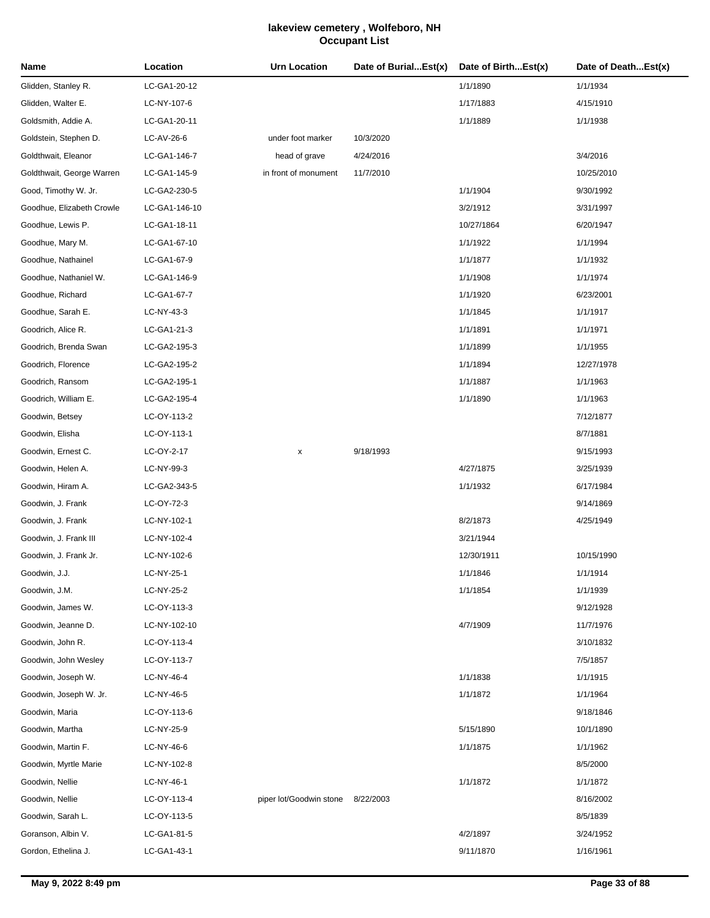# lakeview cemetery , Wolfeboro, NH
## Occupant List

| Name | Location | Urn Location | Date of Burial...Est(x) | Date of Birth...Est(x) | Date of Death...Est(x) |
|---|---|---|---|---|---|
| Glidden, Stanley R. | LC-GA1-20-12 | | | 1/1/1890 | 1/1/1934 |
| Glidden, Walter E. | LC-NY-107-6 | | | 1/17/1883 | 4/15/1910 |
| Goldsmith, Addie A. | LC-GA1-20-11 | | | 1/1/1889 | 1/1/1938 |
| Goldstein, Stephen D. | LC-AV-26-6 | under foot marker | 10/3/2020 | | |
| Goldthwait, Eleanor | LC-GA1-146-7 | head of grave | 4/24/2016 | | 3/4/2016 |
| Goldthwait, George Warren | LC-GA1-145-9 | in front of monument | 11/7/2010 | | 10/25/2010 |
| Good, Timothy W. Jr. | LC-GA2-230-5 | | | 1/1/1904 | 9/30/1992 |
| Goodhue, Elizabeth Crowle | LC-GA1-146-10 | | | 3/2/1912 | 3/31/1997 |
| Goodhue, Lewis P. | LC-GA1-18-11 | | | 10/27/1864 | 6/20/1947 |
| Goodhue, Mary M. | LC-GA1-67-10 | | | 1/1/1922 | 1/1/1994 |
| Goodhue, Nathainel | LC-GA1-67-9 | | | 1/1/1877 | 1/1/1932 |
| Goodhue, Nathaniel W. | LC-GA1-146-9 | | | 1/1/1908 | 1/1/1974 |
| Goodhue, Richard | LC-GA1-67-7 | | | 1/1/1920 | 6/23/2001 |
| Goodhue, Sarah E. | LC-NY-43-3 | | | 1/1/1845 | 1/1/1917 |
| Goodrich, Alice R. | LC-GA1-21-3 | | | 1/1/1891 | 1/1/1971 |
| Goodrich, Brenda Swan | LC-GA2-195-3 | | | 1/1/1899 | 1/1/1955 |
| Goodrich, Florence | LC-GA2-195-2 | | | 1/1/1894 | 12/27/1978 |
| Goodrich, Ransom | LC-GA2-195-1 | | | 1/1/1887 | 1/1/1963 |
| Goodrich, William E. | LC-GA2-195-4 | | | 1/1/1890 | 1/1/1963 |
| Goodwin, Betsey | LC-OY-113-2 | | | | 7/12/1877 |
| Goodwin, Elisha | LC-OY-113-1 | | | | 8/7/1881 |
| Goodwin, Ernest C. | LC-OY-2-17 | x | 9/18/1993 | | 9/15/1993 |
| Goodwin, Helen A. | LC-NY-99-3 | | | 4/27/1875 | 3/25/1939 |
| Goodwin, Hiram A. | LC-GA2-343-5 | | | 1/1/1932 | 6/17/1984 |
| Goodwin, J. Frank | LC-OY-72-3 | | | | 9/14/1869 |
| Goodwin, J. Frank | LC-NY-102-1 | | | 8/2/1873 | 4/25/1949 |
| Goodwin, J. Frank III | LC-NY-102-4 | | | 3/21/1944 | |
| Goodwin, J. Frank Jr. | LC-NY-102-6 | | | 12/30/1911 | 10/15/1990 |
| Goodwin, J.J. | LC-NY-25-1 | | | 1/1/1846 | 1/1/1914 |
| Goodwin, J.M. | LC-NY-25-2 | | | 1/1/1854 | 1/1/1939 |
| Goodwin, James W. | LC-OY-113-3 | | | | 9/12/1928 |
| Goodwin, Jeanne D. | LC-NY-102-10 | | | 4/7/1909 | 11/7/1976 |
| Goodwin, John R. | LC-OY-113-4 | | | | 3/10/1832 |
| Goodwin, John Wesley | LC-OY-113-7 | | | | 7/5/1857 |
| Goodwin, Joseph W. | LC-NY-46-4 | | | 1/1/1838 | 1/1/1915 |
| Goodwin, Joseph W. Jr. | LC-NY-46-5 | | | 1/1/1872 | 1/1/1964 |
| Goodwin, Maria | LC-OY-113-6 | | | | 9/18/1846 |
| Goodwin, Martha | LC-NY-25-9 | | | 5/15/1890 | 10/1/1890 |
| Goodwin, Martin F. | LC-NY-46-6 | | | 1/1/1875 | 1/1/1962 |
| Goodwin, Myrtle Marie | LC-NY-102-8 | | | | 8/5/2000 |
| Goodwin, Nellie | LC-NY-46-1 | | | 1/1/1872 | 1/1/1872 |
| Goodwin, Nellie | LC-OY-113-4 | piper lot/Goodwin stone | 8/22/2003 | | 8/16/2002 |
| Goodwin, Sarah L. | LC-OY-113-5 | | | | 8/5/1839 |
| Goranson, Albin V. | LC-GA1-81-5 | | | 4/2/1897 | 3/24/1952 |
| Gordon, Ethelina J. | LC-GA1-43-1 | | | 9/11/1870 | 1/16/1961 |

May 9, 2022 8:49 pm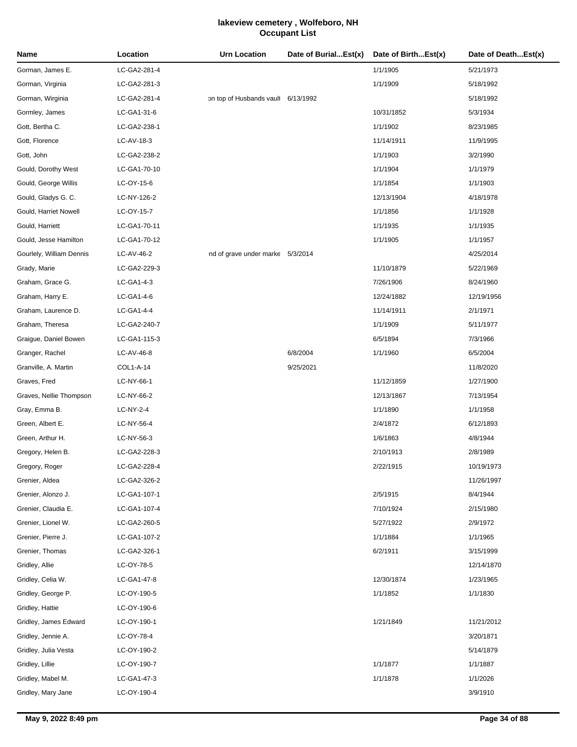# lakeview cemetery , Wolfeboro, NH
## Occupant List

| Name | Location | Urn Location | Date of Burial...Est(x) | Date of Birth...Est(x) | Date of Death...Est(x) |
|---|---|---|---|---|---|
| Gorman, James E. | LC-GA2-281-4 | | | 1/1/1905 | 5/21/1973 |
| Gorman, Virginia | LC-GA2-281-3 | | | 1/1/1909 | 5/18/1992 |
| Gorman, Wirginia | LC-GA2-281-4 | on top of Husbands vault | 6/13/1992 | | 5/18/1992 |
| Gormley, James | LC-GA1-31-6 | | | 10/31/1852 | 5/3/1934 |
| Gott, Bertha C. | LC-GA2-238-1 | | | 1/1/1902 | 8/23/1985 |
| Gott, Florence | LC-AV-18-3 | | | 11/14/1911 | 11/9/1995 |
| Gott, John | LC-GA2-238-2 | | | 1/1/1903 | 3/2/1990 |
| Gould, Dorothy West | LC-GA1-70-10 | | | 1/1/1904 | 1/1/1979 |
| Gould, George Willis | LC-OY-15-6 | | | 1/1/1854 | 1/1/1903 |
| Gould, Gladys G. C. | LC-NY-126-2 | | | 12/13/1904 | 4/18/1978 |
| Gould, Harriet Nowell | LC-OY-15-7 | | | 1/1/1856 | 1/1/1928 |
| Gould, Harriett | LC-GA1-70-11 | | | 1/1/1935 | 1/1/1935 |
| Gould, Jesse Hamilton | LC-GA1-70-12 | | | 1/1/1905 | 1/1/1957 |
| Gourlely, William Dennis | LC-AV-46-2 | nd of grave under marke | 5/3/2014 | | 4/25/2014 |
| Grady, Marie | LC-GA2-229-3 | | | 11/10/1879 | 5/22/1969 |
| Graham, Grace G. | LC-GA1-4-3 | | | 7/26/1906 | 8/24/1960 |
| Graham, Harry E. | LC-GA1-4-6 | | | 12/24/1882 | 12/19/1956 |
| Graham, Laurence D. | LC-GA1-4-4 | | | 11/14/1911 | 2/1/1971 |
| Graham, Theresa | LC-GA2-240-7 | | | 1/1/1909 | 5/11/1977 |
| Graigue, Daniel Bowen | LC-GA1-115-3 | | | 6/5/1894 | 7/3/1966 |
| Granger, Rachel | LC-AV-46-8 | | 6/8/2004 | 1/1/1960 | 6/5/2004 |
| Granville, A. Martin | COL1-A-14 | | 9/25/2021 | | 11/8/2020 |
| Graves, Fred | LC-NY-66-1 | | | 11/12/1859 | 1/27/1900 |
| Graves, Nellie Thompson | LC-NY-66-2 | | | 12/13/1867 | 7/13/1954 |
| Gray, Emma B. | LC-NY-2-4 | | | 1/1/1890 | 1/1/1958 |
| Green, Albert E. | LC-NY-56-4 | | | 2/4/1872 | 6/12/1893 |
| Green, Arthur H. | LC-NY-56-3 | | | 1/6/1863 | 4/8/1944 |
| Gregory, Helen B. | LC-GA2-228-3 | | | 2/10/1913 | 2/8/1989 |
| Gregory, Roger | LC-GA2-228-4 | | | 2/22/1915 | 10/19/1973 |
| Grenier, Aldea | LC-GA2-326-2 | | | | 11/26/1997 |
| Grenier, Alonzo J. | LC-GA1-107-1 | | | 2/5/1915 | 8/4/1944 |
| Grenier, Claudia E. | LC-GA1-107-4 | | | 7/10/1924 | 2/15/1980 |
| Grenier, Lionel W. | LC-GA2-260-5 | | | 5/27/1922 | 2/9/1972 |
| Grenier, Pierre J. | LC-GA1-107-2 | | | 1/1/1884 | 1/1/1965 |
| Grenier, Thomas | LC-GA2-326-1 | | | 6/2/1911 | 3/15/1999 |
| Gridley, Allie | LC-OY-78-5 | | | | 12/14/1870 |
| Gridley, Celia W. | LC-GA1-47-8 | | | 12/30/1874 | 1/23/1965 |
| Gridley, George P. | LC-OY-190-5 | | | 1/1/1852 | 1/1/1830 |
| Gridley, Hattie | LC-OY-190-6 | | | | |
| Gridley, James Edward | LC-OY-190-1 | | | 1/21/1849 | 11/21/2012 |
| Gridley, Jennie A. | LC-OY-78-4 | | | | 3/20/1871 |
| Gridley, Julia Vesta | LC-OY-190-2 | | | | 5/14/1879 |
| Gridley, Lillie | LC-OY-190-7 | | | 1/1/1877 | 1/1/1887 |
| Gridley, Mabel M. | LC-GA1-47-3 | | | 1/1/1878 | 1/1/2026 |
| Gridley, Mary Jane | LC-OY-190-4 | | | | 3/9/1910 |

May 9, 2022 8:49 pm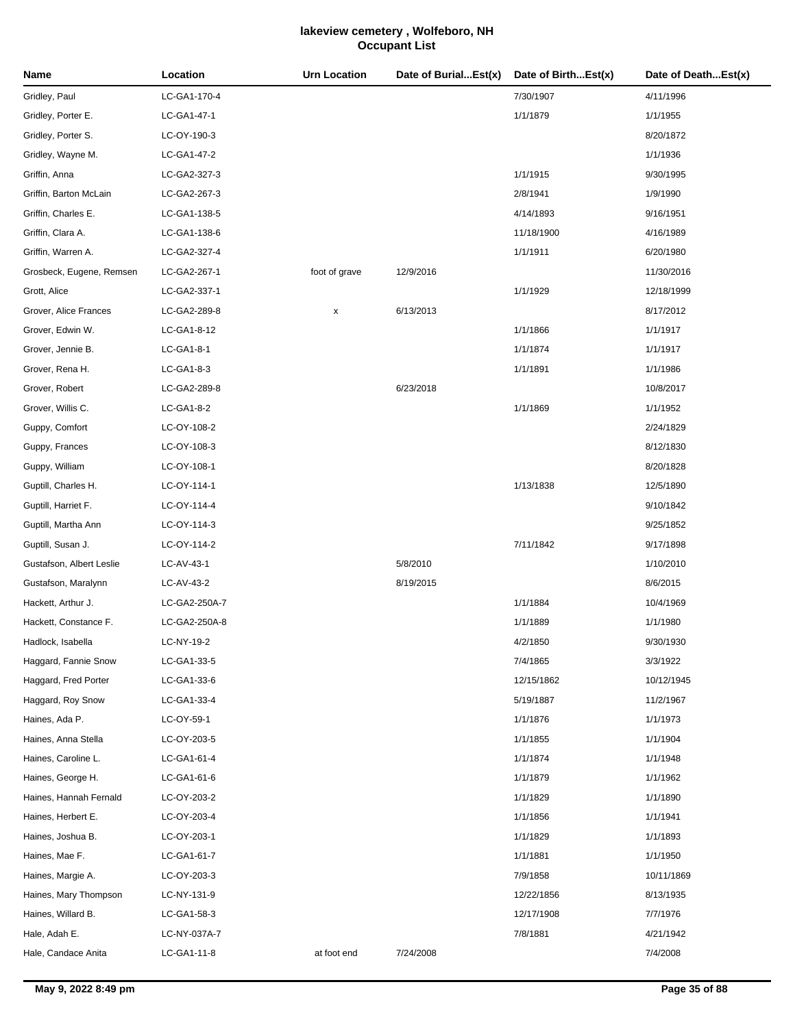# lakeview cemetery , Wolfeboro, NH
## Occupant List

| Name | Location | Urn Location | Date of Burial...Est(x) | Date of Birth...Est(x) | Date of Death...Est(x) |
|---|---|---|---|---|---|
| Gridley, Paul | LC-GA1-170-4 | | | 7/30/1907 | 4/11/1996 |
| Gridley, Porter E. | LC-GA1-47-1 | | | 1/1/1879 | 1/1/1955 |
| Gridley, Porter S. | LC-OY-190-3 | | | | 8/20/1872 |
| Gridley, Wayne M. | LC-GA1-47-2 | | | | 1/1/1936 |
| Griffin, Anna | LC-GA2-327-3 | | | 1/1/1915 | 9/30/1995 |
| Griffin, Barton McLain | LC-GA2-267-3 | | | 2/8/1941 | 1/9/1990 |
| Griffin, Charles E. | LC-GA1-138-5 | | | 4/14/1893 | 9/16/1951 |
| Griffin, Clara A. | LC-GA1-138-6 | | | 11/18/1900 | 4/16/1989 |
| Griffin, Warren A. | LC-GA2-327-4 | | | 1/1/1911 | 6/20/1980 |
| Grosbeck, Eugene, Remsen | LC-GA2-267-1 | foot of grave | 12/9/2016 | | 11/30/2016 |
| Grott, Alice | LC-GA2-337-1 | | | 1/1/1929 | 12/18/1999 |
| Grover, Alice Frances | LC-GA2-289-8 | x | 6/13/2013 | | 8/17/2012 |
| Grover, Edwin W. | LC-GA1-8-12 | | | 1/1/1866 | 1/1/1917 |
| Grover, Jennie B. | LC-GA1-8-1 | | | 1/1/1874 | 1/1/1917 |
| Grover, Rena H. | LC-GA1-8-3 | | | 1/1/1891 | 1/1/1986 |
| Grover, Robert | LC-GA2-289-8 | | 6/23/2018 | | 10/8/2017 |
| Grover, Willis C. | LC-GA1-8-2 | | | 1/1/1869 | 1/1/1952 |
| Guppy, Comfort | LC-OY-108-2 | | | | 2/24/1829 |
| Guppy, Frances | LC-OY-108-3 | | | | 8/12/1830 |
| Guppy, William | LC-OY-108-1 | | | | 8/20/1828 |
| Guptill, Charles H. | LC-OY-114-1 | | | 1/13/1838 | 12/5/1890 |
| Guptill, Harriet F. | LC-OY-114-4 | | | | 9/10/1842 |
| Guptill, Martha Ann | LC-OY-114-3 | | | | 9/25/1852 |
| Guptill, Susan J. | LC-OY-114-2 | | | 7/11/1842 | 9/17/1898 |
| Gustafson, Albert Leslie | LC-AV-43-1 | | 5/8/2010 | | 1/10/2010 |
| Gustafson, Maralynn | LC-AV-43-2 | | 8/19/2015 | | 8/6/2015 |
| Hackett, Arthur J. | LC-GA2-250A-7 | | | 1/1/1884 | 10/4/1969 |
| Hackett, Constance F. | LC-GA2-250A-8 | | | 1/1/1889 | 1/1/1980 |
| Hadlock, Isabella | LC-NY-19-2 | | | 4/2/1850 | 9/30/1930 |
| Haggard, Fannie Snow | LC-GA1-33-5 | | | 7/4/1865 | 3/3/1922 |
| Haggard, Fred Porter | LC-GA1-33-6 | | | 12/15/1862 | 10/12/1945 |
| Haggard, Roy Snow | LC-GA1-33-4 | | | 5/19/1887 | 11/2/1967 |
| Haines, Ada P. | LC-OY-59-1 | | | 1/1/1876 | 1/1/1973 |
| Haines, Anna Stella | LC-OY-203-5 | | | 1/1/1855 | 1/1/1904 |
| Haines, Caroline L. | LC-GA1-61-4 | | | 1/1/1874 | 1/1/1948 |
| Haines, George H. | LC-GA1-61-6 | | | 1/1/1879 | 1/1/1962 |
| Haines, Hannah Fernald | LC-OY-203-2 | | | 1/1/1829 | 1/1/1890 |
| Haines, Herbert E. | LC-OY-203-4 | | | 1/1/1856 | 1/1/1941 |
| Haines, Joshua B. | LC-OY-203-1 | | | 1/1/1829 | 1/1/1893 |
| Haines, Mae F. | LC-GA1-61-7 | | | 1/1/1881 | 1/1/1950 |
| Haines, Margie A. | LC-OY-203-3 | | | 7/9/1858 | 10/11/1869 |
| Haines, Mary Thompson | LC-NY-131-9 | | | 12/22/1856 | 8/13/1935 |
| Haines, Willard B. | LC-GA1-58-3 | | | 12/17/1908 | 7/7/1976 |
| Hale, Adah E. | LC-NY-037A-7 | | | 7/8/1881 | 4/21/1942 |
| Hale, Candace Anita | LC-GA1-11-8 | at foot end | 7/24/2008 | | 7/4/2008 |

May 9, 2022 8:49 pm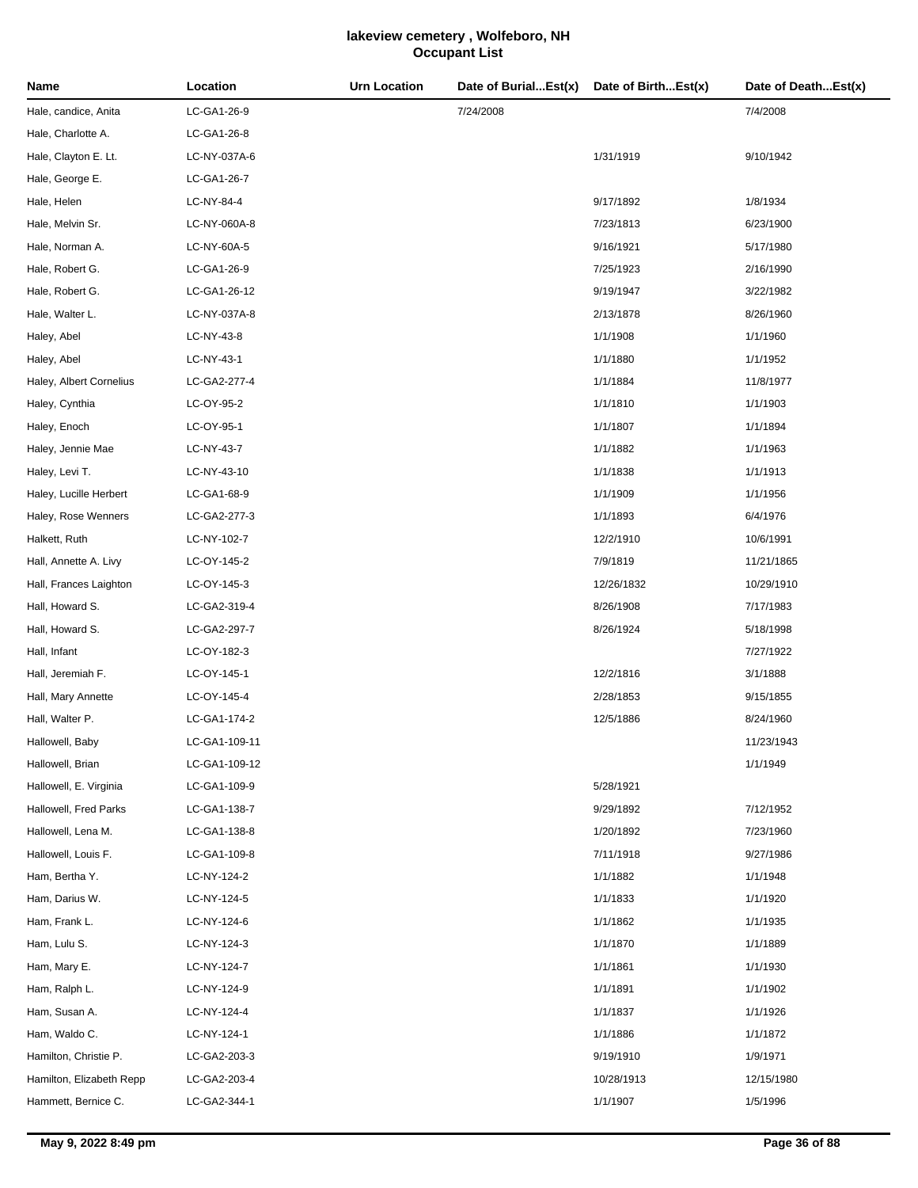# lakeview cemetery , Wolfeboro, NH
## Occupant List

| Name | Location | Urn Location | Date of Burial...Est(x) | Date of Birth...Est(x) | Date of Death...Est(x) |
|---|---|---|---|---|---|
| Hale, candice, Anita | LC-GA1-26-9 | | 7/24/2008 | | 7/4/2008 |
| Hale, Charlotte A. | LC-GA1-26-8 | | | | |
| Hale, Clayton E. Lt. | LC-NY-037A-6 | | | 1/31/1919 | 9/10/1942 |
| Hale, George E. | LC-GA1-26-7 | | | | |
| Hale, Helen | LC-NY-84-4 | | | 9/17/1892 | 1/8/1934 |
| Hale, Melvin Sr. | LC-NY-060A-8 | | | 7/23/1813 | 6/23/1900 |
| Hale, Norman A. | LC-NY-60A-5 | | | 9/16/1921 | 5/17/1980 |
| Hale, Robert G. | LC-GA1-26-9 | | | 7/25/1923 | 2/16/1990 |
| Hale, Robert G. | LC-GA1-26-12 | | | 9/19/1947 | 3/22/1982 |
| Hale, Walter L. | LC-NY-037A-8 | | | 2/13/1878 | 8/26/1960 |
| Haley, Abel | LC-NY-43-8 | | | 1/1/1908 | 1/1/1960 |
| Haley, Abel | LC-NY-43-1 | | | 1/1/1880 | 1/1/1952 |
| Haley, Albert Cornelius | LC-GA2-277-4 | | | 1/1/1884 | 11/8/1977 |
| Haley, Cynthia | LC-OY-95-2 | | | 1/1/1810 | 1/1/1903 |
| Haley, Enoch | LC-OY-95-1 | | | 1/1/1807 | 1/1/1894 |
| Haley, Jennie Mae | LC-NY-43-7 | | | 1/1/1882 | 1/1/1963 |
| Haley, Levi T. | LC-NY-43-10 | | | 1/1/1838 | 1/1/1913 |
| Haley, Lucille Herbert | LC-GA1-68-9 | | | 1/1/1909 | 1/1/1956 |
| Haley, Rose Wenners | LC-GA2-277-3 | | | 1/1/1893 | 6/4/1976 |
| Halkett, Ruth | LC-NY-102-7 | | | 12/2/1910 | 10/6/1991 |
| Hall, Annette A. Livy | LC-OY-145-2 | | | 7/9/1819 | 11/21/1865 |
| Hall, Frances Laighton | LC-OY-145-3 | | | 12/26/1832 | 10/29/1910 |
| Hall, Howard S. | LC-GA2-319-4 | | | 8/26/1908 | 7/17/1983 |
| Hall, Howard S. | LC-GA2-297-7 | | | 8/26/1924 | 5/18/1998 |
| Hall, Infant | LC-OY-182-3 | | | | 7/27/1922 |
| Hall, Jeremiah F. | LC-OY-145-1 | | | 12/2/1816 | 3/1/1888 |
| Hall, Mary Annette | LC-OY-145-4 | | | 2/28/1853 | 9/15/1855 |
| Hall, Walter P. | LC-GA1-174-2 | | | 12/5/1886 | 8/24/1960 |
| Hallowell, Baby | LC-GA1-109-11 | | | | 11/23/1943 |
| Hallowell, Brian | LC-GA1-109-12 | | | | 1/1/1949 |
| Hallowell, E. Virginia | LC-GA1-109-9 | | | 5/28/1921 | |
| Hallowell, Fred Parks | LC-GA1-138-7 | | | 9/29/1892 | 7/12/1952 |
| Hallowell, Lena M. | LC-GA1-138-8 | | | 1/20/1892 | 7/23/1960 |
| Hallowell, Louis F. | LC-GA1-109-8 | | | 7/11/1918 | 9/27/1986 |
| Ham, Bertha Y. | LC-NY-124-2 | | | 1/1/1882 | 1/1/1948 |
| Ham, Darius W. | LC-NY-124-5 | | | 1/1/1833 | 1/1/1920 |
| Ham, Frank L. | LC-NY-124-6 | | | 1/1/1862 | 1/1/1935 |
| Ham, Lulu S. | LC-NY-124-3 | | | 1/1/1870 | 1/1/1889 |
| Ham, Mary E. | LC-NY-124-7 | | | 1/1/1861 | 1/1/1930 |
| Ham, Ralph L. | LC-NY-124-9 | | | 1/1/1891 | 1/1/1902 |
| Ham, Susan A. | LC-NY-124-4 | | | 1/1/1837 | 1/1/1926 |
| Ham, Waldo C. | LC-NY-124-1 | | | 1/1/1886 | 1/1/1872 |
| Hamilton, Christie P. | LC-GA2-203-3 | | | 9/19/1910 | 1/9/1971 |
| Hamilton, Elizabeth Repp | LC-GA2-203-4 | | | 10/28/1913 | 12/15/1980 |
| Hammett, Bernice C. | LC-GA2-344-1 | | | 1/1/1907 | 1/5/1996 |

May 9, 2022 8:49 pm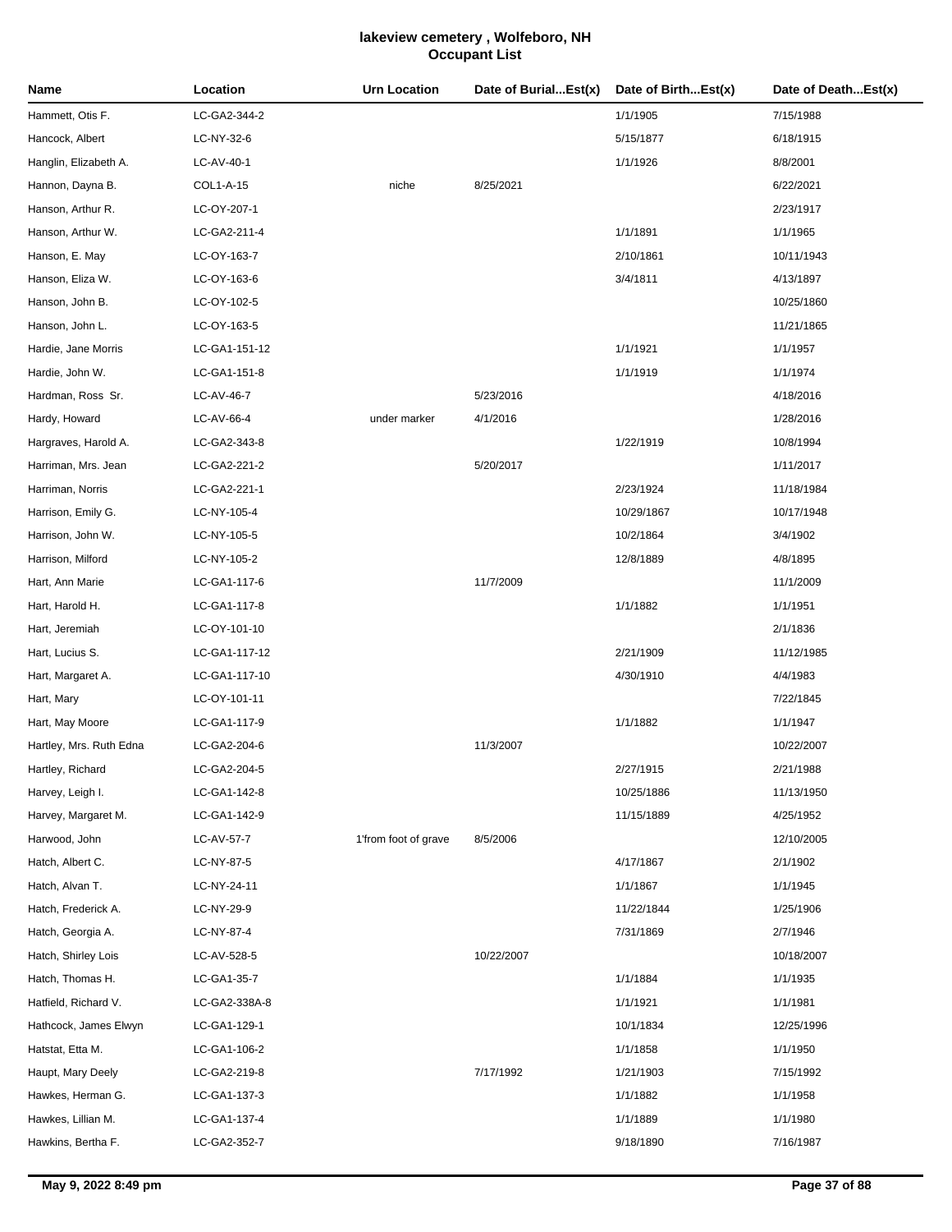# lakeview cemetery , Wolfeboro, NH
## Occupant List

| Name | Location | Urn Location | Date of Burial...Est(x) | Date of Birth...Est(x) | Date of Death...Est(x) |
|---|---|---|---|---|---|
| Hammett, Otis F. | LC-GA2-344-2 | | | 1/1/1905 | 7/15/1988 |
| Hancock, Albert | LC-NY-32-6 | | | 5/15/1877 | 6/18/1915 |
| Hanglin, Elizabeth A. | LC-AV-40-1 | | | 1/1/1926 | 8/8/2001 |
| Hannon, Dayna B. | COL1-A-15 | niche | 8/25/2021 | | 6/22/2021 |
| Hanson, Arthur R. | LC-OY-207-1 | | | | 2/23/1917 |
| Hanson, Arthur W. | LC-GA2-211-4 | | | 1/1/1891 | 1/1/1965 |
| Hanson, E. May | LC-OY-163-7 | | | 2/10/1861 | 10/11/1943 |
| Hanson, Eliza W. | LC-OY-163-6 | | | 3/4/1811 | 4/13/1897 |
| Hanson, John B. | LC-OY-102-5 | | | | 10/25/1860 |
| Hanson, John L. | LC-OY-163-5 | | | | 11/21/1865 |
| Hardie, Jane Morris | LC-GA1-151-12 | | | 1/1/1921 | 1/1/1957 |
| Hardie, John W. | LC-GA1-151-8 | | | 1/1/1919 | 1/1/1974 |
| Hardman, Ross Sr. | LC-AV-46-7 | | 5/23/2016 | | 4/18/2016 |
| Hardy, Howard | LC-AV-66-4 | under marker | 4/1/2016 | | 1/28/2016 |
| Hargraves, Harold A. | LC-GA2-343-8 | | | 1/22/1919 | 10/8/1994 |
| Harriman, Mrs. Jean | LC-GA2-221-2 | | 5/20/2017 | | 1/11/2017 |
| Harriman, Norris | LC-GA2-221-1 | | | 2/23/1924 | 11/18/1984 |
| Harrison, Emily G. | LC-NY-105-4 | | | 10/29/1867 | 10/17/1948 |
| Harrison, John W. | LC-NY-105-5 | | | 10/2/1864 | 3/4/1902 |
| Harrison, Milford | LC-NY-105-2 | | | 12/8/1889 | 4/8/1895 |
| Hart, Ann Marie | LC-GA1-117-6 | | 11/7/2009 | | 11/1/2009 |
| Hart, Harold H. | LC-GA1-117-8 | | | 1/1/1882 | 1/1/1951 |
| Hart, Jeremiah | LC-OY-101-10 | | | | 2/1/1836 |
| Hart, Lucius S. | LC-GA1-117-12 | | | 2/21/1909 | 11/12/1985 |
| Hart, Margaret A. | LC-GA1-117-10 | | | 4/30/1910 | 4/4/1983 |
| Hart, Mary | LC-OY-101-11 | | | | 7/22/1845 |
| Hart, May Moore | LC-GA1-117-9 | | | 1/1/1882 | 1/1/1947 |
| Hartley, Mrs. Ruth Edna | LC-GA2-204-6 | | 11/3/2007 | | 10/22/2007 |
| Hartley, Richard | LC-GA2-204-5 | | | 2/27/1915 | 2/21/1988 |
| Harvey, Leigh I. | LC-GA1-142-8 | | | 10/25/1886 | 11/13/1950 |
| Harvey, Margaret M. | LC-GA1-142-9 | | | 11/15/1889 | 4/25/1952 |
| Harwood, John | LC-AV-57-7 | 1'from foot of grave | 8/5/2006 | | 12/10/2005 |
| Hatch, Albert C. | LC-NY-87-5 | | | 4/17/1867 | 2/1/1902 |
| Hatch, Alvan T. | LC-NY-24-11 | | | 1/1/1867 | 1/1/1945 |
| Hatch, Frederick A. | LC-NY-29-9 | | | 11/22/1844 | 1/25/1906 |
| Hatch, Georgia A. | LC-NY-87-4 | | | 7/31/1869 | 2/7/1946 |
| Hatch, Shirley Lois | LC-AV-528-5 | | 10/22/2007 | | 10/18/2007 |
| Hatch, Thomas H. | LC-GA1-35-7 | | | 1/1/1884 | 1/1/1935 |
| Hatfield, Richard V. | LC-GA2-338A-8 | | | 1/1/1921 | 1/1/1981 |
| Hathcock, James Elwyn | LC-GA1-129-1 | | | 10/1/1834 | 12/25/1996 |
| Hatstat, Etta M. | LC-GA1-106-2 | | | 1/1/1858 | 1/1/1950 |
| Haupt, Mary Deely | LC-GA2-219-8 | | 7/17/1992 | 1/21/1903 | 7/15/1992 |
| Hawkes, Herman G. | LC-GA1-137-3 | | | 1/1/1882 | 1/1/1958 |
| Hawkes, Lillian M. | LC-GA1-137-4 | | | 1/1/1889 | 1/1/1980 |
| Hawkins, Bertha F. | LC-GA2-352-7 | | | 9/18/1890 | 7/16/1987 |

May 9, 2022 8:49 pm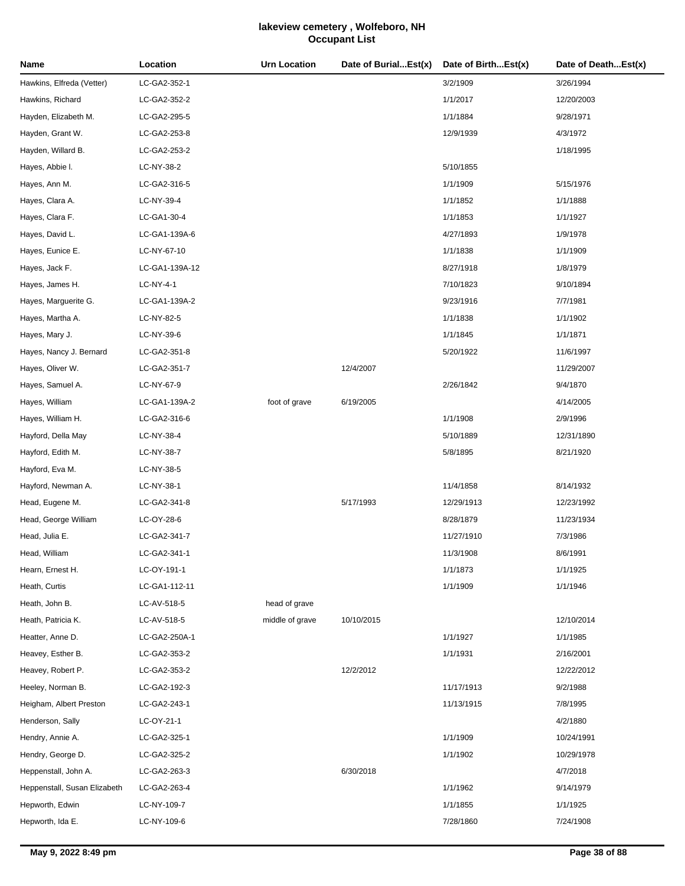# lakeview cemetery , Wolfeboro, NH
## Occupant List

| Name | Location | Urn Location | Date of Burial...Est(x) | Date of Birth...Est(x) | Date of Death...Est(x) |
|---|---|---|---|---|---|
| Hawkins, Elfreda (Vetter) | LC-GA2-352-1 | | | 3/2/1909 | 3/26/1994 |
| Hawkins, Richard | LC-GA2-352-2 | | | 1/1/2017 | 12/20/2003 |
| Hayden, Elizabeth M. | LC-GA2-295-5 | | | 1/1/1884 | 9/28/1971 |
| Hayden, Grant W. | LC-GA2-253-8 | | | 12/9/1939 | 4/3/1972 |
| Hayden, Willard B. | LC-GA2-253-2 | | | | 1/18/1995 |
| Hayes, Abbie l. | LC-NY-38-2 | | | 5/10/1855 | |
| Hayes, Ann M. | LC-GA2-316-5 | | | 1/1/1909 | 5/15/1976 |
| Hayes, Clara A. | LC-NY-39-4 | | | 1/1/1852 | 1/1/1888 |
| Hayes, Clara F. | LC-GA1-30-4 | | | 1/1/1853 | 1/1/1927 |
| Hayes, David L. | LC-GA1-139A-6 | | | 4/27/1893 | 1/9/1978 |
| Hayes, Eunice E. | LC-NY-67-10 | | | 1/1/1838 | 1/1/1909 |
| Hayes, Jack F. | LC-GA1-139A-12 | | | 8/27/1918 | 1/8/1979 |
| Hayes, James H. | LC-NY-4-1 | | | 7/10/1823 | 9/10/1894 |
| Hayes, Marguerite G. | LC-GA1-139A-2 | | | 9/23/1916 | 7/7/1981 |
| Hayes, Martha A. | LC-NY-82-5 | | | 1/1/1838 | 1/1/1902 |
| Hayes, Mary J. | LC-NY-39-6 | | | 1/1/1845 | 1/1/1871 |
| Hayes, Nancy J. Bernard | LC-GA2-351-8 | | | 5/20/1922 | 11/6/1997 |
| Hayes, Oliver W. | LC-GA2-351-7 | | 12/4/2007 | | 11/29/2007 |
| Hayes, Samuel A. | LC-NY-67-9 | | | 2/26/1842 | 9/4/1870 |
| Hayes, William | LC-GA1-139A-2 | foot of grave | 6/19/2005 | | 4/14/2005 |
| Hayes, William H. | LC-GA2-316-6 | | | 1/1/1908 | 2/9/1996 |
| Hayford, Della May | LC-NY-38-4 | | | 5/10/1889 | 12/31/1890 |
| Hayford, Edith M. | LC-NY-38-7 | | | 5/8/1895 | 8/21/1920 |
| Hayford, Eva M. | LC-NY-38-5 | | | | |
| Hayford, Newman A. | LC-NY-38-1 | | | 11/4/1858 | 8/14/1932 |
| Head, Eugene M. | LC-GA2-341-8 | | 5/17/1993 | 12/29/1913 | 12/23/1992 |
| Head, George William | LC-OY-28-6 | | | 8/28/1879 | 11/23/1934 |
| Head, Julia E. | LC-GA2-341-7 | | | 11/27/1910 | 7/3/1986 |
| Head, William | LC-GA2-341-1 | | | 11/3/1908 | 8/6/1991 |
| Hearn, Ernest H. | LC-OY-191-1 | | | 1/1/1873 | 1/1/1925 |
| Heath, Curtis | LC-GA1-112-11 | | | 1/1/1909 | 1/1/1946 |
| Heath, John B. | LC-AV-518-5 | head of grave | | | |
| Heath, Patricia K. | LC-AV-518-5 | middle of grave | 10/10/2015 | | 12/10/2014 |
| Heatter, Anne D. | LC-GA2-250A-1 | | | 1/1/1927 | 1/1/1985 |
| Heavey, Esther B. | LC-GA2-353-2 | | | 1/1/1931 | 2/16/2001 |
| Heavey, Robert P. | LC-GA2-353-2 | | 12/2/2012 | | 12/22/2012 |
| Heeley, Norman B. | LC-GA2-192-3 | | | 11/17/1913 | 9/2/1988 |
| Heigham, Albert Preston | LC-GA2-243-1 | | | 11/13/1915 | 7/8/1995 |
| Henderson, Sally | LC-OY-21-1 | | | | 4/2/1880 |
| Hendry, Annie A. | LC-GA2-325-1 | | | 1/1/1909 | 10/24/1991 |
| Hendry, George D. | LC-GA2-325-2 | | | 1/1/1902 | 10/29/1978 |
| Heppenstall, John A. | LC-GA2-263-3 | | 6/30/2018 | | 4/7/2018 |
| Heppenstall, Susan Elizabeth | LC-GA2-263-4 | | | 1/1/1962 | 9/14/1979 |
| Hepworth, Edwin | LC-NY-109-7 | | | 1/1/1855 | 1/1/1925 |
| Hepworth, Ida E. | LC-NY-109-6 | | | 7/28/1860 | 7/24/1908 |

May 9, 2022 8:49 pm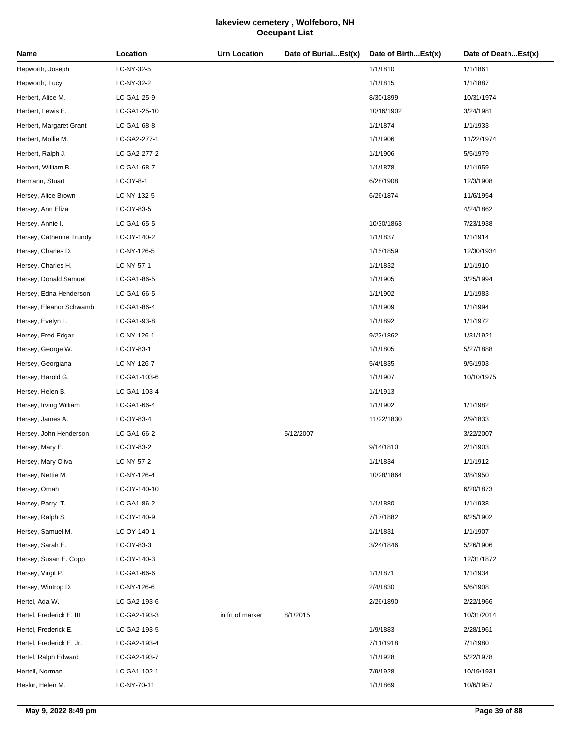# lakeview cemetery , Wolfeboro, NH
## Occupant List

| Name | Location | Urn Location | Date of Burial...Est(x) | Date of Birth...Est(x) | Date of Death...Est(x) |
|---|---|---|---|---|---|
| Hepworth, Joseph | LC-NY-32-5 | | | 1/1/1810 | 1/1/1861 |
| Hepworth, Lucy | LC-NY-32-2 | | | 1/1/1815 | 1/1/1887 |
| Herbert, Alice M. | LC-GA1-25-9 | | | 8/30/1899 | 10/31/1974 |
| Herbert, Lewis E. | LC-GA1-25-10 | | | 10/16/1902 | 3/24/1981 |
| Herbert, Margaret Grant | LC-GA1-68-8 | | | 1/1/1874 | 1/1/1933 |
| Herbert, Mollie M. | LC-GA2-277-1 | | | 1/1/1906 | 11/22/1974 |
| Herbert, Ralph J. | LC-GA2-277-2 | | | 1/1/1906 | 5/5/1979 |
| Herbert, William B. | LC-GA1-68-7 | | | 1/1/1878 | 1/1/1959 |
| Hermann, Stuart | LC-OY-8-1 | | | 6/28/1908 | 12/3/1908 |
| Hersey, Alice Brown | LC-NY-132-5 | | | 6/26/1874 | 11/6/1954 |
| Hersey, Ann Eliza | LC-OY-83-5 | | | | 4/24/1862 |
| Hersey, Annie I. | LC-GA1-65-5 | | | 10/30/1863 | 7/23/1938 |
| Hersey, Catherine Trundy | LC-OY-140-2 | | | 1/1/1837 | 1/1/1914 |
| Hersey, Charles D. | LC-NY-126-5 | | | 1/15/1859 | 12/30/1934 |
| Hersey, Charles H. | LC-NY-57-1 | | | 1/1/1832 | 1/1/1910 |
| Hersey, Donald Samuel | LC-GA1-86-5 | | | 1/1/1905 | 3/25/1994 |
| Hersey, Edna Henderson | LC-GA1-66-5 | | | 1/1/1902 | 1/1/1983 |
| Hersey, Eleanor Schwamb | LC-GA1-86-4 | | | 1/1/1909 | 1/1/1994 |
| Hersey, Evelyn L. | LC-GA1-93-8 | | | 1/1/1892 | 1/1/1972 |
| Hersey, Fred Edgar | LC-NY-126-1 | | | 9/23/1862 | 1/31/1921 |
| Hersey, George W. | LC-OY-83-1 | | | 1/1/1805 | 5/27/1888 |
| Hersey, Georgiana | LC-NY-126-7 | | | 5/4/1835 | 9/5/1903 |
| Hersey, Harold G. | LC-GA1-103-6 | | | 1/1/1907 | 10/10/1975 |
| Hersey, Helen B. | LC-GA1-103-4 | | | 1/1/1913 | |
| Hersey, Irving William | LC-GA1-66-4 | | | 1/1/1902 | 1/1/1982 |
| Hersey, James A. | LC-OY-83-4 | | | 11/22/1830 | 2/9/1833 |
| Hersey, John Henderson | LC-GA1-66-2 | | 5/12/2007 | | 3/22/2007 |
| Hersey, Mary E. | LC-OY-83-2 | | | 9/14/1810 | 2/1/1903 |
| Hersey, Mary Oliva | LC-NY-57-2 | | | 1/1/1834 | 1/1/1912 |
| Hersey, Nettie M. | LC-NY-126-4 | | | 10/28/1864 | 3/8/1950 |
| Hersey, Omah | LC-OY-140-10 | | | | 6/20/1873 |
| Hersey, Parry T. | LC-GA1-86-2 | | | 1/1/1880 | 1/1/1938 |
| Hersey, Ralph S. | LC-OY-140-9 | | | 7/17/1882 | 6/25/1902 |
| Hersey, Samuel M. | LC-OY-140-1 | | | 1/1/1831 | 1/1/1907 |
| Hersey, Sarah E. | LC-OY-83-3 | | | 3/24/1846 | 5/26/1906 |
| Hersey, Susan E. Copp | LC-OY-140-3 | | | | 12/31/1872 |
| Hersey, Virgil P. | LC-GA1-66-6 | | | 1/1/1871 | 1/1/1934 |
| Hersey, Wintrop D. | LC-NY-126-6 | | | 2/4/1830 | 5/6/1908 |
| Hertel, Ada W. | LC-GA2-193-6 | | | 2/26/1890 | 2/22/1966 |
| Hertel, Frederick E. III | LC-GA2-193-3 | in frt of marker | 8/1/2015 | | 10/31/2014 |
| Hertel, Frederick E. | LC-GA2-193-5 | | | 1/9/1883 | 2/28/1961 |
| Hertel, Frederick E. Jr. | LC-GA2-193-4 | | | 7/11/1918 | 7/1/1980 |
| Hertel, Ralph Edward | LC-GA2-193-7 | | | 1/1/1928 | 5/22/1978 |
| Hertell, Norman | LC-GA1-102-1 | | | 7/9/1928 | 10/19/1931 |
| Heslor, Helen M. | LC-NY-70-11 | | | 1/1/1869 | 10/6/1957 |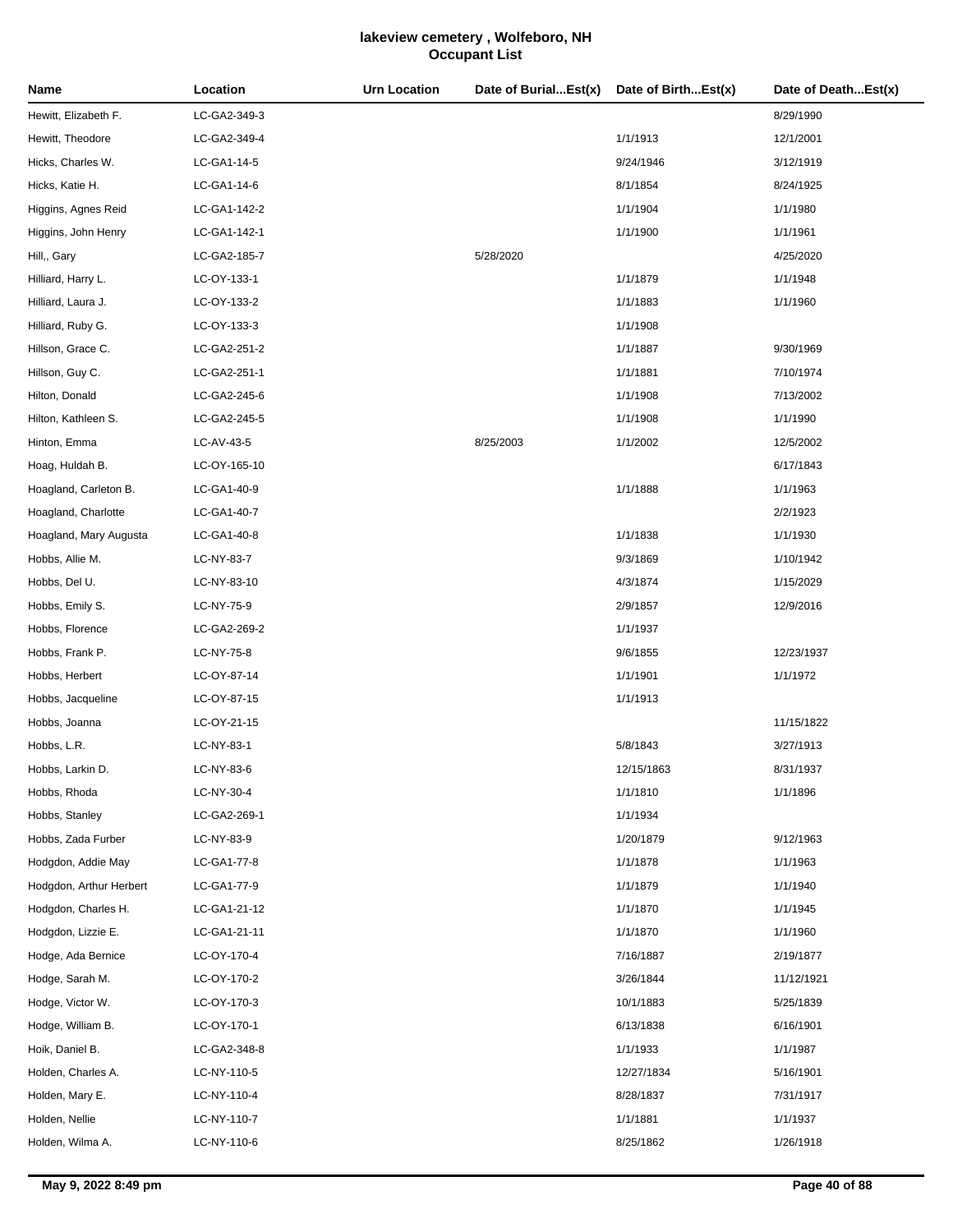# lakeview cemetery , Wolfeboro, NH
## Occupant List

| Name | Location | Urn Location | Date of Burial...Est(x) | Date of Birth...Est(x) | Date of Death...Est(x) |
|---|---|---|---|---|---|
| Hewitt, Elizabeth F. | LC-GA2-349-3 | | | | 8/29/1990 |
| Hewitt, Theodore | LC-GA2-349-4 | | | 1/1/1913 | 12/1/2001 |
| Hicks, Charles W. | LC-GA1-14-5 | | | 9/24/1946 | 3/12/1919 |
| Hicks, Katie H. | LC-GA1-14-6 | | | 8/1/1854 | 8/24/1925 |
| Higgins, Agnes Reid | LC-GA1-142-2 | | | 1/1/1904 | 1/1/1980 |
| Higgins, John Henry | LC-GA1-142-1 | | | 1/1/1900 | 1/1/1961 |
| Hill,, Gary | LC-GA2-185-7 | | 5/28/2020 | | 4/25/2020 |
| Hilliard, Harry L. | LC-OY-133-1 | | | 1/1/1879 | 1/1/1948 |
| Hilliard, Laura J. | LC-OY-133-2 | | | 1/1/1883 | 1/1/1960 |
| Hilliard, Ruby G. | LC-OY-133-3 | | | 1/1/1908 | |
| Hillson, Grace C. | LC-GA2-251-2 | | | 1/1/1887 | 9/30/1969 |
| Hillson, Guy C. | LC-GA2-251-1 | | | 1/1/1881 | 7/10/1974 |
| Hilton, Donald | LC-GA2-245-6 | | | 1/1/1908 | 7/13/2002 |
| Hilton, Kathleen S. | LC-GA2-245-5 | | | 1/1/1908 | 1/1/1990 |
| Hinton, Emma | LC-AV-43-5 | | 8/25/2003 | 1/1/2002 | 12/5/2002 |
| Hoag, Huldah B. | LC-OY-165-10 | | | | 6/17/1843 |
| Hoagland, Carleton B. | LC-GA1-40-9 | | | 1/1/1888 | 1/1/1963 |
| Hoagland, Charlotte | LC-GA1-40-7 | | | | 2/2/1923 |
| Hoagland, Mary Augusta | LC-GA1-40-8 | | | 1/1/1838 | 1/1/1930 |
| Hobbs, Allie M. | LC-NY-83-7 | | | 9/3/1869 | 1/10/1942 |
| Hobbs, Del U. | LC-NY-83-10 | | | 4/3/1874 | 1/15/2029 |
| Hobbs, Emily S. | LC-NY-75-9 | | | 2/9/1857 | 12/9/2016 |
| Hobbs, Florence | LC-GA2-269-2 | | | 1/1/1937 | |
| Hobbs, Frank P. | LC-NY-75-8 | | | 9/6/1855 | 12/23/1937 |
| Hobbs, Herbert | LC-OY-87-14 | | | 1/1/1901 | 1/1/1972 |
| Hobbs, Jacqueline | LC-OY-87-15 | | | 1/1/1913 | |
| Hobbs, Joanna | LC-OY-21-15 | | | | 11/15/1822 |
| Hobbs, L.R. | LC-NY-83-1 | | | 5/8/1843 | 3/27/1913 |
| Hobbs, Larkin D. | LC-NY-83-6 | | | 12/15/1863 | 8/31/1937 |
| Hobbs, Rhoda | LC-NY-30-4 | | | 1/1/1810 | 1/1/1896 |
| Hobbs, Stanley | LC-GA2-269-1 | | | 1/1/1934 | |
| Hobbs, Zada Furber | LC-NY-83-9 | | | 1/20/1879 | 9/12/1963 |
| Hodgdon, Addie May | LC-GA1-77-8 | | | 1/1/1878 | 1/1/1963 |
| Hodgdon, Arthur Herbert | LC-GA1-77-9 | | | 1/1/1879 | 1/1/1940 |
| Hodgdon, Charles H. | LC-GA1-21-12 | | | 1/1/1870 | 1/1/1945 |
| Hodgdon, Lizzie E. | LC-GA1-21-11 | | | 1/1/1870 | 1/1/1960 |
| Hodge, Ada Bernice | LC-OY-170-4 | | | 7/16/1887 | 2/19/1877 |
| Hodge, Sarah M. | LC-OY-170-2 | | | 3/26/1844 | 11/12/1921 |
| Hodge, Victor W. | LC-OY-170-3 | | | 10/1/1883 | 5/25/1839 |
| Hodge, William B. | LC-OY-170-1 | | | 6/13/1838 | 6/16/1901 |
| Hoik, Daniel B. | LC-GA2-348-8 | | | 1/1/1933 | 1/1/1987 |
| Holden, Charles A. | LC-NY-110-5 | | | 12/27/1834 | 5/16/1901 |
| Holden, Mary E. | LC-NY-110-4 | | | 8/28/1837 | 7/31/1917 |
| Holden, Nellie | LC-NY-110-7 | | | 1/1/1881 | 1/1/1937 |
| Holden, Wilma A. | LC-NY-110-6 | | | 8/25/1862 | 1/26/1918 |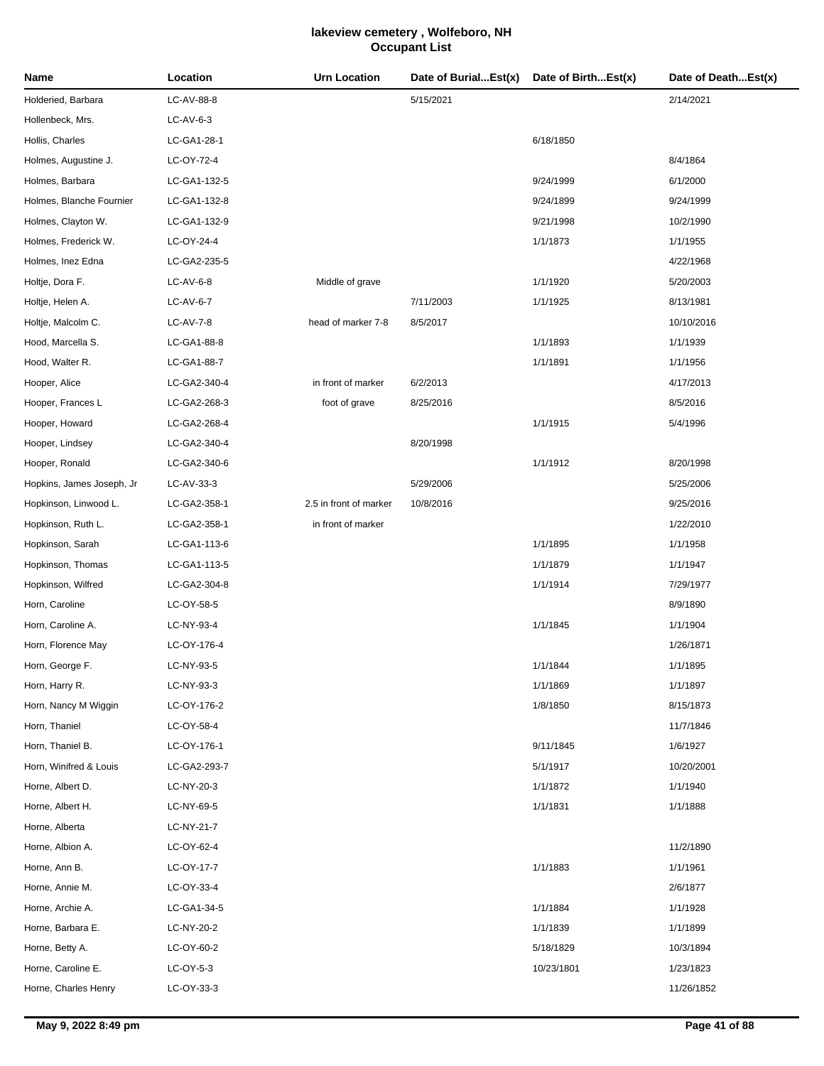# lakeview cemetery , Wolfeboro, NH
## Occupant List

| Name | Location | Urn Location | Date of Burial...Est(x) | Date of Birth...Est(x) | Date of Death...Est(x) |
|---|---|---|---|---|---|
| Holderied, Barbara | LC-AV-88-8 | | 5/15/2021 | | 2/14/2021 |
| Hollenbeck, Mrs. | LC-AV-6-3 | | | | |
| Hollis, Charles | LC-GA1-28-1 | | | 6/18/1850 | |
| Holmes, Augustine J. | LC-OY-72-4 | | | | 8/4/1864 |
| Holmes, Barbara | LC-GA1-132-5 | | | 9/24/1999 | 6/1/2000 |
| Holmes, Blanche Fournier | LC-GA1-132-8 | | | 9/24/1899 | 9/24/1999 |
| Holmes, Clayton W. | LC-GA1-132-9 | | | 9/21/1998 | 10/2/1990 |
| Holmes, Frederick W. | LC-OY-24-4 | | | 1/1/1873 | 1/1/1955 |
| Holmes, Inez Edna | LC-GA2-235-5 | | | | 4/22/1968 |
| Holtje, Dora F. | LC-AV-6-8 | Middle of grave | | 1/1/1920 | 5/20/2003 |
| Holtje, Helen A. | LC-AV-6-7 | | 7/11/2003 | 1/1/1925 | 8/13/1981 |
| Holtje, Malcolm C. | LC-AV-7-8 | head of marker 7-8 | 8/5/2017 | | 10/10/2016 |
| Hood, Marcella S. | LC-GA1-88-8 | | | 1/1/1893 | 1/1/1939 |
| Hood, Walter R. | LC-GA1-88-7 | | | 1/1/1891 | 1/1/1956 |
| Hooper, Alice | LC-GA2-340-4 | in front of marker | 6/2/2013 | | 4/17/2013 |
| Hooper, Frances L | LC-GA2-268-3 | foot of grave | 8/25/2016 | | 8/5/2016 |
| Hooper, Howard | LC-GA2-268-4 | | | 1/1/1915 | 5/4/1996 |
| Hooper, Lindsey | LC-GA2-340-4 | | 8/20/1998 | | |
| Hooper, Ronald | LC-GA2-340-6 | | | 1/1/1912 | 8/20/1998 |
| Hopkins, James Joseph, Jr | LC-AV-33-3 | | 5/29/2006 | | 5/25/2006 |
| Hopkinson, Linwood L. | LC-GA2-358-1 | 2.5 in front of marker | 10/8/2016 | | 9/25/2016 |
| Hopkinson, Ruth L. | LC-GA2-358-1 | in front of marker | | | 1/22/2010 |
| Hopkinson, Sarah | LC-GA1-113-6 | | | 1/1/1895 | 1/1/1958 |
| Hopkinson, Thomas | LC-GA1-113-5 | | | 1/1/1879 | 1/1/1947 |
| Hopkinson, Wilfred | LC-GA2-304-8 | | | 1/1/1914 | 7/29/1977 |
| Horn, Caroline | LC-OY-58-5 | | | | 8/9/1890 |
| Horn, Caroline A. | LC-NY-93-4 | | | 1/1/1845 | 1/1/1904 |
| Horn, Florence May | LC-OY-176-4 | | | | 1/26/1871 |
| Horn, George F. | LC-NY-93-5 | | | 1/1/1844 | 1/1/1895 |
| Horn, Harry R. | LC-NY-93-3 | | | 1/1/1869 | 1/1/1897 |
| Horn, Nancy M Wiggin | LC-OY-176-2 | | | 1/8/1850 | 8/15/1873 |
| Horn, Thaniel | LC-OY-58-4 | | | | 11/7/1846 |
| Horn, Thaniel B. | LC-OY-176-1 | | | 9/11/1845 | 1/6/1927 |
| Horn, Winifred & Louis | LC-GA2-293-7 | | | 5/1/1917 | 10/20/2001 |
| Horne, Albert D. | LC-NY-20-3 | | | 1/1/1872 | 1/1/1940 |
| Horne, Albert H. | LC-NY-69-5 | | | 1/1/1831 | 1/1/1888 |
| Horne, Alberta | LC-NY-21-7 | | | | |
| Horne, Albion A. | LC-OY-62-4 | | | | 11/2/1890 |
| Horne, Ann B. | LC-OY-17-7 | | | 1/1/1883 | 1/1/1961 |
| Horne, Annie M. | LC-OY-33-4 | | | | 2/6/1877 |
| Horne, Archie A. | LC-GA1-34-5 | | | 1/1/1884 | 1/1/1928 |
| Horne, Barbara E. | LC-NY-20-2 | | | 1/1/1839 | 1/1/1899 |
| Horne, Betty A. | LC-OY-60-2 | | | 5/18/1829 | 10/3/1894 |
| Horne, Caroline E. | LC-OY-5-3 | | | 10/23/1801 | 1/23/1823 |
| Horne, Charles Henry | LC-OY-33-3 | | | | 11/26/1852 |

May 9, 2022 8:49 pm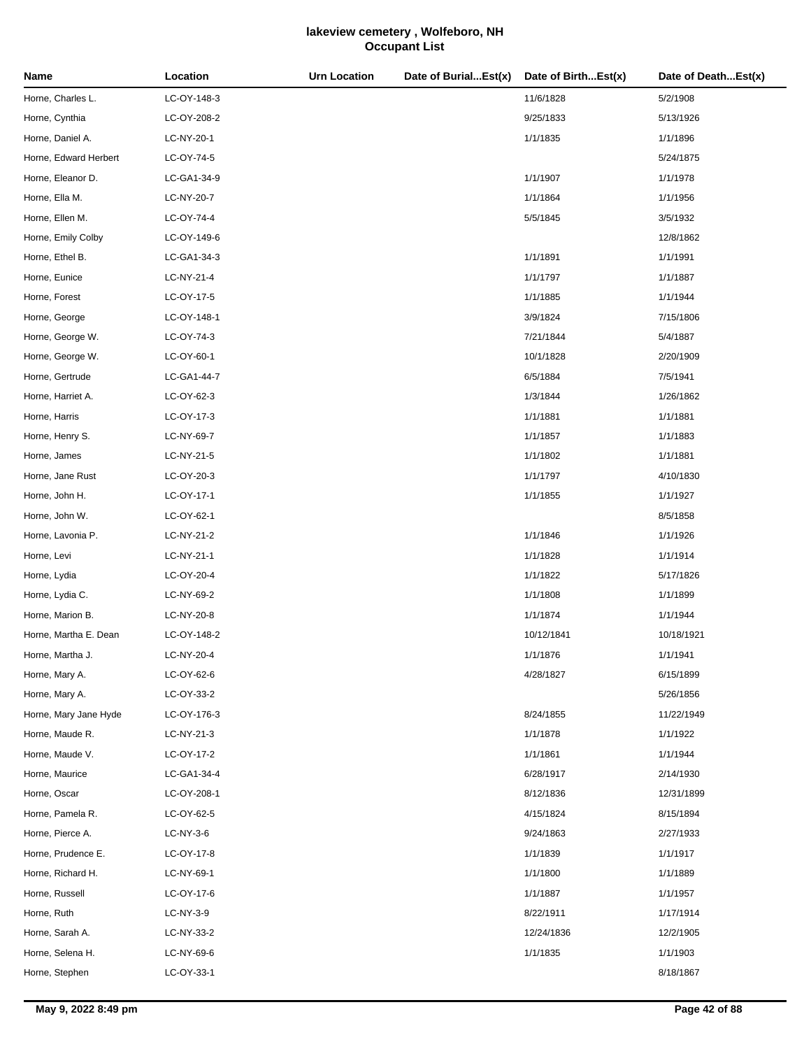# lakeview cemetery , Wolfeboro, NH
## Occupant List

| Name | Location | Urn Location | Date of Burial...Est(x) | Date of Birth...Est(x) | Date of Death...Est(x) |
|---|---|---|---|---|---|
| Horne, Charles L. | LC-OY-148-3 | | | 11/6/1828 | 5/2/1908 |
| Horne, Cynthia | LC-OY-208-2 | | | 9/25/1833 | 5/13/1926 |
| Horne, Daniel A. | LC-NY-20-1 | | | 1/1/1835 | 1/1/1896 |
| Horne, Edward Herbert | LC-OY-74-5 | | | | 5/24/1875 |
| Horne, Eleanor D. | LC-GA1-34-9 | | | 1/1/1907 | 1/1/1978 |
| Horne, Ella M. | LC-NY-20-7 | | | 1/1/1864 | 1/1/1956 |
| Horne, Ellen M. | LC-OY-74-4 | | | 5/5/1845 | 3/5/1932 |
| Horne, Emily Colby | LC-OY-149-6 | | | | 12/8/1862 |
| Horne, Ethel B. | LC-GA1-34-3 | | | 1/1/1891 | 1/1/1991 |
| Horne, Eunice | LC-NY-21-4 | | | 1/1/1797 | 1/1/1887 |
| Horne, Forest | LC-OY-17-5 | | | 1/1/1885 | 1/1/1944 |
| Horne, George | LC-OY-148-1 | | | 3/9/1824 | 7/15/1806 |
| Horne, George W. | LC-OY-74-3 | | | 7/21/1844 | 5/4/1887 |
| Horne, George W. | LC-OY-60-1 | | | 10/1/1828 | 2/20/1909 |
| Horne, Gertrude | LC-GA1-44-7 | | | 6/5/1884 | 7/5/1941 |
| Horne, Harriet A. | LC-OY-62-3 | | | 1/3/1844 | 1/26/1862 |
| Horne, Harris | LC-OY-17-3 | | | 1/1/1881 | 1/1/1881 |
| Horne, Henry S. | LC-NY-69-7 | | | 1/1/1857 | 1/1/1883 |
| Horne, James | LC-NY-21-5 | | | 1/1/1802 | 1/1/1881 |
| Horne, Jane Rust | LC-OY-20-3 | | | 1/1/1797 | 4/10/1830 |
| Horne, John H. | LC-OY-17-1 | | | 1/1/1855 | 1/1/1927 |
| Horne, John W. | LC-OY-62-1 | | | | 8/5/1858 |
| Horne, Lavonia P. | LC-NY-21-2 | | | 1/1/1846 | 1/1/1926 |
| Horne, Levi | LC-NY-21-1 | | | 1/1/1828 | 1/1/1914 |
| Horne, Lydia | LC-OY-20-4 | | | 1/1/1822 | 5/17/1826 |
| Horne, Lydia C. | LC-NY-69-2 | | | 1/1/1808 | 1/1/1899 |
| Horne, Marion B. | LC-NY-20-8 | | | 1/1/1874 | 1/1/1944 |
| Horne, Martha E. Dean | LC-OY-148-2 | | | 10/12/1841 | 10/18/1921 |
| Horne, Martha J. | LC-NY-20-4 | | | 1/1/1876 | 1/1/1941 |
| Horne, Mary A. | LC-OY-62-6 | | | 4/28/1827 | 6/15/1899 |
| Horne, Mary A. | LC-OY-33-2 | | | | 5/26/1856 |
| Horne, Mary Jane Hyde | LC-OY-176-3 | | | 8/24/1855 | 11/22/1949 |
| Horne, Maude R. | LC-NY-21-3 | | | 1/1/1878 | 1/1/1922 |
| Horne, Maude V. | LC-OY-17-2 | | | 1/1/1861 | 1/1/1944 |
| Horne, Maurice | LC-GA1-34-4 | | | 6/28/1917 | 2/14/1930 |
| Horne, Oscar | LC-OY-208-1 | | | 8/12/1836 | 12/31/1899 |
| Horne, Pamela R. | LC-OY-62-5 | | | 4/15/1824 | 8/15/1894 |
| Horne, Pierce A. | LC-NY-3-6 | | | 9/24/1863 | 2/27/1933 |
| Horne, Prudence E. | LC-OY-17-8 | | | 1/1/1839 | 1/1/1917 |
| Horne, Richard H. | LC-NY-69-1 | | | 1/1/1800 | 1/1/1889 |
| Horne, Russell | LC-OY-17-6 | | | 1/1/1887 | 1/1/1957 |
| Horne, Ruth | LC-NY-3-9 | | | 8/22/1911 | 1/17/1914 |
| Horne, Sarah A. | LC-NY-33-2 | | | 12/24/1836 | 12/2/1905 |
| Horne, Selena H. | LC-NY-69-6 | | | 1/1/1835 | 1/1/1903 |
| Horne, Stephen | LC-OY-33-1 | | | | 8/18/1867 |

May 9, 2022 8:49 pm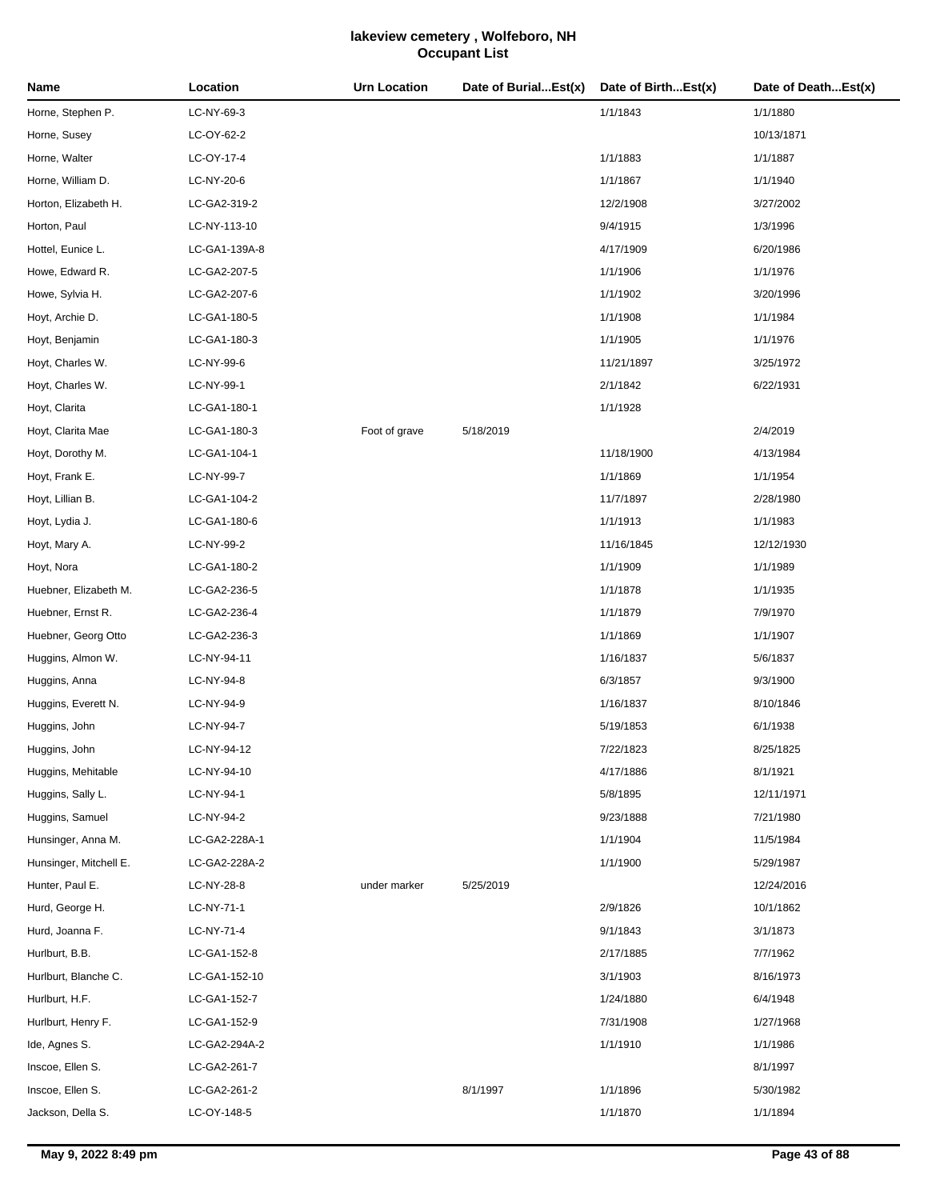# lakeview cemetery , Wolfeboro, NH
## Occupant List

| Name | Location | Urn Location | Date of Burial...Est(x) | Date of Birth...Est(x) | Date of Death...Est(x) |
|---|---|---|---|---|---|
| Horne, Stephen P. | LC-NY-69-3 | | | 1/1/1843 | 1/1/1880 |
| Horne, Susey | LC-OY-62-2 | | | | 10/13/1871 |
| Horne, Walter | LC-OY-17-4 | | | 1/1/1883 | 1/1/1887 |
| Horne, William D. | LC-NY-20-6 | | | 1/1/1867 | 1/1/1940 |
| Horton, Elizabeth H. | LC-GA2-319-2 | | | 12/2/1908 | 3/27/2002 |
| Horton, Paul | LC-NY-113-10 | | | 9/4/1915 | 1/3/1996 |
| Hottel, Eunice L. | LC-GA1-139A-8 | | | 4/17/1909 | 6/20/1986 |
| Howe, Edward R. | LC-GA2-207-5 | | | 1/1/1906 | 1/1/1976 |
| Howe, Sylvia H. | LC-GA2-207-6 | | | 1/1/1902 | 3/20/1996 |
| Hoyt, Archie D. | LC-GA1-180-5 | | | 1/1/1908 | 1/1/1984 |
| Hoyt, Benjamin | LC-GA1-180-3 | | | 1/1/1905 | 1/1/1976 |
| Hoyt, Charles W. | LC-NY-99-6 | | | 11/21/1897 | 3/25/1972 |
| Hoyt, Charles W. | LC-NY-99-1 | | | 2/1/1842 | 6/22/1931 |
| Hoyt, Clarita | LC-GA1-180-1 | | | 1/1/1928 | |
| Hoyt, Clarita Mae | LC-GA1-180-3 | Foot of grave | 5/18/2019 | | 2/4/2019 |
| Hoyt, Dorothy M. | LC-GA1-104-1 | | | 11/18/1900 | 4/13/1984 |
| Hoyt, Frank E. | LC-NY-99-7 | | | 1/1/1869 | 1/1/1954 |
| Hoyt, Lillian B. | LC-GA1-104-2 | | | 11/7/1897 | 2/28/1980 |
| Hoyt, Lydia J. | LC-GA1-180-6 | | | 1/1/1913 | 1/1/1983 |
| Hoyt, Mary A. | LC-NY-99-2 | | | 11/16/1845 | 12/12/1930 |
| Hoyt, Nora | LC-GA1-180-2 | | | 1/1/1909 | 1/1/1989 |
| Huebner, Elizabeth M. | LC-GA2-236-5 | | | 1/1/1878 | 1/1/1935 |
| Huebner, Ernst R. | LC-GA2-236-4 | | | 1/1/1879 | 7/9/1970 |
| Huebner, Georg Otto | LC-GA2-236-3 | | | 1/1/1869 | 1/1/1907 |
| Huggins, Almon W. | LC-NY-94-11 | | | 1/16/1837 | 5/6/1837 |
| Huggins, Anna | LC-NY-94-8 | | | 6/3/1857 | 9/3/1900 |
| Huggins, Everett N. | LC-NY-94-9 | | | 1/16/1837 | 8/10/1846 |
| Huggins, John | LC-NY-94-7 | | | 5/19/1853 | 6/1/1938 |
| Huggins, John | LC-NY-94-12 | | | 7/22/1823 | 8/25/1825 |
| Huggins, Mehitable | LC-NY-94-10 | | | 4/17/1886 | 8/1/1921 |
| Huggins, Sally L. | LC-NY-94-1 | | | 5/8/1895 | 12/11/1971 |
| Huggins, Samuel | LC-NY-94-2 | | | 9/23/1888 | 7/21/1980 |
| Hunsinger, Anna M. | LC-GA2-228A-1 | | | 1/1/1904 | 11/5/1984 |
| Hunsinger, Mitchell E. | LC-GA2-228A-2 | | | 1/1/1900 | 5/29/1987 |
| Hunter, Paul E. | LC-NY-28-8 | under marker | 5/25/2019 | | 12/24/2016 |
| Hurd, George H. | LC-NY-71-1 | | | 2/9/1826 | 10/1/1862 |
| Hurd, Joanna F. | LC-NY-71-4 | | | 9/1/1843 | 3/1/1873 |
| Hurlburt, B.B. | LC-GA1-152-8 | | | 2/17/1885 | 7/7/1962 |
| Hurlburt, Blanche C. | LC-GA1-152-10 | | | 3/1/1903 | 8/16/1973 |
| Hurlburt, H.F. | LC-GA1-152-7 | | | 1/24/1880 | 6/4/1948 |
| Hurlburt, Henry F. | LC-GA1-152-9 | | | 7/31/1908 | 1/27/1968 |
| Ide, Agnes S. | LC-GA2-294A-2 | | | 1/1/1910 | 1/1/1986 |
| Inscoe, Ellen S. | LC-GA2-261-7 | | | | 8/1/1997 |
| Inscoe, Ellen S. | LC-GA2-261-2 | | 8/1/1997 | 1/1/1896 | 5/30/1982 |
| Jackson, Della S. | LC-OY-148-5 | | | 1/1/1870 | 1/1/1894 |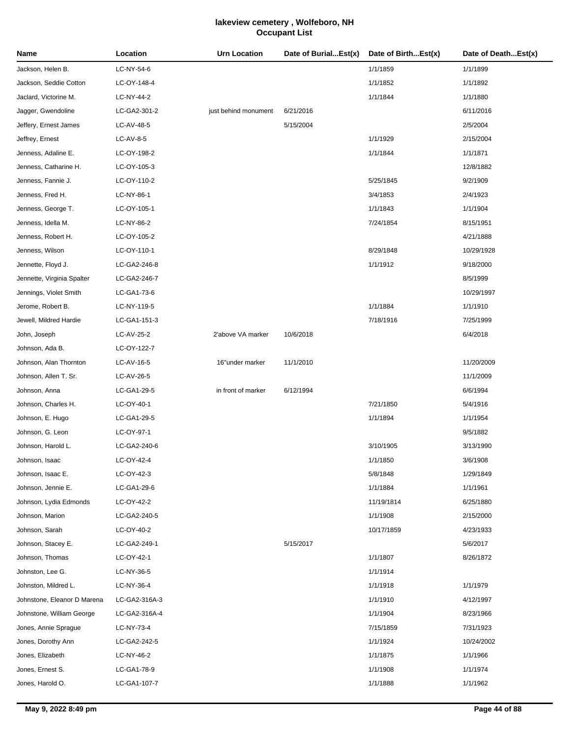# lakeview cemetery , Wolfeboro, NH
## Occupant List

| Name | Location | Urn Location | Date of Burial...Est(x) | Date of Birth...Est(x) | Date of Death...Est(x) |
|---|---|---|---|---|---|
| Jackson, Helen B. | LC-NY-54-6 | | | 1/1/1859 | 1/1/1899 |
| Jackson, Seddie Cotton | LC-OY-148-4 | | | 1/1/1852 | 1/1/1892 |
| Jaclard, Victorine M. | LC-NY-44-2 | | | 1/1/1844 | 1/1/1880 |
| Jagger, Gwendoline | LC-GA2-301-2 | just behind monument | 6/21/2016 | | 6/11/2016 |
| Jeffery, Ernest James | LC-AV-48-5 | | 5/15/2004 | | 2/5/2004 |
| Jeffrey, Ernest | LC-AV-8-5 | | | 1/1/1929 | 2/15/2004 |
| Jenness, Adaline E. | LC-OY-198-2 | | | 1/1/1844 | 1/1/1871 |
| Jenness, Catharine H. | LC-OY-105-3 | | | | 12/8/1882 |
| Jenness, Fannie J. | LC-OY-110-2 | | | 5/25/1845 | 9/2/1909 |
| Jenness, Fred H. | LC-NY-86-1 | | | 3/4/1853 | 2/4/1923 |
| Jenness, George T. | LC-OY-105-1 | | | 1/1/1843 | 1/1/1904 |
| Jenness, Idella M. | LC-NY-86-2 | | | 7/24/1854 | 8/15/1951 |
| Jenness, Robert H. | LC-OY-105-2 | | | | 4/21/1888 |
| Jenness, Wilson | LC-OY-110-1 | | | 8/29/1848 | 10/29/1928 |
| Jennette, Floyd J. | LC-GA2-246-8 | | | 1/1/1912 | 9/18/2000 |
| Jennette, Virginia Spalter | LC-GA2-246-7 | | | | 8/5/1999 |
| Jennings, Violet Smith | LC-GA1-73-6 | | | | 10/29/1997 |
| Jerome, Robert B. | LC-NY-119-5 | | | 1/1/1884 | 1/1/1910 |
| Jewell, Mildred Hardie | LC-GA1-151-3 | | | 7/18/1916 | 7/25/1999 |
| John, Joseph | LC-AV-25-2 | 2'above VA marker | 10/6/2018 | | 6/4/2018 |
| Johnson, Ada B. | LC-OY-122-7 | | | | |
| Johnson, Alan Thornton | LC-AV-16-5 | 16"under marker | 11/1/2010 | | 11/20/2009 |
| Johnson, Allen T. Sr. | LC-AV-26-5 | | | | 11/1/2009 |
| Johnson, Anna | LC-GA1-29-5 | in front of marker | 6/12/1994 | | 6/6/1994 |
| Johnson, Charles H. | LC-OY-40-1 | | | 7/21/1850 | 5/4/1916 |
| Johnson, E. Hugo | LC-GA1-29-5 | | | 1/1/1894 | 1/1/1954 |
| Johnson, G. Leon | LC-OY-97-1 | | | | 9/5/1882 |
| Johnson, Harold L. | LC-GA2-240-6 | | | 3/10/1905 | 3/13/1990 |
| Johnson, Isaac | LC-OY-42-4 | | | 1/1/1850 | 3/6/1908 |
| Johnson, Isaac E. | LC-OY-42-3 | | | 5/8/1848 | 1/29/1849 |
| Johnson, Jennie E. | LC-GA1-29-6 | | | 1/1/1884 | 1/1/1961 |
| Johnson, Lydia Edmonds | LC-OY-42-2 | | | 11/19/1814 | 6/25/1880 |
| Johnson, Marion | LC-GA2-240-5 | | | 1/1/1908 | 2/15/2000 |
| Johnson, Sarah | LC-OY-40-2 | | | 10/17/1859 | 4/23/1933 |
| Johnson, Stacey E. | LC-GA2-249-1 | | 5/15/2017 | | 5/6/2017 |
| Johnson, Thomas | LC-OY-42-1 | | | 1/1/1807 | 8/26/1872 |
| Johnston, Lee G. | LC-NY-36-5 | | | 1/1/1914 | |
| Johnston, Mildred L. | LC-NY-36-4 | | | 1/1/1918 | 1/1/1979 |
| Johnstone, Eleanor D Marena | LC-GA2-316A-3 | | | 1/1/1910 | 4/12/1997 |
| Johnstone, William George | LC-GA2-316A-4 | | | 1/1/1904 | 8/23/1966 |
| Jones, Annie Sprague | LC-NY-73-4 | | | 7/15/1859 | 7/31/1923 |
| Jones, Dorothy Ann | LC-GA2-242-5 | | | 1/1/1924 | 10/24/2002 |
| Jones, Elizabeth | LC-NY-46-2 | | | 1/1/1875 | 1/1/1966 |
| Jones, Ernest S. | LC-GA1-78-9 | | | 1/1/1908 | 1/1/1974 |
| Jones, Harold O. | LC-GA1-107-7 | | | 1/1/1888 | 1/1/1962 |

May 9, 2022 8:49 pm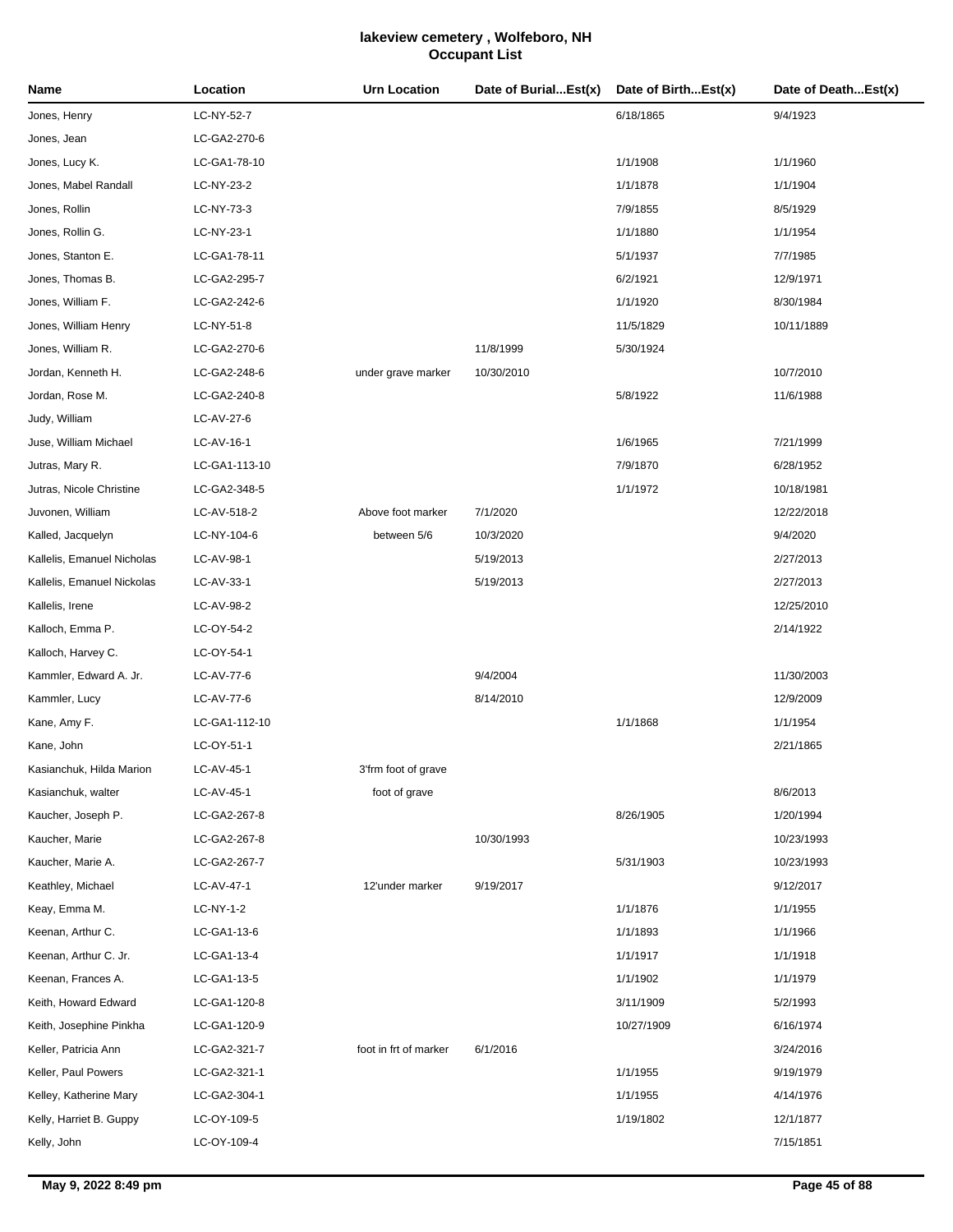# lakeview cemetery , Wolfeboro, NH
## Occupant List

| Name | Location | Urn Location | Date of Burial...Est(x) | Date of Birth...Est(x) | Date of Death...Est(x) |
|---|---|---|---|---|---|
| Jones, Henry | LC-NY-52-7 | | | 6/18/1865 | 9/4/1923 |
| Jones, Jean | LC-GA2-270-6 | | | | |
| Jones, Lucy K. | LC-GA1-78-10 | | | 1/1/1908 | 1/1/1960 |
| Jones, Mabel Randall | LC-NY-23-2 | | | 1/1/1878 | 1/1/1904 |
| Jones, Rollin | LC-NY-73-3 | | | 7/9/1855 | 8/5/1929 |
| Jones, Rollin G. | LC-NY-23-1 | | | 1/1/1880 | 1/1/1954 |
| Jones, Stanton E. | LC-GA1-78-11 | | | 5/1/1937 | 7/7/1985 |
| Jones, Thomas B. | LC-GA2-295-7 | | | 6/2/1921 | 12/9/1971 |
| Jones, William F. | LC-GA2-242-6 | | | 1/1/1920 | 8/30/1984 |
| Jones, William Henry | LC-NY-51-8 | | | 11/5/1829 | 10/11/1889 |
| Jones, William R. | LC-GA2-270-6 | | 11/8/1999 | 5/30/1924 | |
| Jordan, Kenneth H. | LC-GA2-248-6 | under grave marker | 10/30/2010 | | 10/7/2010 |
| Jordan, Rose M. | LC-GA2-240-8 | | | 5/8/1922 | 11/6/1988 |
| Judy, William | LC-AV-27-6 | | | | |
| Juse, William Michael | LC-AV-16-1 | | | 1/6/1965 | 7/21/1999 |
| Jutras, Mary R. | LC-GA1-113-10 | | | 7/9/1870 | 6/28/1952 |
| Jutras, Nicole Christine | LC-GA2-348-5 | | | 1/1/1972 | 10/18/1981 |
| Juvonen, William | LC-AV-518-2 | Above foot marker | 7/1/2020 | | 12/22/2018 |
| Kalled, Jacquelyn | LC-NY-104-6 | between 5/6 | 10/3/2020 | | 9/4/2020 |
| Kallelis, Emanuel Nicholas | LC-AV-98-1 | | 5/19/2013 | | 2/27/2013 |
| Kallelis, Emanuel Nickolas | LC-AV-33-1 | | 5/19/2013 | | 2/27/2013 |
| Kallelis, Irene | LC-AV-98-2 | | | | 12/25/2010 |
| Kalloch, Emma P. | LC-OY-54-2 | | | | 2/14/1922 |
| Kalloch, Harvey C. | LC-OY-54-1 | | | | |
| Kammler, Edward A. Jr. | LC-AV-77-6 | | 9/4/2004 | | 11/30/2003 |
| Kammler, Lucy | LC-AV-77-6 | | 8/14/2010 | | 12/9/2009 |
| Kane, Amy F. | LC-GA1-112-10 | | | 1/1/1868 | 1/1/1954 |
| Kane, John | LC-OY-51-1 | | | | 2/21/1865 |
| Kasianchuk, Hilda Marion | LC-AV-45-1 | 3'frm foot of grave | | | |
| Kasianchuk, walter | LC-AV-45-1 | foot of grave | | | 8/6/2013 |
| Kaucher, Joseph P. | LC-GA2-267-8 | | | 8/26/1905 | 1/20/1994 |
| Kaucher, Marie | LC-GA2-267-8 | | 10/30/1993 | | 10/23/1993 |
| Kaucher, Marie A. | LC-GA2-267-7 | | | 5/31/1903 | 10/23/1993 |
| Keathley, Michael | LC-AV-47-1 | 12'under marker | 9/19/2017 | | 9/12/2017 |
| Keay, Emma M. | LC-NY-1-2 | | | 1/1/1876 | 1/1/1955 |
| Keenan, Arthur C. | LC-GA1-13-6 | | | 1/1/1893 | 1/1/1966 |
| Keenan, Arthur C. Jr. | LC-GA1-13-4 | | | 1/1/1917 | 1/1/1918 |
| Keenan, Frances A. | LC-GA1-13-5 | | | 1/1/1902 | 1/1/1979 |
| Keith, Howard Edward | LC-GA1-120-8 | | | 3/11/1909 | 5/2/1993 |
| Keith, Josephine Pinkha | LC-GA1-120-9 | | | 10/27/1909 | 6/16/1974 |
| Keller, Patricia Ann | LC-GA2-321-7 | foot in frt of marker | 6/1/2016 | | 3/24/2016 |
| Keller, Paul Powers | LC-GA2-321-1 | | | 1/1/1955 | 9/19/1979 |
| Kelley, Katherine Mary | LC-GA2-304-1 | | | 1/1/1955 | 4/14/1976 |
| Kelly, Harriet B. Guppy | LC-OY-109-5 | | | 1/19/1802 | 12/1/1877 |
| Kelly, John | LC-OY-109-4 | | | | 7/15/1851 |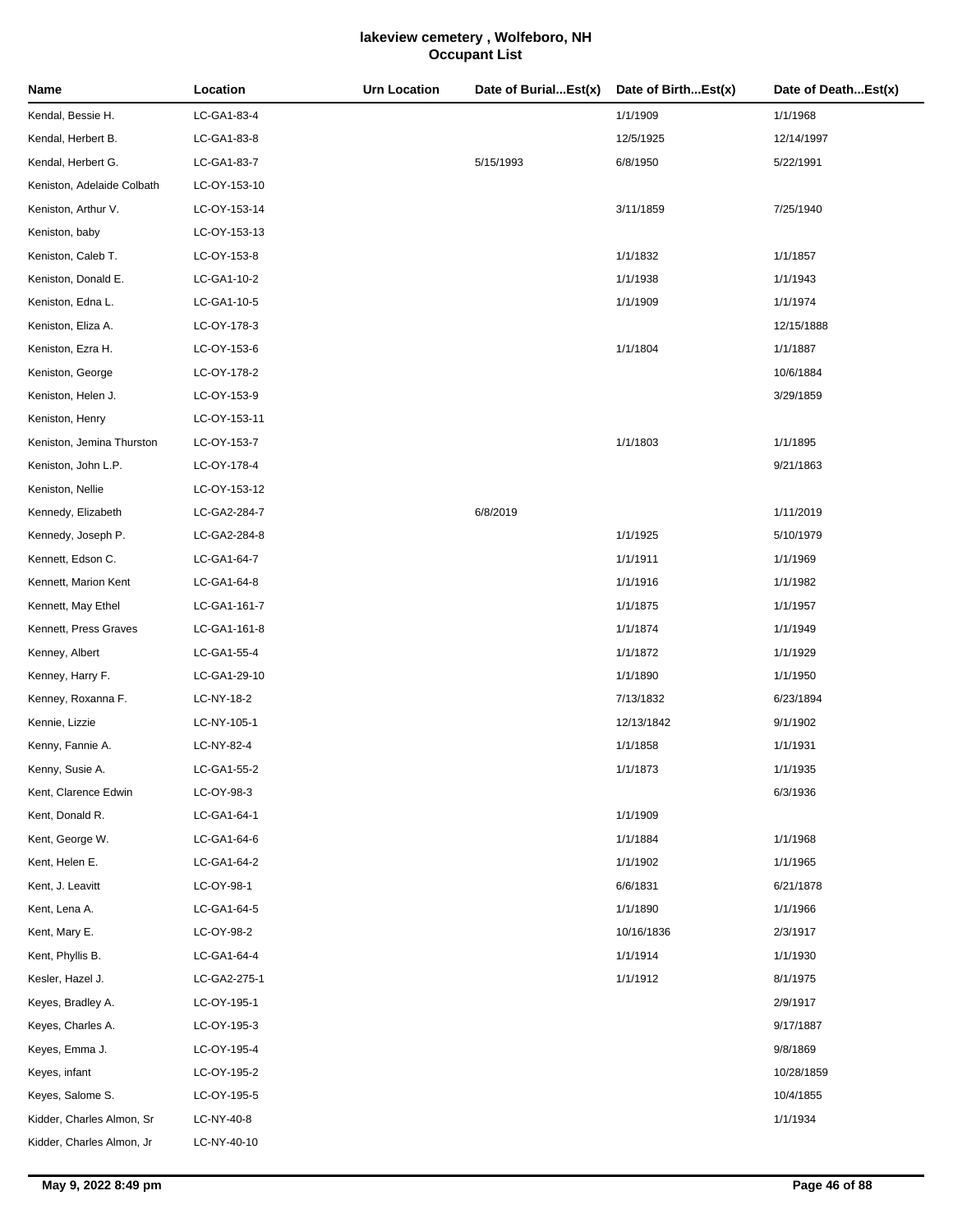# lakeview cemetery , Wolfeboro, NH
## Occupant List

| Name | Location | Urn Location | Date of Burial...Est(x) | Date of Birth...Est(x) | Date of Death...Est(x) |
|---|---|---|---|---|---|
| Kendal, Bessie H. | LC-GA1-83-4 | | | 1/1/1909 | 1/1/1968 |
| Kendal, Herbert B. | LC-GA1-83-8 | | | 12/5/1925 | 12/14/1997 |
| Kendal, Herbert G. | LC-GA1-83-7 | | 5/15/1993 | 6/8/1950 | 5/22/1991 |
| Keniston, Adelaide Colbath | LC-OY-153-10 | | | | |
| Keniston, Arthur V. | LC-OY-153-14 | | | 3/11/1859 | 7/25/1940 |
| Keniston, baby | LC-OY-153-13 | | | | |
| Keniston, Caleb T. | LC-OY-153-8 | | | 1/1/1832 | 1/1/1857 |
| Keniston, Donald E. | LC-GA1-10-2 | | | 1/1/1938 | 1/1/1943 |
| Keniston, Edna L. | LC-GA1-10-5 | | | 1/1/1909 | 1/1/1974 |
| Keniston, Eliza A. | LC-OY-178-3 | | | | 12/15/1888 |
| Keniston, Ezra H. | LC-OY-153-6 | | | 1/1/1804 | 1/1/1887 |
| Keniston, George | LC-OY-178-2 | | | | 10/6/1884 |
| Keniston, Helen J. | LC-OY-153-9 | | | | 3/29/1859 |
| Keniston, Henry | LC-OY-153-11 | | | | |
| Keniston, Jemina Thurston | LC-OY-153-7 | | | 1/1/1803 | 1/1/1895 |
| Keniston, John L.P. | LC-OY-178-4 | | | | 9/21/1863 |
| Keniston, Nellie | LC-OY-153-12 | | | | |
| Kennedy, Elizabeth | LC-GA2-284-7 | | 6/8/2019 | | 1/11/2019 |
| Kennedy, Joseph P. | LC-GA2-284-8 | | | 1/1/1925 | 5/10/1979 |
| Kennett, Edson C. | LC-GA1-64-7 | | | 1/1/1911 | 1/1/1969 |
| Kennett, Marion Kent | LC-GA1-64-8 | | | 1/1/1916 | 1/1/1982 |
| Kennett, May Ethel | LC-GA1-161-7 | | | 1/1/1875 | 1/1/1957 |
| Kennett, Press Graves | LC-GA1-161-8 | | | 1/1/1874 | 1/1/1949 |
| Kenney, Albert | LC-GA1-55-4 | | | 1/1/1872 | 1/1/1929 |
| Kenney, Harry F. | LC-GA1-29-10 | | | 1/1/1890 | 1/1/1950 |
| Kenney, Roxanna F. | LC-NY-18-2 | | | 7/13/1832 | 6/23/1894 |
| Kennie, Lizzie | LC-NY-105-1 | | | 12/13/1842 | 9/1/1902 |
| Kenny, Fannie A. | LC-NY-82-4 | | | 1/1/1858 | 1/1/1931 |
| Kenny, Susie A. | LC-GA1-55-2 | | | 1/1/1873 | 1/1/1935 |
| Kent, Clarence Edwin | LC-OY-98-3 | | | | 6/3/1936 |
| Kent, Donald R. | LC-GA1-64-1 | | | 1/1/1909 | |
| Kent, George W. | LC-GA1-64-6 | | | 1/1/1884 | 1/1/1968 |
| Kent, Helen E. | LC-GA1-64-2 | | | 1/1/1902 | 1/1/1965 |
| Kent, J. Leavitt | LC-OY-98-1 | | | 6/6/1831 | 6/21/1878 |
| Kent, Lena A. | LC-GA1-64-5 | | | 1/1/1890 | 1/1/1966 |
| Kent, Mary E. | LC-OY-98-2 | | | 10/16/1836 | 2/3/1917 |
| Kent, Phyllis B. | LC-GA1-64-4 | | | 1/1/1914 | 1/1/1930 |
| Kesler, Hazel J. | LC-GA2-275-1 | | | 1/1/1912 | 8/1/1975 |
| Keyes, Bradley A. | LC-OY-195-1 | | | | 2/9/1917 |
| Keyes, Charles A. | LC-OY-195-3 | | | | 9/17/1887 |
| Keyes, Emma J. | LC-OY-195-4 | | | | 9/8/1869 |
| Keyes, infant | LC-OY-195-2 | | | | 10/28/1859 |
| Keyes, Salome S. | LC-OY-195-5 | | | | 10/4/1855 |
| Kidder, Charles Almon, Sr | LC-NY-40-8 | | | | 1/1/1934 |
| Kidder, Charles Almon, Jr | LC-NY-40-10 | | | | |

May 9, 2022 8:49 pm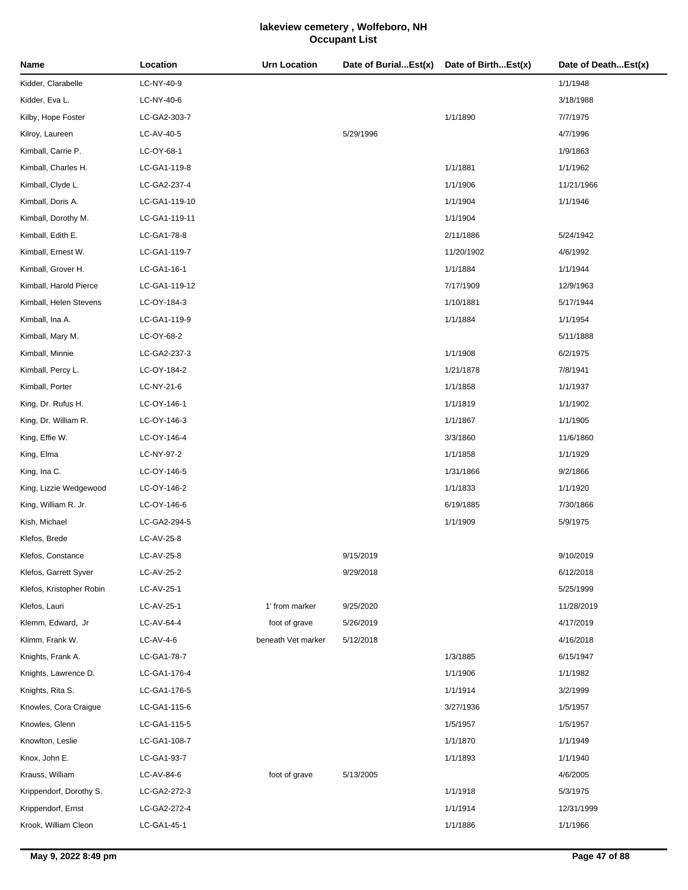# lakeview cemetery , Wolfeboro, NH
## Occupant List

| Name | Location | Urn Location | Date of Burial...Est(x) | Date of Birth...Est(x) | Date of Death...Est(x) |
|---|---|---|---|---|---|
| Kidder, Clarabelle | LC-NY-40-9 | | | | 1/1/1948 |
| Kidder, Eva L. | LC-NY-40-6 | | | | 3/18/1988 |
| Kilby, Hope Foster | LC-GA2-303-7 | | | 1/1/1890 | 7/7/1975 |
| Kilroy, Laureen | LC-AV-40-5 | | 5/29/1996 | | 4/7/1996 |
| Kimball, Carrie P. | LC-OY-68-1 | | | | 1/9/1863 |
| Kimball, Charles H. | LC-GA1-119-8 | | | 1/1/1881 | 1/1/1962 |
| Kimball, Clyde L. | LC-GA2-237-4 | | | 1/1/1906 | 11/21/1966 |
| Kimball, Doris A. | LC-GA1-119-10 | | | 1/1/1904 | 1/1/1946 |
| Kimball, Dorothy M. | LC-GA1-119-11 | | | 1/1/1904 | |
| Kimball, Edith E. | LC-GA1-78-8 | | | 2/11/1886 | 5/24/1942 |
| Kimball, Ernest W. | LC-GA1-119-7 | | | 11/20/1902 | 4/6/1992 |
| Kimball, Grover H. | LC-GA1-16-1 | | | 1/1/1884 | 1/1/1944 |
| Kimball, Harold Pierce | LC-GA1-119-12 | | | 7/17/1909 | 12/9/1963 |
| Kimball, Helen Stevens | LC-OY-184-3 | | | 1/10/1881 | 5/17/1944 |
| Kimball, Ina A. | LC-GA1-119-9 | | | 1/1/1884 | 1/1/1954 |
| Kimball, Mary M. | LC-OY-68-2 | | | | 5/11/1888 |
| Kimball, Minnie | LC-GA2-237-3 | | | 1/1/1908 | 6/2/1975 |
| Kimball, Percy L. | LC-OY-184-2 | | | 1/21/1878 | 7/8/1941 |
| Kimball, Porter | LC-NY-21-6 | | | 1/1/1858 | 1/1/1937 |
| King, Dr. Rufus H. | LC-OY-146-1 | | | 1/1/1819 | 1/1/1902 |
| King, Dr. William R. | LC-OY-146-3 | | | 1/1/1867 | 1/1/1905 |
| King, Effie W. | LC-OY-146-4 | | | 3/3/1860 | 11/6/1860 |
| King, Elma | LC-NY-97-2 | | | 1/1/1858 | 1/1/1929 |
| King, Ina C. | LC-OY-146-5 | | | 1/31/1866 | 9/2/1866 |
| King, Lizzie Wedgewood | LC-OY-146-2 | | | 1/1/1833 | 1/1/1920 |
| King, William R. Jr. | LC-OY-146-6 | | | 6/19/1885 | 7/30/1866 |
| Kish, Michael | LC-GA2-294-5 | | | 1/1/1909 | 5/9/1975 |
| Klefos, Brede | LC-AV-25-8 | | | | |
| Klefos, Constance | LC-AV-25-8 | | 9/15/2019 | | 9/10/2019 |
| Klefos, Garrett Syver | LC-AV-25-2 | | 9/29/2018 | | 6/12/2018 |
| Klefos, Kristopher Robin | LC-AV-25-1 | | | | 5/25/1999 |
| Klefos, Lauri | LC-AV-25-1 | 1' from marker | 9/25/2020 | | 11/28/2019 |
| Klemm, Edward, Jr | LC-AV-64-4 | foot of grave | 5/26/2019 | | 4/17/2019 |
| Klimm, Frank W. | LC-AV-4-6 | beneath Vet marker | 5/12/2018 | | 4/16/2018 |
| Knights, Frank A. | LC-GA1-78-7 | | | 1/3/1885 | 6/15/1947 |
| Knights, Lawrence D. | LC-GA1-176-4 | | | 1/1/1906 | 1/1/1982 |
| Knights, Rita S. | LC-GA1-176-5 | | | 1/1/1914 | 3/2/1999 |
| Knowles, Cora Craigue | LC-GA1-115-6 | | | 3/27/1936 | 1/5/1957 |
| Knowles, Glenn | LC-GA1-115-5 | | | 1/5/1957 | 1/5/1957 |
| Knowlton, Leslie | LC-GA1-108-7 | | | 1/1/1870 | 1/1/1949 |
| Knox, John E. | LC-GA1-93-7 | | | 1/1/1893 | 1/1/1940 |
| Krauss, William | LC-AV-84-6 | foot of grave | 5/13/2005 | | 4/6/2005 |
| Krippendorf, Dorothy S. | LC-GA2-272-3 | | | 1/1/1918 | 5/3/1975 |
| Krippendorf, Ernst | LC-GA2-272-4 | | | 1/1/1914 | 12/31/1999 |
| Krook, William Cleon | LC-GA1-45-1 | | | 1/1/1886 | 1/1/1966 |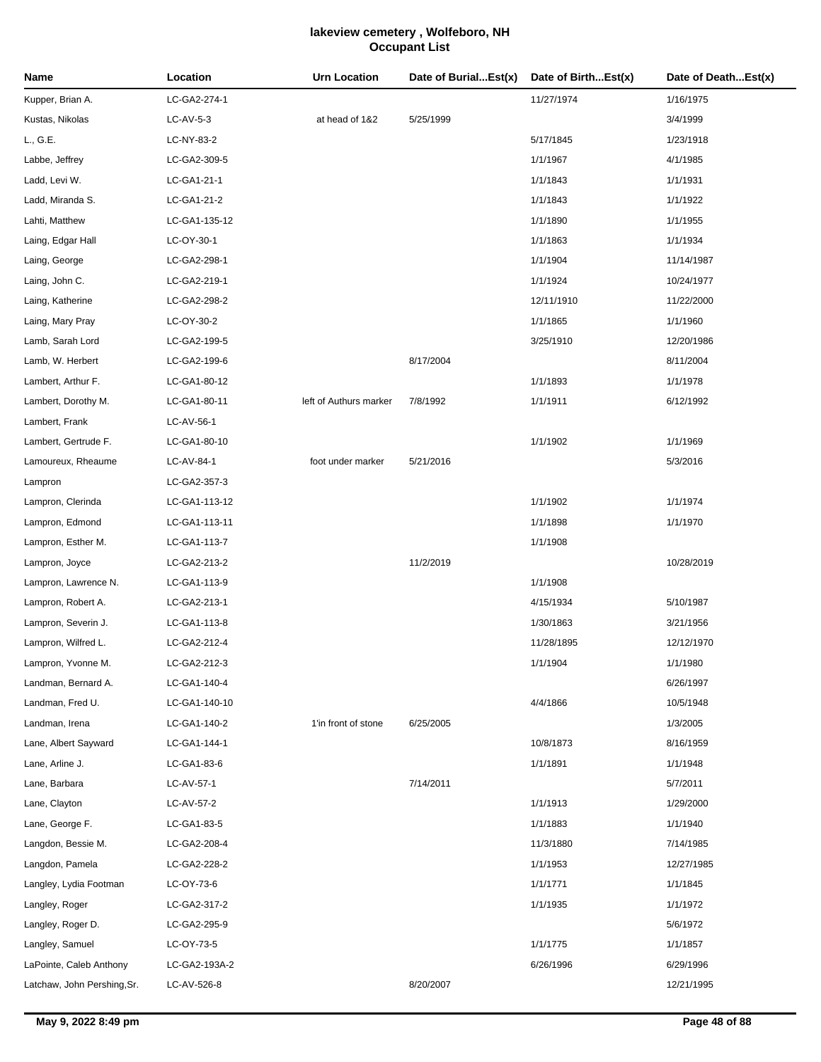# lakeview cemetery , Wolfeboro, NH
## Occupant List

| Name | Location | Urn Location | Date of Burial...Est(x) | Date of Birth...Est(x) | Date of Death...Est(x) |
|---|---|---|---|---|---|
| Kupper, Brian A. | LC-GA2-274-1 | | | 11/27/1974 | 1/16/1975 |
| Kustas, Nikolas | LC-AV-5-3 | at head of 1&2 | 5/25/1999 | | 3/4/1999 |
| L., G.E. | LC-NY-83-2 | | | 5/17/1845 | 1/23/1918 |
| Labbe, Jeffrey | LC-GA2-309-5 | | | 1/1/1967 | 4/1/1985 |
| Ladd, Levi W. | LC-GA1-21-1 | | | 1/1/1843 | 1/1/1931 |
| Ladd, Miranda S. | LC-GA1-21-2 | | | 1/1/1843 | 1/1/1922 |
| Lahti, Matthew | LC-GA1-135-12 | | | 1/1/1890 | 1/1/1955 |
| Laing, Edgar Hall | LC-OY-30-1 | | | 1/1/1863 | 1/1/1934 |
| Laing, George | LC-GA2-298-1 | | | 1/1/1904 | 11/14/1987 |
| Laing, John C. | LC-GA2-219-1 | | | 1/1/1924 | 10/24/1977 |
| Laing, Katherine | LC-GA2-298-2 | | | 12/11/1910 | 11/22/2000 |
| Laing, Mary Pray | LC-OY-30-2 | | | 1/1/1865 | 1/1/1960 |
| Lamb, Sarah Lord | LC-GA2-199-5 | | | 3/25/1910 | 12/20/1986 |
| Lamb, W. Herbert | LC-GA2-199-6 | | 8/17/2004 | | 8/11/2004 |
| Lambert, Arthur F. | LC-GA1-80-12 | | | 1/1/1893 | 1/1/1978 |
| Lambert, Dorothy M. | LC-GA1-80-11 | left of Authurs marker | 7/8/1992 | 1/1/1911 | 6/12/1992 |
| Lambert, Frank | LC-AV-56-1 | | | | |
| Lambert, Gertrude F. | LC-GA1-80-10 | | | 1/1/1902 | 1/1/1969 |
| Lamoureux, Rheaume | LC-AV-84-1 | foot under marker | 5/21/2016 | | 5/3/2016 |
| Lampron | LC-GA2-357-3 | | | | |
| Lampron, Clerinda | LC-GA1-113-12 | | | 1/1/1902 | 1/1/1974 |
| Lampron, Edmond | LC-GA1-113-11 | | | 1/1/1898 | 1/1/1970 |
| Lampron, Esther M. | LC-GA1-113-7 | | | 1/1/1908 | |
| Lampron, Joyce | LC-GA2-213-2 | | 11/2/2019 | | 10/28/2019 |
| Lampron, Lawrence N. | LC-GA1-113-9 | | | 1/1/1908 | |
| Lampron, Robert A. | LC-GA2-213-1 | | | 4/15/1934 | 5/10/1987 |
| Lampron, Severin J. | LC-GA1-113-8 | | | 1/30/1863 | 3/21/1956 |
| Lampron, Wilfred L. | LC-GA2-212-4 | | | 11/28/1895 | 12/12/1970 |
| Lampron, Yvonne M. | LC-GA2-212-3 | | | 1/1/1904 | 1/1/1980 |
| Landman, Bernard A. | LC-GA1-140-4 | | | | 6/26/1997 |
| Landman, Fred U. | LC-GA1-140-10 | | | 4/4/1866 | 10/5/1948 |
| Landman, Irena | LC-GA1-140-2 | 1'in front of stone | 6/25/2005 | | 1/3/2005 |
| Lane, Albert Sayward | LC-GA1-144-1 | | | 10/8/1873 | 8/16/1959 |
| Lane, Arline J. | LC-GA1-83-6 | | | 1/1/1891 | 1/1/1948 |
| Lane, Barbara | LC-AV-57-1 | | 7/14/2011 | | 5/7/2011 |
| Lane, Clayton | LC-AV-57-2 | | | 1/1/1913 | 1/29/2000 |
| Lane, George F. | LC-GA1-83-5 | | | 1/1/1883 | 1/1/1940 |
| Langdon, Bessie M. | LC-GA2-208-4 | | | 11/3/1880 | 7/14/1985 |
| Langdon, Pamela | LC-GA2-228-2 | | | 1/1/1953 | 12/27/1985 |
| Langley, Lydia Footman | LC-OY-73-6 | | | 1/1/1771 | 1/1/1845 |
| Langley, Roger | LC-GA2-317-2 | | | 1/1/1935 | 1/1/1972 |
| Langley, Roger D. | LC-GA2-295-9 | | | | 5/6/1972 |
| Langley, Samuel | LC-OY-73-5 | | | 1/1/1775 | 1/1/1857 |
| LaPointe, Caleb Anthony | LC-GA2-193A-2 | | | 6/26/1996 | 6/29/1996 |
| Latchaw, John Pershing,Sr. | LC-AV-526-8 | | 8/20/2007 | | 12/21/1995 |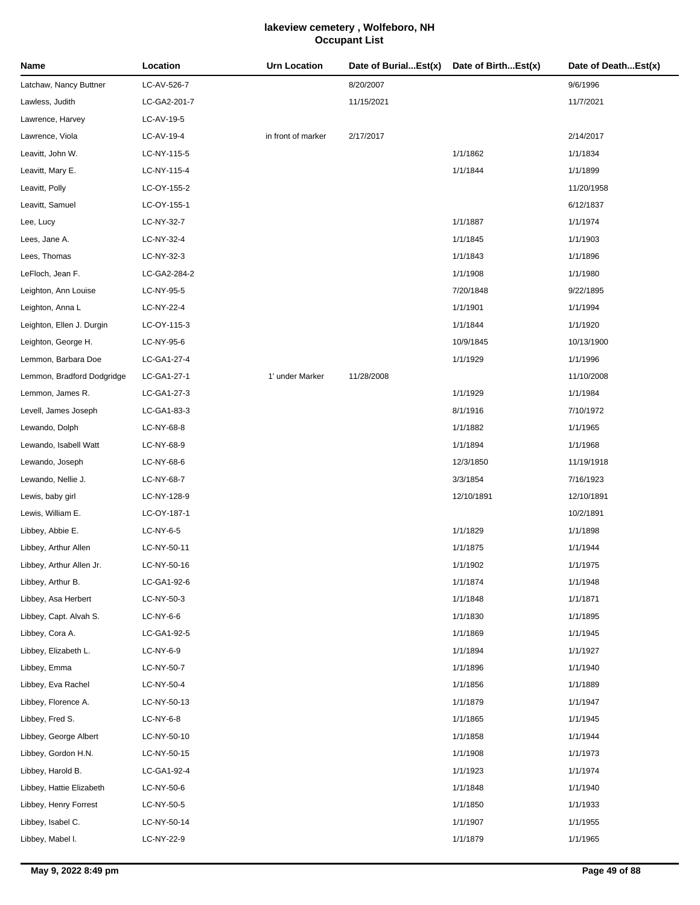# lakeview cemetery , Wolfeboro, NH
## Occupant List

| Name | Location | Urn Location | Date of Burial...Est(x) | Date of Birth...Est(x) | Date of Death...Est(x) |
|---|---|---|---|---|---|
| Latchaw, Nancy Buttner | LC-AV-526-7 | | 8/20/2007 | | 9/6/1996 |
| Lawless, Judith | LC-GA2-201-7 | | 11/15/2021 | | 11/7/2021 |
| Lawrence, Harvey | LC-AV-19-5 | | | | |
| Lawrence, Viola | LC-AV-19-4 | in front of marker | 2/17/2017 | | 2/14/2017 |
| Leavitt, John W. | LC-NY-115-5 | | | 1/1/1862 | 1/1/1834 |
| Leavitt, Mary E. | LC-NY-115-4 | | | 1/1/1844 | 1/1/1899 |
| Leavitt, Polly | LC-OY-155-2 | | | | 11/20/1958 |
| Leavitt, Samuel | LC-OY-155-1 | | | | 6/12/1837 |
| Lee, Lucy | LC-NY-32-7 | | | 1/1/1887 | 1/1/1974 |
| Lees, Jane A. | LC-NY-32-4 | | | 1/1/1845 | 1/1/1903 |
| Lees, Thomas | LC-NY-32-3 | | | 1/1/1843 | 1/1/1896 |
| LeFloch, Jean F. | LC-GA2-284-2 | | | 1/1/1908 | 1/1/1980 |
| Leighton, Ann Louise | LC-NY-95-5 | | | 7/20/1848 | 9/22/1895 |
| Leighton, Anna L | LC-NY-22-4 | | | 1/1/1901 | 1/1/1994 |
| Leighton, Ellen J. Durgin | LC-OY-115-3 | | | 1/1/1844 | 1/1/1920 |
| Leighton, George H. | LC-NY-95-6 | | | 10/9/1845 | 10/13/1900 |
| Lemmon, Barbara Doe | LC-GA1-27-4 | | | 1/1/1929 | 1/1/1996 |
| Lemmon, Bradford Dodgridge | LC-GA1-27-1 | 1' under Marker | 11/28/2008 | | 11/10/2008 |
| Lemmon, James R. | LC-GA1-27-3 | | | 1/1/1929 | 1/1/1984 |
| Levell, James Joseph | LC-GA1-83-3 | | | 8/1/1916 | 7/10/1972 |
| Lewando, Dolph | LC-NY-68-8 | | | 1/1/1882 | 1/1/1965 |
| Lewando, Isabell Watt | LC-NY-68-9 | | | 1/1/1894 | 1/1/1968 |
| Lewando, Joseph | LC-NY-68-6 | | | 12/3/1850 | 11/19/1918 |
| Lewando, Nellie J. | LC-NY-68-7 | | | 3/3/1854 | 7/16/1923 |
| Lewis, baby girl | LC-NY-128-9 | | | 12/10/1891 | 12/10/1891 |
| Lewis, William E. | LC-OY-187-1 | | | | 10/2/1891 |
| Libbey, Abbie E. | LC-NY-6-5 | | | 1/1/1829 | 1/1/1898 |
| Libbey, Arthur Allen | LC-NY-50-11 | | | 1/1/1875 | 1/1/1944 |
| Libbey, Arthur Allen Jr. | LC-NY-50-16 | | | 1/1/1902 | 1/1/1975 |
| Libbey, Arthur B. | LC-GA1-92-6 | | | 1/1/1874 | 1/1/1948 |
| Libbey, Asa Herbert | LC-NY-50-3 | | | 1/1/1848 | 1/1/1871 |
| Libbey, Capt. Alvah S. | LC-NY-6-6 | | | 1/1/1830 | 1/1/1895 |
| Libbey, Cora A. | LC-GA1-92-5 | | | 1/1/1869 | 1/1/1945 |
| Libbey, Elizabeth L. | LC-NY-6-9 | | | 1/1/1894 | 1/1/1927 |
| Libbey, Emma | LC-NY-50-7 | | | 1/1/1896 | 1/1/1940 |
| Libbey, Eva Rachel | LC-NY-50-4 | | | 1/1/1856 | 1/1/1889 |
| Libbey, Florence A. | LC-NY-50-13 | | | 1/1/1879 | 1/1/1947 |
| Libbey, Fred S. | LC-NY-6-8 | | | 1/1/1865 | 1/1/1945 |
| Libbey, George Albert | LC-NY-50-10 | | | 1/1/1858 | 1/1/1944 |
| Libbey, Gordon H.N. | LC-NY-50-15 | | | 1/1/1908 | 1/1/1973 |
| Libbey, Harold B. | LC-GA1-92-4 | | | 1/1/1923 | 1/1/1974 |
| Libbey, Hattie Elizabeth | LC-NY-50-6 | | | 1/1/1848 | 1/1/1940 |
| Libbey, Henry Forrest | LC-NY-50-5 | | | 1/1/1850 | 1/1/1933 |
| Libbey, Isabel C. | LC-NY-50-14 | | | 1/1/1907 | 1/1/1955 |
| Libbey, Mabel l. | LC-NY-22-9 | | | 1/1/1879 | 1/1/1965 |

May 9, 2022 8:49 pm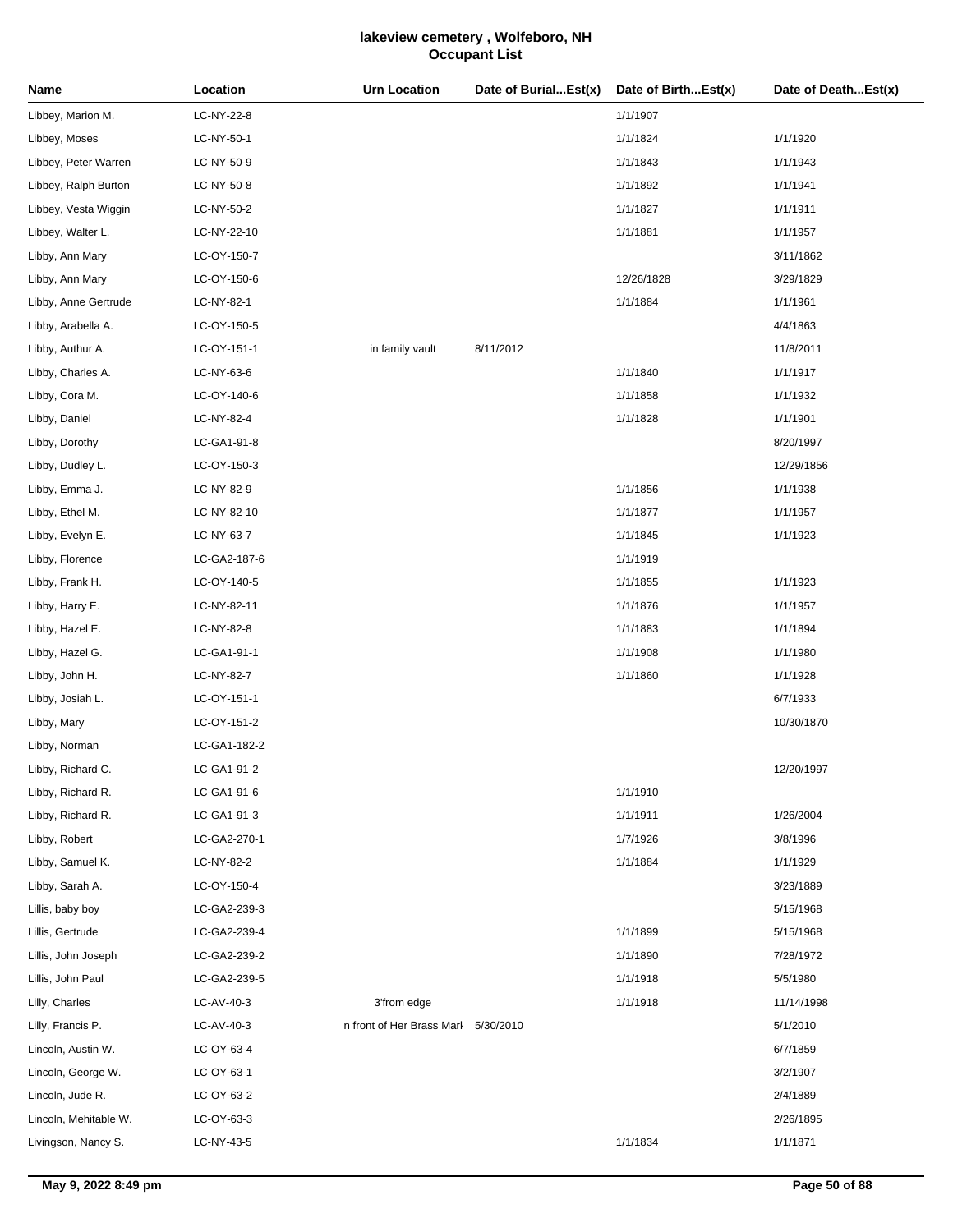# lakeview cemetery , Wolfeboro, NH
## Occupant List

| Name | Location | Urn Location | Date of Burial...Est(x) | Date of Birth...Est(x) | Date of Death...Est(x) |
|---|---|---|---|---|---|
| Libbey, Marion M. | LC-NY-22-8 | | | 1/1/1907 | |
| Libbey, Moses | LC-NY-50-1 | | | 1/1/1824 | 1/1/1920 |
| Libbey, Peter Warren | LC-NY-50-9 | | | 1/1/1843 | 1/1/1943 |
| Libbey, Ralph Burton | LC-NY-50-8 | | | 1/1/1892 | 1/1/1941 |
| Libbey, Vesta Wiggin | LC-NY-50-2 | | | 1/1/1827 | 1/1/1911 |
| Libbey, Walter L. | LC-NY-22-10 | | | 1/1/1881 | 1/1/1957 |
| Libby, Ann Mary | LC-OY-150-7 | | | | 3/11/1862 |
| Libby, Ann Mary | LC-OY-150-6 | | | 12/26/1828 | 3/29/1829 |
| Libby, Anne Gertrude | LC-NY-82-1 | | | 1/1/1884 | 1/1/1961 |
| Libby, Arabella A. | LC-OY-150-5 | | | | 4/4/1863 |
| Libby, Authur A. | LC-OY-151-1 | in family vault | 8/11/2012 | | 11/8/2011 |
| Libby, Charles A. | LC-NY-63-6 | | | 1/1/1840 | 1/1/1917 |
| Libby, Cora M. | LC-OY-140-6 | | | 1/1/1858 | 1/1/1932 |
| Libby, Daniel | LC-NY-82-4 | | | 1/1/1828 | 1/1/1901 |
| Libby, Dorothy | LC-GA1-91-8 | | | | 8/20/1997 |
| Libby, Dudley L. | LC-OY-150-3 | | | | 12/29/1856 |
| Libby, Emma J. | LC-NY-82-9 | | | 1/1/1856 | 1/1/1938 |
| Libby, Ethel M. | LC-NY-82-10 | | | 1/1/1877 | 1/1/1957 |
| Libby, Evelyn E. | LC-NY-63-7 | | | 1/1/1845 | 1/1/1923 |
| Libby, Florence | LC-GA2-187-6 | | | 1/1/1919 | |
| Libby, Frank H. | LC-OY-140-5 | | | 1/1/1855 | 1/1/1923 |
| Libby, Harry E. | LC-NY-82-11 | | | 1/1/1876 | 1/1/1957 |
| Libby, Hazel E. | LC-NY-82-8 | | | 1/1/1883 | 1/1/1894 |
| Libby, Hazel G. | LC-GA1-91-1 | | | 1/1/1908 | 1/1/1980 |
| Libby, John H. | LC-NY-82-7 | | | 1/1/1860 | 1/1/1928 |
| Libby, Josiah L. | LC-OY-151-1 | | | | 6/7/1933 |
| Libby, Mary | LC-OY-151-2 | | | | 10/30/1870 |
| Libby, Norman | LC-GA1-182-2 | | | | |
| Libby, Richard C. | LC-GA1-91-2 | | | | 12/20/1997 |
| Libby, Richard R. | LC-GA1-91-6 | | | 1/1/1910 | |
| Libby, Richard R. | LC-GA1-91-3 | | | 1/1/1911 | 1/26/2004 |
| Libby, Robert | LC-GA2-270-1 | | | 1/7/1926 | 3/8/1996 |
| Libby, Samuel K. | LC-NY-82-2 | | | 1/1/1884 | 1/1/1929 |
| Libby, Sarah A. | LC-OY-150-4 | | | | 3/23/1889 |
| Lillis, baby boy | LC-GA2-239-3 | | | | 5/15/1968 |
| Lillis, Gertrude | LC-GA2-239-4 | | | 1/1/1899 | 5/15/1968 |
| Lillis, John Joseph | LC-GA2-239-2 | | | 1/1/1890 | 7/28/1972 |
| Lillis, John Paul | LC-GA2-239-5 | | | 1/1/1918 | 5/5/1980 |
| Lilly, Charles | LC-AV-40-3 | 3'from edge | | 1/1/1918 | 11/14/1998 |
| Lilly, Francis P. | LC-AV-40-3 | n front of Her Brass Marl | 5/30/2010 | | 5/1/2010 |
| Lincoln, Austin W. | LC-OY-63-4 | | | | 6/7/1859 |
| Lincoln, George W. | LC-OY-63-1 | | | | 3/2/1907 |
| Lincoln, Jude R. | LC-OY-63-2 | | | | 2/4/1889 |
| Lincoln, Mehitable W. | LC-OY-63-3 | | | | 2/26/1895 |
| Livingson, Nancy S. | LC-NY-43-5 | | | 1/1/1834 | 1/1/1871 |

May 9, 2022 8:49 pm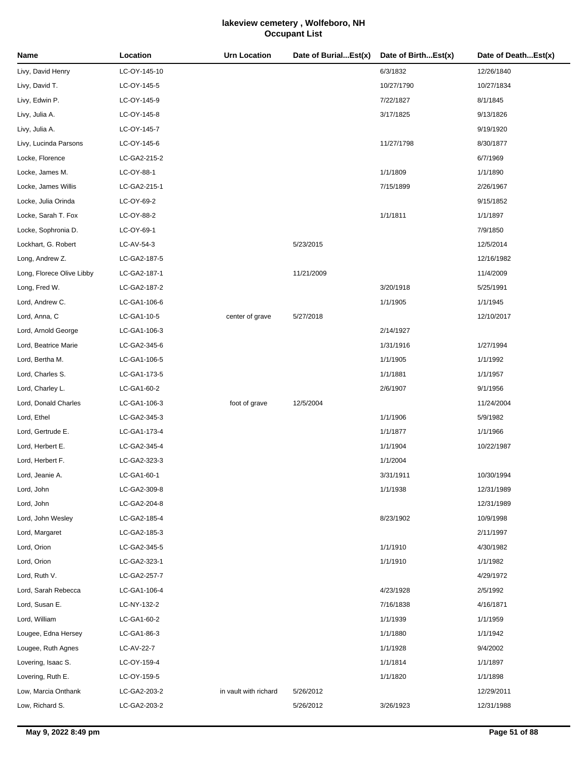# lakeview cemetery , Wolfeboro, NH
## Occupant List

| Name | Location | Urn Location | Date of Burial...Est(x) | Date of Birth...Est(x) | Date of Death...Est(x) |
|---|---|---|---|---|---|
| Livy, David Henry | LC-OY-145-10 | | | 6/3/1832 | 12/26/1840 |
| Livy, David T. | LC-OY-145-5 | | | 10/27/1790 | 10/27/1834 |
| Livy, Edwin P. | LC-OY-145-9 | | | 7/22/1827 | 8/1/1845 |
| Livy, Julia A. | LC-OY-145-8 | | | 3/17/1825 | 9/13/1826 |
| Livy, Julia A. | LC-OY-145-7 | | | | 9/19/1920 |
| Livy, Lucinda Parsons | LC-OY-145-6 | | | 11/27/1798 | 8/30/1877 |
| Locke, Florence | LC-GA2-215-2 | | | | 6/7/1969 |
| Locke, James M. | LC-OY-88-1 | | | 1/1/1809 | 1/1/1890 |
| Locke, James Willis | LC-GA2-215-1 | | | 7/15/1899 | 2/26/1967 |
| Locke, Julia Orinda | LC-OY-69-2 | | | | 9/15/1852 |
| Locke, Sarah T. Fox | LC-OY-88-2 | | | 1/1/1811 | 1/1/1897 |
| Locke, Sophronia D. | LC-OY-69-1 | | | | 7/9/1850 |
| Lockhart, G. Robert | LC-AV-54-3 | | 5/23/2015 | | 12/5/2014 |
| Long, Andrew Z. | LC-GA2-187-5 | | | | 12/16/1982 |
| Long, Florece Olive Libby | LC-GA2-187-1 | | 11/21/2009 | | 11/4/2009 |
| Long, Fred W. | LC-GA2-187-2 | | | 3/20/1918 | 5/25/1991 |
| Lord, Andrew C. | LC-GA1-106-6 | | | 1/1/1905 | 1/1/1945 |
| Lord, Anna, C | LC-GA1-10-5 | center of grave | 5/27/2018 | | 12/10/2017 |
| Lord, Arnold George | LC-GA1-106-3 | | | 2/14/1927 | |
| Lord, Beatrice Marie | LC-GA2-345-6 | | | 1/31/1916 | 1/27/1994 |
| Lord, Bertha M. | LC-GA1-106-5 | | | 1/1/1905 | 1/1/1992 |
| Lord, Charles S. | LC-GA1-173-5 | | | 1/1/1881 | 1/1/1957 |
| Lord, Charley L. | LC-GA1-60-2 | | | 2/6/1907 | 9/1/1956 |
| Lord, Donald Charles | LC-GA1-106-3 | foot of grave | 12/5/2004 | | 11/24/2004 |
| Lord, Ethel | LC-GA2-345-3 | | | 1/1/1906 | 5/9/1982 |
| Lord, Gertrude E. | LC-GA1-173-4 | | | 1/1/1877 | 1/1/1966 |
| Lord, Herbert E. | LC-GA2-345-4 | | | 1/1/1904 | 10/22/1987 |
| Lord, Herbert F. | LC-GA2-323-3 | | | 1/1/2004 | |
| Lord, Jeanie A. | LC-GA1-60-1 | | | 3/31/1911 | 10/30/1994 |
| Lord, John | LC-GA2-309-8 | | | 1/1/1938 | 12/31/1989 |
| Lord, John | LC-GA2-204-8 | | | | 12/31/1989 |
| Lord, John Wesley | LC-GA2-185-4 | | | 8/23/1902 | 10/9/1998 |
| Lord, Margaret | LC-GA2-185-3 | | | | 2/11/1997 |
| Lord, Orion | LC-GA2-345-5 | | | 1/1/1910 | 4/30/1982 |
| Lord, Orion | LC-GA2-323-1 | | | 1/1/1910 | 1/1/1982 |
| Lord, Ruth V. | LC-GA2-257-7 | | | | 4/29/1972 |
| Lord, Sarah Rebecca | LC-GA1-106-4 | | | 4/23/1928 | 2/5/1992 |
| Lord, Susan E. | LC-NY-132-2 | | | 7/16/1838 | 4/16/1871 |
| Lord, William | LC-GA1-60-2 | | | 1/1/1939 | 1/1/1959 |
| Lougee, Edna Hersey | LC-GA1-86-3 | | | 1/1/1880 | 1/1/1942 |
| Lougee, Ruth Agnes | LC-AV-22-7 | | | 1/1/1928 | 9/4/2002 |
| Lovering, Isaac S. | LC-OY-159-4 | | | 1/1/1814 | 1/1/1897 |
| Lovering, Ruth E. | LC-OY-159-5 | | | 1/1/1820 | 1/1/1898 |
| Low, Marcia Onthank | LC-GA2-203-2 | in vault with richard | 5/26/2012 | | 12/29/2011 |
| Low, Richard S. | LC-GA2-203-2 | | 5/26/2012 | 3/26/1923 | 12/31/1988 |

May 9, 2022 8:49 pm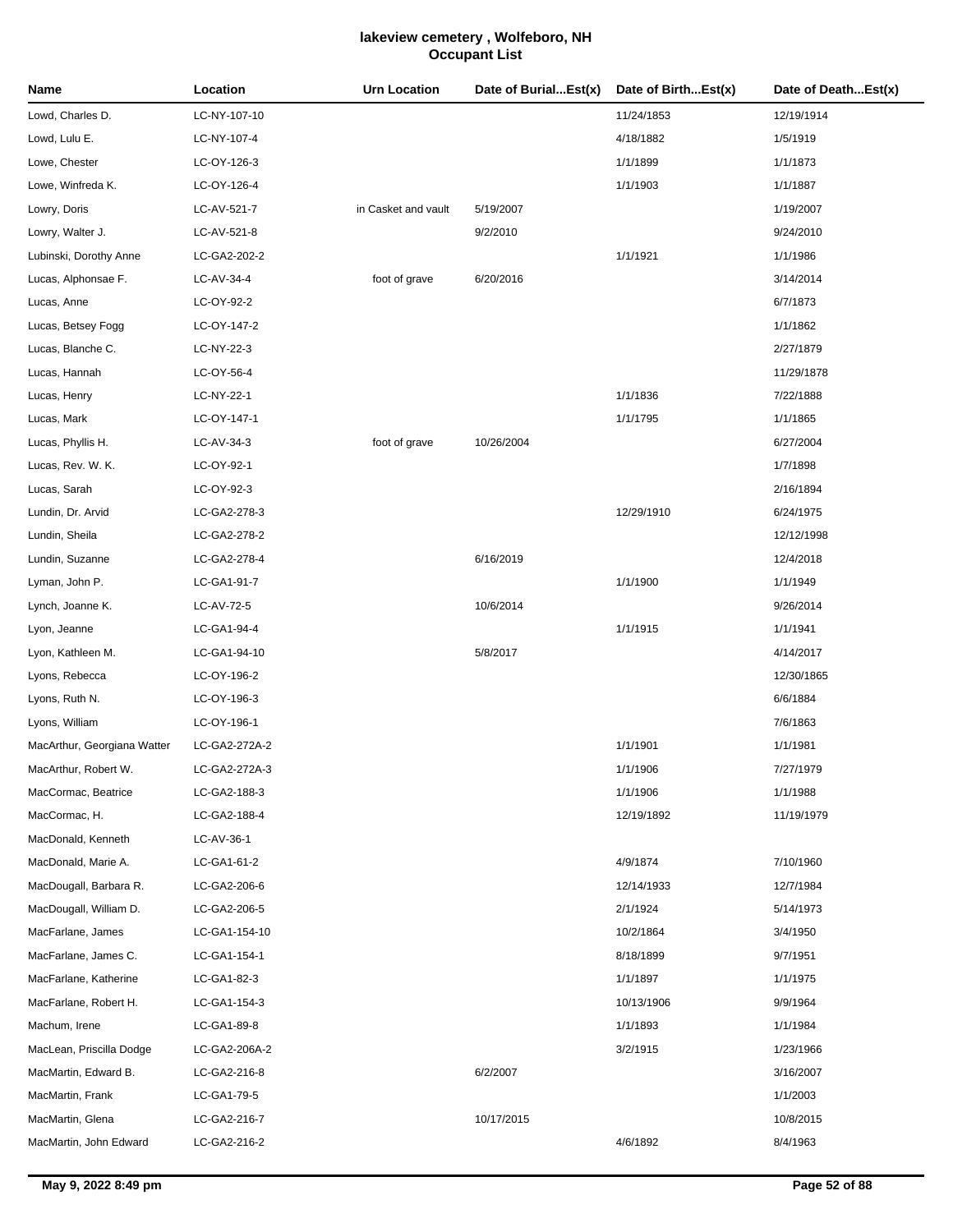# lakeview cemetery , Wolfeboro, NH
## Occupant List

| Name | Location | Urn Location | Date of Burial...Est(x) | Date of Birth...Est(x) | Date of Death...Est(x) |
|---|---|---|---|---|---|
| Lowd, Charles D. | LC-NY-107-10 | | | 11/24/1853 | 12/19/1914 |
| Lowd, Lulu E. | LC-NY-107-4 | | | 4/18/1882 | 1/5/1919 |
| Lowe, Chester | LC-OY-126-3 | | | 1/1/1899 | 1/1/1873 |
| Lowe, Winfreda K. | LC-OY-126-4 | | | 1/1/1903 | 1/1/1887 |
| Lowry, Doris | LC-AV-521-7 | in Casket and vault | 5/19/2007 | | 1/19/2007 |
| Lowry, Walter J. | LC-AV-521-8 | | 9/2/2010 | | 9/24/2010 |
| Lubinski, Dorothy Anne | LC-GA2-202-2 | | | 1/1/1921 | 1/1/1986 |
| Lucas, Alphonsae F. | LC-AV-34-4 | foot of grave | 6/20/2016 | | 3/14/2014 |
| Lucas, Anne | LC-OY-92-2 | | | | 6/7/1873 |
| Lucas, Betsey Fogg | LC-OY-147-2 | | | | 1/1/1862 |
| Lucas, Blanche C. | LC-NY-22-3 | | | | 2/27/1879 |
| Lucas, Hannah | LC-OY-56-4 | | | | 11/29/1878 |
| Lucas, Henry | LC-NY-22-1 | | | 1/1/1836 | 7/22/1888 |
| Lucas, Mark | LC-OY-147-1 | | | 1/1/1795 | 1/1/1865 |
| Lucas, Phyllis H. | LC-AV-34-3 | foot of grave | 10/26/2004 | | 6/27/2004 |
| Lucas, Rev. W. K. | LC-OY-92-1 | | | | 1/7/1898 |
| Lucas, Sarah | LC-OY-92-3 | | | | 2/16/1894 |
| Lundin, Dr. Arvid | LC-GA2-278-3 | | | 12/29/1910 | 6/24/1975 |
| Lundin, Sheila | LC-GA2-278-2 | | | | 12/12/1998 |
| Lundin, Suzanne | LC-GA2-278-4 | | 6/16/2019 | | 12/4/2018 |
| Lyman, John P. | LC-GA1-91-7 | | | 1/1/1900 | 1/1/1949 |
| Lynch, Joanne K. | LC-AV-72-5 | | 10/6/2014 | | 9/26/2014 |
| Lyon, Jeanne | LC-GA1-94-4 | | | 1/1/1915 | 1/1/1941 |
| Lyon, Kathleen M. | LC-GA1-94-10 | | 5/8/2017 | | 4/14/2017 |
| Lyons, Rebecca | LC-OY-196-2 | | | | 12/30/1865 |
| Lyons, Ruth N. | LC-OY-196-3 | | | | 6/6/1884 |
| Lyons, William | LC-OY-196-1 | | | | 7/6/1863 |
| MacArthur, Georgiana Watter | LC-GA2-272A-2 | | | 1/1/1901 | 1/1/1981 |
| MacArthur, Robert W. | LC-GA2-272A-3 | | | 1/1/1906 | 7/27/1979 |
| MacCormac, Beatrice | LC-GA2-188-3 | | | 1/1/1906 | 1/1/1988 |
| MacCormac, H. | LC-GA2-188-4 | | | 12/19/1892 | 11/19/1979 |
| MacDonald, Kenneth | LC-AV-36-1 | | | | |
| MacDonald, Marie A. | LC-GA1-61-2 | | | 4/9/1874 | 7/10/1960 |
| MacDougall, Barbara R. | LC-GA2-206-6 | | | 12/14/1933 | 12/7/1984 |
| MacDougall, William D. | LC-GA2-206-5 | | | 2/1/1924 | 5/14/1973 |
| MacFarlane, James | LC-GA1-154-10 | | | 10/2/1864 | 3/4/1950 |
| MacFarlane, James C. | LC-GA1-154-1 | | | 8/18/1899 | 9/7/1951 |
| MacFarlane, Katherine | LC-GA1-82-3 | | | 1/1/1897 | 1/1/1975 |
| MacFarlane, Robert H. | LC-GA1-154-3 | | | 10/13/1906 | 9/9/1964 |
| Machum, Irene | LC-GA1-89-8 | | | 1/1/1893 | 1/1/1984 |
| MacLean, Priscilla Dodge | LC-GA2-206A-2 | | | 3/2/1915 | 1/23/1966 |
| MacMartin, Edward B. | LC-GA2-216-8 | | 6/2/2007 | | 3/16/2007 |
| MacMartin, Frank | LC-GA1-79-5 | | | | 1/1/2003 |
| MacMartin, Glena | LC-GA2-216-7 | | 10/17/2015 | | 10/8/2015 |
| MacMartin, John Edward | LC-GA2-216-2 | | | 4/6/1892 | 8/4/1963 |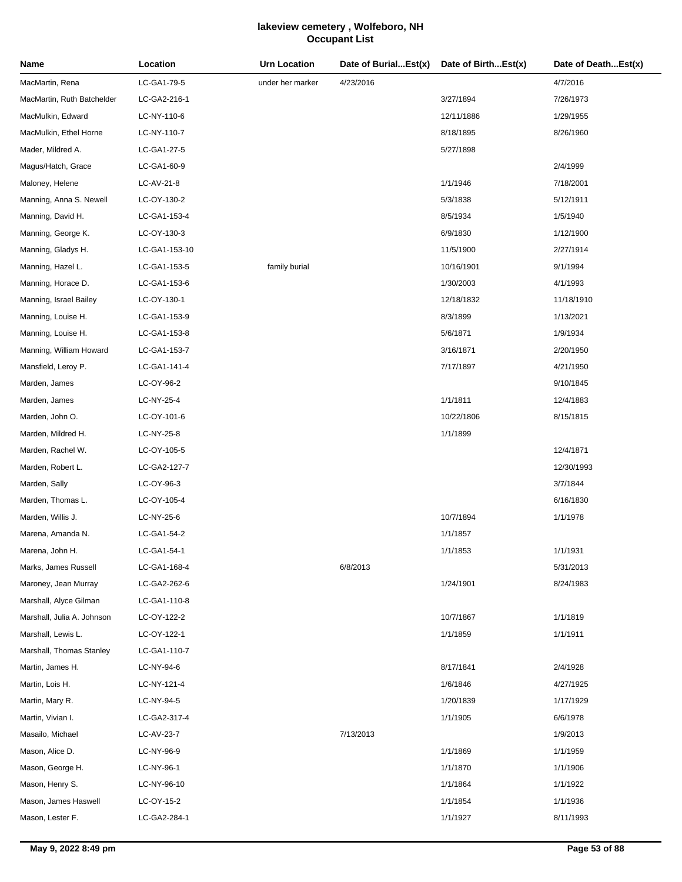# lakeview cemetery , Wolfeboro, NH
## Occupant List

| Name | Location | Urn Location | Date of Burial...Est(x) | Date of Birth...Est(x) | Date of Death...Est(x) |
|---|---|---|---|---|---|
| MacMartin, Rena | LC-GA1-79-5 | under her marker | 4/23/2016 | | 4/7/2016 |
| MacMartin, Ruth Batchelder | LC-GA2-216-1 | | | 3/27/1894 | 7/26/1973 |
| MacMulkin, Edward | LC-NY-110-6 | | | 12/11/1886 | 1/29/1955 |
| MacMulkin, Ethel Horne | LC-NY-110-7 | | | 8/18/1895 | 8/26/1960 |
| Mader, Mildred A. | LC-GA1-27-5 | | | 5/27/1898 | |
| Magus/Hatch, Grace | LC-GA1-60-9 | | | | 2/4/1999 |
| Maloney, Helene | LC-AV-21-8 | | | 1/1/1946 | 7/18/2001 |
| Manning, Anna S. Newell | LC-OY-130-2 | | | 5/3/1838 | 5/12/1911 |
| Manning, David H. | LC-GA1-153-4 | | | 8/5/1934 | 1/5/1940 |
| Manning, George K. | LC-OY-130-3 | | | 6/9/1830 | 1/12/1900 |
| Manning, Gladys H. | LC-GA1-153-10 | | | 11/5/1900 | 2/27/1914 |
| Manning, Hazel L. | LC-GA1-153-5 | family burial | | 10/16/1901 | 9/1/1994 |
| Manning, Horace D. | LC-GA1-153-6 | | | 1/30/2003 | 4/1/1993 |
| Manning, Israel Bailey | LC-OY-130-1 | | | 12/18/1832 | 11/18/1910 |
| Manning, Louise H. | LC-GA1-153-9 | | | 8/3/1899 | 1/13/2021 |
| Manning, Louise H. | LC-GA1-153-8 | | | 5/6/1871 | 1/9/1934 |
| Manning, William Howard | LC-GA1-153-7 | | | 3/16/1871 | 2/20/1950 |
| Mansfield, Leroy P. | LC-GA1-141-4 | | | 7/17/1897 | 4/21/1950 |
| Marden, James | LC-OY-96-2 | | | | 9/10/1845 |
| Marden, James | LC-NY-25-4 | | | 1/1/1811 | 12/4/1883 |
| Marden, John O. | LC-OY-101-6 | | | 10/22/1806 | 8/15/1815 |
| Marden, Mildred H. | LC-NY-25-8 | | | 1/1/1899 | |
| Marden, Rachel W. | LC-OY-105-5 | | | | 12/4/1871 |
| Marden, Robert L. | LC-GA2-127-7 | | | | 12/30/1993 |
| Marden, Sally | LC-OY-96-3 | | | | 3/7/1844 |
| Marden, Thomas L. | LC-OY-105-4 | | | | 6/16/1830 |
| Marden, Willis J. | LC-NY-25-6 | | | 10/7/1894 | 1/1/1978 |
| Marena, Amanda N. | LC-GA1-54-2 | | | 1/1/1857 | |
| Marena, John H. | LC-GA1-54-1 | | | 1/1/1853 | 1/1/1931 |
| Marks, James Russell | LC-GA1-168-4 | | 6/8/2013 | | 5/31/2013 |
| Maroney, Jean Murray | LC-GA2-262-6 | | | 1/24/1901 | 8/24/1983 |
| Marshall, Alyce Gilman | LC-GA1-110-8 | | | | |
| Marshall, Julia A. Johnson | LC-OY-122-2 | | | 10/7/1867 | 1/1/1819 |
| Marshall, Lewis L. | LC-OY-122-1 | | | 1/1/1859 | 1/1/1911 |
| Marshall, Thomas Stanley | LC-GA1-110-7 | | | | |
| Martin, James H. | LC-NY-94-6 | | | 8/17/1841 | 2/4/1928 |
| Martin, Lois H. | LC-NY-121-4 | | | 1/6/1846 | 4/27/1925 |
| Martin, Mary R. | LC-NY-94-5 | | | 1/20/1839 | 1/17/1929 |
| Martin, Vivian I. | LC-GA2-317-4 | | | 1/1/1905 | 6/6/1978 |
| Masailo, Michael | LC-AV-23-7 | | 7/13/2013 | | 1/9/2013 |
| Mason, Alice D. | LC-NY-96-9 | | | 1/1/1869 | 1/1/1959 |
| Mason, George H. | LC-NY-96-1 | | | 1/1/1870 | 1/1/1906 |
| Mason, Henry S. | LC-NY-96-10 | | | 1/1/1864 | 1/1/1922 |
| Mason, James Haswell | LC-OY-15-2 | | | 1/1/1854 | 1/1/1936 |
| Mason, Lester F. | LC-GA2-284-1 | | | 1/1/1927 | 8/11/1993 |

May 9, 2022 8:49 pm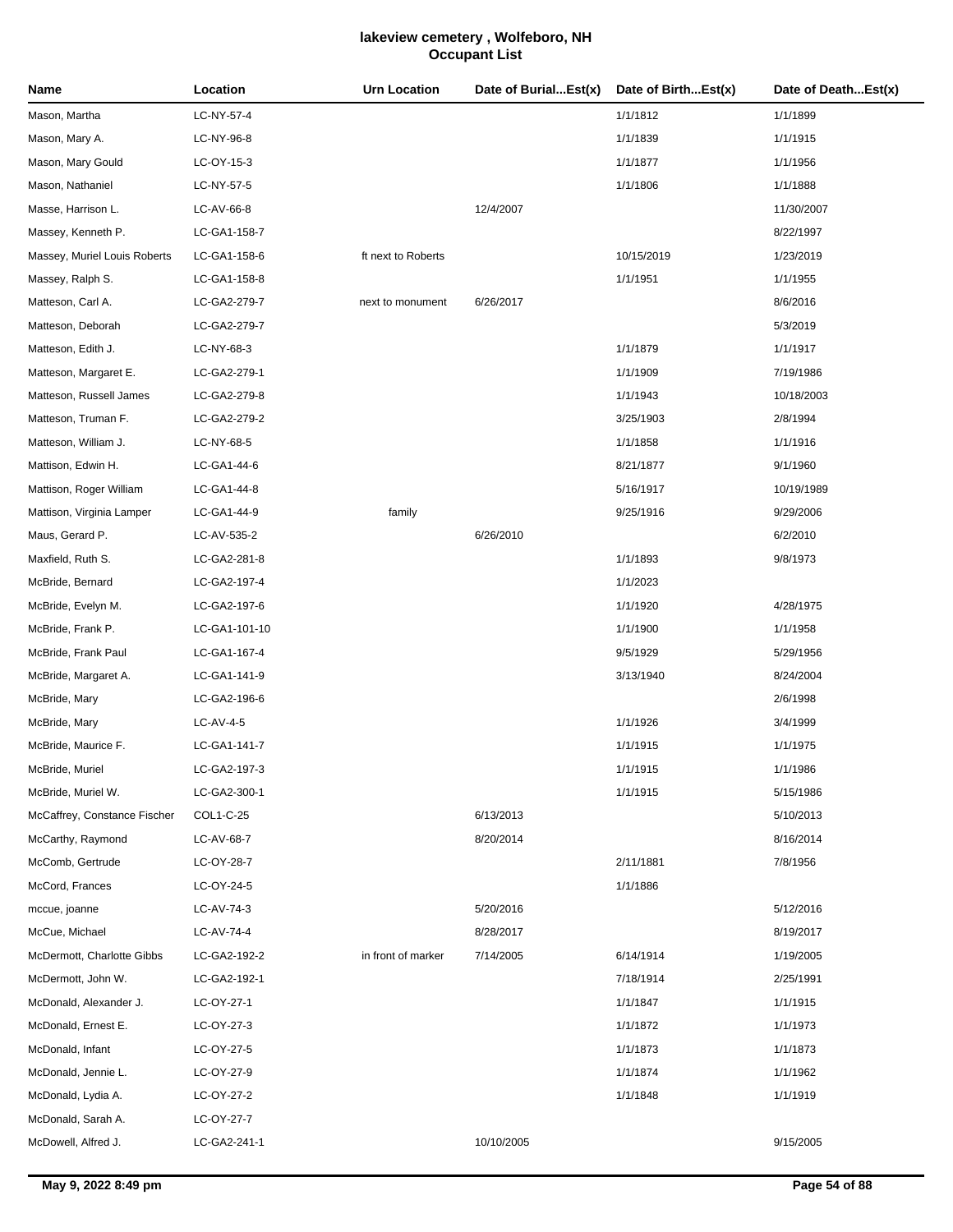# lakeview cemetery , Wolfeboro, NH
## Occupant List

| Name | Location | Urn Location | Date of Burial...Est(x) | Date of Birth...Est(x) | Date of Death...Est(x) |
|---|---|---|---|---|---|
| Mason, Martha | LC-NY-57-4 | | | 1/1/1812 | 1/1/1899 |
| Mason, Mary A. | LC-NY-96-8 | | | 1/1/1839 | 1/1/1915 |
| Mason, Mary Gould | LC-OY-15-3 | | | 1/1/1877 | 1/1/1956 |
| Mason, Nathaniel | LC-NY-57-5 | | | 1/1/1806 | 1/1/1888 |
| Masse, Harrison L. | LC-AV-66-8 | | 12/4/2007 | | 11/30/2007 |
| Massey, Kenneth P. | LC-GA1-158-7 | | | | 8/22/1997 |
| Massey, Muriel Louis Roberts | LC-GA1-158-6 | ft next to Roberts | | 10/15/2019 | 1/23/2019 |
| Massey, Ralph S. | LC-GA1-158-8 | | | 1/1/1951 | 1/1/1955 |
| Matteson, Carl A. | LC-GA2-279-7 | next to monument | 6/26/2017 | | 8/6/2016 |
| Matteson, Deborah | LC-GA2-279-7 | | | | 5/3/2019 |
| Matteson, Edith J. | LC-NY-68-3 | | | 1/1/1879 | 1/1/1917 |
| Matteson, Margaret E. | LC-GA2-279-1 | | | 1/1/1909 | 7/19/1986 |
| Matteson, Russell James | LC-GA2-279-8 | | | 1/1/1943 | 10/18/2003 |
| Matteson, Truman F. | LC-GA2-279-2 | | | 3/25/1903 | 2/8/1994 |
| Matteson, William J. | LC-NY-68-5 | | | 1/1/1858 | 1/1/1916 |
| Mattison, Edwin H. | LC-GA1-44-6 | | | 8/21/1877 | 9/1/1960 |
| Mattison, Roger William | LC-GA1-44-8 | | | 5/16/1917 | 10/19/1989 |
| Mattison, Virginia Lamper | LC-GA1-44-9 | family | | 9/25/1916 | 9/29/2006 |
| Maus, Gerard P. | LC-AV-535-2 | | 6/26/2010 | | 6/2/2010 |
| Maxfield, Ruth S. | LC-GA2-281-8 | | | 1/1/1893 | 9/8/1973 |
| McBride, Bernard | LC-GA2-197-4 | | | 1/1/2023 | |
| McBride, Evelyn M. | LC-GA2-197-6 | | | 1/1/1920 | 4/28/1975 |
| McBride, Frank P. | LC-GA1-101-10 | | | 1/1/1900 | 1/1/1958 |
| McBride, Frank Paul | LC-GA1-167-4 | | | 9/5/1929 | 5/29/1956 |
| McBride, Margaret A. | LC-GA1-141-9 | | | 3/13/1940 | 8/24/2004 |
| McBride, Mary | LC-GA2-196-6 | | | | 2/6/1998 |
| McBride, Mary | LC-AV-4-5 | | | 1/1/1926 | 3/4/1999 |
| McBride, Maurice F. | LC-GA1-141-7 | | | 1/1/1915 | 1/1/1975 |
| McBride, Muriel | LC-GA2-197-3 | | | 1/1/1915 | 1/1/1986 |
| McBride, Muriel W. | LC-GA2-300-1 | | | 1/1/1915 | 5/15/1986 |
| McCaffrey, Constance Fischer | COL1-C-25 | | 6/13/2013 | | 5/10/2013 |
| McCarthy, Raymond | LC-AV-68-7 | | 8/20/2014 | | 8/16/2014 |
| McComb, Gertrude | LC-OY-28-7 | | | 2/11/1881 | 7/8/1956 |
| McCord, Frances | LC-OY-24-5 | | | 1/1/1886 | |
| mccue, joanne | LC-AV-74-3 | | 5/20/2016 | | 5/12/2016 |
| McCue, Michael | LC-AV-74-4 | | 8/28/2017 | | 8/19/2017 |
| McDermott, Charlotte Gibbs | LC-GA2-192-2 | in front of marker | 7/14/2005 | 6/14/1914 | 1/19/2005 |
| McDermott, John W. | LC-GA2-192-1 | | | 7/18/1914 | 2/25/1991 |
| McDonald, Alexander J. | LC-OY-27-1 | | | 1/1/1847 | 1/1/1915 |
| McDonald, Ernest E. | LC-OY-27-3 | | | 1/1/1872 | 1/1/1973 |
| McDonald, Infant | LC-OY-27-5 | | | 1/1/1873 | 1/1/1873 |
| McDonald, Jennie L. | LC-OY-27-9 | | | 1/1/1874 | 1/1/1962 |
| McDonald, Lydia A. | LC-OY-27-2 | | | 1/1/1848 | 1/1/1919 |
| McDonald, Sarah A. | LC-OY-27-7 | | | | |
| McDowell, Alfred J. | LC-GA2-241-1 | | 10/10/2005 | | 9/15/2005 |

May 9, 2022 8:49 pm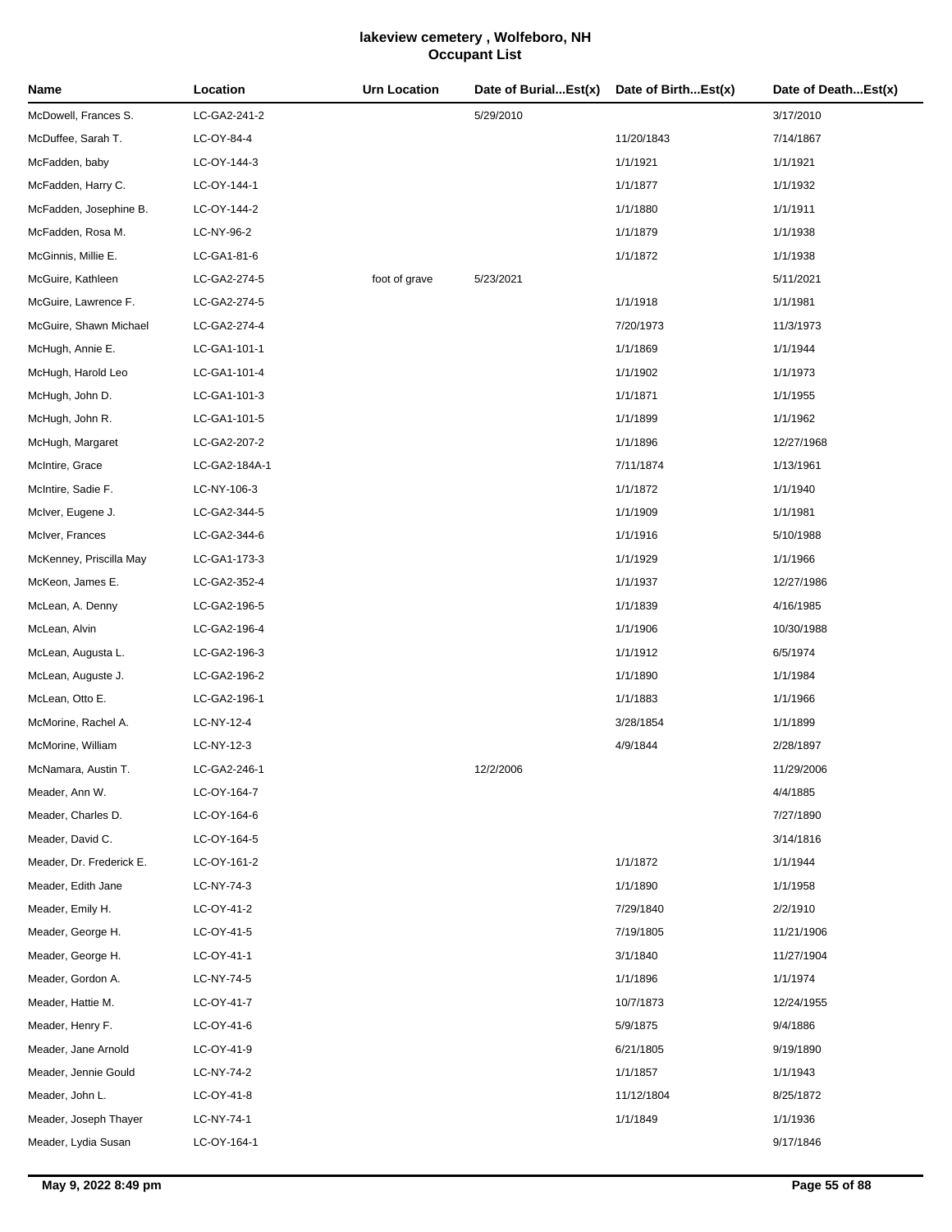# lakeview cemetery , Wolfeboro, NH
## Occupant List

| Name | Location | Urn Location | Date of Burial...Est(x) | Date of Birth...Est(x) | Date of Death...Est(x) |
|---|---|---|---|---|---|
| McDowell, Frances S. | LC-GA2-241-2 | | 5/29/2010 | | 3/17/2010 |
| McDuffee, Sarah T. | LC-OY-84-4 | | | 11/20/1843 | 7/14/1867 |
| McFadden, baby | LC-OY-144-3 | | | 1/1/1921 | 1/1/1921 |
| McFadden, Harry C. | LC-OY-144-1 | | | 1/1/1877 | 1/1/1932 |
| McFadden, Josephine B. | LC-OY-144-2 | | | 1/1/1880 | 1/1/1911 |
| McFadden, Rosa M. | LC-NY-96-2 | | | 1/1/1879 | 1/1/1938 |
| McGinnis, Millie E. | LC-GA1-81-6 | | | 1/1/1872 | 1/1/1938 |
| McGuire, Kathleen | LC-GA2-274-5 | foot of grave | 5/23/2021 | | 5/11/2021 |
| McGuire, Lawrence F. | LC-GA2-274-5 | | | 1/1/1918 | 1/1/1981 |
| McGuire, Shawn Michael | LC-GA2-274-4 | | | 7/20/1973 | 11/3/1973 |
| McHugh, Annie E. | LC-GA1-101-1 | | | 1/1/1869 | 1/1/1944 |
| McHugh, Harold Leo | LC-GA1-101-4 | | | 1/1/1902 | 1/1/1973 |
| McHugh, John D. | LC-GA1-101-3 | | | 1/1/1871 | 1/1/1955 |
| McHugh, John R. | LC-GA1-101-5 | | | 1/1/1899 | 1/1/1962 |
| McHugh, Margaret | LC-GA2-207-2 | | | 1/1/1896 | 12/27/1968 |
| McIntire, Grace | LC-GA2-184A-1 | | | 7/11/1874 | 1/13/1961 |
| McIntire, Sadie F. | LC-NY-106-3 | | | 1/1/1872 | 1/1/1940 |
| McIver, Eugene J. | LC-GA2-344-5 | | | 1/1/1909 | 1/1/1981 |
| McIver, Frances | LC-GA2-344-6 | | | 1/1/1916 | 5/10/1988 |
| McKenney, Priscilla May | LC-GA1-173-3 | | | 1/1/1929 | 1/1/1966 |
| McKeon, James E. | LC-GA2-352-4 | | | 1/1/1937 | 12/27/1986 |
| McLean, A. Denny | LC-GA2-196-5 | | | 1/1/1839 | 4/16/1985 |
| McLean, Alvin | LC-GA2-196-4 | | | 1/1/1906 | 10/30/1988 |
| McLean, Augusta L. | LC-GA2-196-3 | | | 1/1/1912 | 6/5/1974 |
| McLean, Auguste J. | LC-GA2-196-2 | | | 1/1/1890 | 1/1/1984 |
| McLean, Otto E. | LC-GA2-196-1 | | | 1/1/1883 | 1/1/1966 |
| McMorine, Rachel A. | LC-NY-12-4 | | | 3/28/1854 | 1/1/1899 |
| McMorine, William | LC-NY-12-3 | | | 4/9/1844 | 2/28/1897 |
| McNamara, Austin T. | LC-GA2-246-1 | | 12/2/2006 | | 11/29/2006 |
| Meader, Ann W. | LC-OY-164-7 | | | | 4/4/1885 |
| Meader, Charles D. | LC-OY-164-6 | | | | 7/27/1890 |
| Meader, David C. | LC-OY-164-5 | | | | 3/14/1816 |
| Meader, Dr. Frederick E. | LC-OY-161-2 | | | 1/1/1872 | 1/1/1944 |
| Meader, Edith Jane | LC-NY-74-3 | | | 1/1/1890 | 1/1/1958 |
| Meader, Emily H. | LC-OY-41-2 | | | 7/29/1840 | 2/2/1910 |
| Meader, George H. | LC-OY-41-5 | | | 7/19/1805 | 11/21/1906 |
| Meader, George H. | LC-OY-41-1 | | | 3/1/1840 | 11/27/1904 |
| Meader, Gordon A. | LC-NY-74-5 | | | 1/1/1896 | 1/1/1974 |
| Meader, Hattie M. | LC-OY-41-7 | | | 10/7/1873 | 12/24/1955 |
| Meader, Henry F. | LC-OY-41-6 | | | 5/9/1875 | 9/4/1886 |
| Meader, Jane Arnold | LC-OY-41-9 | | | 6/21/1805 | 9/19/1890 |
| Meader, Jennie Gould | LC-NY-74-2 | | | 1/1/1857 | 1/1/1943 |
| Meader, John L. | LC-OY-41-8 | | | 11/12/1804 | 8/25/1872 |
| Meader, Joseph Thayer | LC-NY-74-1 | | | 1/1/1849 | 1/1/1936 |
| Meader, Lydia Susan | LC-OY-164-1 | | | | 9/17/1846 |

May 9, 2022 8:49 pm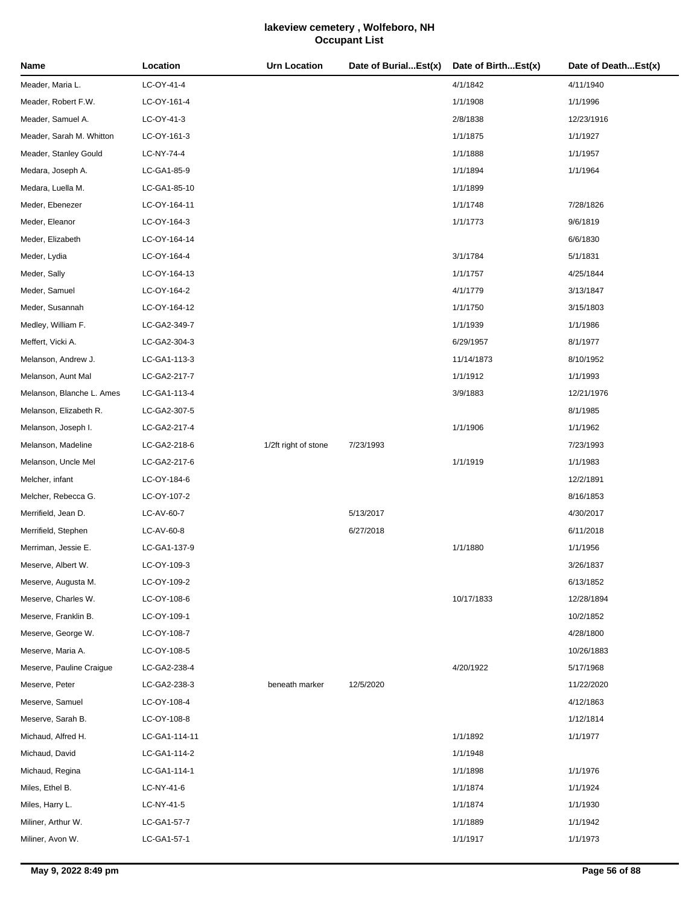# lakeview cemetery , Wolfeboro, NH
## Occupant List

| Name | Location | Urn Location | Date of Burial...Est(x) | Date of Birth...Est(x) | Date of Death...Est(x) |
|---|---|---|---|---|---|
| Meader, Maria L. | LC-OY-41-4 | | | 4/1/1842 | 4/11/1940 |
| Meader, Robert F.W. | LC-OY-161-4 | | | 1/1/1908 | 1/1/1996 |
| Meader, Samuel A. | LC-OY-41-3 | | | 2/8/1838 | 12/23/1916 |
| Meader, Sarah M. Whitton | LC-OY-161-3 | | | 1/1/1875 | 1/1/1927 |
| Meader, Stanley Gould | LC-NY-74-4 | | | 1/1/1888 | 1/1/1957 |
| Medara, Joseph A. | LC-GA1-85-9 | | | 1/1/1894 | 1/1/1964 |
| Medara, Luella M. | LC-GA1-85-10 | | | 1/1/1899 | |
| Meder, Ebenezer | LC-OY-164-11 | | | 1/1/1748 | 7/28/1826 |
| Meder, Eleanor | LC-OY-164-3 | | | 1/1/1773 | 9/6/1819 |
| Meder, Elizabeth | LC-OY-164-14 | | | | 6/6/1830 |
| Meder, Lydia | LC-OY-164-4 | | | 3/1/1784 | 5/1/1831 |
| Meder, Sally | LC-OY-164-13 | | | 1/1/1757 | 4/25/1844 |
| Meder, Samuel | LC-OY-164-2 | | | 4/1/1779 | 3/13/1847 |
| Meder, Susannah | LC-OY-164-12 | | | 1/1/1750 | 3/15/1803 |
| Medley, William F. | LC-GA2-349-7 | | | 1/1/1939 | 1/1/1986 |
| Meffert, Vicki A. | LC-GA2-304-3 | | | 6/29/1957 | 8/1/1977 |
| Melanson, Andrew J. | LC-GA1-113-3 | | | 11/14/1873 | 8/10/1952 |
| Melanson, Aunt Mal | LC-GA2-217-7 | | | 1/1/1912 | 1/1/1993 |
| Melanson, Blanche L. Ames | LC-GA1-113-4 | | | 3/9/1883 | 12/21/1976 |
| Melanson, Elizabeth R. | LC-GA2-307-5 | | | | 8/1/1985 |
| Melanson, Joseph I. | LC-GA2-217-4 | | | 1/1/1906 | 1/1/1962 |
| Melanson, Madeline | LC-GA2-218-6 | 1/2ft right of stone | 7/23/1993 | | 7/23/1993 |
| Melanson, Uncle Mel | LC-GA2-217-6 | | | 1/1/1919 | 1/1/1983 |
| Melcher, infant | LC-OY-184-6 | | | | 12/2/1891 |
| Melcher, Rebecca G. | LC-OY-107-2 | | | | 8/16/1853 |
| Merrifield, Jean D. | LC-AV-60-7 | | 5/13/2017 | | 4/30/2017 |
| Merrifield, Stephen | LC-AV-60-8 | | 6/27/2018 | | 6/11/2018 |
| Merriman, Jessie E. | LC-GA1-137-9 | | | 1/1/1880 | 1/1/1956 |
| Meserve, Albert W. | LC-OY-109-3 | | | | 3/26/1837 |
| Meserve, Augusta M. | LC-OY-109-2 | | | | 6/13/1852 |
| Meserve, Charles W. | LC-OY-108-6 | | | 10/17/1833 | 12/28/1894 |
| Meserve, Franklin B. | LC-OY-109-1 | | | | 10/2/1852 |
| Meserve, George W. | LC-OY-108-7 | | | | 4/28/1800 |
| Meserve, Maria A. | LC-OY-108-5 | | | | 10/26/1883 |
| Meserve, Pauline Craigue | LC-GA2-238-4 | | | 4/20/1922 | 5/17/1968 |
| Meserve, Peter | LC-GA2-238-3 | beneath marker | 12/5/2020 | | 11/22/2020 |
| Meserve, Samuel | LC-OY-108-4 | | | | 4/12/1863 |
| Meserve, Sarah B. | LC-OY-108-8 | | | | 1/12/1814 |
| Michaud, Alfred H. | LC-GA1-114-11 | | | 1/1/1892 | 1/1/1977 |
| Michaud, David | LC-GA1-114-2 | | | 1/1/1948 | |
| Michaud, Regina | LC-GA1-114-1 | | | 1/1/1898 | 1/1/1976 |
| Miles, Ethel B. | LC-NY-41-6 | | | 1/1/1874 | 1/1/1924 |
| Miles, Harry L. | LC-NY-41-5 | | | 1/1/1874 | 1/1/1930 |
| Miliner, Arthur W. | LC-GA1-57-7 | | | 1/1/1889 | 1/1/1942 |
| Miliner, Avon W. | LC-GA1-57-1 | | | 1/1/1917 | 1/1/1973 |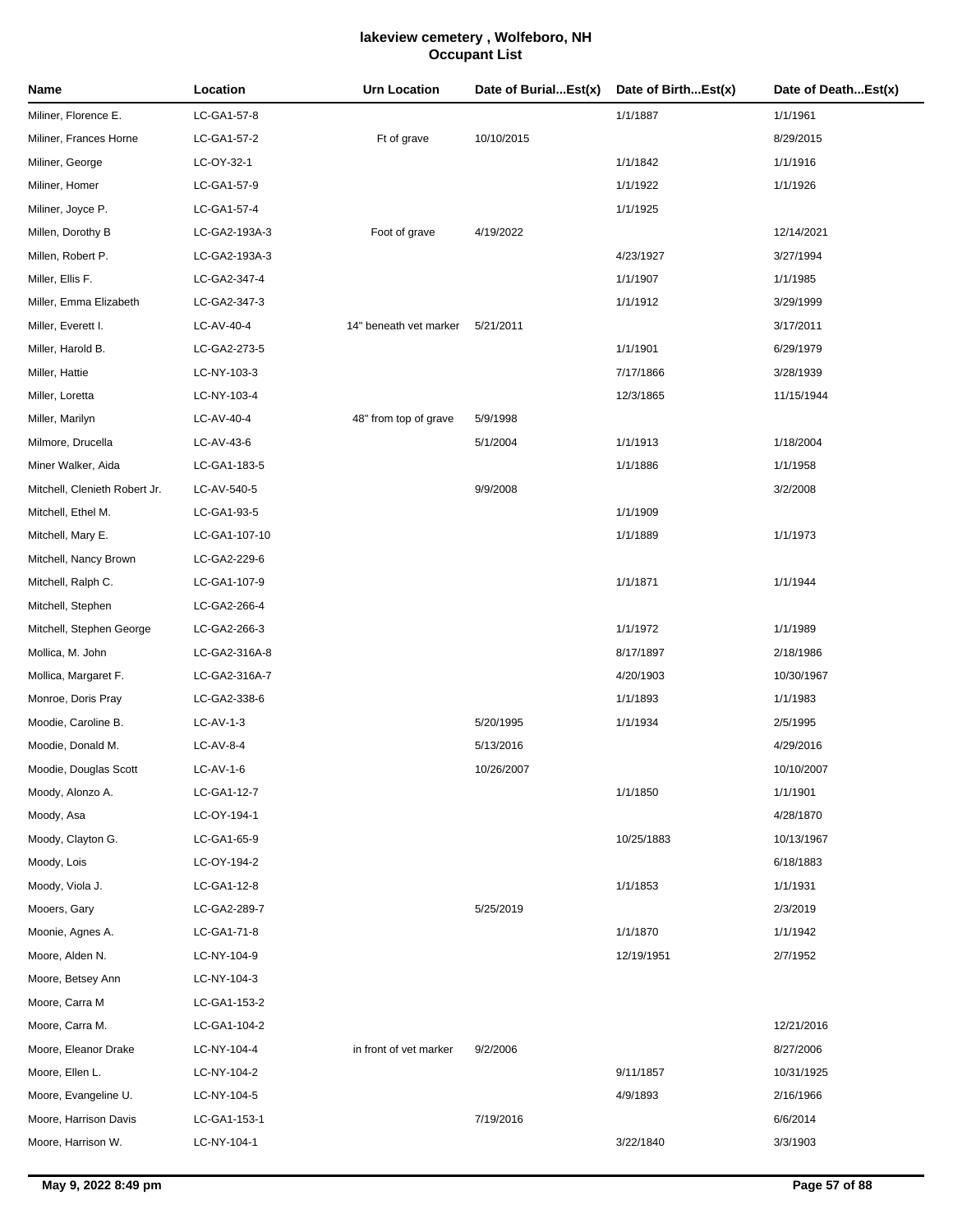# lakeview cemetery , Wolfeboro, NH
## Occupant List

| Name | Location | Urn Location | Date of Burial...Est(x) | Date of Birth...Est(x) | Date of Death...Est(x) |
|---|---|---|---|---|---|
| Miliner, Florence E. | LC-GA1-57-8 | | | 1/1/1887 | 1/1/1961 |
| Miliner, Frances Horne | LC-GA1-57-2 | Ft of grave | 10/10/2015 | | 8/29/2015 |
| Miliner, George | LC-OY-32-1 | | | 1/1/1842 | 1/1/1916 |
| Miliner, Homer | LC-GA1-57-9 | | | 1/1/1922 | 1/1/1926 |
| Miliner, Joyce P. | LC-GA1-57-4 | | | 1/1/1925 | |
| Millen, Dorothy B | LC-GA2-193A-3 | Foot of grave | 4/19/2022 | | 12/14/2021 |
| Millen, Robert P. | LC-GA2-193A-3 | | | 4/23/1927 | 3/27/1994 |
| Miller, Ellis F. | LC-GA2-347-4 | | | 1/1/1907 | 1/1/1985 |
| Miller, Emma Elizabeth | LC-GA2-347-3 | | | 1/1/1912 | 3/29/1999 |
| Miller, Everett I. | LC-AV-40-4 | 14" beneath vet marker | 5/21/2011 | | 3/17/2011 |
| Miller, Harold B. | LC-GA2-273-5 | | | 1/1/1901 | 6/29/1979 |
| Miller, Hattie | LC-NY-103-3 | | | 7/17/1866 | 3/28/1939 |
| Miller, Loretta | LC-NY-103-4 | | | 12/3/1865 | 11/15/1944 |
| Miller, Marilyn | LC-AV-40-4 | 48" from top of grave | 5/9/1998 | | |
| Milmore, Drucella | LC-AV-43-6 | | 5/1/2004 | 1/1/1913 | 1/18/2004 |
| Miner Walker, Aida | LC-GA1-183-5 | | | 1/1/1886 | 1/1/1958 |
| Mitchell, Clenieth Robert Jr. | LC-AV-540-5 | | 9/9/2008 | | 3/2/2008 |
| Mitchell, Ethel M. | LC-GA1-93-5 | | | 1/1/1909 | |
| Mitchell, Mary E. | LC-GA1-107-10 | | | 1/1/1889 | 1/1/1973 |
| Mitchell, Nancy Brown | LC-GA2-229-6 | | | | |
| Mitchell, Ralph C. | LC-GA1-107-9 | | | 1/1/1871 | 1/1/1944 |
| Mitchell, Stephen | LC-GA2-266-4 | | | | |
| Mitchell, Stephen George | LC-GA2-266-3 | | | 1/1/1972 | 1/1/1989 |
| Mollica, M. John | LC-GA2-316A-8 | | | 8/17/1897 | 2/18/1986 |
| Mollica, Margaret F. | LC-GA2-316A-7 | | | 4/20/1903 | 10/30/1967 |
| Monroe, Doris Pray | LC-GA2-338-6 | | | 1/1/1893 | 1/1/1983 |
| Moodie, Caroline B. | LC-AV-1-3 | | 5/20/1995 | 1/1/1934 | 2/5/1995 |
| Moodie, Donald M. | LC-AV-8-4 | | 5/13/2016 | | 4/29/2016 |
| Moodie, Douglas Scott | LC-AV-1-6 | | 10/26/2007 | | 10/10/2007 |
| Moody, Alonzo A. | LC-GA1-12-7 | | | 1/1/1850 | 1/1/1901 |
| Moody, Asa | LC-OY-194-1 | | | | 4/28/1870 |
| Moody, Clayton G. | LC-GA1-65-9 | | | 10/25/1883 | 10/13/1967 |
| Moody, Lois | LC-OY-194-2 | | | | 6/18/1883 |
| Moody, Viola J. | LC-GA1-12-8 | | | 1/1/1853 | 1/1/1931 |
| Mooers, Gary | LC-GA2-289-7 | | 5/25/2019 | | 2/3/2019 |
| Moonie, Agnes A. | LC-GA1-71-8 | | | 1/1/1870 | 1/1/1942 |
| Moore, Alden N. | LC-NY-104-9 | | | 12/19/1951 | 2/7/1952 |
| Moore, Betsey Ann | LC-NY-104-3 | | | | |
| Moore, Carra M | LC-GA1-153-2 | | | | |
| Moore, Carra M. | LC-GA1-104-2 | | | | 12/21/2016 |
| Moore, Eleanor Drake | LC-NY-104-4 | in front of vet marker | 9/2/2006 | | 8/27/2006 |
| Moore, Ellen L. | LC-NY-104-2 | | | 9/11/1857 | 10/31/1925 |
| Moore, Evangeline U. | LC-NY-104-5 | | | 4/9/1893 | 2/16/1966 |
| Moore, Harrison Davis | LC-GA1-153-1 | | 7/19/2016 | | 6/6/2014 |
| Moore, Harrison W. | LC-NY-104-1 | | | 3/22/1840 | 3/3/1903 |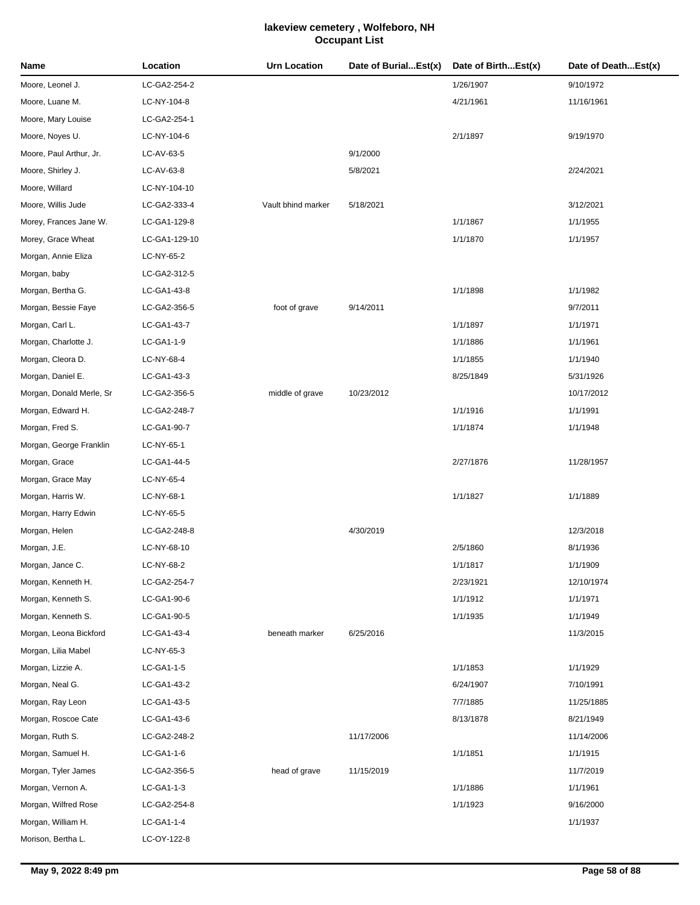# lakeview cemetery , Wolfeboro, NH
## Occupant List

| Name | Location | Urn Location | Date of Burial...Est(x) | Date of Birth...Est(x) | Date of Death...Est(x) |
|---|---|---|---|---|---|
| Moore, Leonel J. | LC-GA2-254-2 | | | 1/26/1907 | 9/10/1972 |
| Moore, Luane M. | LC-NY-104-8 | | | 4/21/1961 | 11/16/1961 |
| Moore, Mary Louise | LC-GA2-254-1 | | | | |
| Moore, Noyes U. | LC-NY-104-6 | | | 2/1/1897 | 9/19/1970 |
| Moore, Paul Arthur, Jr. | LC-AV-63-5 | | 9/1/2000 | | |
| Moore, Shirley J. | LC-AV-63-8 | | 5/8/2021 | | 2/24/2021 |
| Moore, Willard | LC-NY-104-10 | | | | |
| Moore, Willis Jude | LC-GA2-333-4 | Vault bhind marker | 5/18/2021 | | 3/12/2021 |
| Morey, Frances Jane W. | LC-GA1-129-8 | | | 1/1/1867 | 1/1/1955 |
| Morey, Grace Wheat | LC-GA1-129-10 | | | 1/1/1870 | 1/1/1957 |
| Morgan, Annie Eliza | LC-NY-65-2 | | | | |
| Morgan, baby | LC-GA2-312-5 | | | | |
| Morgan, Bertha G. | LC-GA1-43-8 | | | 1/1/1898 | 1/1/1982 |
| Morgan, Bessie Faye | LC-GA2-356-5 | foot of grave | 9/14/2011 | | 9/7/2011 |
| Morgan, Carl L. | LC-GA1-43-7 | | | 1/1/1897 | 1/1/1971 |
| Morgan, Charlotte J. | LC-GA1-1-9 | | | 1/1/1886 | 1/1/1961 |
| Morgan, Cleora D. | LC-NY-68-4 | | | 1/1/1855 | 1/1/1940 |
| Morgan, Daniel E. | LC-GA1-43-3 | | | 8/25/1849 | 5/31/1926 |
| Morgan, Donald Merle, Sr | LC-GA2-356-5 | middle of grave | 10/23/2012 | | 10/17/2012 |
| Morgan, Edward H. | LC-GA2-248-7 | | | 1/1/1916 | 1/1/1991 |
| Morgan, Fred S. | LC-GA1-90-7 | | | 1/1/1874 | 1/1/1948 |
| Morgan, George Franklin | LC-NY-65-1 | | | | |
| Morgan, Grace | LC-GA1-44-5 | | | 2/27/1876 | 11/28/1957 |
| Morgan, Grace May | LC-NY-65-4 | | | | |
| Morgan, Harris W. | LC-NY-68-1 | | | 1/1/1827 | 1/1/1889 |
| Morgan, Harry Edwin | LC-NY-65-5 | | | | |
| Morgan, Helen | LC-GA2-248-8 | | 4/30/2019 | | 12/3/2018 |
| Morgan, J.E. | LC-NY-68-10 | | | 2/5/1860 | 8/1/1936 |
| Morgan, Jance C. | LC-NY-68-2 | | | 1/1/1817 | 1/1/1909 |
| Morgan, Kenneth H. | LC-GA2-254-7 | | | 2/23/1921 | 12/10/1974 |
| Morgan, Kenneth S. | LC-GA1-90-6 | | | 1/1/1912 | 1/1/1971 |
| Morgan, Kenneth S. | LC-GA1-90-5 | | | 1/1/1935 | 1/1/1949 |
| Morgan, Leona Bickford | LC-GA1-43-4 | beneath marker | 6/25/2016 | | 11/3/2015 |
| Morgan, Lilia Mabel | LC-NY-65-3 | | | | |
| Morgan, Lizzie A. | LC-GA1-1-5 | | | 1/1/1853 | 1/1/1929 |
| Morgan, Neal G. | LC-GA1-43-2 | | | 6/24/1907 | 7/10/1991 |
| Morgan, Ray Leon | LC-GA1-43-5 | | | 7/7/1885 | 11/25/1885 |
| Morgan, Roscoe Cate | LC-GA1-43-6 | | | 8/13/1878 | 8/21/1949 |
| Morgan, Ruth S. | LC-GA2-248-2 | | 11/17/2006 | | 11/14/2006 |
| Morgan, Samuel H. | LC-GA1-1-6 | | | 1/1/1851 | 1/1/1915 |
| Morgan, Tyler James | LC-GA2-356-5 | head of grave | 11/15/2019 | | 11/7/2019 |
| Morgan, Vernon A. | LC-GA1-1-3 | | | 1/1/1886 | 1/1/1961 |
| Morgan, Wilfred Rose | LC-GA2-254-8 | | | 1/1/1923 | 9/16/2000 |
| Morgan, William H. | LC-GA1-1-4 | | | | 1/1/1937 |
| Morison, Bertha L. | LC-OY-122-8 | | | | |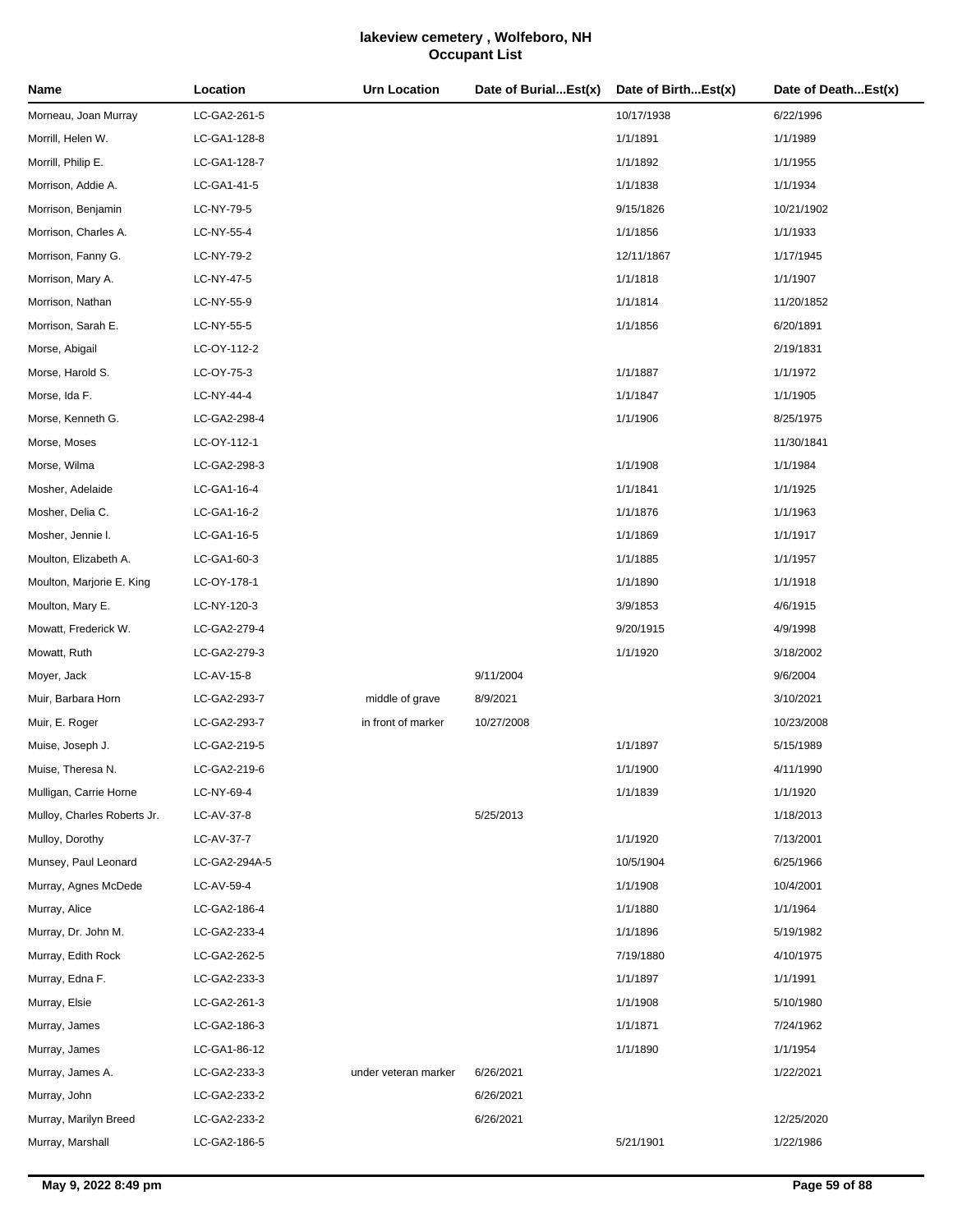# lakeview cemetery , Wolfeboro, NH
## Occupant List

| Name | Location | Urn Location | Date of Burial...Est(x) | Date of Birth...Est(x) | Date of Death...Est(x) |
|---|---|---|---|---|---|
| Morneau, Joan Murray | LC-GA2-261-5 | | | 10/17/1938 | 6/22/1996 |
| Morrill, Helen W. | LC-GA1-128-8 | | | 1/1/1891 | 1/1/1989 |
| Morrill, Philip E. | LC-GA1-128-7 | | | 1/1/1892 | 1/1/1955 |
| Morrison, Addie A. | LC-GA1-41-5 | | | 1/1/1838 | 1/1/1934 |
| Morrison, Benjamin | LC-NY-79-5 | | | 9/15/1826 | 10/21/1902 |
| Morrison, Charles A. | LC-NY-55-4 | | | 1/1/1856 | 1/1/1933 |
| Morrison, Fanny G. | LC-NY-79-2 | | | 12/11/1867 | 1/17/1945 |
| Morrison, Mary A. | LC-NY-47-5 | | | 1/1/1818 | 1/1/1907 |
| Morrison, Nathan | LC-NY-55-9 | | | 1/1/1814 | 11/20/1852 |
| Morrison, Sarah E. | LC-NY-55-5 | | | 1/1/1856 | 6/20/1891 |
| Morse, Abigail | LC-OY-112-2 | | | | 2/19/1831 |
| Morse, Harold S. | LC-OY-75-3 | | | 1/1/1887 | 1/1/1972 |
| Morse, Ida F. | LC-NY-44-4 | | | 1/1/1847 | 1/1/1905 |
| Morse, Kenneth G. | LC-GA2-298-4 | | | 1/1/1906 | 8/25/1975 |
| Morse, Moses | LC-OY-112-1 | | | | 11/30/1841 |
| Morse, Wilma | LC-GA2-298-3 | | | 1/1/1908 | 1/1/1984 |
| Mosher, Adelaide | LC-GA1-16-4 | | | 1/1/1841 | 1/1/1925 |
| Mosher, Delia C. | LC-GA1-16-2 | | | 1/1/1876 | 1/1/1963 |
| Mosher, Jennie l. | LC-GA1-16-5 | | | 1/1/1869 | 1/1/1917 |
| Moulton, Elizabeth A. | LC-GA1-60-3 | | | 1/1/1885 | 1/1/1957 |
| Moulton, Marjorie E. King | LC-OY-178-1 | | | 1/1/1890 | 1/1/1918 |
| Moulton, Mary E. | LC-NY-120-3 | | | 3/9/1853 | 4/6/1915 |
| Mowatt, Frederick W. | LC-GA2-279-4 | | | 9/20/1915 | 4/9/1998 |
| Mowatt, Ruth | LC-GA2-279-3 | | | 1/1/1920 | 3/18/2002 |
| Moyer, Jack | LC-AV-15-8 | | 9/11/2004 | | 9/6/2004 |
| Muir, Barbara Horn | LC-GA2-293-7 | middle of grave | 8/9/2021 | | 3/10/2021 |
| Muir, E. Roger | LC-GA2-293-7 | in front of marker | 10/27/2008 | | 10/23/2008 |
| Muise, Joseph J. | LC-GA2-219-5 | | | 1/1/1897 | 5/15/1989 |
| Muise, Theresa N. | LC-GA2-219-6 | | | 1/1/1900 | 4/11/1990 |
| Mulligan, Carrie Horne | LC-NY-69-4 | | | 1/1/1839 | 1/1/1920 |
| Mulloy, Charles Roberts Jr. | LC-AV-37-8 | | 5/25/2013 | | 1/18/2013 |
| Mulloy, Dorothy | LC-AV-37-7 | | | 1/1/1920 | 7/13/2001 |
| Munsey, Paul Leonard | LC-GA2-294A-5 | | | 10/5/1904 | 6/25/1966 |
| Murray, Agnes McDede | LC-AV-59-4 | | | 1/1/1908 | 10/4/2001 |
| Murray, Alice | LC-GA2-186-4 | | | 1/1/1880 | 1/1/1964 |
| Murray, Dr. John M. | LC-GA2-233-4 | | | 1/1/1896 | 5/19/1982 |
| Murray, Edith Rock | LC-GA2-262-5 | | | 7/19/1880 | 4/10/1975 |
| Murray, Edna F. | LC-GA2-233-3 | | | 1/1/1897 | 1/1/1991 |
| Murray, Elsie | LC-GA2-261-3 | | | 1/1/1908 | 5/10/1980 |
| Murray, James | LC-GA2-186-3 | | | 1/1/1871 | 7/24/1962 |
| Murray, James | LC-GA1-86-12 | | | 1/1/1890 | 1/1/1954 |
| Murray, James A. | LC-GA2-233-3 | under veteran marker | 6/26/2021 | | 1/22/2021 |
| Murray, John | LC-GA2-233-2 | | 6/26/2021 | | |
| Murray, Marilyn Breed | LC-GA2-233-2 | | 6/26/2021 | | 12/25/2020 |
| Murray, Marshall | LC-GA2-186-5 | | | 5/21/1901 | 1/22/1986 |

**May 9, 2022 8:49 pm**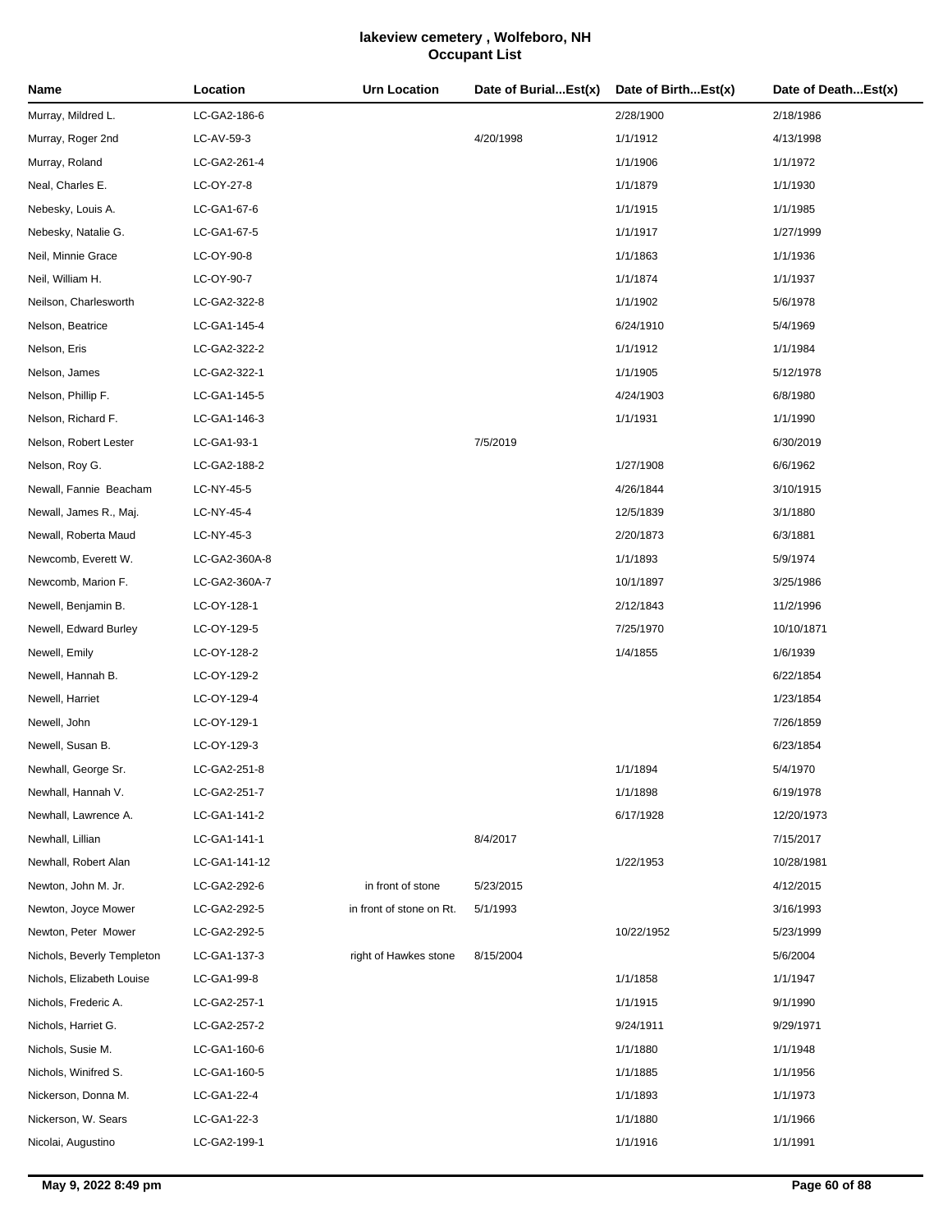# lakeview cemetery , Wolfeboro, NH
## Occupant List

| Name | Location | Urn Location | Date of Burial...Est(x) | Date of Birth...Est(x) | Date of Death...Est(x) |
|---|---|---|---|---|---|
| Murray, Mildred L. | LC-GA2-186-6 | | | 2/28/1900 | 2/18/1986 |
| Murray, Roger 2nd | LC-AV-59-3 | | 4/20/1998 | 1/1/1912 | 4/13/1998 |
| Murray, Roland | LC-GA2-261-4 | | | 1/1/1906 | 1/1/1972 |
| Neal, Charles E. | LC-OY-27-8 | | | 1/1/1879 | 1/1/1930 |
| Nebesky, Louis A. | LC-GA1-67-6 | | | 1/1/1915 | 1/1/1985 |
| Nebesky, Natalie G. | LC-GA1-67-5 | | | 1/1/1917 | 1/27/1999 |
| Neil, Minnie Grace | LC-OY-90-8 | | | 1/1/1863 | 1/1/1936 |
| Neil, William H. | LC-OY-90-7 | | | 1/1/1874 | 1/1/1937 |
| Neilson, Charlesworth | LC-GA2-322-8 | | | 1/1/1902 | 5/6/1978 |
| Nelson, Beatrice | LC-GA1-145-4 | | | 6/24/1910 | 5/4/1969 |
| Nelson, Eris | LC-GA2-322-2 | | | 1/1/1912 | 1/1/1984 |
| Nelson, James | LC-GA2-322-1 | | | 1/1/1905 | 5/12/1978 |
| Nelson, Phillip F. | LC-GA1-145-5 | | | 4/24/1903 | 6/8/1980 |
| Nelson, Richard F. | LC-GA1-146-3 | | | 1/1/1931 | 1/1/1990 |
| Nelson, Robert Lester | LC-GA1-93-1 | | 7/5/2019 | | 6/30/2019 |
| Nelson, Roy G. | LC-GA2-188-2 | | | 1/27/1908 | 6/6/1962 |
| Newall, Fannie Beacham | LC-NY-45-5 | | | 4/26/1844 | 3/10/1915 |
| Newall, James R., Maj. | LC-NY-45-4 | | | 12/5/1839 | 3/1/1880 |
| Newall, Roberta Maud | LC-NY-45-3 | | | 2/20/1873 | 6/3/1881 |
| Newcomb, Everett W. | LC-GA2-360A-8 | | | 1/1/1893 | 5/9/1974 |
| Newcomb, Marion F. | LC-GA2-360A-7 | | | 10/1/1897 | 3/25/1986 |
| Newell, Benjamin B. | LC-OY-128-1 | | | 2/12/1843 | 11/2/1996 |
| Newell, Edward Burley | LC-OY-129-5 | | | 7/25/1970 | 10/10/1871 |
| Newell, Emily | LC-OY-128-2 | | | 1/4/1855 | 1/6/1939 |
| Newell, Hannah B. | LC-OY-129-2 | | | | 6/22/1854 |
| Newell, Harriet | LC-OY-129-4 | | | | 1/23/1854 |
| Newell, John | LC-OY-129-1 | | | | 7/26/1859 |
| Newell, Susan B. | LC-OY-129-3 | | | | 6/23/1854 |
| Newhall, George Sr. | LC-GA2-251-8 | | | 1/1/1894 | 5/4/1970 |
| Newhall, Hannah V. | LC-GA2-251-7 | | | 1/1/1898 | 6/19/1978 |
| Newhall, Lawrence A. | LC-GA1-141-2 | | | 6/17/1928 | 12/20/1973 |
| Newhall, Lillian | LC-GA1-141-1 | | 8/4/2017 | | 7/15/2017 |
| Newhall, Robert Alan | LC-GA1-141-12 | | | 1/22/1953 | 10/28/1981 |
| Newton, John M. Jr. | LC-GA2-292-6 | in front of stone | 5/23/2015 | | 4/12/2015 |
| Newton, Joyce Mower | LC-GA2-292-5 | in front of stone on Rt. | 5/1/1993 | | 3/16/1993 |
| Newton, Peter Mower | LC-GA2-292-5 | | | 10/22/1952 | 5/23/1999 |
| Nichols, Beverly Templeton | LC-GA1-137-3 | right of Hawkes stone | 8/15/2004 | | 5/6/2004 |
| Nichols, Elizabeth Louise | LC-GA1-99-8 | | | 1/1/1858 | 1/1/1947 |
| Nichols, Frederic A. | LC-GA2-257-1 | | | 1/1/1915 | 9/1/1990 |
| Nichols, Harriet G. | LC-GA2-257-2 | | | 9/24/1911 | 9/29/1971 |
| Nichols, Susie M. | LC-GA1-160-6 | | | 1/1/1880 | 1/1/1948 |
| Nichols, Winifred S. | LC-GA1-160-5 | | | 1/1/1885 | 1/1/1956 |
| Nickerson, Donna M. | LC-GA1-22-4 | | | 1/1/1893 | 1/1/1973 |
| Nickerson, W. Sears | LC-GA1-22-3 | | | 1/1/1880 | 1/1/1966 |
| Nicolai, Augustino | LC-GA2-199-1 | | | 1/1/1916 | 1/1/1991 |

May 9, 2022 8:49 pm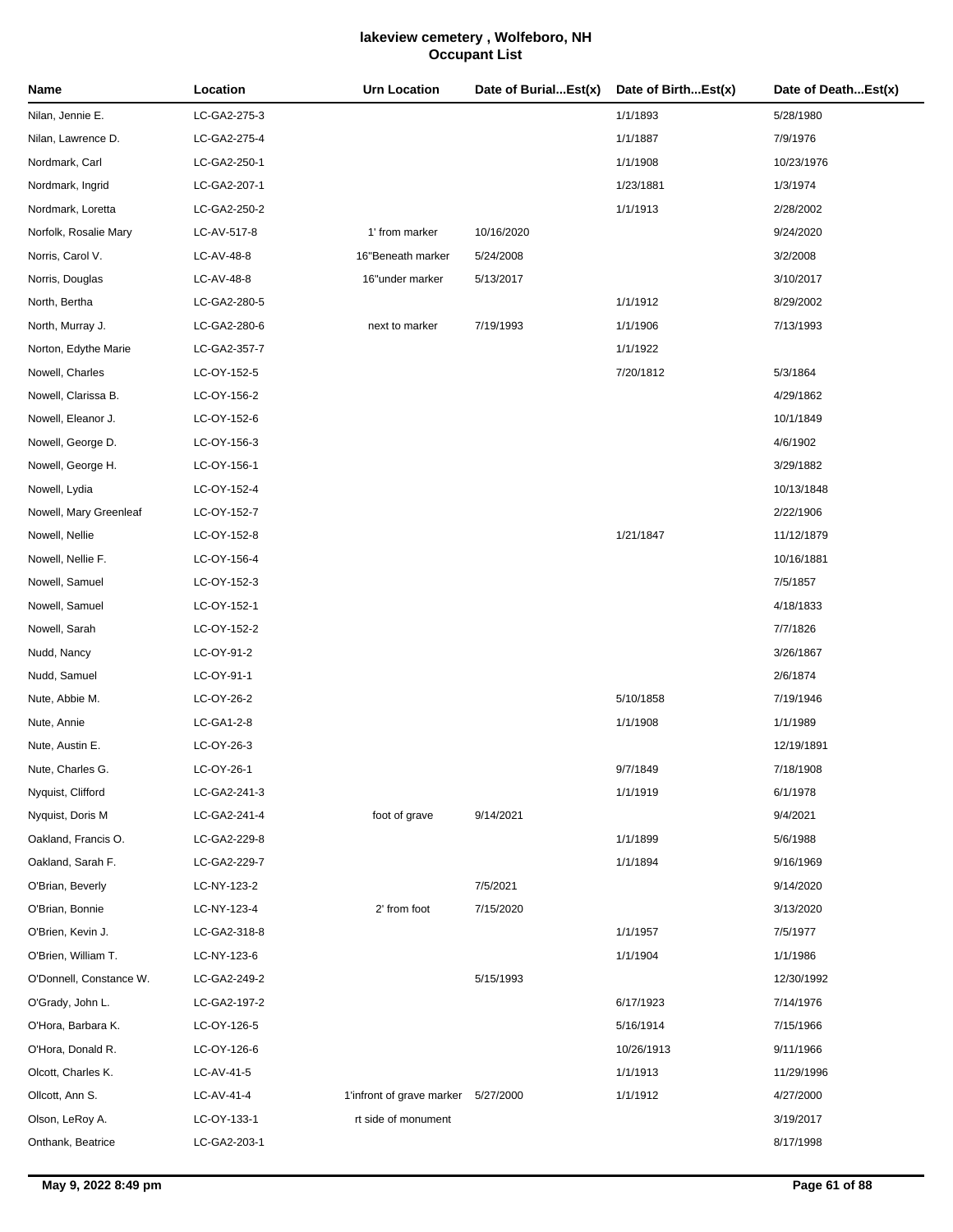# lakeview cemetery , Wolfeboro, NH
## Occupant List

| Name | Location | Urn Location | Date of Burial...Est(x) | Date of Birth...Est(x) | Date of Death...Est(x) |
|---|---|---|---|---|---|
| Nilan, Jennie E. | LC-GA2-275-3 | | | 1/1/1893 | 5/28/1980 |
| Nilan, Lawrence D. | LC-GA2-275-4 | | | 1/1/1887 | 7/9/1976 |
| Nordmark, Carl | LC-GA2-250-1 | | | 1/1/1908 | 10/23/1976 |
| Nordmark, Ingrid | LC-GA2-207-1 | | | 1/23/1881 | 1/3/1974 |
| Nordmark, Loretta | LC-GA2-250-2 | | | 1/1/1913 | 2/28/2002 |
| Norfolk, Rosalie Mary | LC-AV-517-8 | 1' from marker | 10/16/2020 | | 9/24/2020 |
| Norris, Carol V. | LC-AV-48-8 | 16"Beneath marker | 5/24/2008 | | 3/2/2008 |
| Norris, Douglas | LC-AV-48-8 | 16"under marker | 5/13/2017 | | 3/10/2017 |
| North, Bertha | LC-GA2-280-5 | | | 1/1/1912 | 8/29/2002 |
| North, Murray J. | LC-GA2-280-6 | next to marker | 7/19/1993 | 1/1/1906 | 7/13/1993 |
| Norton, Edythe Marie | LC-GA2-357-7 | | | 1/1/1922 | |
| Nowell, Charles | LC-OY-152-5 | | | 7/20/1812 | 5/3/1864 |
| Nowell, Clarissa B. | LC-OY-156-2 | | | | 4/29/1862 |
| Nowell, Eleanor J. | LC-OY-152-6 | | | | 10/1/1849 |
| Nowell, George D. | LC-OY-156-3 | | | | 4/6/1902 |
| Nowell, George H. | LC-OY-156-1 | | | | 3/29/1882 |
| Nowell, Lydia | LC-OY-152-4 | | | | 10/13/1848 |
| Nowell, Mary Greenleaf | LC-OY-152-7 | | | | 2/22/1906 |
| Nowell, Nellie | LC-OY-152-8 | | | 1/21/1847 | 11/12/1879 |
| Nowell, Nellie F. | LC-OY-156-4 | | | | 10/16/1881 |
| Nowell, Samuel | LC-OY-152-3 | | | | 7/5/1857 |
| Nowell, Samuel | LC-OY-152-1 | | | | 4/18/1833 |
| Nowell, Sarah | LC-OY-152-2 | | | | 7/7/1826 |
| Nudd, Nancy | LC-OY-91-2 | | | | 3/26/1867 |
| Nudd, Samuel | LC-OY-91-1 | | | | 2/6/1874 |
| Nute, Abbie M. | LC-OY-26-2 | | | 5/10/1858 | 7/19/1946 |
| Nute, Annie | LC-GA1-2-8 | | | 1/1/1908 | 1/1/1989 |
| Nute, Austin E. | LC-OY-26-3 | | | | 12/19/1891 |
| Nute, Charles G. | LC-OY-26-1 | | | 9/7/1849 | 7/18/1908 |
| Nyquist, Clifford | LC-GA2-241-3 | | | 1/1/1919 | 6/1/1978 |
| Nyquist, Doris M | LC-GA2-241-4 | foot of grave | 9/14/2021 | | 9/4/2021 |
| Oakland, Francis O. | LC-GA2-229-8 | | | 1/1/1899 | 5/6/1988 |
| Oakland, Sarah F. | LC-GA2-229-7 | | | 1/1/1894 | 9/16/1969 |
| O'Brian, Beverly | LC-NY-123-2 | | 7/5/2021 | | 9/14/2020 |
| O'Brian, Bonnie | LC-NY-123-4 | 2' from foot | 7/15/2020 | | 3/13/2020 |
| O'Brien, Kevin J. | LC-GA2-318-8 | | | 1/1/1957 | 7/5/1977 |
| O'Brien, William T. | LC-NY-123-6 | | | 1/1/1904 | 1/1/1986 |
| O'Donnell, Constance W. | LC-GA2-249-2 | | 5/15/1993 | | 12/30/1992 |
| O'Grady, John L. | LC-GA2-197-2 | | | 6/17/1923 | 7/14/1976 |
| O'Hora, Barbara K. | LC-OY-126-5 | | | 5/16/1914 | 7/15/1966 |
| O'Hora, Donald R. | LC-OY-126-6 | | | 10/26/1913 | 9/11/1966 |
| Olcott, Charles K. | LC-AV-41-5 | | | 1/1/1913 | 11/29/1996 |
| Ollcott, Ann S. | LC-AV-41-4 | 1'infront of grave marker | 5/27/2000 | 1/1/1912 | 4/27/2000 |
| Olson, LeRoy A. | LC-OY-133-1 | rt side of monument | | | 3/19/2017 |
| Onthank, Beatrice | LC-GA2-203-1 | | | | 8/17/1998 |

**May 9, 2022 8:49 pm**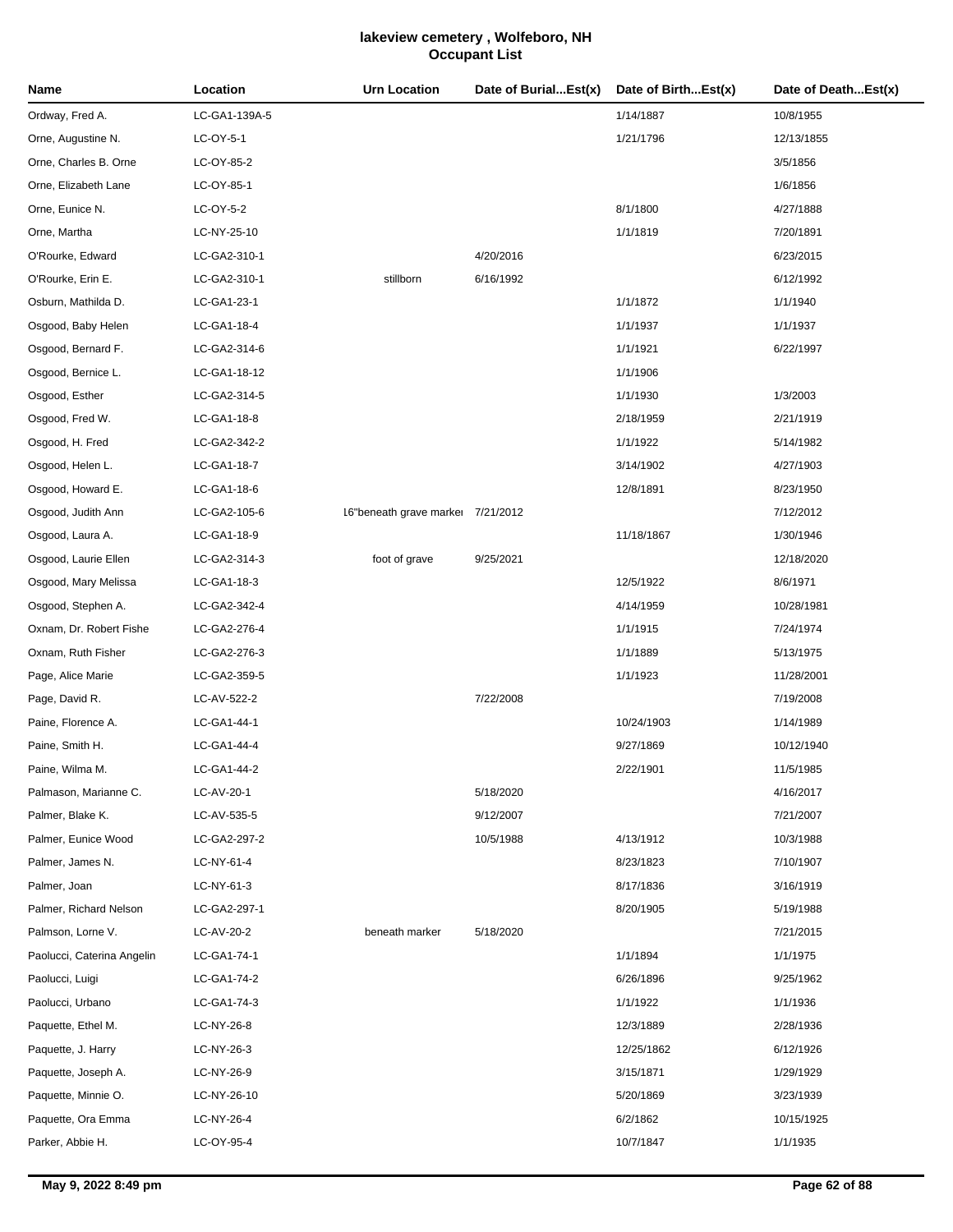# lakeview cemetery , Wolfeboro, NH
## Occupant List

| Name | Location | Urn Location | Date of Burial...Est(x) | Date of Birth...Est(x) | Date of Death...Est(x) |
|---|---|---|---|---|---|
| Ordway, Fred A. | LC-GA1-139A-5 | | | 1/14/1887 | 10/8/1955 |
| Orne, Augustine N. | LC-OY-5-1 | | | 1/21/1796 | 12/13/1855 |
| Orne, Charles B. Orne | LC-OY-85-2 | | | | 3/5/1856 |
| Orne, Elizabeth Lane | LC-OY-85-1 | | | | 1/6/1856 |
| Orne, Eunice N. | LC-OY-5-2 | | | 8/1/1800 | 4/27/1888 |
| Orne, Martha | LC-NY-25-10 | | | 1/1/1819 | 7/20/1891 |
| O'Rourke, Edward | LC-GA2-310-1 | | 4/20/2016 | | 6/23/2015 |
| O'Rourke, Erin E. | LC-GA2-310-1 | stillborn | 6/16/1992 | | 6/12/1992 |
| Osburn, Mathilda D. | LC-GA1-23-1 | | | 1/1/1872 | 1/1/1940 |
| Osgood, Baby Helen | LC-GA1-18-4 | | | 1/1/1937 | 1/1/1937 |
| Osgood, Bernard F. | LC-GA2-314-6 | | | 1/1/1921 | 6/22/1997 |
| Osgood, Bernice L. | LC-GA1-18-12 | | | 1/1/1906 | |
| Osgood, Esther | LC-GA2-314-5 | | | 1/1/1930 | 1/3/2003 |
| Osgood, Fred W. | LC-GA1-18-8 | | | 2/18/1959 | 2/21/1919 |
| Osgood, H. Fred | LC-GA2-342-2 | | | 1/1/1922 | 5/14/1982 |
| Osgood, Helen L. | LC-GA1-18-7 | | | 3/14/1902 | 4/27/1903 |
| Osgood, Howard E. | LC-GA1-18-6 | | | 12/8/1891 | 8/23/1950 |
| Osgood, Judith Ann | LC-GA2-105-6 | 16"beneath grave marker | 7/21/2012 | | 7/12/2012 |
| Osgood, Laura A. | LC-GA1-18-9 | | | 11/18/1867 | 1/30/1946 |
| Osgood, Laurie Ellen | LC-GA2-314-3 | foot of grave | 9/25/2021 | | 12/18/2020 |
| Osgood, Mary Melissa | LC-GA1-18-3 | | | 12/5/1922 | 8/6/1971 |
| Osgood, Stephen A. | LC-GA2-342-4 | | | 4/14/1959 | 10/28/1981 |
| Oxnam, Dr. Robert Fishe | LC-GA2-276-4 | | | 1/1/1915 | 7/24/1974 |
| Oxnam, Ruth Fisher | LC-GA2-276-3 | | | 1/1/1889 | 5/13/1975 |
| Page, Alice Marie | LC-GA2-359-5 | | | 1/1/1923 | 11/28/2001 |
| Page, David R. | LC-AV-522-2 | | 7/22/2008 | | 7/19/2008 |
| Paine, Florence A. | LC-GA1-44-1 | | | 10/24/1903 | 1/14/1989 |
| Paine, Smith H. | LC-GA1-44-4 | | | 9/27/1869 | 10/12/1940 |
| Paine, Wilma M. | LC-GA1-44-2 | | | 2/22/1901 | 11/5/1985 |
| Palmason, Marianne C. | LC-AV-20-1 | | 5/18/2020 | | 4/16/2017 |
| Palmer, Blake K. | LC-AV-535-5 | | 9/12/2007 | | 7/21/2007 |
| Palmer, Eunice Wood | LC-GA2-297-2 | | 10/5/1988 | 4/13/1912 | 10/3/1988 |
| Palmer, James N. | LC-NY-61-4 | | | 8/23/1823 | 7/10/1907 |
| Palmer, Joan | LC-NY-61-3 | | | 8/17/1836 | 3/16/1919 |
| Palmer, Richard Nelson | LC-GA2-297-1 | | | 8/20/1905 | 5/19/1988 |
| Palmson, Lorne V. | LC-AV-20-2 | beneath marker | 5/18/2020 | | 7/21/2015 |
| Paolucci, Caterina Angelin | LC-GA1-74-1 | | | 1/1/1894 | 1/1/1975 |
| Paolucci, Luigi | LC-GA1-74-2 | | | 6/26/1896 | 9/25/1962 |
| Paolucci, Urbano | LC-GA1-74-3 | | | 1/1/1922 | 1/1/1936 |
| Paquette, Ethel M. | LC-NY-26-8 | | | 12/3/1889 | 2/28/1936 |
| Paquette, J. Harry | LC-NY-26-3 | | | 12/25/1862 | 6/12/1926 |
| Paquette, Joseph A. | LC-NY-26-9 | | | 3/15/1871 | 1/29/1929 |
| Paquette, Minnie O. | LC-NY-26-10 | | | 5/20/1869 | 3/23/1939 |
| Paquette, Ora Emma | LC-NY-26-4 | | | 6/2/1862 | 10/15/1925 |
| Parker, Abbie H. | LC-OY-95-4 | | | 10/7/1847 | 1/1/1935 |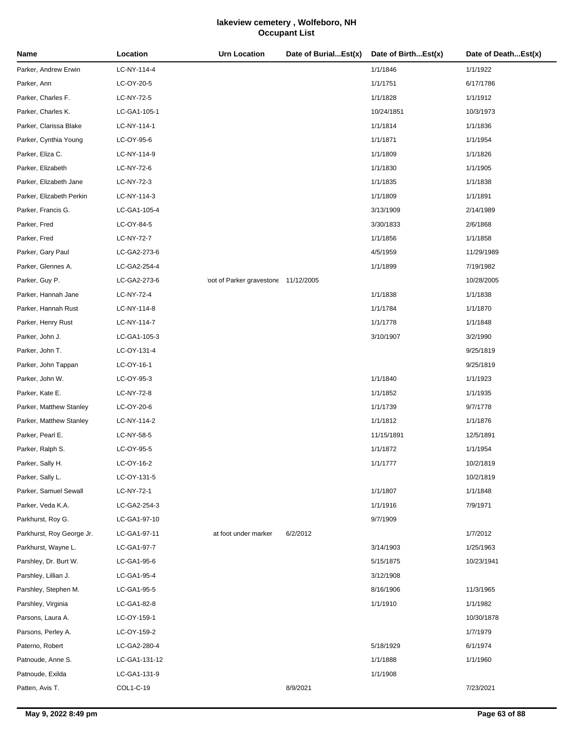# lakeview cemetery , Wolfeboro, NH
## Occupant List

| Name | Location | Urn Location | Date of Burial...Est(x) | Date of Birth...Est(x) | Date of Death...Est(x) |
|---|---|---|---|---|---|
| Parker, Andrew Erwin | LC-NY-114-4 | | | 1/1/1846 | 1/1/1922 |
| Parker, Ann | LC-OY-20-5 | | | 1/1/1751 | 6/17/1786 |
| Parker, Charles F. | LC-NY-72-5 | | | 1/1/1828 | 1/1/1912 |
| Parker, Charles K. | LC-GA1-105-1 | | | 10/24/1851 | 10/3/1973 |
| Parker, Clarissa Blake | LC-NY-114-1 | | | 1/1/1814 | 1/1/1836 |
| Parker, Cynthia Young | LC-OY-95-6 | | | 1/1/1871 | 1/1/1954 |
| Parker, Eliza C. | LC-NY-114-9 | | | 1/1/1809 | 1/1/1826 |
| Parker, Elizabeth | LC-NY-72-6 | | | 1/1/1830 | 1/1/1905 |
| Parker, Elizabeth Jane | LC-NY-72-3 | | | 1/1/1835 | 1/1/1838 |
| Parker, Elizabeth Perkin | LC-NY-114-3 | | | 1/1/1809 | 1/1/1891 |
| Parker, Francis G. | LC-GA1-105-4 | | | 3/13/1909 | 2/14/1989 |
| Parker, Fred | LC-OY-84-5 | | | 3/30/1833 | 2/6/1868 |
| Parker, Fred | LC-NY-72-7 | | | 1/1/1856 | 1/1/1858 |
| Parker, Gary Paul | LC-GA2-273-6 | | | 4/5/1959 | 11/29/1989 |
| Parker, Glennes A. | LC-GA2-254-4 | | | 1/1/1899 | 7/19/1982 |
| Parker, Guy P. | LC-GA2-273-6 | oot of Parker gravestone | 11/12/2005 | | 10/28/2005 |
| Parker, Hannah Jane | LC-NY-72-4 | | | 1/1/1838 | 1/1/1838 |
| Parker, Hannah Rust | LC-NY-114-8 | | | 1/1/1784 | 1/1/1870 |
| Parker, Henry Rust | LC-NY-114-7 | | | 1/1/1778 | 1/1/1848 |
| Parker, John J. | LC-GA1-105-3 | | | 3/10/1907 | 3/2/1990 |
| Parker, John T. | LC-OY-131-4 | | | | 9/25/1819 |
| Parker, John Tappan | LC-OY-16-1 | | | | 9/25/1819 |
| Parker, John W. | LC-OY-95-3 | | | 1/1/1840 | 1/1/1923 |
| Parker, Kate E. | LC-NY-72-8 | | | 1/1/1852 | 1/1/1935 |
| Parker, Matthew Stanley | LC-OY-20-6 | | | 1/1/1739 | 9/7/1778 |
| Parker, Matthew Stanley | LC-NY-114-2 | | | 1/1/1812 | 1/1/1876 |
| Parker, Pearl E. | LC-NY-58-5 | | | 11/15/1891 | 12/5/1891 |
| Parker, Ralph S. | LC-OY-95-5 | | | 1/1/1872 | 1/1/1954 |
| Parker, Sally H. | LC-OY-16-2 | | | 1/1/1777 | 10/2/1819 |
| Parker, Sally L. | LC-OY-131-5 | | | | 10/2/1819 |
| Parker, Samuel Sewall | LC-NY-72-1 | | | 1/1/1807 | 1/1/1848 |
| Parker, Veda K.A. | LC-GA2-254-3 | | | 1/1/1916 | 7/9/1971 |
| Parkhurst, Roy G. | LC-GA1-97-10 | | | 9/7/1909 | |
| Parkhurst, Roy George Jr. | LC-GA1-97-11 | at foot under marker | 6/2/2012 | | 1/7/2012 |
| Parkhurst, Wayne L. | LC-GA1-97-7 | | | 3/14/1903 | 1/25/1963 |
| Parshley, Dr. Burt W. | LC-GA1-95-6 | | | 5/15/1875 | 10/23/1941 |
| Parshley, Lillian J. | LC-GA1-95-4 | | | 3/12/1908 | |
| Parshley, Stephen M. | LC-GA1-95-5 | | | 8/16/1906 | 11/3/1965 |
| Parshley, Virginia | LC-GA1-82-8 | | | 1/1/1910 | 1/1/1982 |
| Parsons, Laura A. | LC-OY-159-1 | | | | 10/30/1878 |
| Parsons, Perley A. | LC-OY-159-2 | | | | 1/7/1979 |
| Paterno, Robert | LC-GA2-280-4 | | | 5/18/1929 | 6/1/1974 |
| Patnoude, Anne S. | LC-GA1-131-12 | | | 1/1/1888 | 1/1/1960 |
| Patnoude, Exilda | LC-GA1-131-9 | | | 1/1/1908 | |
| Patten, Avis T. | COL1-C-19 | | 8/9/2021 | | 7/23/2021 |

May 9, 2022 8:49 pm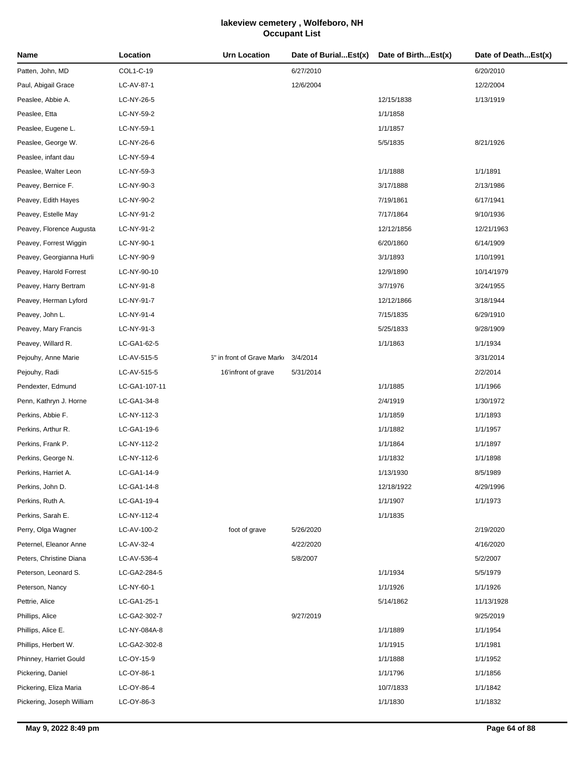# lakeview cemetery , Wolfeboro, NH
## Occupant List

| Name | Location | Urn Location | Date of Burial...Est(x) | Date of Birth...Est(x) | Date of Death...Est(x) |
|---|---|---|---|---|---|
| Patten, John, MD | COL1-C-19 | | 6/27/2010 | | 6/20/2010 |
| Paul, Abigail Grace | LC-AV-87-1 | | 12/6/2004 | | 12/2/2004 |
| Peaslee, Abbie A. | LC-NY-26-5 | | | 12/15/1838 | 1/13/1919 |
| Peaslee, Etta | LC-NY-59-2 | | | 1/1/1858 | |
| Peaslee, Eugene L. | LC-NY-59-1 | | | 1/1/1857 | |
| Peaslee, George W. | LC-NY-26-6 | | | 5/5/1835 | 8/21/1926 |
| Peaslee, infant dau | LC-NY-59-4 | | | | |
| Peaslee, Walter Leon | LC-NY-59-3 | | | 1/1/1888 | 1/1/1891 |
| Peavey, Bernice F. | LC-NY-90-3 | | | 3/17/1888 | 2/13/1986 |
| Peavey, Edith Hayes | LC-NY-90-2 | | | 7/19/1861 | 6/17/1941 |
| Peavey, Estelle May | LC-NY-91-2 | | | 7/17/1864 | 9/10/1936 |
| Peavey, Florence Augusta | LC-NY-91-2 | | | 12/12/1856 | 12/21/1963 |
| Peavey, Forrest Wiggin | LC-NY-90-1 | | | 6/20/1860 | 6/14/1909 |
| Peavey, Georgianna Hurli | LC-NY-90-9 | | | 3/1/1893 | 1/10/1991 |
| Peavey, Harold Forrest | LC-NY-90-10 | | | 12/9/1890 | 10/14/1979 |
| Peavey, Harry Bertram | LC-NY-91-8 | | | 3/7/1976 | 3/24/1955 |
| Peavey, Herman Lyford | LC-NY-91-7 | | | 12/12/1866 | 3/18/1944 |
| Peavey, John L. | LC-NY-91-4 | | | 7/15/1835 | 6/29/1910 |
| Peavey, Mary Francis | LC-NY-91-3 | | | 5/25/1833 | 9/28/1909 |
| Peavey, Willard R. | LC-GA1-62-5 | | | 1/1/1863 | 1/1/1934 |
| Pejouhy, Anne Marie | LC-AV-515-5 | 6" in front of Grave Marke | 3/4/2014 | | 3/31/2014 |
| Pejouhy, Radi | LC-AV-515-5 | 16'infront of grave | 5/31/2014 | | 2/2/2014 |
| Pendexter, Edmund | LC-GA1-107-11 | | | 1/1/1885 | 1/1/1966 |
| Penn, Kathryn J. Horne | LC-GA1-34-8 | | | 2/4/1919 | 1/30/1972 |
| Perkins, Abbie F. | LC-NY-112-3 | | | 1/1/1859 | 1/1/1893 |
| Perkins, Arthur R. | LC-GA1-19-6 | | | 1/1/1882 | 1/1/1957 |
| Perkins, Frank P. | LC-NY-112-2 | | | 1/1/1864 | 1/1/1897 |
| Perkins, George N. | LC-NY-112-6 | | | 1/1/1832 | 1/1/1898 |
| Perkins, Harriet A. | LC-GA1-14-9 | | | 1/13/1930 | 8/5/1989 |
| Perkins, John D. | LC-GA1-14-8 | | | 12/18/1922 | 4/29/1996 |
| Perkins, Ruth A. | LC-GA1-19-4 | | | 1/1/1907 | 1/1/1973 |
| Perkins, Sarah E. | LC-NY-112-4 | | | 1/1/1835 | |
| Perry, Olga Wagner | LC-AV-100-2 | foot of grave | 5/26/2020 | | 2/19/2020 |
| Peternel, Eleanor Anne | LC-AV-32-4 | | 4/22/2020 | | 4/16/2020 |
| Peters, Christine Diana | LC-AV-536-4 | | 5/8/2007 | | 5/2/2007 |
| Peterson, Leonard S. | LC-GA2-284-5 | | | 1/1/1934 | 5/5/1979 |
| Peterson, Nancy | LC-NY-60-1 | | | 1/1/1926 | 1/1/1926 |
| Pettrie, Alice | LC-GA1-25-1 | | | 5/14/1862 | 11/13/1928 |
| Phillips, Alice | LC-GA2-302-7 | | 9/27/2019 | | 9/25/2019 |
| Phillips, Alice E. | LC-NY-084A-8 | | | 1/1/1889 | 1/1/1954 |
| Phillips, Herbert W. | LC-GA2-302-8 | | | 1/1/1915 | 1/1/1981 |
| Phinney, Harriet Gould | LC-OY-15-9 | | | 1/1/1888 | 1/1/1952 |
| Pickering, Daniel | LC-OY-86-1 | | | 1/1/1796 | 1/1/1856 |
| Pickering, Eliza Maria | LC-OY-86-4 | | | 10/7/1833 | 1/1/1842 |
| Pickering, Joseph William | LC-OY-86-3 | | | 1/1/1830 | 1/1/1832 |

May 9, 2022 8:49 pm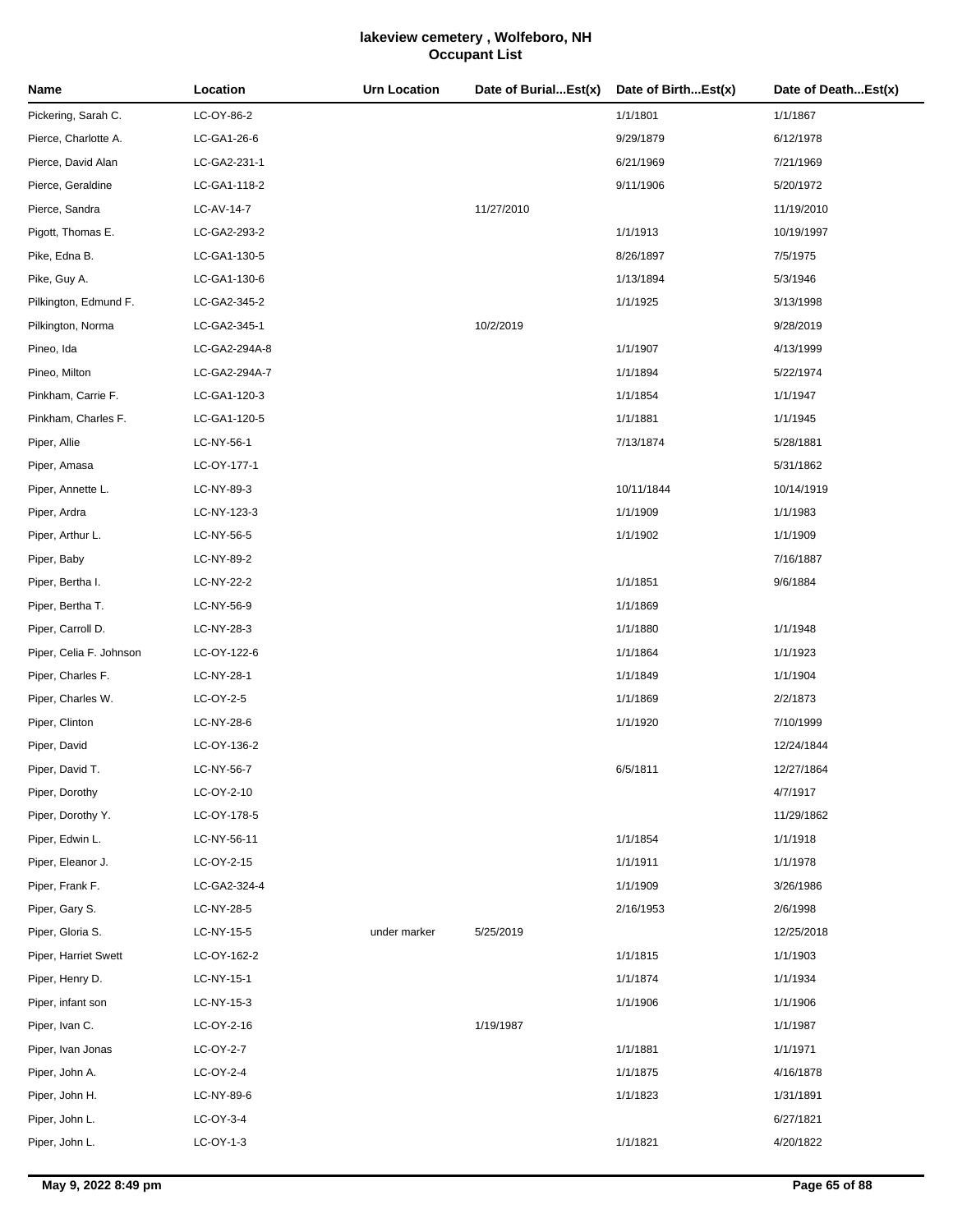# lakeview cemetery , Wolfeboro, NH
## Occupant List

| Name | Location | Urn Location | Date of Burial...Est(x) | Date of Birth...Est(x) | Date of Death...Est(x) |
|---|---|---|---|---|---|
| Pickering, Sarah C. | LC-OY-86-2 | | | 1/1/1801 | 1/1/1867 |
| Pierce, Charlotte A. | LC-GA1-26-6 | | | 9/29/1879 | 6/12/1978 |
| Pierce, David Alan | LC-GA2-231-1 | | | 6/21/1969 | 7/21/1969 |
| Pierce, Geraldine | LC-GA1-118-2 | | | 9/11/1906 | 5/20/1972 |
| Pierce, Sandra | LC-AV-14-7 | | 11/27/2010 | | 11/19/2010 |
| Pigott, Thomas E. | LC-GA2-293-2 | | | 1/1/1913 | 10/19/1997 |
| Pike, Edna B. | LC-GA1-130-5 | | | 8/26/1897 | 7/5/1975 |
| Pike, Guy A. | LC-GA1-130-6 | | | 1/13/1894 | 5/3/1946 |
| Pilkington, Edmund F. | LC-GA2-345-2 | | | 1/1/1925 | 3/13/1998 |
| Pilkington, Norma | LC-GA2-345-1 | | 10/2/2019 | | 9/28/2019 |
| Pineo, Ida | LC-GA2-294A-8 | | | 1/1/1907 | 4/13/1999 |
| Pineo, Milton | LC-GA2-294A-7 | | | 1/1/1894 | 5/22/1974 |
| Pinkham, Carrie F. | LC-GA1-120-3 | | | 1/1/1854 | 1/1/1947 |
| Pinkham, Charles F. | LC-GA1-120-5 | | | 1/1/1881 | 1/1/1945 |
| Piper, Allie | LC-NY-56-1 | | | 7/13/1874 | 5/28/1881 |
| Piper, Amasa | LC-OY-177-1 | | | | 5/31/1862 |
| Piper, Annette L. | LC-NY-89-3 | | | 10/11/1844 | 10/14/1919 |
| Piper, Ardra | LC-NY-123-3 | | | 1/1/1909 | 1/1/1983 |
| Piper, Arthur L. | LC-NY-56-5 | | | 1/1/1902 | 1/1/1909 |
| Piper, Baby | LC-NY-89-2 | | | | 7/16/1887 |
| Piper, Bertha I. | LC-NY-22-2 | | | 1/1/1851 | 9/6/1884 |
| Piper, Bertha T. | LC-NY-56-9 | | | 1/1/1869 | |
| Piper, Carroll D. | LC-NY-28-3 | | | 1/1/1880 | 1/1/1948 |
| Piper, Celia F. Johnson | LC-OY-122-6 | | | 1/1/1864 | 1/1/1923 |
| Piper, Charles F. | LC-NY-28-1 | | | 1/1/1849 | 1/1/1904 |
| Piper, Charles W. | LC-OY-2-5 | | | 1/1/1869 | 2/2/1873 |
| Piper, Clinton | LC-NY-28-6 | | | 1/1/1920 | 7/10/1999 |
| Piper, David | LC-OY-136-2 | | | | 12/24/1844 |
| Piper, David T. | LC-NY-56-7 | | | 6/5/1811 | 12/27/1864 |
| Piper, Dorothy | LC-OY-2-10 | | | | 4/7/1917 |
| Piper, Dorothy Y. | LC-OY-178-5 | | | | 11/29/1862 |
| Piper, Edwin L. | LC-NY-56-11 | | | 1/1/1854 | 1/1/1918 |
| Piper, Eleanor J. | LC-OY-2-15 | | | 1/1/1911 | 1/1/1978 |
| Piper, Frank F. | LC-GA2-324-4 | | | 1/1/1909 | 3/26/1986 |
| Piper, Gary S. | LC-NY-28-5 | | | 2/16/1953 | 2/6/1998 |
| Piper, Gloria S. | LC-NY-15-5 | under marker | 5/25/2019 | | 12/25/2018 |
| Piper, Harriet Swett | LC-OY-162-2 | | | 1/1/1815 | 1/1/1903 |
| Piper, Henry D. | LC-NY-15-1 | | | 1/1/1874 | 1/1/1934 |
| Piper, infant son | LC-NY-15-3 | | | 1/1/1906 | 1/1/1906 |
| Piper, Ivan C. | LC-OY-2-16 | | 1/19/1987 | | 1/1/1987 |
| Piper, Ivan Jonas | LC-OY-2-7 | | | 1/1/1881 | 1/1/1971 |
| Piper, John A. | LC-OY-2-4 | | | 1/1/1875 | 4/16/1878 |
| Piper, John H. | LC-NY-89-6 | | | 1/1/1823 | 1/31/1891 |
| Piper, John L. | LC-OY-3-4 | | | | 6/27/1821 |
| Piper, John L. | LC-OY-1-3 | | | 1/1/1821 | 4/20/1822 |

May 9, 2022 8:49 pm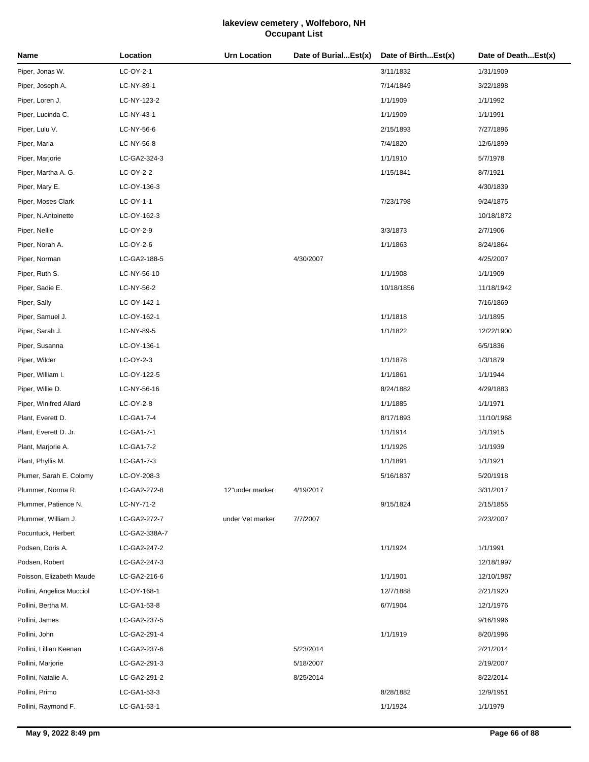# lakeview cemetery , Wolfeboro, NH
## Occupant List

| Name | Location | Urn Location | Date of Burial...Est(x) | Date of Birth...Est(x) | Date of Death...Est(x) |
|---|---|---|---|---|---|
| Piper, Jonas W. | LC-OY-2-1 | | | 3/11/1832 | 1/31/1909 |
| Piper, Joseph A. | LC-NY-89-1 | | | 7/14/1849 | 3/22/1898 |
| Piper, Loren J. | LC-NY-123-2 | | | 1/1/1909 | 1/1/1992 |
| Piper, Lucinda C. | LC-NY-43-1 | | | 1/1/1909 | 1/1/1991 |
| Piper, Lulu V. | LC-NY-56-6 | | | 2/15/1893 | 7/27/1896 |
| Piper, Maria | LC-NY-56-8 | | | 7/4/1820 | 12/6/1899 |
| Piper, Marjorie | LC-GA2-324-3 | | | 1/1/1910 | 5/7/1978 |
| Piper, Martha A. G. | LC-OY-2-2 | | | 1/15/1841 | 8/7/1921 |
| Piper, Mary E. | LC-OY-136-3 | | | | 4/30/1839 |
| Piper, Moses Clark | LC-OY-1-1 | | | 7/23/1798 | 9/24/1875 |
| Piper, N.Antoinette | LC-OY-162-3 | | | | 10/18/1872 |
| Piper, Nellie | LC-OY-2-9 | | | 3/3/1873 | 2/7/1906 |
| Piper, Norah A. | LC-OY-2-6 | | | 1/1/1863 | 8/24/1864 |
| Piper, Norman | LC-GA2-188-5 | | 4/30/2007 | | 4/25/2007 |
| Piper, Ruth S. | LC-NY-56-10 | | | 1/1/1908 | 1/1/1909 |
| Piper, Sadie E. | LC-NY-56-2 | | | 10/18/1856 | 11/18/1942 |
| Piper, Sally | LC-OY-142-1 | | | | 7/16/1869 |
| Piper, Samuel J. | LC-OY-162-1 | | | 1/1/1818 | 1/1/1895 |
| Piper, Sarah J. | LC-NY-89-5 | | | 1/1/1822 | 12/22/1900 |
| Piper, Susanna | LC-OY-136-1 | | | | 6/5/1836 |
| Piper, Wilder | LC-OY-2-3 | | | 1/1/1878 | 1/3/1879 |
| Piper, William I. | LC-OY-122-5 | | | 1/1/1861 | 1/1/1944 |
| Piper, Willie D. | LC-NY-56-16 | | | 8/24/1882 | 4/29/1883 |
| Piper, Winifred Allard | LC-OY-2-8 | | | 1/1/1885 | 1/1/1971 |
| Plant, Everett D. | LC-GA1-7-4 | | | 8/17/1893 | 11/10/1968 |
| Plant, Everett D. Jr. | LC-GA1-7-1 | | | 1/1/1914 | 1/1/1915 |
| Plant, Marjorie A. | LC-GA1-7-2 | | | 1/1/1926 | 1/1/1939 |
| Plant, Phyllis M. | LC-GA1-7-3 | | | 1/1/1891 | 1/1/1921 |
| Plumer, Sarah E. Colomy | LC-OY-208-3 | | | 5/16/1837 | 5/20/1918 |
| Plummer, Norma R. | LC-GA2-272-8 | 12"under marker | 4/19/2017 | | 3/31/2017 |
| Plummer, Patience N. | LC-NY-71-2 | | | 9/15/1824 | 2/15/1855 |
| Plummer, William J. | LC-GA2-272-7 | under Vet marker | 7/7/2007 | | 2/23/2007 |
| Pocuntuck, Herbert | LC-GA2-338A-7 | | | | |
| Podsen, Doris A. | LC-GA2-247-2 | | | 1/1/1924 | 1/1/1991 |
| Podsen, Robert | LC-GA2-247-3 | | | | 12/18/1997 |
| Poisson, Elizabeth Maude | LC-GA2-216-6 | | | 1/1/1901 | 12/10/1987 |
| Pollini, Angelica Mucciol | LC-OY-168-1 | | | 12/7/1888 | 2/21/1920 |
| Pollini, Bertha M. | LC-GA1-53-8 | | | 6/7/1904 | 12/1/1976 |
| Pollini, James | LC-GA2-237-5 | | | | 9/16/1996 |
| Pollini, John | LC-GA2-291-4 | | | 1/1/1919 | 8/20/1996 |
| Pollini, Lillian Keenan | LC-GA2-237-6 | | 5/23/2014 | | 2/21/2014 |
| Pollini, Marjorie | LC-GA2-291-3 | | 5/18/2007 | | 2/19/2007 |
| Pollini, Natalie A. | LC-GA2-291-2 | | 8/25/2014 | | 8/22/2014 |
| Pollini, Primo | LC-GA1-53-3 | | | 8/28/1882 | 12/9/1951 |
| Pollini, Raymond F. | LC-GA1-53-1 | | | 1/1/1924 | 1/1/1979 |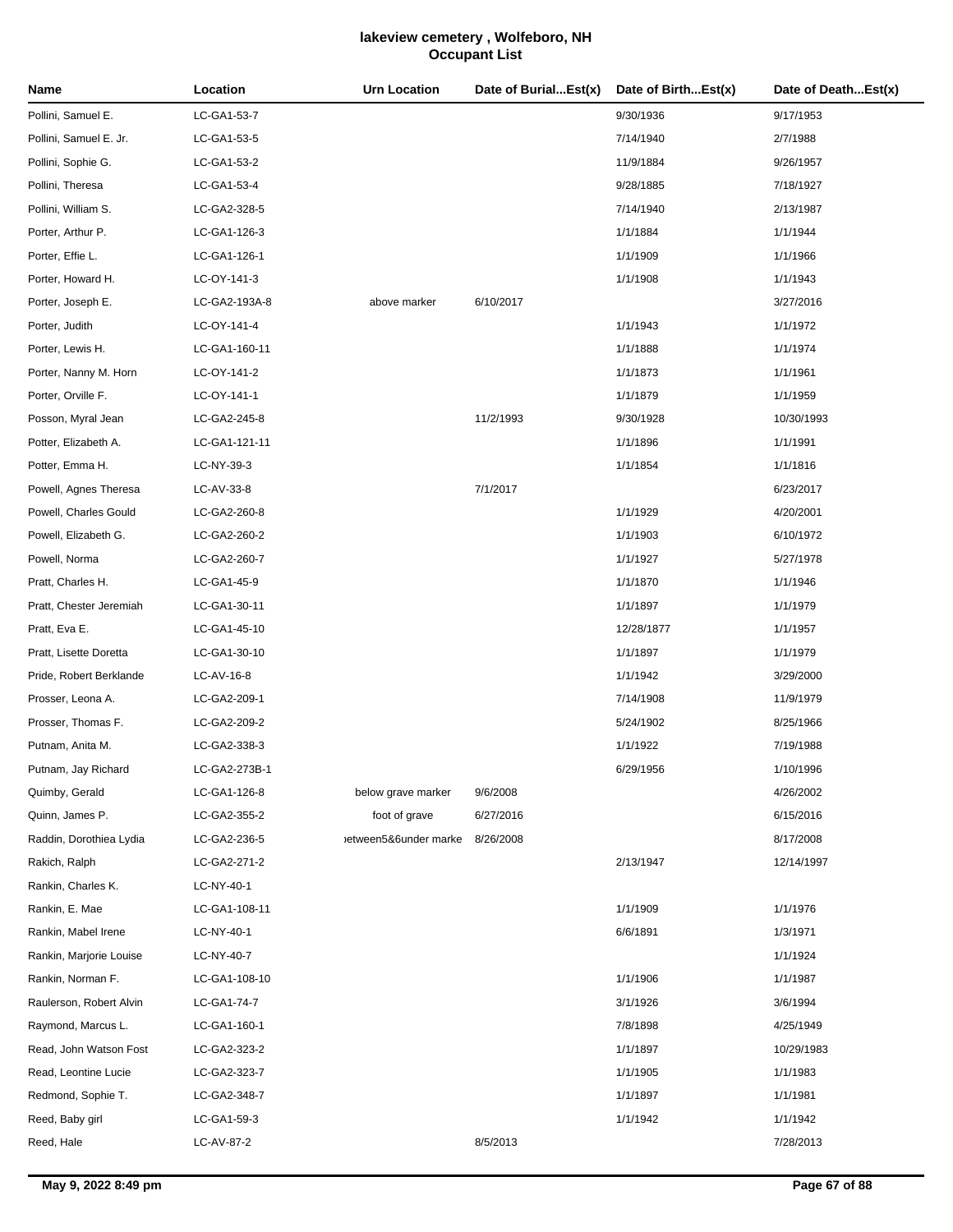# lakeview cemetery , Wolfeboro, NH
## Occupant List

| Name | Location | Urn Location | Date of Burial...Est(x) | Date of Birth...Est(x) | Date of Death...Est(x) |
|---|---|---|---|---|---|
| Pollini, Samuel E. | LC-GA1-53-7 | | | 9/30/1936 | 9/17/1953 |
| Pollini, Samuel E. Jr. | LC-GA1-53-5 | | | 7/14/1940 | 2/7/1988 |
| Pollini, Sophie G. | LC-GA1-53-2 | | | 11/9/1884 | 9/26/1957 |
| Pollini, Theresa | LC-GA1-53-4 | | | 9/28/1885 | 7/18/1927 |
| Pollini, William S. | LC-GA2-328-5 | | | 7/14/1940 | 2/13/1987 |
| Porter, Arthur P. | LC-GA1-126-3 | | | 1/1/1884 | 1/1/1944 |
| Porter, Effie L. | LC-GA1-126-1 | | | 1/1/1909 | 1/1/1966 |
| Porter, Howard H. | LC-OY-141-3 | | | 1/1/1908 | 1/1/1943 |
| Porter, Joseph E. | LC-GA2-193A-8 | above marker | 6/10/2017 | | 3/27/2016 |
| Porter, Judith | LC-OY-141-4 | | | 1/1/1943 | 1/1/1972 |
| Porter, Lewis H. | LC-GA1-160-11 | | | 1/1/1888 | 1/1/1974 |
| Porter, Nanny M. Horn | LC-OY-141-2 | | | 1/1/1873 | 1/1/1961 |
| Porter, Orville F. | LC-OY-141-1 | | | 1/1/1879 | 1/1/1959 |
| Posson, Myral Jean | LC-GA2-245-8 | | 11/2/1993 | 9/30/1928 | 10/30/1993 |
| Potter, Elizabeth A. | LC-GA1-121-11 | | | 1/1/1896 | 1/1/1991 |
| Potter, Emma H. | LC-NY-39-3 | | | 1/1/1854 | 1/1/1816 |
| Powell, Agnes Theresa | LC-AV-33-8 | | 7/1/2017 | | 6/23/2017 |
| Powell, Charles Gould | LC-GA2-260-8 | | | 1/1/1929 | 4/20/2001 |
| Powell, Elizabeth G. | LC-GA2-260-2 | | | 1/1/1903 | 6/10/1972 |
| Powell, Norma | LC-GA2-260-7 | | | 1/1/1927 | 5/27/1978 |
| Pratt, Charles H. | LC-GA1-45-9 | | | 1/1/1870 | 1/1/1946 |
| Pratt, Chester Jeremiah | LC-GA1-30-11 | | | 1/1/1897 | 1/1/1979 |
| Pratt, Eva E. | LC-GA1-45-10 | | | 12/28/1877 | 1/1/1957 |
| Pratt, Lisette Doretta | LC-GA1-30-10 | | | 1/1/1897 | 1/1/1979 |
| Pride, Robert Berklande | LC-AV-16-8 | | | 1/1/1942 | 3/29/2000 |
| Prosser, Leona A. | LC-GA2-209-1 | | | 7/14/1908 | 11/9/1979 |
| Prosser, Thomas F. | LC-GA2-209-2 | | | 5/24/1902 | 8/25/1966 |
| Putnam, Anita M. | LC-GA2-338-3 | | | 1/1/1922 | 7/19/1988 |
| Putnam, Jay Richard | LC-GA2-273B-1 | | | 6/29/1956 | 1/10/1996 |
| Quimby, Gerald | LC-GA1-126-8 | below grave marker | 9/6/2008 | | 4/26/2002 |
| Quinn, James P. | LC-GA2-355-2 | foot of grave | 6/27/2016 | | 6/15/2016 |
| Raddin, Dorothiea Lydia | LC-GA2-236-5 | )etween5&6under marke | 8/26/2008 | | 8/17/2008 |
| Rakich, Ralph | LC-GA2-271-2 | | | 2/13/1947 | 12/14/1997 |
| Rankin, Charles K. | LC-NY-40-1 | | | | |
| Rankin, E. Mae | LC-GA1-108-11 | | | 1/1/1909 | 1/1/1976 |
| Rankin, Mabel Irene | LC-NY-40-1 | | | 6/6/1891 | 1/3/1971 |
| Rankin, Marjorie Louise | LC-NY-40-7 | | | | 1/1/1924 |
| Rankin, Norman F. | LC-GA1-108-10 | | | 1/1/1906 | 1/1/1987 |
| Raulerson, Robert Alvin | LC-GA1-74-7 | | | 3/1/1926 | 3/6/1994 |
| Raymond, Marcus L. | LC-GA1-160-1 | | | 7/8/1898 | 4/25/1949 |
| Read, John Watson Fost | LC-GA2-323-2 | | | 1/1/1897 | 10/29/1983 |
| Read, Leontine Lucie | LC-GA2-323-7 | | | 1/1/1905 | 1/1/1983 |
| Redmond, Sophie T. | LC-GA2-348-7 | | | 1/1/1897 | 1/1/1981 |
| Reed, Baby girl | LC-GA1-59-3 | | | 1/1/1942 | 1/1/1942 |
| Reed, Hale | LC-AV-87-2 | | 8/5/2013 | | 7/28/2013 |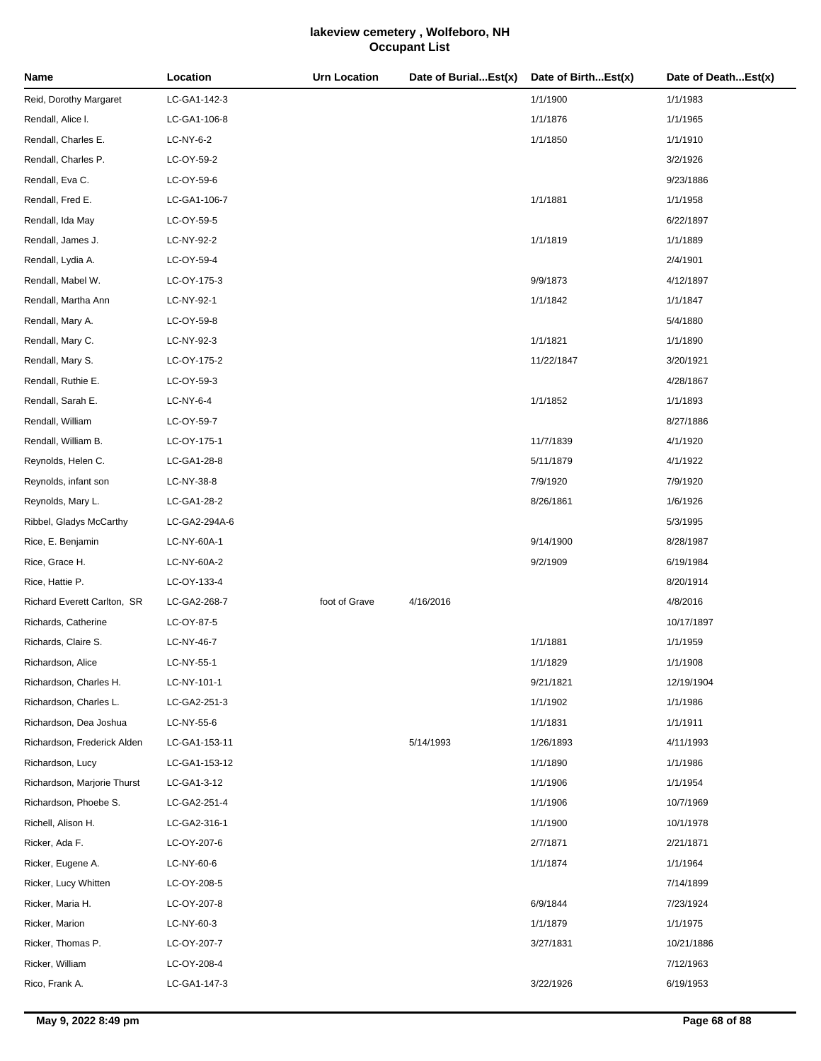# lakeview cemetery , Wolfeboro, NH
## Occupant List

| Name | Location | Urn Location | Date of Burial...Est(x) | Date of Birth...Est(x) | Date of Death...Est(x) |
|---|---|---|---|---|---|
| Reid, Dorothy Margaret | LC-GA1-142-3 | | | 1/1/1900 | 1/1/1983 |
| Rendall, Alice l. | LC-GA1-106-8 | | | 1/1/1876 | 1/1/1965 |
| Rendall, Charles E. | LC-NY-6-2 | | | 1/1/1850 | 1/1/1910 |
| Rendall, Charles P. | LC-OY-59-2 | | | | 3/2/1926 |
| Rendall, Eva C. | LC-OY-59-6 | | | | 9/23/1886 |
| Rendall, Fred E. | LC-GA1-106-7 | | | 1/1/1881 | 1/1/1958 |
| Rendall, Ida May | LC-OY-59-5 | | | | 6/22/1897 |
| Rendall, James J. | LC-NY-92-2 | | | 1/1/1819 | 1/1/1889 |
| Rendall, Lydia A. | LC-OY-59-4 | | | | 2/4/1901 |
| Rendall, Mabel W. | LC-OY-175-3 | | | 9/9/1873 | 4/12/1897 |
| Rendall, Martha Ann | LC-NY-92-1 | | | 1/1/1842 | 1/1/1847 |
| Rendall, Mary A. | LC-OY-59-8 | | | | 5/4/1880 |
| Rendall, Mary C. | LC-NY-92-3 | | | 1/1/1821 | 1/1/1890 |
| Rendall, Mary S. | LC-OY-175-2 | | | 11/22/1847 | 3/20/1921 |
| Rendall, Ruthie E. | LC-OY-59-3 | | | | 4/28/1867 |
| Rendall, Sarah E. | LC-NY-6-4 | | | 1/1/1852 | 1/1/1893 |
| Rendall, William | LC-OY-59-7 | | | | 8/27/1886 |
| Rendall, William B. | LC-OY-175-1 | | | 11/7/1839 | 4/1/1920 |
| Reynolds, Helen C. | LC-GA1-28-8 | | | 5/11/1879 | 4/1/1922 |
| Reynolds, infant son | LC-NY-38-8 | | | 7/9/1920 | 7/9/1920 |
| Reynolds, Mary L. | LC-GA1-28-2 | | | 8/26/1861 | 1/6/1926 |
| Ribbel, Gladys McCarthy | LC-GA2-294A-6 | | | | 5/3/1995 |
| Rice, E. Benjamin | LC-NY-60A-1 | | | 9/14/1900 | 8/28/1987 |
| Rice, Grace H. | LC-NY-60A-2 | | | 9/2/1909 | 6/19/1984 |
| Rice, Hattie P. | LC-OY-133-4 | | | | 8/20/1914 |
| Richard Everett Carlton, SR | LC-GA2-268-7 | foot of Grave | 4/16/2016 | | 4/8/2016 |
| Richards, Catherine | LC-OY-87-5 | | | | 10/17/1897 |
| Richards, Claire S. | LC-NY-46-7 | | | 1/1/1881 | 1/1/1959 |
| Richardson, Alice | LC-NY-55-1 | | | 1/1/1829 | 1/1/1908 |
| Richardson, Charles H. | LC-NY-101-1 | | | 9/21/1821 | 12/19/1904 |
| Richardson, Charles L. | LC-GA2-251-3 | | | 1/1/1902 | 1/1/1986 |
| Richardson, Dea Joshua | LC-NY-55-6 | | | 1/1/1831 | 1/1/1911 |
| Richardson, Frederick Alden | LC-GA1-153-11 | | 5/14/1993 | 1/26/1893 | 4/11/1993 |
| Richardson, Lucy | LC-GA1-153-12 | | | 1/1/1890 | 1/1/1986 |
| Richardson, Marjorie Thurst | LC-GA1-3-12 | | | 1/1/1906 | 1/1/1954 |
| Richardson, Phoebe S. | LC-GA2-251-4 | | | 1/1/1906 | 10/7/1969 |
| Richell, Alison H. | LC-GA2-316-1 | | | 1/1/1900 | 10/1/1978 |
| Ricker, Ada F. | LC-OY-207-6 | | | 2/7/1871 | 2/21/1871 |
| Ricker, Eugene A. | LC-NY-60-6 | | | 1/1/1874 | 1/1/1964 |
| Ricker, Lucy Whitten | LC-OY-208-5 | | | | 7/14/1899 |
| Ricker, Maria H. | LC-OY-207-8 | | | 6/9/1844 | 7/23/1924 |
| Ricker, Marion | LC-NY-60-3 | | | 1/1/1879 | 1/1/1975 |
| Ricker, Thomas P. | LC-OY-207-7 | | | 3/27/1831 | 10/21/1886 |
| Ricker, William | LC-OY-208-4 | | | | 7/12/1963 |
| Rico, Frank A. | LC-GA1-147-3 | | | 3/22/1926 | 6/19/1953 |

May 9, 2022 8:49 pm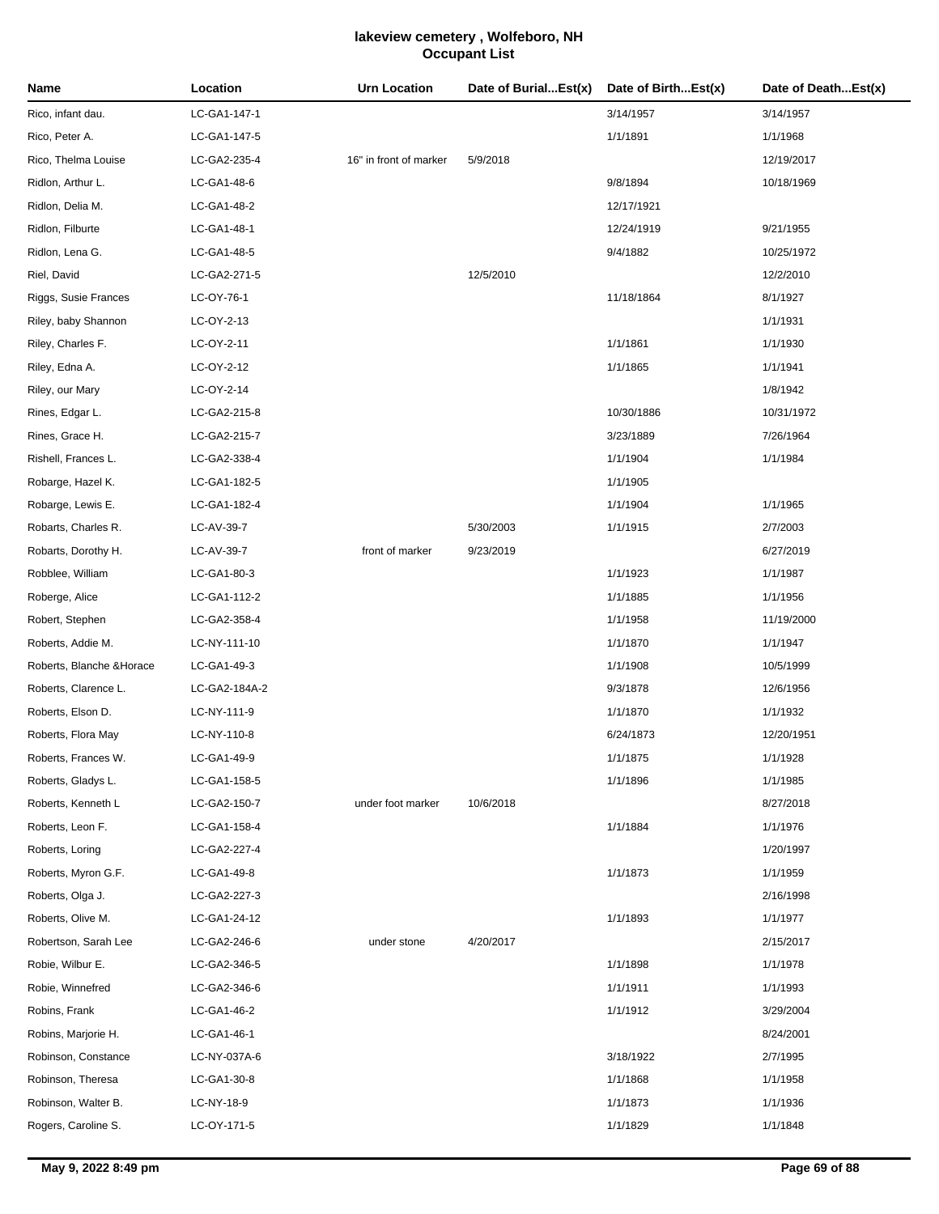# lakeview cemetery , Wolfeboro, NH
## Occupant List

| Name | Location | Urn Location | Date of Burial...Est(x) | Date of Birth...Est(x) | Date of Death...Est(x) |
|---|---|---|---|---|---|
| Rico, infant dau. | LC-GA1-147-1 | | | 3/14/1957 | 3/14/1957 |
| Rico, Peter A. | LC-GA1-147-5 | | | 1/1/1891 | 1/1/1968 |
| Rico, Thelma Louise | LC-GA2-235-4 | 16" in front of marker | 5/9/2018 | | 12/19/2017 |
| Ridlon, Arthur L. | LC-GA1-48-6 | | | 9/8/1894 | 10/18/1969 |
| Ridlon, Delia M. | LC-GA1-48-2 | | | 12/17/1921 | |
| Ridlon, Filburte | LC-GA1-48-1 | | | 12/24/1919 | 9/21/1955 |
| Ridlon, Lena G. | LC-GA1-48-5 | | | 9/4/1882 | 10/25/1972 |
| Riel, David | LC-GA2-271-5 | | 12/5/2010 | | 12/2/2010 |
| Riggs, Susie Frances | LC-OY-76-1 | | | 11/18/1864 | 8/1/1927 |
| Riley, baby Shannon | LC-OY-2-13 | | | | 1/1/1931 |
| Riley, Charles F. | LC-OY-2-11 | | | 1/1/1861 | 1/1/1930 |
| Riley, Edna A. | LC-OY-2-12 | | | 1/1/1865 | 1/1/1941 |
| Riley, our Mary | LC-OY-2-14 | | | | 1/8/1942 |
| Rines, Edgar L. | LC-GA2-215-8 | | | 10/30/1886 | 10/31/1972 |
| Rines, Grace H. | LC-GA2-215-7 | | | 3/23/1889 | 7/26/1964 |
| Rishell, Frances L. | LC-GA2-338-4 | | | 1/1/1904 | 1/1/1984 |
| Robarge, Hazel K. | LC-GA1-182-5 | | | 1/1/1905 | |
| Robarge, Lewis E. | LC-GA1-182-4 | | | 1/1/1904 | 1/1/1965 |
| Robarts, Charles R. | LC-AV-39-7 | | 5/30/2003 | 1/1/1915 | 2/7/2003 |
| Robarts, Dorothy H. | LC-AV-39-7 | front of marker | 9/23/2019 | | 6/27/2019 |
| Robblee, William | LC-GA1-80-3 | | | 1/1/1923 | 1/1/1987 |
| Roberge, Alice | LC-GA1-112-2 | | | 1/1/1885 | 1/1/1956 |
| Robert, Stephen | LC-GA2-358-4 | | | 1/1/1958 | 11/19/2000 |
| Roberts, Addie M. | LC-NY-111-10 | | | 1/1/1870 | 1/1/1947 |
| Roberts, Blanche &Horace | LC-GA1-49-3 | | | 1/1/1908 | 10/5/1999 |
| Roberts, Clarence L. | LC-GA2-184A-2 | | | 9/3/1878 | 12/6/1956 |
| Roberts, Elson D. | LC-NY-111-9 | | | 1/1/1870 | 1/1/1932 |
| Roberts, Flora May | LC-NY-110-8 | | | 6/24/1873 | 12/20/1951 |
| Roberts, Frances W. | LC-GA1-49-9 | | | 1/1/1875 | 1/1/1928 |
| Roberts, Gladys L. | LC-GA1-158-5 | | | 1/1/1896 | 1/1/1985 |
| Roberts, Kenneth L | LC-GA2-150-7 | under foot marker | 10/6/2018 | | 8/27/2018 |
| Roberts, Leon F. | LC-GA1-158-4 | | | 1/1/1884 | 1/1/1976 |
| Roberts, Loring | LC-GA2-227-4 | | | | 1/20/1997 |
| Roberts, Myron G.F. | LC-GA1-49-8 | | | 1/1/1873 | 1/1/1959 |
| Roberts, Olga J. | LC-GA2-227-3 | | | | 2/16/1998 |
| Roberts, Olive M. | LC-GA1-24-12 | | | 1/1/1893 | 1/1/1977 |
| Robertson, Sarah Lee | LC-GA2-246-6 | under stone | 4/20/2017 | | 2/15/2017 |
| Robie, Wilbur E. | LC-GA2-346-5 | | | 1/1/1898 | 1/1/1978 |
| Robie, Winnefred | LC-GA2-346-6 | | | 1/1/1911 | 1/1/1993 |
| Robins, Frank | LC-GA1-46-2 | | | 1/1/1912 | 3/29/2004 |
| Robins, Marjorie H. | LC-GA1-46-1 | | | | 8/24/2001 |
| Robinson, Constance | LC-NY-037A-6 | | | 3/18/1922 | 2/7/1995 |
| Robinson, Theresa | LC-GA1-30-8 | | | 1/1/1868 | 1/1/1958 |
| Robinson, Walter B. | LC-NY-18-9 | | | 1/1/1873 | 1/1/1936 |
| Rogers, Caroline S. | LC-OY-171-5 | | | 1/1/1829 | 1/1/1848 |

May 9, 2022 8:49 pm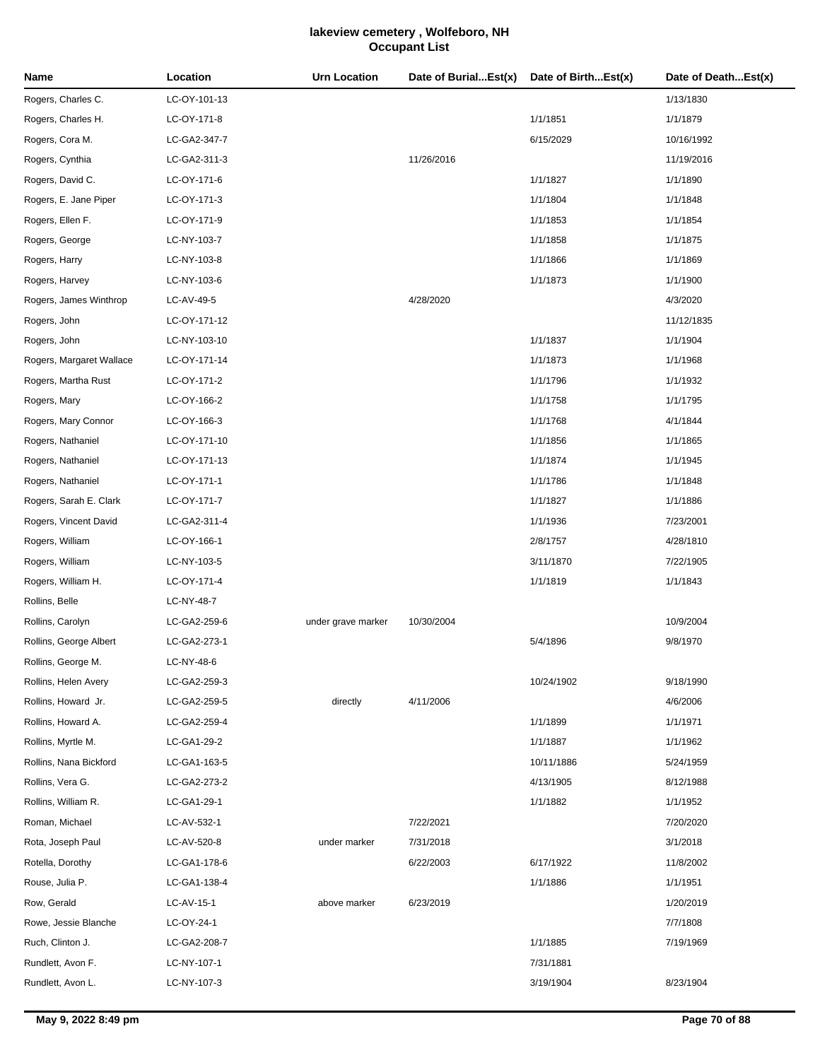# lakeview cemetery , Wolfeboro, NH
## Occupant List

| Name | Location | Urn Location | Date of Burial...Est(x) | Date of Birth...Est(x) | Date of Death...Est(x) |
|---|---|---|---|---|---|
| Rogers, Charles C. | LC-OY-101-13 | | | | 1/13/1830 |
| Rogers, Charles H. | LC-OY-171-8 | | | 1/1/1851 | 1/1/1879 |
| Rogers, Cora M. | LC-GA2-347-7 | | | 6/15/2029 | 10/16/1992 |
| Rogers, Cynthia | LC-GA2-311-3 | | 11/26/2016 | | 11/19/2016 |
| Rogers, David C. | LC-OY-171-6 | | | 1/1/1827 | 1/1/1890 |
| Rogers, E. Jane Piper | LC-OY-171-3 | | | 1/1/1804 | 1/1/1848 |
| Rogers, Ellen F. | LC-OY-171-9 | | | 1/1/1853 | 1/1/1854 |
| Rogers, George | LC-NY-103-7 | | | 1/1/1858 | 1/1/1875 |
| Rogers, Harry | LC-NY-103-8 | | | 1/1/1866 | 1/1/1869 |
| Rogers, Harvey | LC-NY-103-6 | | | 1/1/1873 | 1/1/1900 |
| Rogers, James Winthrop | LC-AV-49-5 | | 4/28/2020 | | 4/3/2020 |
| Rogers, John | LC-OY-171-12 | | | | 11/12/1835 |
| Rogers, John | LC-NY-103-10 | | | 1/1/1837 | 1/1/1904 |
| Rogers, Margaret Wallace | LC-OY-171-14 | | | 1/1/1873 | 1/1/1968 |
| Rogers, Martha Rust | LC-OY-171-2 | | | 1/1/1796 | 1/1/1932 |
| Rogers, Mary | LC-OY-166-2 | | | 1/1/1758 | 1/1/1795 |
| Rogers, Mary Connor | LC-OY-166-3 | | | 1/1/1768 | 4/1/1844 |
| Rogers, Nathaniel | LC-OY-171-10 | | | 1/1/1856 | 1/1/1865 |
| Rogers, Nathaniel | LC-OY-171-13 | | | 1/1/1874 | 1/1/1945 |
| Rogers, Nathaniel | LC-OY-171-1 | | | 1/1/1786 | 1/1/1848 |
| Rogers, Sarah E. Clark | LC-OY-171-7 | | | 1/1/1827 | 1/1/1886 |
| Rogers, Vincent David | LC-GA2-311-4 | | | 1/1/1936 | 7/23/2001 |
| Rogers, William | LC-OY-166-1 | | | 2/8/1757 | 4/28/1810 |
| Rogers, William | LC-NY-103-5 | | | 3/11/1870 | 7/22/1905 |
| Rogers, William H. | LC-OY-171-4 | | | 1/1/1819 | 1/1/1843 |
| Rollins, Belle | LC-NY-48-7 | | | | |
| Rollins, Carolyn | LC-GA2-259-6 | under grave marker | 10/30/2004 | | 10/9/2004 |
| Rollins, George Albert | LC-GA2-273-1 | | | 5/4/1896 | 9/8/1970 |
| Rollins, George M. | LC-NY-48-6 | | | | |
| Rollins, Helen Avery | LC-GA2-259-3 | | | 10/24/1902 | 9/18/1990 |
| Rollins, Howard Jr. | LC-GA2-259-5 | directly | 4/11/2006 | | 4/6/2006 |
| Rollins, Howard A. | LC-GA2-259-4 | | | 1/1/1899 | 1/1/1971 |
| Rollins, Myrtle M. | LC-GA1-29-2 | | | 1/1/1887 | 1/1/1962 |
| Rollins, Nana Bickford | LC-GA1-163-5 | | | 10/11/1886 | 5/24/1959 |
| Rollins, Vera G. | LC-GA2-273-2 | | | 4/13/1905 | 8/12/1988 |
| Rollins, William R. | LC-GA1-29-1 | | | 1/1/1882 | 1/1/1952 |
| Roman, Michael | LC-AV-532-1 | | 7/22/2021 | | 7/20/2020 |
| Rota, Joseph Paul | LC-AV-520-8 | under marker | 7/31/2018 | | 3/1/2018 |
| Rotella, Dorothy | LC-GA1-178-6 | | 6/22/2003 | 6/17/1922 | 11/8/2002 |
| Rouse, Julia P. | LC-GA1-138-4 | | | 1/1/1886 | 1/1/1951 |
| Row, Gerald | LC-AV-15-1 | above marker | 6/23/2019 | | 1/20/2019 |
| Rowe, Jessie Blanche | LC-OY-24-1 | | | | 7/7/1808 |
| Ruch, Clinton J. | LC-GA2-208-7 | | | 1/1/1885 | 7/19/1969 |
| Rundlett, Avon F. | LC-NY-107-1 | | | 7/31/1881 | |
| Rundlett, Avon L. | LC-NY-107-3 | | | 3/19/1904 | 8/23/1904 |

May 9, 2022 8:49 pm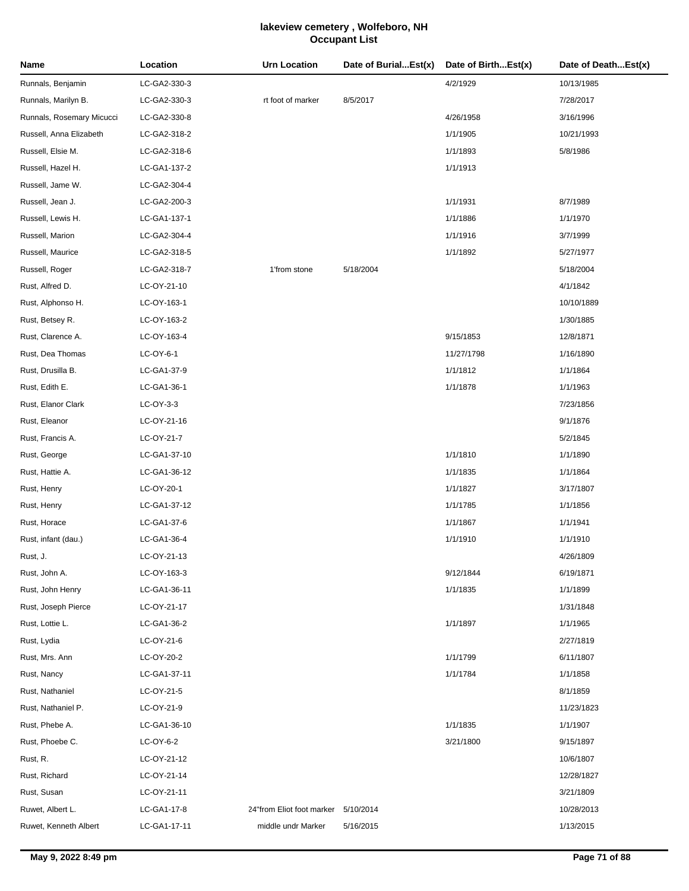# lakeview cemetery , Wolfeboro, NH
## Occupant List

| Name | Location | Urn Location | Date of Burial...Est(x) | Date of Birth...Est(x) | Date of Death...Est(x) |
|---|---|---|---|---|---|
| Runnals, Benjamin | LC-GA2-330-3 | | | 4/2/1929 | 10/13/1985 |
| Runnals, Marilyn B. | LC-GA2-330-3 | rt foot of marker | 8/5/2017 | | 7/28/2017 |
| Runnals, Rosemary Micucci | LC-GA2-330-8 | | | 4/26/1958 | 3/16/1996 |
| Russell, Anna Elizabeth | LC-GA2-318-2 | | | 1/1/1905 | 10/21/1993 |
| Russell, Elsie M. | LC-GA2-318-6 | | | 1/1/1893 | 5/8/1986 |
| Russell, Hazel H. | LC-GA1-137-2 | | | 1/1/1913 | |
| Russell, Jame W. | LC-GA2-304-4 | | | | |
| Russell, Jean J. | LC-GA2-200-3 | | | 1/1/1931 | 8/7/1989 |
| Russell, Lewis H. | LC-GA1-137-1 | | | 1/1/1886 | 1/1/1970 |
| Russell, Marion | LC-GA2-304-4 | | | 1/1/1916 | 3/7/1999 |
| Russell, Maurice | LC-GA2-318-5 | | | 1/1/1892 | 5/27/1977 |
| Russell, Roger | LC-GA2-318-7 | 1'from stone | 5/18/2004 | | 5/18/2004 |
| Rust, Alfred D. | LC-OY-21-10 | | | | 4/1/1842 |
| Rust, Alphonso H. | LC-OY-163-1 | | | | 10/10/1889 |
| Rust, Betsey R. | LC-OY-163-2 | | | | 1/30/1885 |
| Rust, Clarence A. | LC-OY-163-4 | | | 9/15/1853 | 12/8/1871 |
| Rust, Dea Thomas | LC-OY-6-1 | | | 11/27/1798 | 1/16/1890 |
| Rust, Drusilla B. | LC-GA1-37-9 | | | 1/1/1812 | 1/1/1864 |
| Rust, Edith E. | LC-GA1-36-1 | | | 1/1/1878 | 1/1/1963 |
| Rust, Elanor Clark | LC-OY-3-3 | | | | 7/23/1856 |
| Rust, Eleanor | LC-OY-21-16 | | | | 9/1/1876 |
| Rust, Francis A. | LC-OY-21-7 | | | | 5/2/1845 |
| Rust, George | LC-GA1-37-10 | | | 1/1/1810 | 1/1/1890 |
| Rust, Hattie A. | LC-GA1-36-12 | | | 1/1/1835 | 1/1/1864 |
| Rust, Henry | LC-OY-20-1 | | | 1/1/1827 | 3/17/1807 |
| Rust, Henry | LC-GA1-37-12 | | | 1/1/1785 | 1/1/1856 |
| Rust, Horace | LC-GA1-37-6 | | | 1/1/1867 | 1/1/1941 |
| Rust, infant (dau.) | LC-GA1-36-4 | | | 1/1/1910 | 1/1/1910 |
| Rust, J. | LC-OY-21-13 | | | | 4/26/1809 |
| Rust, John A. | LC-OY-163-3 | | | 9/12/1844 | 6/19/1871 |
| Rust, John Henry | LC-GA1-36-11 | | | 1/1/1835 | 1/1/1899 |
| Rust, Joseph Pierce | LC-OY-21-17 | | | | 1/31/1848 |
| Rust, Lottie L. | LC-GA1-36-2 | | | 1/1/1897 | 1/1/1965 |
| Rust, Lydia | LC-OY-21-6 | | | | 2/27/1819 |
| Rust, Mrs. Ann | LC-OY-20-2 | | | 1/1/1799 | 6/11/1807 |
| Rust, Nancy | LC-GA1-37-11 | | | 1/1/1784 | 1/1/1858 |
| Rust, Nathaniel | LC-OY-21-5 | | | | 8/1/1859 |
| Rust, Nathaniel P. | LC-OY-21-9 | | | | 11/23/1823 |
| Rust, Phebe A. | LC-GA1-36-10 | | | 1/1/1835 | 1/1/1907 |
| Rust, Phoebe C. | LC-OY-6-2 | | | 3/21/1800 | 9/15/1897 |
| Rust, R. | LC-OY-21-12 | | | | 10/6/1807 |
| Rust, Richard | LC-OY-21-14 | | | | 12/28/1827 |
| Rust, Susan | LC-OY-21-11 | | | | 3/21/1809 |
| Ruwet, Albert L. | LC-GA1-17-8 | 24"from Eliot foot marker | 5/10/2014 | | 10/28/2013 |
| Ruwet, Kenneth Albert | LC-GA1-17-11 | middle undr Marker | 5/16/2015 | | 1/13/2015 |

May 9, 2022 8:49 pm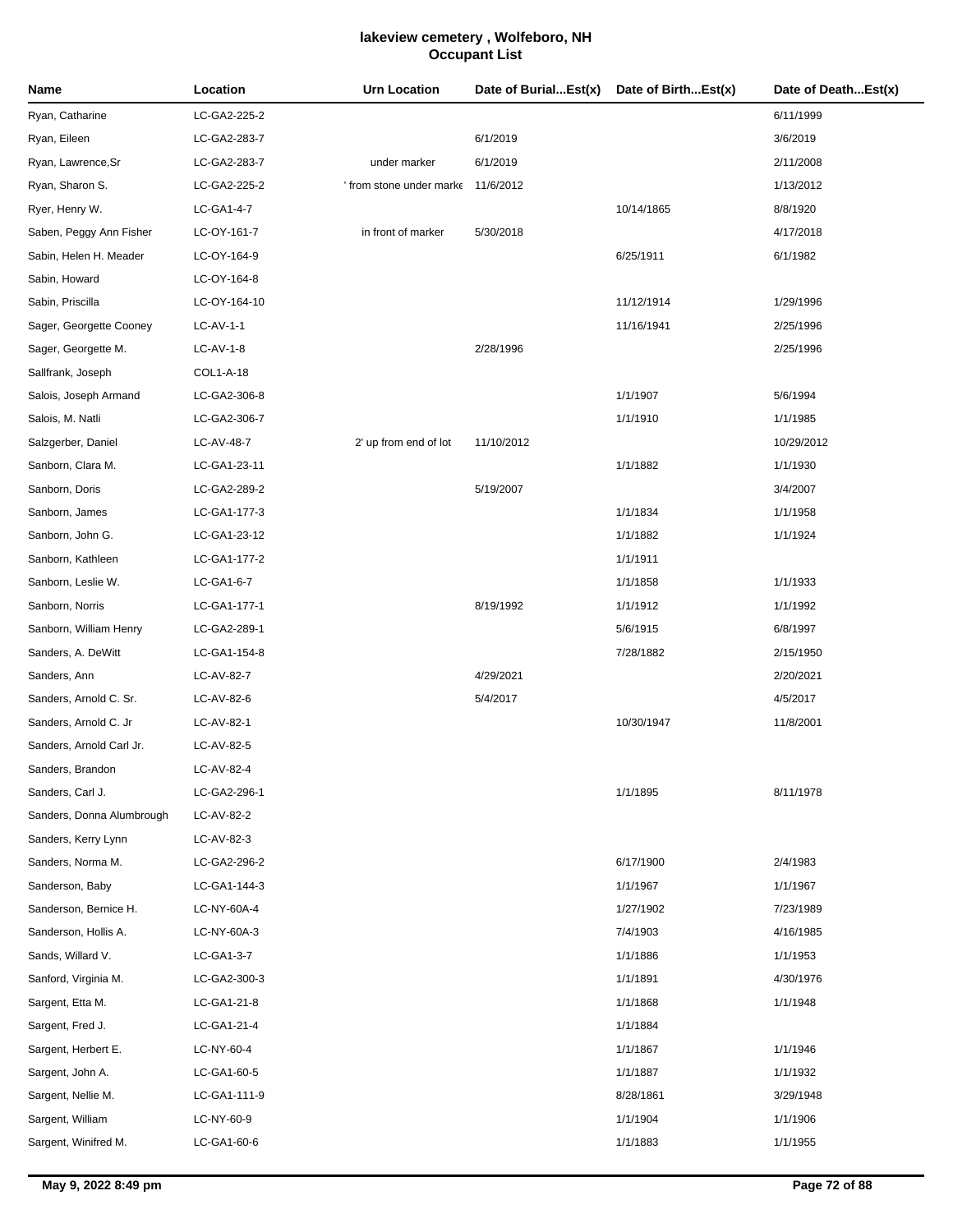# lakeview cemetery , Wolfeboro, NH
## Occupant List

| Name | Location | Urn Location | Date of Burial...Est(x) | Date of Birth...Est(x) | Date of Death...Est(x) |
|---|---|---|---|---|---|
| Ryan, Catharine | LC-GA2-225-2 | | | | 6/11/1999 |
| Ryan, Eileen | LC-GA2-283-7 | | 6/1/2019 | | 3/6/2019 |
| Ryan, Lawrence,Sr | LC-GA2-283-7 | under marker | 6/1/2019 | | 2/11/2008 |
| Ryan, Sharon S. | LC-GA2-225-2 | ' from stone under marke | 11/6/2012 | | 1/13/2012 |
| Ryer, Henry W. | LC-GA1-4-7 | | | 10/14/1865 | 8/8/1920 |
| Saben, Peggy Ann Fisher | LC-OY-161-7 | in front of marker | 5/30/2018 | | 4/17/2018 |
| Sabin, Helen H. Meader | LC-OY-164-9 | | | 6/25/1911 | 6/1/1982 |
| Sabin, Howard | LC-OY-164-8 | | | | |
| Sabin, Priscilla | LC-OY-164-10 | | | 11/12/1914 | 1/29/1996 |
| Sager, Georgette Cooney | LC-AV-1-1 | | | 11/16/1941 | 2/25/1996 |
| Sager, Georgette M. | LC-AV-1-8 | | 2/28/1996 | | 2/25/1996 |
| Sallfrank, Joseph | COL1-A-18 | | | | |
| Salois, Joseph Armand | LC-GA2-306-8 | | | 1/1/1907 | 5/6/1994 |
| Salois, M. Natli | LC-GA2-306-7 | | | 1/1/1910 | 1/1/1985 |
| Salzgerber, Daniel | LC-AV-48-7 | 2' up from end of lot | 11/10/2012 | | 10/29/2012 |
| Sanborn, Clara M. | LC-GA1-23-11 | | | 1/1/1882 | 1/1/1930 |
| Sanborn, Doris | LC-GA2-289-2 | | 5/19/2007 | | 3/4/2007 |
| Sanborn, James | LC-GA1-177-3 | | | 1/1/1834 | 1/1/1958 |
| Sanborn, John G. | LC-GA1-23-12 | | | 1/1/1882 | 1/1/1924 |
| Sanborn, Kathleen | LC-GA1-177-2 | | | 1/1/1911 | |
| Sanborn, Leslie W. | LC-GA1-6-7 | | | 1/1/1858 | 1/1/1933 |
| Sanborn, Norris | LC-GA1-177-1 | | 8/19/1992 | 1/1/1912 | 1/1/1992 |
| Sanborn, William Henry | LC-GA2-289-1 | | | 5/6/1915 | 6/8/1997 |
| Sanders, A. DeWitt | LC-GA1-154-8 | | | 7/28/1882 | 2/15/1950 |
| Sanders, Ann | LC-AV-82-7 | | 4/29/2021 | | 2/20/2021 |
| Sanders, Arnold C. Sr. | LC-AV-82-6 | | 5/4/2017 | | 4/5/2017 |
| Sanders, Arnold C. Jr | LC-AV-82-1 | | | 10/30/1947 | 11/8/2001 |
| Sanders, Arnold Carl Jr. | LC-AV-82-5 | | | | |
| Sanders, Brandon | LC-AV-82-4 | | | | |
| Sanders, Carl J. | LC-GA2-296-1 | | | 1/1/1895 | 8/11/1978 |
| Sanders, Donna Alumbrough | LC-AV-82-2 | | | | |
| Sanders, Kerry Lynn | LC-AV-82-3 | | | | |
| Sanders, Norma M. | LC-GA2-296-2 | | | 6/17/1900 | 2/4/1983 |
| Sanderson, Baby | LC-GA1-144-3 | | | 1/1/1967 | 1/1/1967 |
| Sanderson, Bernice H. | LC-NY-60A-4 | | | 1/27/1902 | 7/23/1989 |
| Sanderson, Hollis A. | LC-NY-60A-3 | | | 7/4/1903 | 4/16/1985 |
| Sands, Willard V. | LC-GA1-3-7 | | | 1/1/1886 | 1/1/1953 |
| Sanford, Virginia M. | LC-GA2-300-3 | | | 1/1/1891 | 4/30/1976 |
| Sargent, Etta M. | LC-GA1-21-8 | | | 1/1/1868 | 1/1/1948 |
| Sargent, Fred J. | LC-GA1-21-4 | | | 1/1/1884 | |
| Sargent, Herbert E. | LC-NY-60-4 | | | 1/1/1867 | 1/1/1946 |
| Sargent, John A. | LC-GA1-60-5 | | | 1/1/1887 | 1/1/1932 |
| Sargent, Nellie M. | LC-GA1-111-9 | | | 8/28/1861 | 3/29/1948 |
| Sargent, William | LC-NY-60-9 | | | 1/1/1904 | 1/1/1906 |
| Sargent, Winifred M. | LC-GA1-60-6 | | | 1/1/1883 | 1/1/1955 |

May 9, 2022 8:49 pm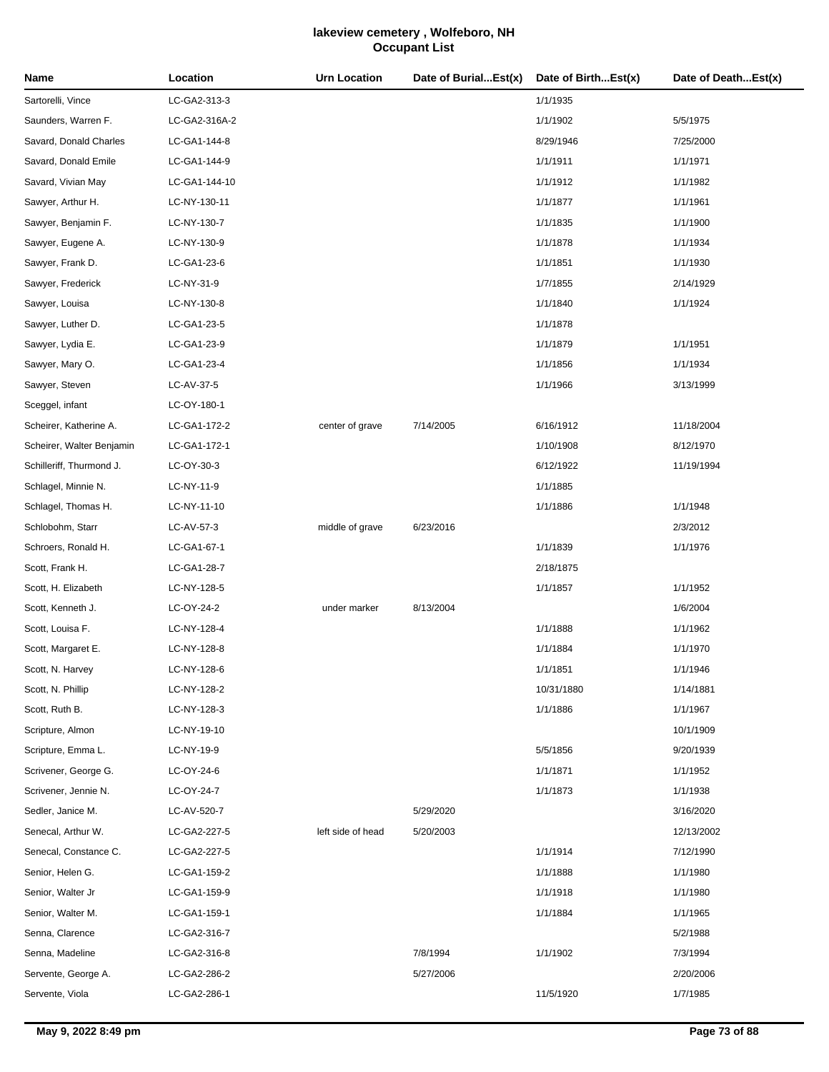# lakeview cemetery , Wolfeboro, NH
## Occupant List

| Name | Location | Urn Location | Date of Burial...Est(x) | Date of Birth...Est(x) | Date of Death...Est(x) |
|---|---|---|---|---|---|
| Sartorelli, Vince | LC-GA2-313-3 | | | 1/1/1935 | |
| Saunders, Warren F. | LC-GA2-316A-2 | | | 1/1/1902 | 5/5/1975 |
| Savard, Donald Charles | LC-GA1-144-8 | | | 8/29/1946 | 7/25/2000 |
| Savard, Donald Emile | LC-GA1-144-9 | | | 1/1/1911 | 1/1/1971 |
| Savard, Vivian May | LC-GA1-144-10 | | | 1/1/1912 | 1/1/1982 |
| Sawyer, Arthur H. | LC-NY-130-11 | | | 1/1/1877 | 1/1/1961 |
| Sawyer, Benjamin F. | LC-NY-130-7 | | | 1/1/1835 | 1/1/1900 |
| Sawyer, Eugene A. | LC-NY-130-9 | | | 1/1/1878 | 1/1/1934 |
| Sawyer, Frank D. | LC-GA1-23-6 | | | 1/1/1851 | 1/1/1930 |
| Sawyer, Frederick | LC-NY-31-9 | | | 1/7/1855 | 2/14/1929 |
| Sawyer, Louisa | LC-NY-130-8 | | | 1/1/1840 | 1/1/1924 |
| Sawyer, Luther D. | LC-GA1-23-5 | | | 1/1/1878 | |
| Sawyer, Lydia E. | LC-GA1-23-9 | | | 1/1/1879 | 1/1/1951 |
| Sawyer, Mary O. | LC-GA1-23-4 | | | 1/1/1856 | 1/1/1934 |
| Sawyer, Steven | LC-AV-37-5 | | | 1/1/1966 | 3/13/1999 |
| Sceggel, infant | LC-OY-180-1 | | | | |
| Scheirer, Katherine A. | LC-GA1-172-2 | center of grave | 7/14/2005 | 6/16/1912 | 11/18/2004 |
| Scheirer, Walter Benjamin | LC-GA1-172-1 | | | 1/10/1908 | 8/12/1970 |
| Schilleriff, Thurmond J. | LC-OY-30-3 | | | 6/12/1922 | 11/19/1994 |
| Schlagel, Minnie N. | LC-NY-11-9 | | | 1/1/1885 | |
| Schlagel, Thomas H. | LC-NY-11-10 | | | 1/1/1886 | 1/1/1948 |
| Schlobohm, Starr | LC-AV-57-3 | middle of grave | 6/23/2016 | | 2/3/2012 |
| Schroers, Ronald H. | LC-GA1-67-1 | | | 1/1/1839 | 1/1/1976 |
| Scott, Frank H. | LC-GA1-28-7 | | | 2/18/1875 | |
| Scott, H. Elizabeth | LC-NY-128-5 | | | 1/1/1857 | 1/1/1952 |
| Scott, Kenneth J. | LC-OY-24-2 | under marker | 8/13/2004 | | 1/6/2004 |
| Scott, Louisa F. | LC-NY-128-4 | | | 1/1/1888 | 1/1/1962 |
| Scott, Margaret E. | LC-NY-128-8 | | | 1/1/1884 | 1/1/1970 |
| Scott, N. Harvey | LC-NY-128-6 | | | 1/1/1851 | 1/1/1946 |
| Scott, N. Phillip | LC-NY-128-2 | | | 10/31/1880 | 1/14/1881 |
| Scott, Ruth B. | LC-NY-128-3 | | | 1/1/1886 | 1/1/1967 |
| Scripture, Almon | LC-NY-19-10 | | | | 10/1/1909 |
| Scripture, Emma L. | LC-NY-19-9 | | | 5/5/1856 | 9/20/1939 |
| Scrivener, George G. | LC-OY-24-6 | | | 1/1/1871 | 1/1/1952 |
| Scrivener, Jennie N. | LC-OY-24-7 | | | 1/1/1873 | 1/1/1938 |
| Sedler, Janice M. | LC-AV-520-7 | | 5/29/2020 | | 3/16/2020 |
| Senecal, Arthur W. | LC-GA2-227-5 | left side of head | 5/20/2003 | | 12/13/2002 |
| Senecal, Constance C. | LC-GA2-227-5 | | | 1/1/1914 | 7/12/1990 |
| Senior, Helen G. | LC-GA1-159-2 | | | 1/1/1888 | 1/1/1980 |
| Senior, Walter Jr | LC-GA1-159-9 | | | 1/1/1918 | 1/1/1980 |
| Senior, Walter M. | LC-GA1-159-1 | | | 1/1/1884 | 1/1/1965 |
| Senna, Clarence | LC-GA2-316-7 | | | | 5/2/1988 |
| Senna, Madeline | LC-GA2-316-8 | | 7/8/1994 | 1/1/1902 | 7/3/1994 |
| Servente, George A. | LC-GA2-286-2 | | 5/27/2006 | | 2/20/2006 |
| Servente, Viola | LC-GA2-286-1 | | | 11/5/1920 | 1/7/1985 |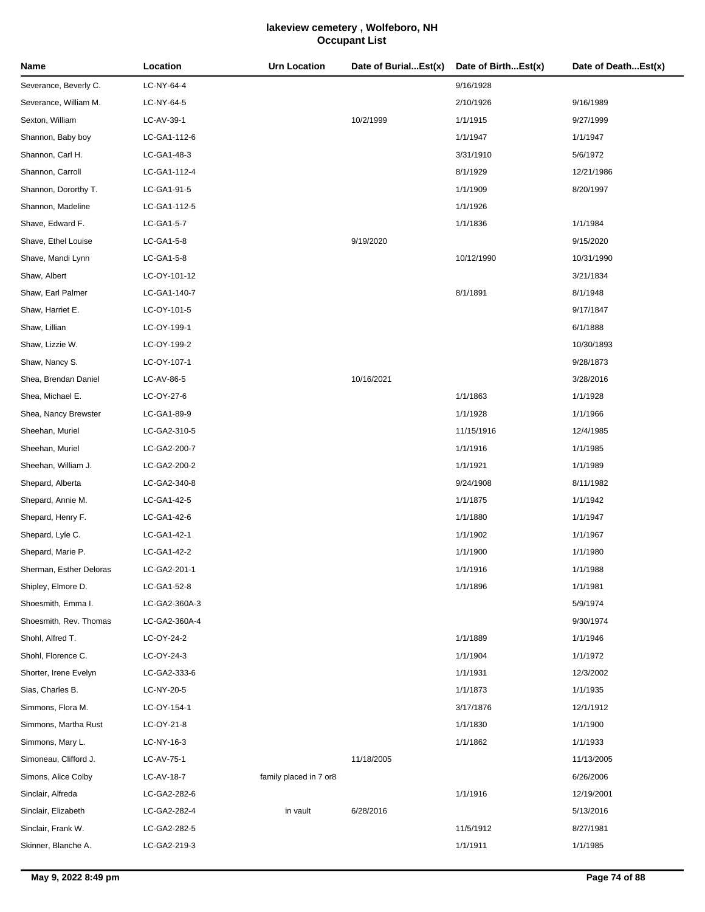# lakeview cemetery , Wolfeboro, NH
## Occupant List

| Name | Location | Urn Location | Date of Burial...Est(x) | Date of Birth...Est(x) | Date of Death...Est(x) |
|---|---|---|---|---|---|
| Severance, Beverly C. | LC-NY-64-4 | | | 9/16/1928 | |
| Severance, William M. | LC-NY-64-5 | | | 2/10/1926 | 9/16/1989 |
| Sexton, William | LC-AV-39-1 | | 10/2/1999 | 1/1/1915 | 9/27/1999 |
| Shannon, Baby boy | LC-GA1-112-6 | | | 1/1/1947 | 1/1/1947 |
| Shannon, Carl H. | LC-GA1-48-3 | | | 3/31/1910 | 5/6/1972 |
| Shannon, Carroll | LC-GA1-112-4 | | | 8/1/1929 | 12/21/1986 |
| Shannon, Drorthy T. | LC-GA1-91-5 | | | 1/1/1909 | 8/20/1997 |
| Shannon, Madeline | LC-GA1-112-5 | | | 1/1/1926 | |
| Shave, Edward F. | LC-GA1-5-7 | | | 1/1/1836 | 1/1/1984 |
| Shave, Ethel Louise | LC-GA1-5-8 | | 9/19/2020 | | 9/15/2020 |
| Shave, Mandi Lynn | LC-GA1-5-8 | | | 10/12/1990 | 10/31/1990 |
| Shaw, Albert | LC-OY-101-12 | | | | 3/21/1834 |
| Shaw, Earl Palmer | LC-GA1-140-7 | | | 8/1/1891 | 8/1/1948 |
| Shaw, Harriet E. | LC-OY-101-5 | | | | 9/17/1847 |
| Shaw, Lillian | LC-OY-199-1 | | | | 6/1/1888 |
| Shaw, Lizzie W. | LC-OY-199-2 | | | | 10/30/1893 |
| Shaw, Nancy S. | LC-OY-107-1 | | | | 9/28/1873 |
| Shea, Brendan Daniel | LC-AV-86-5 | | 10/16/2021 | | 3/28/2016 |
| Shea, Michael E. | LC-OY-27-6 | | | 1/1/1863 | 1/1/1928 |
| Shea, Nancy Brewster | LC-GA1-89-9 | | | 1/1/1928 | 1/1/1966 |
| Sheehan, Muriel | LC-GA2-310-5 | | | 11/15/1916 | 12/4/1985 |
| Sheehan, Muriel | LC-GA2-200-7 | | | 1/1/1916 | 1/1/1985 |
| Sheehan, William J. | LC-GA2-200-2 | | | 1/1/1921 | 1/1/1989 |
| Shepard, Alberta | LC-GA2-340-8 | | | 9/24/1908 | 8/11/1982 |
| Shepard, Annie M. | LC-GA1-42-5 | | | 1/1/1875 | 1/1/1942 |
| Shepard, Henry F. | LC-GA1-42-6 | | | 1/1/1880 | 1/1/1947 |
| Shepard, Lyle C. | LC-GA1-42-1 | | | 1/1/1902 | 1/1/1967 |
| Shepard, Marie P. | LC-GA1-42-2 | | | 1/1/1900 | 1/1/1980 |
| Sherman, Esther Deloras | LC-GA2-201-1 | | | 1/1/1916 | 1/1/1988 |
| Shipley, Elmore D. | LC-GA1-52-8 | | | 1/1/1896 | 1/1/1981 |
| Shoesmith, Emma I. | LC-GA2-360A-3 | | | | 5/9/1974 |
| Shoesmith, Rev. Thomas | LC-GA2-360A-4 | | | | 9/30/1974 |
| Shohl, Alfred T. | LC-OY-24-2 | | | 1/1/1889 | 1/1/1946 |
| Shohl, Florence C. | LC-OY-24-3 | | | 1/1/1904 | 1/1/1972 |
| Shorter, Irene Evelyn | LC-GA2-333-6 | | | 1/1/1931 | 12/3/2002 |
| Sias, Charles B. | LC-NY-20-5 | | | 1/1/1873 | 1/1/1935 |
| Simmons, Flora M. | LC-OY-154-1 | | | 3/17/1876 | 12/1/1912 |
| Simmons, Martha Rust | LC-OY-21-8 | | | 1/1/1830 | 1/1/1900 |
| Simmons, Mary L. | LC-NY-16-3 | | | 1/1/1862 | 1/1/1933 |
| Simoneau, Clifford J. | LC-AV-75-1 | | 11/18/2005 | | 11/13/2005 |
| Simons, Alice Colby | LC-AV-18-7 | family placed in 7 or8 | | | 6/26/2006 |
| Sinclair, Alfreda | LC-GA2-282-6 | | | 1/1/1916 | 12/19/2001 |
| Sinclair, Elizabeth | LC-GA2-282-4 | in vault | 6/28/2016 | | 5/13/2016 |
| Sinclair, Frank W. | LC-GA2-282-5 | | | 11/5/1912 | 8/27/1981 |
| Skinner, Blanche A. | LC-GA2-219-3 | | | 1/1/1911 | 1/1/1985 |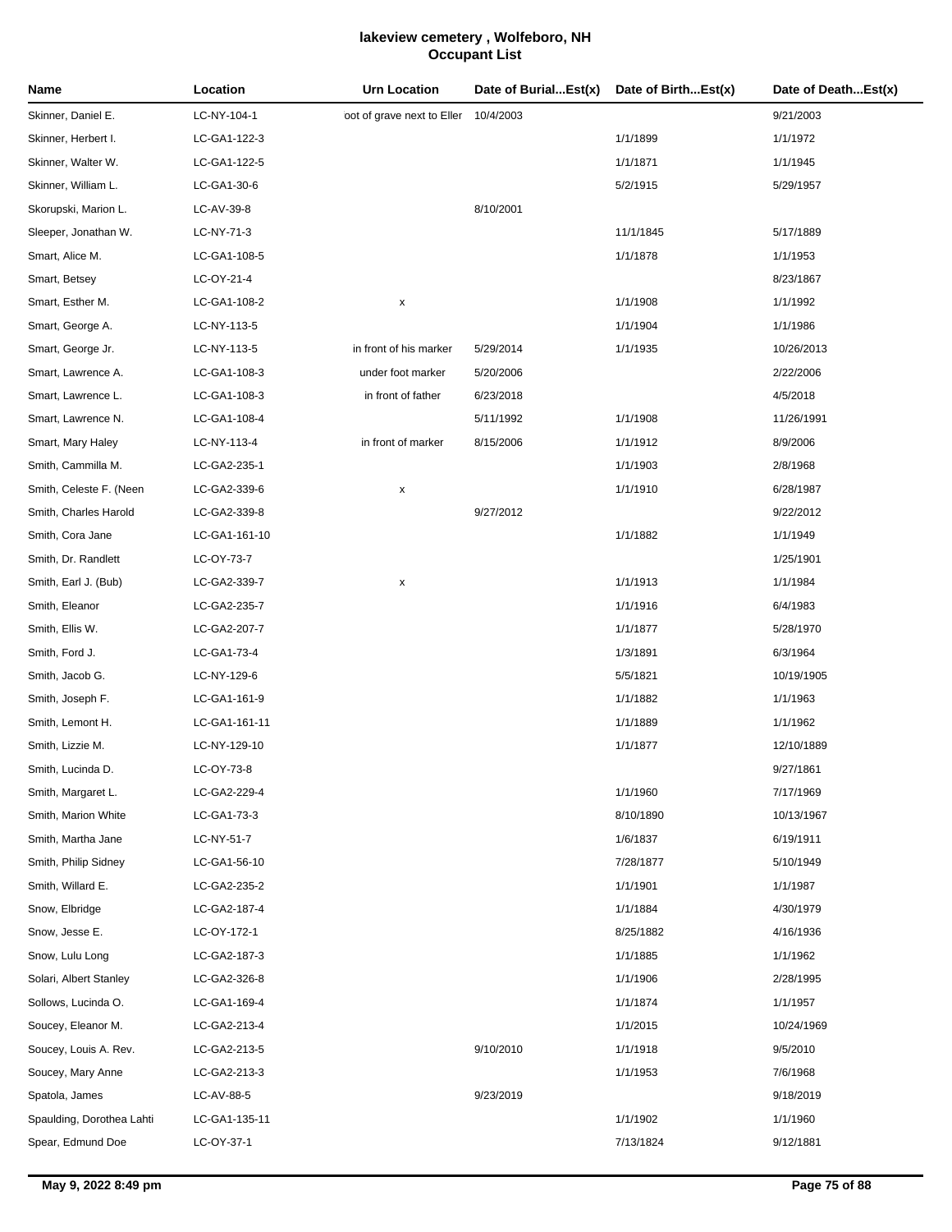# lakeview cemetery , Wolfeboro, NH
## Occupant List

| Name | Location | Urn Location | Date of Burial...Est(x) | Date of Birth...Est(x) | Date of Death...Est(x) |
|---|---|---|---|---|---|
| Skinner, Daniel E. | LC-NY-104-1 | oot of grave next to Eller | 10/4/2003 | | 9/21/2003 |
| Skinner, Herbert I. | LC-GA1-122-3 | | | 1/1/1899 | 1/1/1972 |
| Skinner, Walter W. | LC-GA1-122-5 | | | 1/1/1871 | 1/1/1945 |
| Skinner, William L. | LC-GA1-30-6 | | | 5/2/1915 | 5/29/1957 |
| Skorupski, Marion L. | LC-AV-39-8 | | 8/10/2001 | | |
| Sleeper, Jonathan W. | LC-NY-71-3 | | | 11/1/1845 | 5/17/1889 |
| Smart, Alice M. | LC-GA1-108-5 | | | 1/1/1878 | 1/1/1953 |
| Smart, Betsey | LC-OY-21-4 | | | | 8/23/1867 |
| Smart, Esther M. | LC-GA1-108-2 | x | | 1/1/1908 | 1/1/1992 |
| Smart, George A. | LC-NY-113-5 | | | 1/1/1904 | 1/1/1986 |
| Smart, George Jr. | LC-NY-113-5 | in front of his marker | 5/29/2014 | 1/1/1935 | 10/26/2013 |
| Smart, Lawrence A. | LC-GA1-108-3 | under foot marker | 5/20/2006 | | 2/22/2006 |
| Smart, Lawrence L. | LC-GA1-108-3 | in front of father | 6/23/2018 | | 4/5/2018 |
| Smart, Lawrence N. | LC-GA1-108-4 | | 5/11/1992 | 1/1/1908 | 11/26/1991 |
| Smart, Mary Haley | LC-NY-113-4 | in front of marker | 8/15/2006 | 1/1/1912 | 8/9/2006 |
| Smith, Cammilla M. | LC-GA2-235-1 | | | 1/1/1903 | 2/8/1968 |
| Smith, Celeste F. (Neen | LC-GA2-339-6 | x | | 1/1/1910 | 6/28/1987 |
| Smith, Charles Harold | LC-GA2-339-8 | | 9/27/2012 | | 9/22/2012 |
| Smith, Cora Jane | LC-GA1-161-10 | | | 1/1/1882 | 1/1/1949 |
| Smith, Dr. Randlett | LC-OY-73-7 | | | | 1/25/1901 |
| Smith, Earl J. (Bub) | LC-GA2-339-7 | x | | 1/1/1913 | 1/1/1984 |
| Smith, Eleanor | LC-GA2-235-7 | | | 1/1/1916 | 6/4/1983 |
| Smith, Ellis W. | LC-GA2-207-7 | | | 1/1/1877 | 5/28/1970 |
| Smith, Ford J. | LC-GA1-73-4 | | | 1/3/1891 | 6/3/1964 |
| Smith, Jacob G. | LC-NY-129-6 | | | 5/5/1821 | 10/19/1905 |
| Smith, Joseph F. | LC-GA1-161-9 | | | 1/1/1882 | 1/1/1963 |
| Smith, Lemont H. | LC-GA1-161-11 | | | 1/1/1889 | 1/1/1962 |
| Smith, Lizzie M. | LC-NY-129-10 | | | 1/1/1877 | 12/10/1889 |
| Smith, Lucinda D. | LC-OY-73-8 | | | | 9/27/1861 |
| Smith, Margaret L. | LC-GA2-229-4 | | | 1/1/1960 | 7/17/1969 |
| Smith, Marion White | LC-GA1-73-3 | | | 8/10/1890 | 10/13/1967 |
| Smith, Martha Jane | LC-NY-51-7 | | | 1/6/1837 | 6/19/1911 |
| Smith, Philip Sidney | LC-GA1-56-10 | | | 7/28/1877 | 5/10/1949 |
| Smith, Willard E. | LC-GA2-235-2 | | | 1/1/1901 | 1/1/1987 |
| Snow, Elbridge | LC-GA2-187-4 | | | 1/1/1884 | 4/30/1979 |
| Snow, Jesse E. | LC-OY-172-1 | | | 8/25/1882 | 4/16/1936 |
| Snow, Lulu Long | LC-GA2-187-3 | | | 1/1/1885 | 1/1/1962 |
| Solari, Albert Stanley | LC-GA2-326-8 | | | 1/1/1906 | 2/28/1995 |
| Sollows, Lucinda O. | LC-GA1-169-4 | | | 1/1/1874 | 1/1/1957 |
| Soucey, Eleanor M. | LC-GA2-213-4 | | | 1/1/2015 | 10/24/1969 |
| Soucey, Louis A. Rev. | LC-GA2-213-5 | | 9/10/2010 | 1/1/1918 | 9/5/2010 |
| Soucey, Mary Anne | LC-GA2-213-3 | | | 1/1/1953 | 7/6/1968 |
| Spatola, James | LC-AV-88-5 | | 9/23/2019 | | 9/18/2019 |
| Spaulding, Dorothea Lahti | LC-GA1-135-11 | | | 1/1/1902 | 1/1/1960 |
| Spear, Edmund Doe | LC-OY-37-1 | | | 7/13/1824 | 9/12/1881 |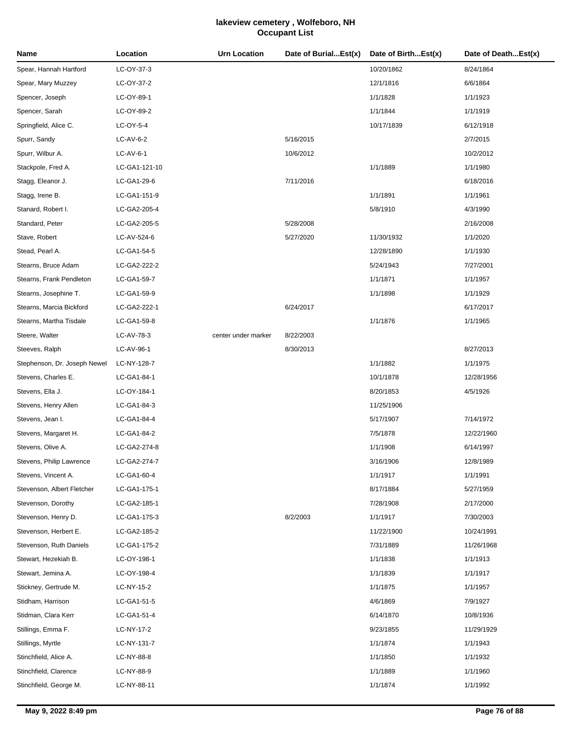# lakeview cemetery , Wolfeboro, NH
## Occupant List

| Name | Location | Urn Location | Date of Burial...Est(x) | Date of Birth...Est(x) | Date of Death...Est(x) |
|---|---|---|---|---|---|
| Spear, Hannah Hartford | LC-OY-37-3 | | | 10/20/1862 | 8/24/1864 |
| Spear, Mary Muzzey | LC-OY-37-2 | | | 12/1/1816 | 6/6/1864 |
| Spencer, Joseph | LC-OY-89-1 | | | 1/1/1828 | 1/1/1923 |
| Spencer, Sarah | LC-OY-89-2 | | | 1/1/1844 | 1/1/1919 |
| Springfield, Alice C. | LC-OY-5-4 | | | 10/17/1839 | 6/12/1918 |
| Spurr, Sandy | LC-AV-6-2 | | 5/16/2015 | | 2/7/2015 |
| Spurr, Wilbur A. | LC-AV-6-1 | | 10/6/2012 | | 10/2/2012 |
| Stackpole, Fred A. | LC-GA1-121-10 | | | 1/1/1889 | 1/1/1980 |
| Stagg, Eleanor J. | LC-GA1-29-6 | | 7/11/2016 | | 6/18/2016 |
| Stagg, Irene B. | LC-GA1-151-9 | | | 1/1/1891 | 1/1/1961 |
| Stanard, Robert I. | LC-GA2-205-4 | | | 5/8/1910 | 4/3/1990 |
| Standard, Peter | LC-GA2-205-5 | | 5/28/2008 | | 2/16/2008 |
| Stave, Robert | LC-AV-524-6 | | 5/27/2020 | 11/30/1932 | 1/1/2020 |
| Stead, Pearl A. | LC-GA1-54-5 | | | 12/28/1890 | 1/1/1930 |
| Stearns, Bruce Adam | LC-GA2-222-2 | | | 5/24/1943 | 7/27/2001 |
| Stearns, Frank Pendleton | LC-GA1-59-7 | | | 1/1/1871 | 1/1/1957 |
| Stearns, Josephine T. | LC-GA1-59-9 | | | 1/1/1898 | 1/1/1929 |
| Stearns, Marcia Bickford | LC-GA2-222-1 | | 6/24/2017 | | 6/17/2017 |
| Stearns, Martha Tisdale | LC-GA1-59-8 | | | 1/1/1876 | 1/1/1965 |
| Steere, Walter | LC-AV-78-3 | center under marker | 8/22/2003 | | |
| Steeves, Ralph | LC-AV-96-1 | | 8/30/2013 | | 8/27/2013 |
| Stephenson, Dr. Joseph Newel | LC-NY-128-7 | | | 1/1/1882 | 1/1/1975 |
| Stevens, Charles E. | LC-GA1-84-1 | | | 10/1/1878 | 12/28/1956 |
| Stevens, Ella J. | LC-OY-184-1 | | | 8/20/1853 | 4/5/1926 |
| Stevens, Henry Allen | LC-GA1-84-3 | | | 11/25/1906 | |
| Stevens, Jean I. | LC-GA1-84-4 | | | 5/17/1907 | 7/14/1972 |
| Stevens, Margaret H. | LC-GA1-84-2 | | | 7/5/1878 | 12/22/1960 |
| Stevens, Olive A. | LC-GA2-274-8 | | | 1/1/1908 | 6/14/1997 |
| Stevens, Philip Lawrence | LC-GA2-274-7 | | | 3/16/1906 | 12/8/1989 |
| Stevens, Vincent A. | LC-GA1-60-4 | | | 1/1/1917 | 1/1/1991 |
| Stevenson, Albert Fletcher | LC-GA1-175-1 | | | 8/17/1884 | 5/27/1959 |
| Stevenson, Dorothy | LC-GA2-185-1 | | | 7/28/1908 | 2/17/2000 |
| Stevenson, Henry D. | LC-GA1-175-3 | | 8/2/2003 | 1/1/1917 | 7/30/2003 |
| Stevenson, Herbert E. | LC-GA2-185-2 | | | 11/22/1900 | 10/24/1991 |
| Stevenson, Ruth Daniels | LC-GA1-175-2 | | | 7/31/1889 | 11/26/1968 |
| Stewart, Hezekiah B. | LC-OY-198-1 | | | 1/1/1838 | 1/1/1913 |
| Stewart, Jemina A. | LC-OY-198-4 | | | 1/1/1839 | 1/1/1917 |
| Stickney, Gertrude M. | LC-NY-15-2 | | | 1/1/1875 | 1/1/1957 |
| Stidham, Harrison | LC-GA1-51-5 | | | 4/6/1869 | 7/9/1927 |
| Stidman, Clara Kerr | LC-GA1-51-4 | | | 6/14/1870 | 10/8/1936 |
| Stillings, Emma F. | LC-NY-17-2 | | | 9/23/1855 | 11/29/1929 |
| Stillings, Myrtle | LC-NY-131-7 | | | 1/1/1874 | 1/1/1943 |
| Stinchfield, Alice A. | LC-NY-88-8 | | | 1/1/1850 | 1/1/1932 |
| Stinchfield, Clarence | LC-NY-88-9 | | | 1/1/1889 | 1/1/1960 |
| Stinchfield, George M. | LC-NY-88-11 | | | 1/1/1874 | 1/1/1992 |

**May 9, 2022 8:49 pm**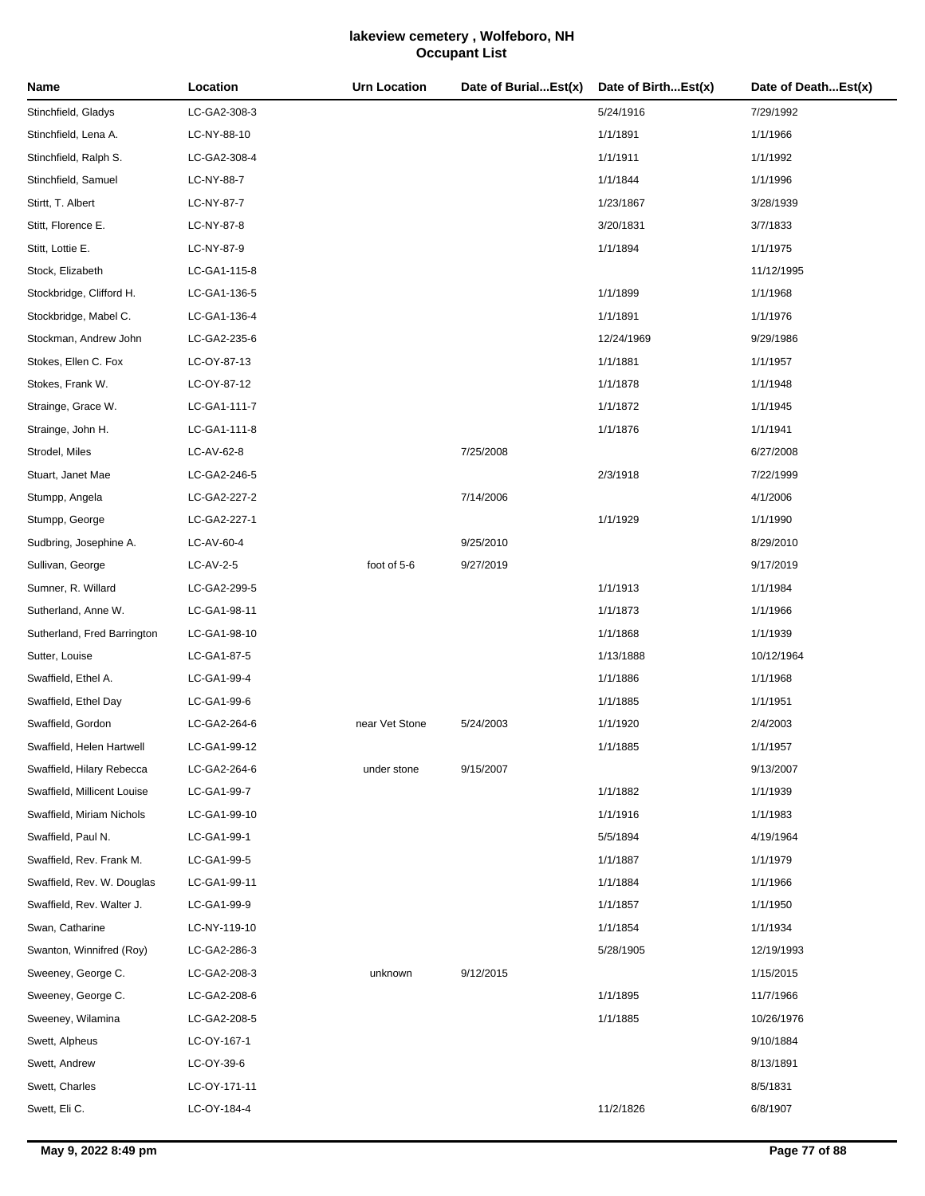# lakeview cemetery , Wolfeboro, NH
## Occupant List

| Name | Location | Urn Location | Date of Burial...Est(x) | Date of Birth...Est(x) | Date of Death...Est(x) |
|---|---|---|---|---|---|
| Stinchfield, Gladys | LC-GA2-308-3 | | | 5/24/1916 | 7/29/1992 |
| Stinchfield, Lena A. | LC-NY-88-10 | | | 1/1/1891 | 1/1/1966 |
| Stinchfield, Ralph S. | LC-GA2-308-4 | | | 1/1/1911 | 1/1/1992 |
| Stinchfield, Samuel | LC-NY-88-7 | | | 1/1/1844 | 1/1/1996 |
| Stirtt, T. Albert | LC-NY-87-7 | | | 1/23/1867 | 3/28/1939 |
| Stitt, Florence E. | LC-NY-87-8 | | | 3/20/1831 | 3/7/1833 |
| Stitt, Lottie E. | LC-NY-87-9 | | | 1/1/1894 | 1/1/1975 |
| Stock, Elizabeth | LC-GA1-115-8 | | | | 11/12/1995 |
| Stockbridge, Clifford H. | LC-GA1-136-5 | | | 1/1/1899 | 1/1/1968 |
| Stockbridge, Mabel C. | LC-GA1-136-4 | | | 1/1/1891 | 1/1/1976 |
| Stockman, Andrew John | LC-GA2-235-6 | | | 12/24/1969 | 9/29/1986 |
| Stokes, Ellen C. Fox | LC-OY-87-13 | | | 1/1/1881 | 1/1/1957 |
| Stokes, Frank W. | LC-OY-87-12 | | | 1/1/1878 | 1/1/1948 |
| Strainge, Grace W. | LC-GA1-111-7 | | | 1/1/1872 | 1/1/1945 |
| Strainge, John H. | LC-GA1-111-8 | | | 1/1/1876 | 1/1/1941 |
| Strodel, Miles | LC-AV-62-8 | | 7/25/2008 | | 6/27/2008 |
| Stuart, Janet Mae | LC-GA2-246-5 | | | 2/3/1918 | 7/22/1999 |
| Stumpp, Angela | LC-GA2-227-2 | | 7/14/2006 | | 4/1/2006 |
| Stumpp, George | LC-GA2-227-1 | | | 1/1/1929 | 1/1/1990 |
| Sudbring, Josephine A. | LC-AV-60-4 | | 9/25/2010 | | 8/29/2010 |
| Sullivan, George | LC-AV-2-5 | foot of 5-6 | 9/27/2019 | | 9/17/2019 |
| Sumner, R. Willard | LC-GA2-299-5 | | | 1/1/1913 | 1/1/1984 |
| Sutherland, Anne W. | LC-GA1-98-11 | | | 1/1/1873 | 1/1/1966 |
| Sutherland, Fred Barrington | LC-GA1-98-10 | | | 1/1/1868 | 1/1/1939 |
| Sutter, Louise | LC-GA1-87-5 | | | 1/13/1888 | 10/12/1964 |
| Swaffield, Ethel A. | LC-GA1-99-4 | | | 1/1/1886 | 1/1/1968 |
| Swaffield, Ethel Day | LC-GA1-99-6 | | | 1/1/1885 | 1/1/1951 |
| Swaffield, Gordon | LC-GA2-264-6 | near Vet Stone | 5/24/2003 | 1/1/1920 | 2/4/2003 |
| Swaffield, Helen Hartwell | LC-GA1-99-12 | | | 1/1/1885 | 1/1/1957 |
| Swaffield, Hilary Rebecca | LC-GA2-264-6 | under stone | 9/15/2007 | | 9/13/2007 |
| Swaffield, Millicent Louise | LC-GA1-99-7 | | | 1/1/1882 | 1/1/1939 |
| Swaffield, Miriam Nichols | LC-GA1-99-10 | | | 1/1/1916 | 1/1/1983 |
| Swaffield, Paul N. | LC-GA1-99-1 | | | 5/5/1894 | 4/19/1964 |
| Swaffield, Rev. Frank M. | LC-GA1-99-5 | | | 1/1/1887 | 1/1/1979 |
| Swaffield, Rev. W. Douglas | LC-GA1-99-11 | | | 1/1/1884 | 1/1/1966 |
| Swaffield, Rev. Walter J. | LC-GA1-99-9 | | | 1/1/1857 | 1/1/1950 |
| Swan, Catharine | LC-NY-119-10 | | | 1/1/1854 | 1/1/1934 |
| Swanton, Winnifred (Roy) | LC-GA2-286-3 | | | 5/28/1905 | 12/19/1993 |
| Sweeney, George C. | LC-GA2-208-3 | unknown | 9/12/2015 | | 1/15/2015 |
| Sweeney, George C. | LC-GA2-208-6 | | | 1/1/1895 | 11/7/1966 |
| Sweeney, Wilamina | LC-GA2-208-5 | | | 1/1/1885 | 10/26/1976 |
| Swett, Alpheus | LC-OY-167-1 | | | | 9/10/1884 |
| Swett, Andrew | LC-OY-39-6 | | | | 8/13/1891 |
| Swett, Charles | LC-OY-171-11 | | | | 8/5/1831 |
| Swett, Eli C. | LC-OY-184-4 | | | 11/2/1826 | 6/8/1907 |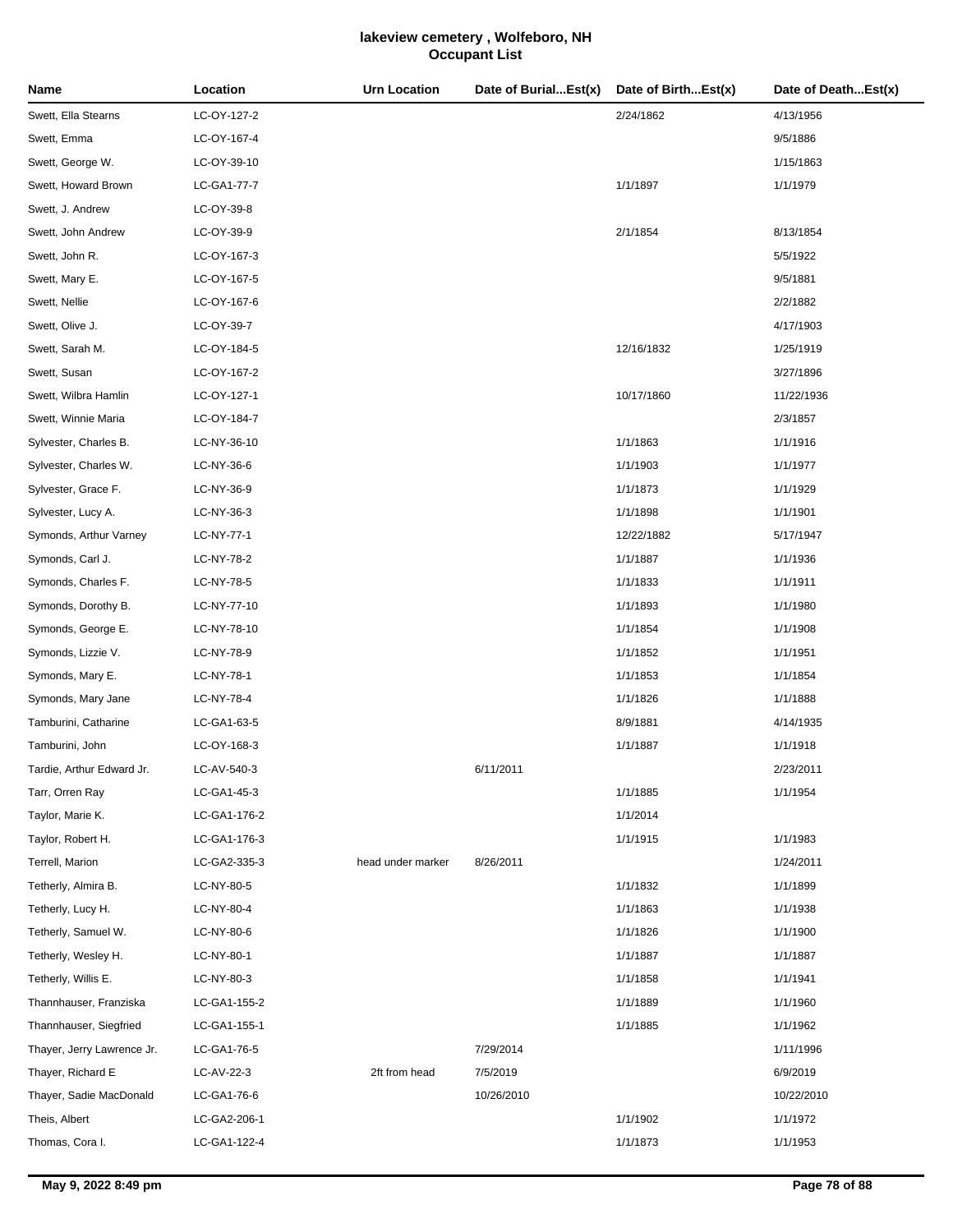# lakeview cemetery , Wolfeboro, NH
## Occupant List

| Name | Location | Urn Location | Date of Burial...Est(x) | Date of Birth...Est(x) | Date of Death...Est(x) |
|---|---|---|---|---|---|
| Swett, Ella Stearns | LC-OY-127-2 | | | 2/24/1862 | 4/13/1956 |
| Swett, Emma | LC-OY-167-4 | | | | 9/5/1886 |
| Swett, George W. | LC-OY-39-10 | | | | 1/15/1863 |
| Swett, Howard Brown | LC-GA1-77-7 | | | 1/1/1897 | 1/1/1979 |
| Swett, J. Andrew | LC-OY-39-8 | | | | |
| Swett, John Andrew | LC-OY-39-9 | | | 2/1/1854 | 8/13/1854 |
| Swett, John R. | LC-OY-167-3 | | | | 5/5/1922 |
| Swett, Mary E. | LC-OY-167-5 | | | | 9/5/1881 |
| Swett, Nellie | LC-OY-167-6 | | | | 2/2/1882 |
| Swett, Olive J. | LC-OY-39-7 | | | | 4/17/1903 |
| Swett, Sarah M. | LC-OY-184-5 | | | 12/16/1832 | 1/25/1919 |
| Swett, Susan | LC-OY-167-2 | | | | 3/27/1896 |
| Swett, Wilbra Hamlin | LC-OY-127-1 | | | 10/17/1860 | 11/22/1936 |
| Swett, Winnie Maria | LC-OY-184-7 | | | | 2/3/1857 |
| Sylvester, Charles B. | LC-NY-36-10 | | | 1/1/1863 | 1/1/1916 |
| Sylvester, Charles W. | LC-NY-36-6 | | | 1/1/1903 | 1/1/1977 |
| Sylvester, Grace F. | LC-NY-36-9 | | | 1/1/1873 | 1/1/1929 |
| Sylvester, Lucy A. | LC-NY-36-3 | | | 1/1/1898 | 1/1/1901 |
| Symonds, Arthur Varney | LC-NY-77-1 | | | 12/22/1882 | 5/17/1947 |
| Symonds, Carl J. | LC-NY-78-2 | | | 1/1/1887 | 1/1/1936 |
| Symonds, Charles F. | LC-NY-78-5 | | | 1/1/1833 | 1/1/1911 |
| Symonds, Dorothy B. | LC-NY-77-10 | | | 1/1/1893 | 1/1/1980 |
| Symonds, George E. | LC-NY-78-10 | | | 1/1/1854 | 1/1/1908 |
| Symonds, Lizzie V. | LC-NY-78-9 | | | 1/1/1852 | 1/1/1951 |
| Symonds, Mary E. | LC-NY-78-1 | | | 1/1/1853 | 1/1/1854 |
| Symonds, Mary Jane | LC-NY-78-4 | | | 1/1/1826 | 1/1/1888 |
| Tamburini, Catharine | LC-GA1-63-5 | | | 8/9/1881 | 4/14/1935 |
| Tamburini, John | LC-OY-168-3 | | | 1/1/1887 | 1/1/1918 |
| Tardie, Arthur Edward Jr. | LC-AV-540-3 | | 6/11/2011 | | 2/23/2011 |
| Tarr, Orren Ray | LC-GA1-45-3 | | | 1/1/1885 | 1/1/1954 |
| Taylor, Marie K. | LC-GA1-176-2 | | | 1/1/2014 | |
| Taylor, Robert H. | LC-GA1-176-3 | | | 1/1/1915 | 1/1/1983 |
| Terrell, Marion | LC-GA2-335-3 | head under marker | 8/26/2011 | | 1/24/2011 |
| Tetherly, Almira B. | LC-NY-80-5 | | | 1/1/1832 | 1/1/1899 |
| Tetherly, Lucy H. | LC-NY-80-4 | | | 1/1/1863 | 1/1/1938 |
| Tetherly, Samuel W. | LC-NY-80-6 | | | 1/1/1826 | 1/1/1900 |
| Tetherly, Wesley H. | LC-NY-80-1 | | | 1/1/1887 | 1/1/1887 |
| Tetherly, Willis E. | LC-NY-80-3 | | | 1/1/1858 | 1/1/1941 |
| Thannhauser, Franziska | LC-GA1-155-2 | | | 1/1/1889 | 1/1/1960 |
| Thannhauser, Siegfried | LC-GA1-155-1 | | | 1/1/1885 | 1/1/1962 |
| Thayer, Jerry Lawrence Jr. | LC-GA1-76-5 | | 7/29/2014 | | 1/11/1996 |
| Thayer, Richard E | LC-AV-22-3 | 2ft from head | 7/5/2019 | | 6/9/2019 |
| Thayer, Sadie MacDonald | LC-GA1-76-6 | | 10/26/2010 | | 10/22/2010 |
| Theis, Albert | LC-GA2-206-1 | | | 1/1/1902 | 1/1/1972 |
| Thomas, Cora I. | LC-GA1-122-4 | | | 1/1/1873 | 1/1/1953 |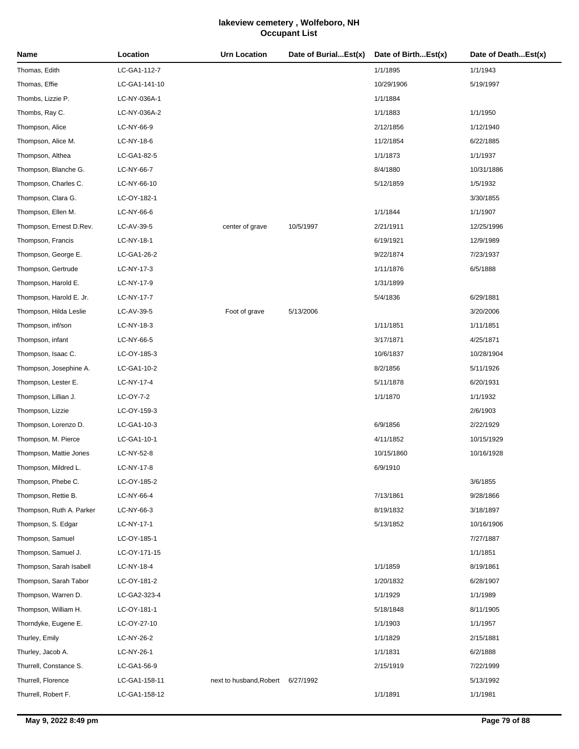# lakeview cemetery , Wolfeboro, NH
## Occupant List

| Name | Location | Urn Location | Date of Burial...Est(x) | Date of Birth...Est(x) | Date of Death...Est(x) |
|---|---|---|---|---|---|
| Thomas, Edith | LC-GA1-112-7 | | | 1/1/1895 | 1/1/1943 |
| Thomas, Effie | LC-GA1-141-10 | | | 10/29/1906 | 5/19/1997 |
| Thombs, Lizzie P. | LC-NY-036A-1 | | | 1/1/1884 | |
| Thombs, Ray C. | LC-NY-036A-2 | | | 1/1/1883 | 1/1/1950 |
| Thompson, Alice | LC-NY-66-9 | | | 2/12/1856 | 1/12/1940 |
| Thompson, Alice M. | LC-NY-18-6 | | | 11/2/1854 | 6/22/1885 |
| Thompson, Althea | LC-GA1-82-5 | | | 1/1/1873 | 1/1/1937 |
| Thompson, Blanche G. | LC-NY-66-7 | | | 8/4/1880 | 10/31/1886 |
| Thompson, Charles C. | LC-NY-66-10 | | | 5/12/1859 | 1/5/1932 |
| Thompson, Clara G. | LC-OY-182-1 | | | | 3/30/1855 |
| Thompson, Ellen M. | LC-NY-66-6 | | | 1/1/1844 | 1/1/1907 |
| Thompson, Ernest D.Rev. | LC-AV-39-5 | center of grave | 10/5/1997 | 2/21/1911 | 12/25/1996 |
| Thompson, Francis | LC-NY-18-1 | | | 6/19/1921 | 12/9/1989 |
| Thompson, George E. | LC-GA1-26-2 | | | 9/22/1874 | 7/23/1937 |
| Thompson, Gertrude | LC-NY-17-3 | | | 1/11/1876 | 6/5/1888 |
| Thompson, Harold E. | LC-NY-17-9 | | | 1/31/1899 | |
| Thompson, Harold E. Jr. | LC-NY-17-7 | | | 5/4/1836 | 6/29/1881 |
| Thompson, Hilda Leslie | LC-AV-39-5 | Foot of grave | 5/13/2006 | | 3/20/2006 |
| Thompson, inf/son | LC-NY-18-3 | | | 1/11/1851 | 1/11/1851 |
| Thompson, infant | LC-NY-66-5 | | | 3/17/1871 | 4/25/1871 |
| Thompson, Isaac C. | LC-OY-185-3 | | | 10/6/1837 | 10/28/1904 |
| Thompson, Josephine A. | LC-GA1-10-2 | | | 8/2/1856 | 5/11/1926 |
| Thompson, Lester E. | LC-NY-17-4 | | | 5/11/1878 | 6/20/1931 |
| Thompson, Lillian J. | LC-OY-7-2 | | | 1/1/1870 | 1/1/1932 |
| Thompson, Lizzie | LC-OY-159-3 | | | | 2/6/1903 |
| Thompson, Lorenzo D. | LC-GA1-10-3 | | | 6/9/1856 | 2/22/1929 |
| Thompson, M. Pierce | LC-GA1-10-1 | | | 4/11/1852 | 10/15/1929 |
| Thompson, Mattie Jones | LC-NY-52-8 | | | 10/15/1860 | 10/16/1928 |
| Thompson, Mildred L. | LC-NY-17-8 | | | 6/9/1910 | |
| Thompson, Phebe C. | LC-OY-185-2 | | | | 3/6/1855 |
| Thompson, Rettie B. | LC-NY-66-4 | | | 7/13/1861 | 9/28/1866 |
| Thompson, Ruth A. Parker | LC-NY-66-3 | | | 8/19/1832 | 3/18/1897 |
| Thompson, S. Edgar | LC-NY-17-1 | | | 5/13/1852 | 10/16/1906 |
| Thompson, Samuel | LC-OY-185-1 | | | | 7/27/1887 |
| Thompson, Samuel J. | LC-OY-171-15 | | | | 1/1/1851 |
| Thompson, Sarah Isabell | LC-NY-18-4 | | | 1/1/1859 | 8/19/1861 |
| Thompson, Sarah Tabor | LC-OY-181-2 | | | 1/20/1832 | 6/28/1907 |
| Thompson, Warren D. | LC-GA2-323-4 | | | 1/1/1929 | 1/1/1989 |
| Thompson, William H. | LC-OY-181-1 | | | 5/18/1848 | 8/11/1905 |
| Thorndyke, Eugene E. | LC-OY-27-10 | | | 1/1/1903 | 1/1/1957 |
| Thurley, Emily | LC-NY-26-2 | | | 1/1/1829 | 2/15/1881 |
| Thurley, Jacob A. | LC-NY-26-1 | | | 1/1/1831 | 6/2/1888 |
| Thurrell, Constance S. | LC-GA1-56-9 | | | 2/15/1919 | 7/22/1999 |
| Thurrell, Florence | LC-GA1-158-11 | next to husband,Robert | 6/27/1992 | | 5/13/1992 |
| Thurrell, Robert F. | LC-GA1-158-12 | | | 1/1/1891 | 1/1/1981 |

May 9, 2022 8:49 pm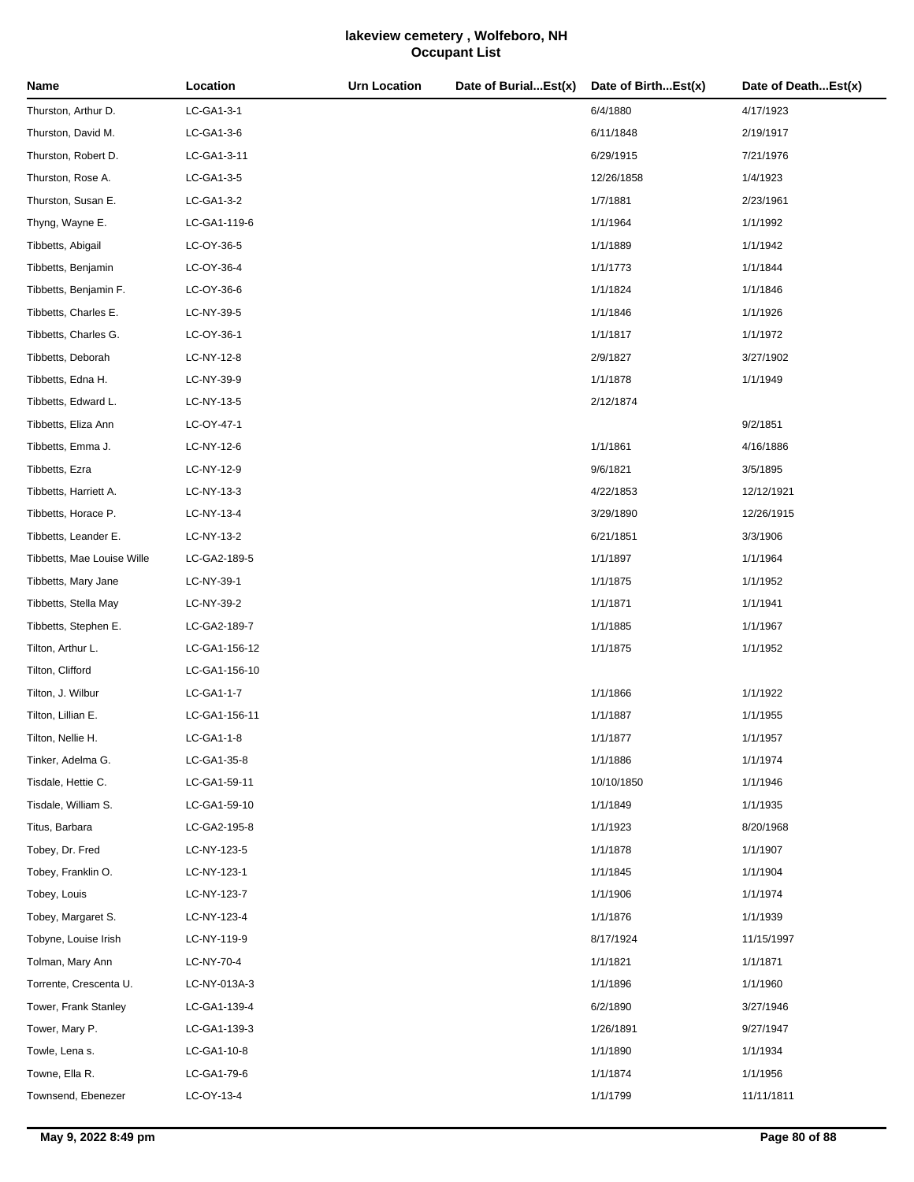# lakeview cemetery , Wolfeboro, NH
## Occupant List

| Name | Location | Urn Location | Date of Burial...Est(x) | Date of Birth...Est(x) | Date of Death...Est(x) |
|---|---|---|---|---|---|
| Thurston, Arthur D. | LC-GA1-3-1 | | | 6/4/1880 | 4/17/1923 |
| Thurston, David M. | LC-GA1-3-6 | | | 6/11/1848 | 2/19/1917 |
| Thurston, Robert D. | LC-GA1-3-11 | | | 6/29/1915 | 7/21/1976 |
| Thurston, Rose A. | LC-GA1-3-5 | | | 12/26/1858 | 1/4/1923 |
| Thurston, Susan E. | LC-GA1-3-2 | | | 1/7/1881 | 2/23/1961 |
| Thyng, Wayne E. | LC-GA1-119-6 | | | 1/1/1964 | 1/1/1992 |
| Tibbetts, Abigail | LC-OY-36-5 | | | 1/1/1889 | 1/1/1942 |
| Tibbetts, Benjamin | LC-OY-36-4 | | | 1/1/1773 | 1/1/1844 |
| Tibbetts, Benjamin F. | LC-OY-36-6 | | | 1/1/1824 | 1/1/1846 |
| Tibbetts, Charles E. | LC-NY-39-5 | | | 1/1/1846 | 1/1/1926 |
| Tibbetts, Charles G. | LC-OY-36-1 | | | 1/1/1817 | 1/1/1972 |
| Tibbetts, Deborah | LC-NY-12-8 | | | 2/9/1827 | 3/27/1902 |
| Tibbetts, Edna H. | LC-NY-39-9 | | | 1/1/1878 | 1/1/1949 |
| Tibbetts, Edward L. | LC-NY-13-5 | | | 2/12/1874 | |
| Tibbetts, Eliza Ann | LC-OY-47-1 | | | | 9/2/1851 |
| Tibbetts, Emma J. | LC-NY-12-6 | | | 1/1/1861 | 4/16/1886 |
| Tibbetts, Ezra | LC-NY-12-9 | | | 9/6/1821 | 3/5/1895 |
| Tibbetts, Harriett A. | LC-NY-13-3 | | | 4/22/1853 | 12/12/1921 |
| Tibbetts, Horace P. | LC-NY-13-4 | | | 3/29/1890 | 12/26/1915 |
| Tibbetts, Leander E. | LC-NY-13-2 | | | 6/21/1851 | 3/3/1906 |
| Tibbetts, Mae Louise Wille | LC-GA2-189-5 | | | 1/1/1897 | 1/1/1964 |
| Tibbetts, Mary Jane | LC-NY-39-1 | | | 1/1/1875 | 1/1/1952 |
| Tibbetts, Stella May | LC-NY-39-2 | | | 1/1/1871 | 1/1/1941 |
| Tibbetts, Stephen E. | LC-GA2-189-7 | | | 1/1/1885 | 1/1/1967 |
| Tilton, Arthur L. | LC-GA1-156-12 | | | 1/1/1875 | 1/1/1952 |
| Tilton, Clifford | LC-GA1-156-10 | | | | |
| Tilton, J. Wilbur | LC-GA1-1-7 | | | 1/1/1866 | 1/1/1922 |
| Tilton, Lillian E. | LC-GA1-156-11 | | | 1/1/1887 | 1/1/1955 |
| Tilton, Nellie H. | LC-GA1-1-8 | | | 1/1/1877 | 1/1/1957 |
| Tinker, Adelma G. | LC-GA1-35-8 | | | 1/1/1886 | 1/1/1974 |
| Tisdale, Hettie C. | LC-GA1-59-11 | | | 10/10/1850 | 1/1/1946 |
| Tisdale, William S. | LC-GA1-59-10 | | | 1/1/1849 | 1/1/1935 |
| Titus, Barbara | LC-GA2-195-8 | | | 1/1/1923 | 8/20/1968 |
| Tobey, Dr. Fred | LC-NY-123-5 | | | 1/1/1878 | 1/1/1907 |
| Tobey, Franklin O. | LC-NY-123-1 | | | 1/1/1845 | 1/1/1904 |
| Tobey, Louis | LC-NY-123-7 | | | 1/1/1906 | 1/1/1974 |
| Tobey, Margaret S. | LC-NY-123-4 | | | 1/1/1876 | 1/1/1939 |
| Tobyne, Louise Irish | LC-NY-119-9 | | | 8/17/1924 | 11/15/1997 |
| Tolman, Mary Ann | LC-NY-70-4 | | | 1/1/1821 | 1/1/1871 |
| Torrente, Crescenta U. | LC-NY-013A-3 | | | 1/1/1896 | 1/1/1960 |
| Tower, Frank Stanley | LC-GA1-139-4 | | | 6/2/1890 | 3/27/1946 |
| Tower, Mary P. | LC-GA1-139-3 | | | 1/26/1891 | 9/27/1947 |
| Towle, Lena s. | LC-GA1-10-8 | | | 1/1/1890 | 1/1/1934 |
| Towne, Ella R. | LC-GA1-79-6 | | | 1/1/1874 | 1/1/1956 |
| Townsend, Ebenezer | LC-OY-13-4 | | | 1/1/1799 | 11/11/1811 |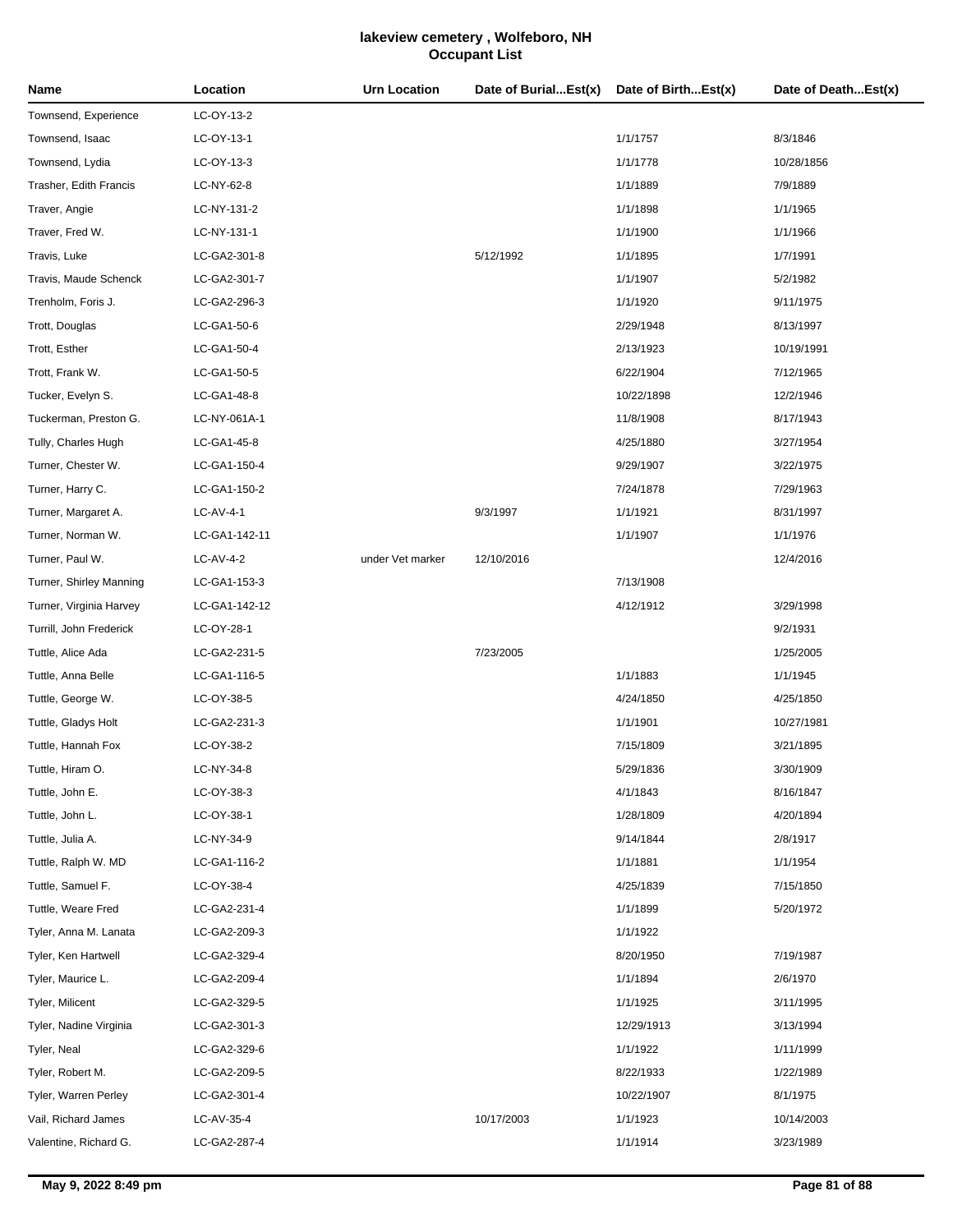# lakeview cemetery , Wolfeboro, NH
## Occupant List

| Name | Location | Urn Location | Date of Burial...Est(x) | Date of Birth...Est(x) | Date of Death...Est(x) |
|---|---|---|---|---|---|
| Townsend, Experience | LC-OY-13-2 | | | | |
| Townsend, Isaac | LC-OY-13-1 | | | 1/1/1757 | 8/3/1846 |
| Townsend, Lydia | LC-OY-13-3 | | | 1/1/1778 | 10/28/1856 |
| Trasher, Edith Francis | LC-NY-62-8 | | | 1/1/1889 | 7/9/1889 |
| Traver, Angie | LC-NY-131-2 | | | 1/1/1898 | 1/1/1965 |
| Traver, Fred W. | LC-NY-131-1 | | | 1/1/1900 | 1/1/1966 |
| Travis, Luke | LC-GA2-301-8 | | 5/12/1992 | 1/1/1895 | 1/7/1991 |
| Travis, Maude Schenck | LC-GA2-301-7 | | | 1/1/1907 | 5/2/1982 |
| Trenholm, Foris J. | LC-GA2-296-3 | | | 1/1/1920 | 9/11/1975 |
| Trott, Douglas | LC-GA1-50-6 | | | 2/29/1948 | 8/13/1997 |
| Trott, Esther | LC-GA1-50-4 | | | 2/13/1923 | 10/19/1991 |
| Trott, Frank W. | LC-GA1-50-5 | | | 6/22/1904 | 7/12/1965 |
| Tucker, Evelyn S. | LC-GA1-48-8 | | | 10/22/1898 | 12/2/1946 |
| Tuckerman, Preston G. | LC-NY-061A-1 | | | 11/8/1908 | 8/17/1943 |
| Tully, Charles Hugh | LC-GA1-45-8 | | | 4/25/1880 | 3/27/1954 |
| Turner, Chester W. | LC-GA1-150-4 | | | 9/29/1907 | 3/22/1975 |
| Turner, Harry C. | LC-GA1-150-2 | | | 7/24/1878 | 7/29/1963 |
| Turner, Margaret A. | LC-AV-4-1 | | 9/3/1997 | 1/1/1921 | 8/31/1997 |
| Turner, Norman W. | LC-GA1-142-11 | | | 1/1/1907 | 1/1/1976 |
| Turner, Paul W. | LC-AV-4-2 | under Vet marker | 12/10/2016 | | 12/4/2016 |
| Turner, Shirley Manning | LC-GA1-153-3 | | | 7/13/1908 | |
| Turner, Virginia Harvey | LC-GA1-142-12 | | | 4/12/1912 | 3/29/1998 |
| Turrill, John Frederick | LC-OY-28-1 | | | | 9/2/1931 |
| Tuttle, Alice Ada | LC-GA2-231-5 | | 7/23/2005 | | 1/25/2005 |
| Tuttle, Anna Belle | LC-GA1-116-5 | | | 1/1/1883 | 1/1/1945 |
| Tuttle, George W. | LC-OY-38-5 | | | 4/24/1850 | 4/25/1850 |
| Tuttle, Gladys Holt | LC-GA2-231-3 | | | 1/1/1901 | 10/27/1981 |
| Tuttle, Hannah Fox | LC-OY-38-2 | | | 7/15/1809 | 3/21/1895 |
| Tuttle, Hiram O. | LC-NY-34-8 | | | 5/29/1836 | 3/30/1909 |
| Tuttle, John E. | LC-OY-38-3 | | | 4/1/1843 | 8/16/1847 |
| Tuttle, John L. | LC-OY-38-1 | | | 1/28/1809 | 4/20/1894 |
| Tuttle, Julia A. | LC-NY-34-9 | | | 9/14/1844 | 2/8/1917 |
| Tuttle, Ralph W. MD | LC-GA1-116-2 | | | 1/1/1881 | 1/1/1954 |
| Tuttle, Samuel F. | LC-OY-38-4 | | | 4/25/1839 | 7/15/1850 |
| Tuttle, Weare Fred | LC-GA2-231-4 | | | 1/1/1899 | 5/20/1972 |
| Tyler, Anna M. Lanata | LC-GA2-209-3 | | | 1/1/1922 | |
| Tyler, Ken Hartwell | LC-GA2-329-4 | | | 8/20/1950 | 7/19/1987 |
| Tyler, Maurice L. | LC-GA2-209-4 | | | 1/1/1894 | 2/6/1970 |
| Tyler, Milicent | LC-GA2-329-5 | | | 1/1/1925 | 3/11/1995 |
| Tyler, Nadine Virginia | LC-GA2-301-3 | | | 12/29/1913 | 3/13/1994 |
| Tyler, Neal | LC-GA2-329-6 | | | 1/1/1922 | 1/11/1999 |
| Tyler, Robert M. | LC-GA2-209-5 | | | 8/22/1933 | 1/22/1989 |
| Tyler, Warren Perley | LC-GA2-301-4 | | | 10/22/1907 | 8/1/1975 |
| Vail, Richard James | LC-AV-35-4 | | 10/17/2003 | 1/1/1923 | 10/14/2003 |
| Valentine, Richard G. | LC-GA2-287-4 | | | 1/1/1914 | 3/23/1989 |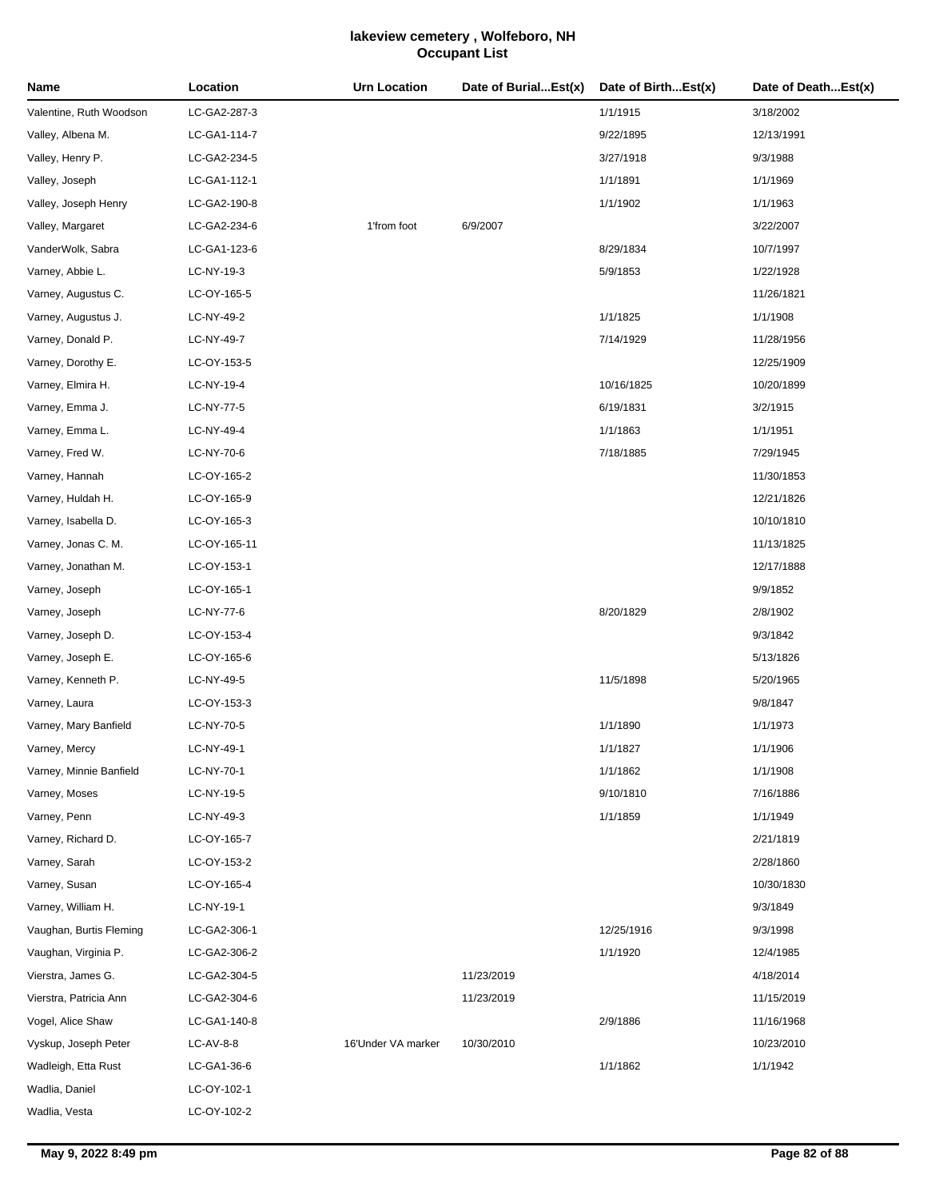# lakeview cemetery , Wolfeboro, NH
## Occupant List

| Name | Location | Urn Location | Date of Burial...Est(x) | Date of Birth...Est(x) | Date of Death...Est(x) |
|---|---|---|---|---|---|
| Valentine, Ruth Woodson | LC-GA2-287-3 | | | 1/1/1915 | 3/18/2002 |
| Valley, Albena M. | LC-GA1-114-7 | | | 9/22/1895 | 12/13/1991 |
| Valley, Henry P. | LC-GA2-234-5 | | | 3/27/1918 | 9/3/1988 |
| Valley, Joseph | LC-GA1-112-1 | | | 1/1/1891 | 1/1/1969 |
| Valley, Joseph Henry | LC-GA2-190-8 | | | 1/1/1902 | 1/1/1963 |
| Valley, Margaret | LC-GA2-234-6 | 1'from foot | 6/9/2007 | | 3/22/2007 |
| VanderWolk, Sabra | LC-GA1-123-6 | | | 8/29/1834 | 10/7/1997 |
| Varney, Abbie L. | LC-NY-19-3 | | | 5/9/1853 | 1/22/1928 |
| Varney, Augustus C. | LC-OY-165-5 | | | | 11/26/1821 |
| Varney, Augustus J. | LC-NY-49-2 | | | 1/1/1825 | 1/1/1908 |
| Varney, Donald P. | LC-NY-49-7 | | | 7/14/1929 | 11/28/1956 |
| Varney, Dorothy E. | LC-OY-153-5 | | | | 12/25/1909 |
| Varney, Elmira H. | LC-NY-19-4 | | | 10/16/1825 | 10/20/1899 |
| Varney, Emma J. | LC-NY-77-5 | | | 6/19/1831 | 3/2/1915 |
| Varney, Emma L. | LC-NY-49-4 | | | 1/1/1863 | 1/1/1951 |
| Varney, Fred W. | LC-NY-70-6 | | | 7/18/1885 | 7/29/1945 |
| Varney, Hannah | LC-OY-165-2 | | | | 11/30/1853 |
| Varney, Huldah H. | LC-OY-165-9 | | | | 12/21/1826 |
| Varney, Isabella D. | LC-OY-165-3 | | | | 10/10/1810 |
| Varney, Jonas C. M. | LC-OY-165-11 | | | | 11/13/1825 |
| Varney, Jonathan M. | LC-OY-153-1 | | | | 12/17/1888 |
| Varney, Joseph | LC-OY-165-1 | | | | 9/9/1852 |
| Varney, Joseph | LC-NY-77-6 | | | 8/20/1829 | 2/8/1902 |
| Varney, Joseph D. | LC-OY-153-4 | | | | 9/3/1842 |
| Varney, Joseph E. | LC-OY-165-6 | | | | 5/13/1826 |
| Varney, Kenneth P. | LC-NY-49-5 | | | 11/5/1898 | 5/20/1965 |
| Varney, Laura | LC-OY-153-3 | | | | 9/8/1847 |
| Varney, Mary Banfield | LC-NY-70-5 | | | 1/1/1890 | 1/1/1973 |
| Varney, Mercy | LC-NY-49-1 | | | 1/1/1827 | 1/1/1906 |
| Varney, Minnie Banfield | LC-NY-70-1 | | | 1/1/1862 | 1/1/1908 |
| Varney, Moses | LC-NY-19-5 | | | 9/10/1810 | 7/16/1886 |
| Varney, Penn | LC-NY-49-3 | | | 1/1/1859 | 1/1/1949 |
| Varney, Richard D. | LC-OY-165-7 | | | | 2/21/1819 |
| Varney, Sarah | LC-OY-153-2 | | | | 2/28/1860 |
| Varney, Susan | LC-OY-165-4 | | | | 10/30/1830 |
| Varney, William H. | LC-NY-19-1 | | | | 9/3/1849 |
| Vaughan, Burtis Fleming | LC-GA2-306-1 | | | 12/25/1916 | 9/3/1998 |
| Vaughan, Virginia P. | LC-GA2-306-2 | | | 1/1/1920 | 12/4/1985 |
| Vierstra, James G. | LC-GA2-304-5 | | 11/23/2019 | | 4/18/2014 |
| Vierstra, Patricia Ann | LC-GA2-304-6 | | 11/23/2019 | | 11/15/2019 |
| Vogel, Alice Shaw | LC-GA1-140-8 | | | 2/9/1886 | 11/16/1968 |
| Vyskup, Joseph Peter | LC-AV-8-8 | 16'Under VA marker | 10/30/2010 | | 10/23/2010 |
| Wadleigh, Etta Rust | LC-GA1-36-6 | | | 1/1/1862 | 1/1/1942 |
| Wadlia, Daniel | LC-OY-102-1 | | | | |
| Wadlia, Vesta | LC-OY-102-2 | | | | |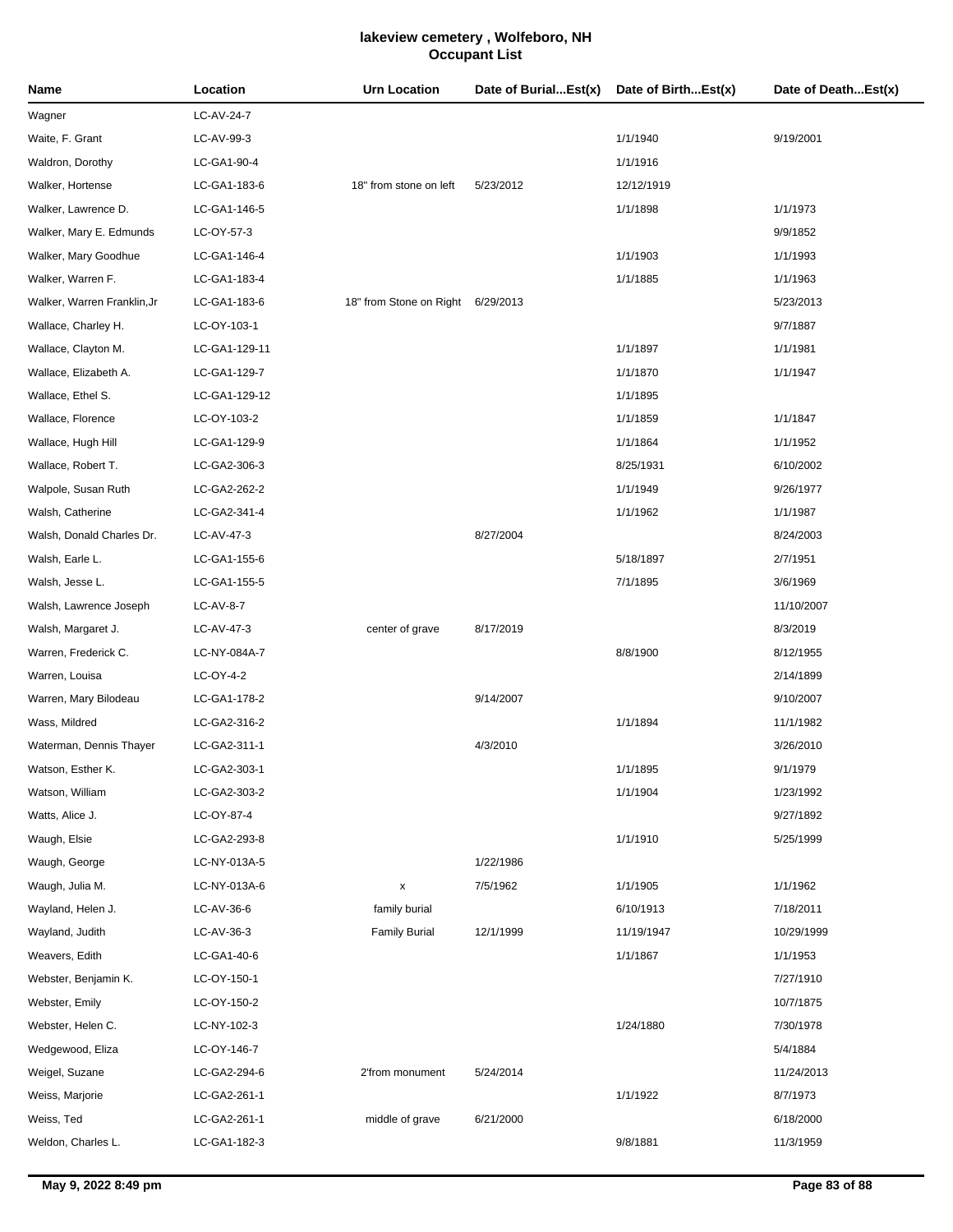# lakeview cemetery , Wolfeboro, NH
## Occupant List

| Name | Location | Urn Location | Date of Burial...Est(x) | Date of Birth...Est(x) | Date of Death...Est(x) |
|---|---|---|---|---|---|
| Wagner | LC-AV-24-7 | | | | |
| Waite, F. Grant | LC-AV-99-3 | | | 1/1/1940 | 9/19/2001 |
| Waldron, Dorothy | LC-GA1-90-4 | | | 1/1/1916 | |
| Walker, Hortense | LC-GA1-183-6 | 18" from stone on left | 5/23/2012 | 12/12/1919 | |
| Walker, Lawrence D. | LC-GA1-146-5 | | | 1/1/1898 | 1/1/1973 |
| Walker, Mary E. Edmunds | LC-OY-57-3 | | | | 9/9/1852 |
| Walker, Mary Goodhue | LC-GA1-146-4 | | | 1/1/1903 | 1/1/1993 |
| Walker, Warren F. | LC-GA1-183-4 | | | 1/1/1885 | 1/1/1963 |
| Walker, Warren Franklin,Jr | LC-GA1-183-6 | 18" from Stone on Right | 6/29/2013 | | 5/23/2013 |
| Wallace, Charley H. | LC-OY-103-1 | | | | 9/7/1887 |
| Wallace, Clayton M. | LC-GA1-129-11 | | | 1/1/1897 | 1/1/1981 |
| Wallace, Elizabeth A. | LC-GA1-129-7 | | | 1/1/1870 | 1/1/1947 |
| Wallace, Ethel S. | LC-GA1-129-12 | | | 1/1/1895 | |
| Wallace, Florence | LC-OY-103-2 | | | 1/1/1859 | 1/1/1847 |
| Wallace, Hugh Hill | LC-GA1-129-9 | | | 1/1/1864 | 1/1/1952 |
| Wallace, Robert T. | LC-GA2-306-3 | | | 8/25/1931 | 6/10/2002 |
| Walpole, Susan Ruth | LC-GA2-262-2 | | | 1/1/1949 | 9/26/1977 |
| Walsh, Catherine | LC-GA2-341-4 | | | 1/1/1962 | 1/1/1987 |
| Walsh, Donald Charles Dr. | LC-AV-47-3 | | 8/27/2004 | | 8/24/2003 |
| Walsh, Earle L. | LC-GA1-155-6 | | | 5/18/1897 | 2/7/1951 |
| Walsh, Jesse L. | LC-GA1-155-5 | | | 7/1/1895 | 3/6/1969 |
| Walsh, Lawrence Joseph | LC-AV-8-7 | | | | 11/10/2007 |
| Walsh, Margaret J. | LC-AV-47-3 | center of grave | 8/17/2019 | | 8/3/2019 |
| Warren, Frederick C. | LC-NY-084A-7 | | | 8/8/1900 | 8/12/1955 |
| Warren, Louisa | LC-OY-4-2 | | | | 2/14/1899 |
| Warren, Mary Bilodeau | LC-GA1-178-2 | | 9/14/2007 | | 9/10/2007 |
| Wass, Mildred | LC-GA2-316-2 | | | 1/1/1894 | 11/1/1982 |
| Waterman, Dennis Thayer | LC-GA2-311-1 | | 4/3/2010 | | 3/26/2010 |
| Watson, Esther K. | LC-GA2-303-1 | | | 1/1/1895 | 9/1/1979 |
| Watson, William | LC-GA2-303-2 | | | 1/1/1904 | 1/23/1992 |
| Watts, Alice J. | LC-OY-87-4 | | | | 9/27/1892 |
| Waugh, Elsie | LC-GA2-293-8 | | | 1/1/1910 | 5/25/1999 |
| Waugh, George | LC-NY-013A-5 | | 1/22/1986 | | |
| Waugh, Julia M. | LC-NY-013A-6 | x | 7/5/1962 | 1/1/1905 | 1/1/1962 |
| Wayland, Helen J. | LC-AV-36-6 | family burial | | 6/10/1913 | 7/18/2011 |
| Wayland, Judith | LC-AV-36-3 | Family Burial | 12/1/1999 | 11/19/1947 | 10/29/1999 |
| Weavers, Edith | LC-GA1-40-6 | | | 1/1/1867 | 1/1/1953 |
| Webster, Benjamin K. | LC-OY-150-1 | | | | 7/27/1910 |
| Webster, Emily | LC-OY-150-2 | | | | 10/7/1875 |
| Webster, Helen C. | LC-NY-102-3 | | | 1/24/1880 | 7/30/1978 |
| Wedgewood, Eliza | LC-OY-146-7 | | | | 5/4/1884 |
| Weigel, Suzane | LC-GA2-294-6 | 2'from monument | 5/24/2014 | | 11/24/2013 |
| Weiss, Marjorie | LC-GA2-261-1 | | | 1/1/1922 | 8/7/1973 |
| Weiss, Ted | LC-GA2-261-1 | middle of grave | 6/21/2000 | | 6/18/2000 |
| Weldon, Charles L. | LC-GA1-182-3 | | | 9/8/1881 | 11/3/1959 |

**May 9, 2022 8:49 pm**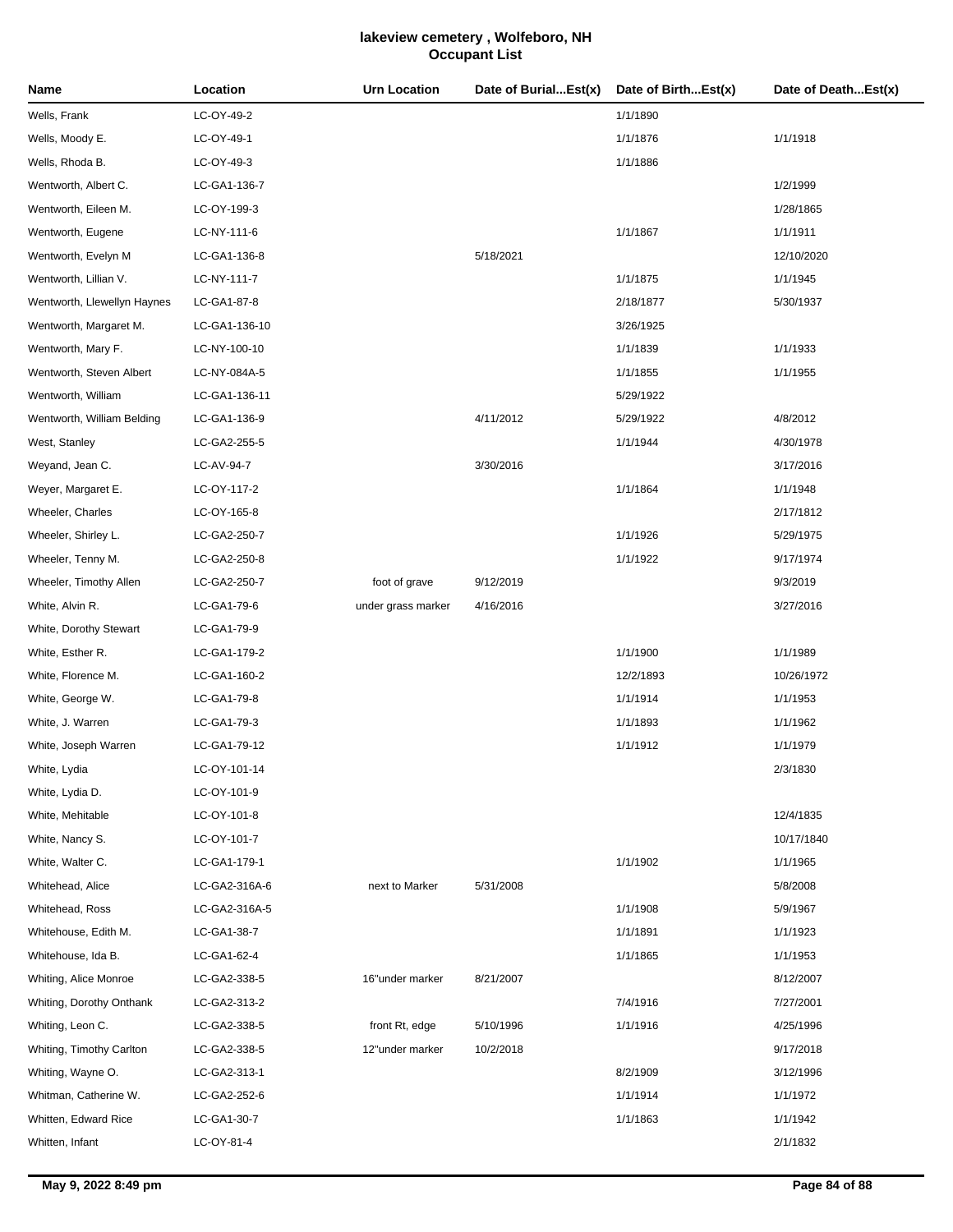# lakeview cemetery , Wolfeboro, NH
## Occupant List

| Name | Location | Urn Location | Date of Burial...Est(x) | Date of Birth...Est(x) | Date of Death...Est(x) |
|---|---|---|---|---|---|
| Wells, Frank | LC-OY-49-2 | | | 1/1/1890 | |
| Wells, Moody E. | LC-OY-49-1 | | | 1/1/1876 | 1/1/1918 |
| Wells, Rhoda B. | LC-OY-49-3 | | | 1/1/1886 | |
| Wentworth, Albert C. | LC-GA1-136-7 | | | | 1/2/1999 |
| Wentworth, Eileen M. | LC-OY-199-3 | | | | 1/28/1865 |
| Wentworth, Eugene | LC-NY-111-6 | | | 1/1/1867 | 1/1/1911 |
| Wentworth, Evelyn M | LC-GA1-136-8 | | 5/18/2021 | | 12/10/2020 |
| Wentworth, Lillian V. | LC-NY-111-7 | | | 1/1/1875 | 1/1/1945 |
| Wentworth, Llewellyn Haynes | LC-GA1-87-8 | | | 2/18/1877 | 5/30/1937 |
| Wentworth, Margaret M. | LC-GA1-136-10 | | | 3/26/1925 | |
| Wentworth, Mary F. | LC-NY-100-10 | | | 1/1/1839 | 1/1/1933 |
| Wentworth, Steven Albert | LC-NY-084A-5 | | | 1/1/1855 | 1/1/1955 |
| Wentworth, William | LC-GA1-136-11 | | | 5/29/1922 | |
| Wentworth, William Belding | LC-GA1-136-9 | | 4/11/2012 | 5/29/1922 | 4/8/2012 |
| West, Stanley | LC-GA2-255-5 | | | 1/1/1944 | 4/30/1978 |
| Weyand, Jean C. | LC-AV-94-7 | | 3/30/2016 | | 3/17/2016 |
| Weyer, Margaret E. | LC-OY-117-2 | | | 1/1/1864 | 1/1/1948 |
| Wheeler, Charles | LC-OY-165-8 | | | | 2/17/1812 |
| Wheeler, Shirley L. | LC-GA2-250-7 | | | 1/1/1926 | 5/29/1975 |
| Wheeler, Tenny M. | LC-GA2-250-8 | | | 1/1/1922 | 9/17/1974 |
| Wheeler, Timothy Allen | LC-GA2-250-7 | foot of grave | 9/12/2019 | | 9/3/2019 |
| White, Alvin R. | LC-GA1-79-6 | under grass marker | 4/16/2016 | | 3/27/2016 |
| White, Dorothy Stewart | LC-GA1-79-9 | | | | |
| White, Esther R. | LC-GA1-179-2 | | | 1/1/1900 | 1/1/1989 |
| White, Florence M. | LC-GA1-160-2 | | | 12/2/1893 | 10/26/1972 |
| White, George W. | LC-GA1-79-8 | | | 1/1/1914 | 1/1/1953 |
| White, J. Warren | LC-GA1-79-3 | | | 1/1/1893 | 1/1/1962 |
| White, Joseph Warren | LC-GA1-79-12 | | | 1/1/1912 | 1/1/1979 |
| White, Lydia | LC-OY-101-14 | | | | 2/3/1830 |
| White, Lydia D. | LC-OY-101-9 | | | | |
| White, Mehitable | LC-OY-101-8 | | | | 12/4/1835 |
| White, Nancy S. | LC-OY-101-7 | | | | 10/17/1840 |
| White, Walter C. | LC-GA1-179-1 | | | 1/1/1902 | 1/1/1965 |
| Whitehead, Alice | LC-GA2-316A-6 | next to Marker | 5/31/2008 | | 5/8/2008 |
| Whitehead, Ross | LC-GA2-316A-5 | | | 1/1/1908 | 5/9/1967 |
| Whitehouse, Edith M. | LC-GA1-38-7 | | | 1/1/1891 | 1/1/1923 |
| Whitehouse, Ida B. | LC-GA1-62-4 | | | 1/1/1865 | 1/1/1953 |
| Whiting, Alice Monroe | LC-GA2-338-5 | 16"under marker | 8/21/2007 | | 8/12/2007 |
| Whiting, Dorothy Onthank | LC-GA2-313-2 | | | 7/4/1916 | 7/27/2001 |
| Whiting, Leon C. | LC-GA2-338-5 | front Rt, edge | 5/10/1996 | 1/1/1916 | 4/25/1996 |
| Whiting, Timothy Carlton | LC-GA2-338-5 | 12"under marker | 10/2/2018 | | 9/17/2018 |
| Whiting, Wayne O. | LC-GA2-313-1 | | | 8/2/1909 | 3/12/1996 |
| Whitman, Catherine W. | LC-GA2-252-6 | | | 1/1/1914 | 1/1/1972 |
| Whitten, Edward Rice | LC-GA1-30-7 | | | 1/1/1863 | 1/1/1942 |
| Whitten, Infant | LC-OY-81-4 | | | | 2/1/1832 |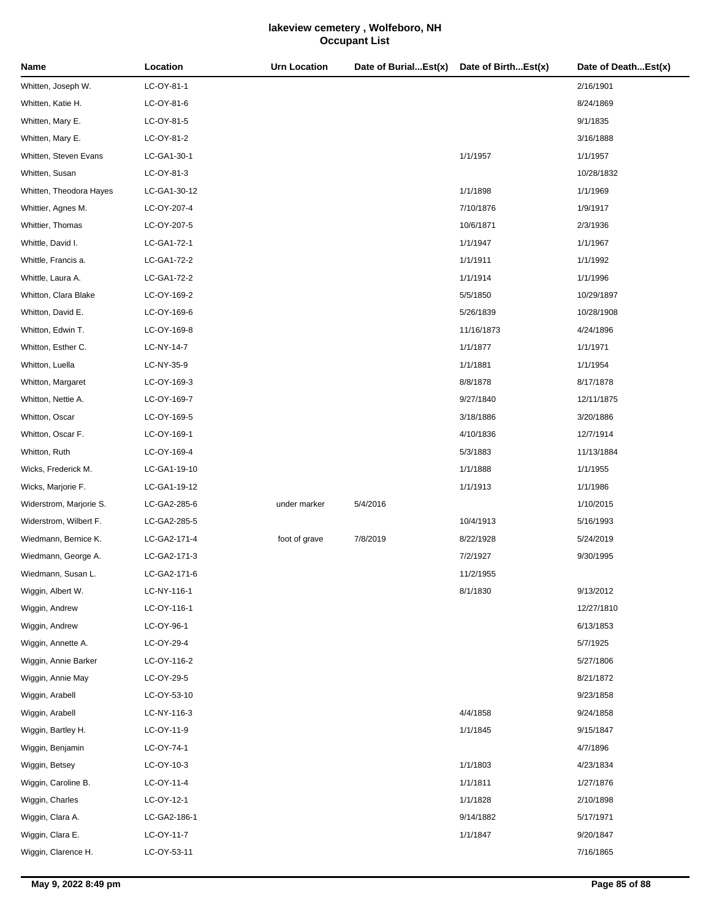# lakeview cemetery , Wolfeboro, NH
## Occupant List

| Name | Location | Urn Location | Date of Burial...Est(x) | Date of Birth...Est(x) | Date of Death...Est(x) |
|---|---|---|---|---|---|
| Whitten, Joseph W. | LC-OY-81-1 | | | | 2/16/1901 |
| Whitten, Katie H. | LC-OY-81-6 | | | | 8/24/1869 |
| Whitten, Mary E. | LC-OY-81-5 | | | | 9/1/1835 |
| Whitten, Mary E. | LC-OY-81-2 | | | | 3/16/1888 |
| Whitten, Steven Evans | LC-GA1-30-1 | | | 1/1/1957 | 1/1/1957 |
| Whitten, Susan | LC-OY-81-3 | | | | 10/28/1832 |
| Whitten, Theodora Hayes | LC-GA1-30-12 | | | 1/1/1898 | 1/1/1969 |
| Whittier, Agnes M. | LC-OY-207-4 | | | 7/10/1876 | 1/9/1917 |
| Whittier, Thomas | LC-OY-207-5 | | | 10/6/1871 | 2/3/1936 |
| Whittle, David I. | LC-GA1-72-1 | | | 1/1/1947 | 1/1/1967 |
| Whittle, Francis a. | LC-GA1-72-2 | | | 1/1/1911 | 1/1/1992 |
| Whittle, Laura A. | LC-GA1-72-2 | | | 1/1/1914 | 1/1/1996 |
| Whitton, Clara Blake | LC-OY-169-2 | | | 5/5/1850 | 10/29/1897 |
| Whitton, David E. | LC-OY-169-6 | | | 5/26/1839 | 10/28/1908 |
| Whitton, Edwin T. | LC-OY-169-8 | | | 11/16/1873 | 4/24/1896 |
| Whitton, Esther C. | LC-NY-14-7 | | | 1/1/1877 | 1/1/1971 |
| Whitton, Luella | LC-NY-35-9 | | | 1/1/1881 | 1/1/1954 |
| Whitton, Margaret | LC-OY-169-3 | | | 8/8/1878 | 8/17/1878 |
| Whitton, Nettie A. | LC-OY-169-7 | | | 9/27/1840 | 12/11/1875 |
| Whitton, Oscar | LC-OY-169-5 | | | 3/18/1886 | 3/20/1886 |
| Whitton, Oscar F. | LC-OY-169-1 | | | 4/10/1836 | 12/7/1914 |
| Whitton, Ruth | LC-OY-169-4 | | | 5/3/1883 | 11/13/1884 |
| Wicks, Frederick M. | LC-GA1-19-10 | | | 1/1/1888 | 1/1/1955 |
| Wicks, Marjorie F. | LC-GA1-19-12 | | | 1/1/1913 | 1/1/1986 |
| Widerstrom, Marjorie S. | LC-GA2-285-6 | under marker | 5/4/2016 | | 1/10/2015 |
| Widerstrom, Wilbert F. | LC-GA2-285-5 | | | 10/4/1913 | 5/16/1993 |
| Wiedmann, Bernice K. | LC-GA2-171-4 | foot of grave | 7/8/2019 | 8/22/1928 | 5/24/2019 |
| Wiedmann, George A. | LC-GA2-171-3 | | | 7/2/1927 | 9/30/1995 |
| Wiedmann, Susan L. | LC-GA2-171-6 | | | 11/2/1955 | |
| Wiggin, Albert W. | LC-NY-116-1 | | | 8/1/1830 | 9/13/2012 |
| Wiggin, Andrew | LC-OY-116-1 | | | | 12/27/1810 |
| Wiggin, Andrew | LC-OY-96-1 | | | | 6/13/1853 |
| Wiggin, Annette A. | LC-OY-29-4 | | | | 5/7/1925 |
| Wiggin, Annie Barker | LC-OY-116-2 | | | | 5/27/1806 |
| Wiggin, Annie May | LC-OY-29-5 | | | | 8/21/1872 |
| Wiggin, Arabell | LC-OY-53-10 | | | | 9/23/1858 |
| Wiggin, Arabell | LC-NY-116-3 | | | 4/4/1858 | 9/24/1858 |
| Wiggin, Bartley H. | LC-OY-11-9 | | | 1/1/1845 | 9/15/1847 |
| Wiggin, Benjamin | LC-OY-74-1 | | | | 4/7/1896 |
| Wiggin, Betsey | LC-OY-10-3 | | | 1/1/1803 | 4/23/1834 |
| Wiggin, Caroline B. | LC-OY-11-4 | | | 1/1/1811 | 1/27/1876 |
| Wiggin, Charles | LC-OY-12-1 | | | 1/1/1828 | 2/10/1898 |
| Wiggin, Clara A. | LC-GA2-186-1 | | | 9/14/1882 | 5/17/1971 |
| Wiggin, Clara E. | LC-OY-11-7 | | | 1/1/1847 | 9/20/1847 |
| Wiggin, Clarence H. | LC-OY-53-11 | | | | 7/16/1865 |

**May 9, 2022 8:49 pm**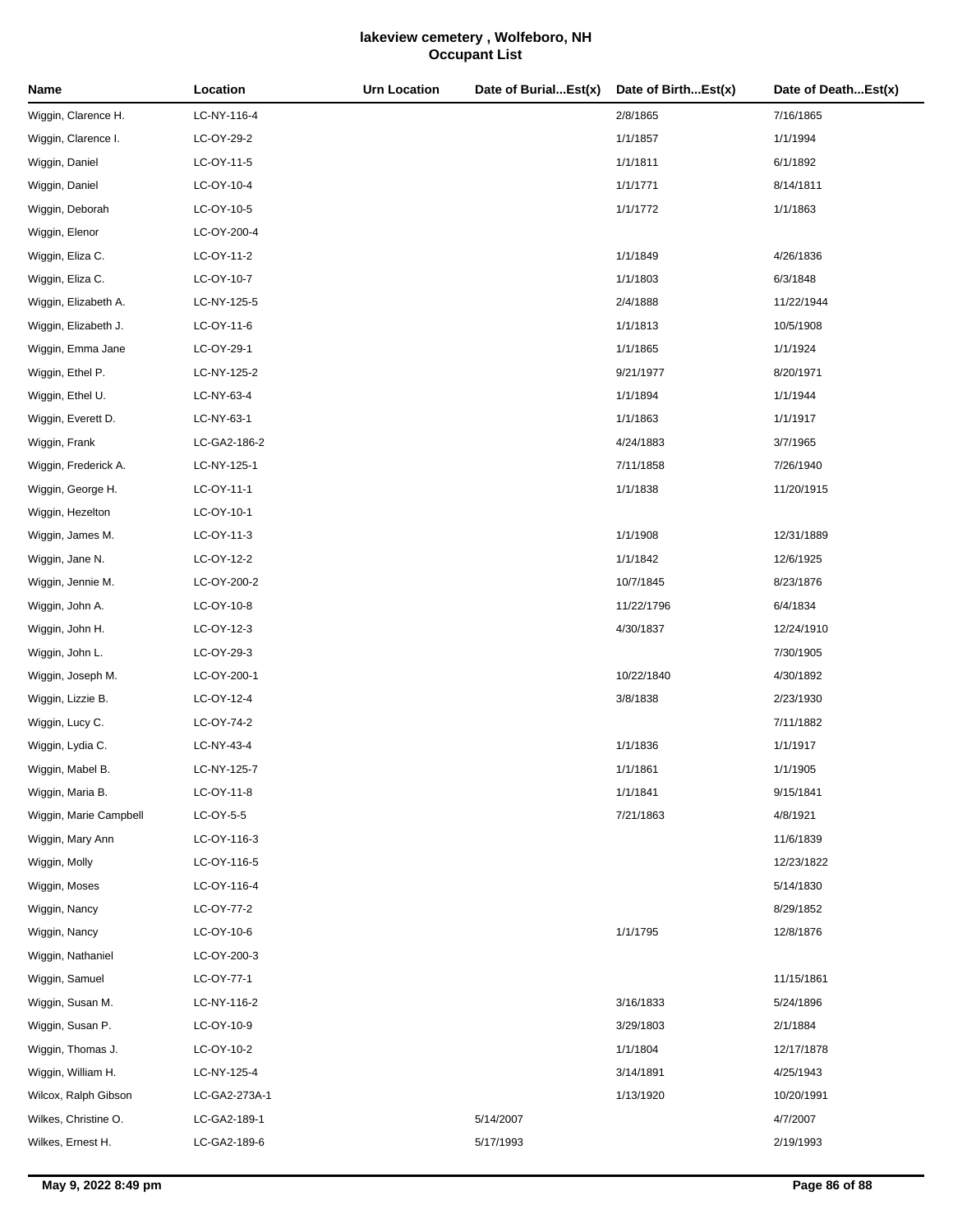# lakeview cemetery , Wolfeboro, NH
## Occupant List

| Name | Location | Urn Location | Date of Burial...Est(x) | Date of Birth...Est(x) | Date of Death...Est(x) |
|---|---|---|---|---|---|
| Wiggin, Clarence H. | LC-NY-116-4 | | | 2/8/1865 | 7/16/1865 |
| Wiggin, Clarence I. | LC-OY-29-2 | | | 1/1/1857 | 1/1/1994 |
| Wiggin, Daniel | LC-OY-11-5 | | | 1/1/1811 | 6/1/1892 |
| Wiggin, Daniel | LC-OY-10-4 | | | 1/1/1771 | 8/14/1811 |
| Wiggin, Deborah | LC-OY-10-5 | | | 1/1/1772 | 1/1/1863 |
| Wiggin, Elenor | LC-OY-200-4 | | | | |
| Wiggin, Eliza C. | LC-OY-11-2 | | | 1/1/1849 | 4/26/1836 |
| Wiggin, Eliza C. | LC-OY-10-7 | | | 1/1/1803 | 6/3/1848 |
| Wiggin, Elizabeth A. | LC-NY-125-5 | | | 2/4/1888 | 11/22/1944 |
| Wiggin, Elizabeth J. | LC-OY-11-6 | | | 1/1/1813 | 10/5/1908 |
| Wiggin, Emma Jane | LC-OY-29-1 | | | 1/1/1865 | 1/1/1924 |
| Wiggin, Ethel P. | LC-NY-125-2 | | | 9/21/1977 | 8/20/1971 |
| Wiggin, Ethel U. | LC-NY-63-4 | | | 1/1/1894 | 1/1/1944 |
| Wiggin, Everett D. | LC-NY-63-1 | | | 1/1/1863 | 1/1/1917 |
| Wiggin, Frank | LC-GA2-186-2 | | | 4/24/1883 | 3/7/1965 |
| Wiggin, Frederick A. | LC-NY-125-1 | | | 7/11/1858 | 7/26/1940 |
| Wiggin, George H. | LC-OY-11-1 | | | 1/1/1838 | 11/20/1915 |
| Wiggin, Hezelton | LC-OY-10-1 | | | | |
| Wiggin, James M. | LC-OY-11-3 | | | 1/1/1908 | 12/31/1889 |
| Wiggin, Jane N. | LC-OY-12-2 | | | 1/1/1842 | 12/6/1925 |
| Wiggin, Jennie M. | LC-OY-200-2 | | | 10/7/1845 | 8/23/1876 |
| Wiggin, John A. | LC-OY-10-8 | | | 11/22/1796 | 6/4/1834 |
| Wiggin, John H. | LC-OY-12-3 | | | 4/30/1837 | 12/24/1910 |
| Wiggin, John L. | LC-OY-29-3 | | | | 7/30/1905 |
| Wiggin, Joseph M. | LC-OY-200-1 | | | 10/22/1840 | 4/30/1892 |
| Wiggin, Lizzie B. | LC-OY-12-4 | | | 3/8/1838 | 2/23/1930 |
| Wiggin, Lucy C. | LC-OY-74-2 | | | | 7/11/1882 |
| Wiggin, Lydia C. | LC-NY-43-4 | | | 1/1/1836 | 1/1/1917 |
| Wiggin, Mabel B. | LC-NY-125-7 | | | 1/1/1861 | 1/1/1905 |
| Wiggin, Maria B. | LC-OY-11-8 | | | 1/1/1841 | 9/15/1841 |
| Wiggin, Marie Campbell | LC-OY-5-5 | | | 7/21/1863 | 4/8/1921 |
| Wiggin, Mary Ann | LC-OY-116-3 | | | | 11/6/1839 |
| Wiggin, Molly | LC-OY-116-5 | | | | 12/23/1822 |
| Wiggin, Moses | LC-OY-116-4 | | | | 5/14/1830 |
| Wiggin, Nancy | LC-OY-77-2 | | | | 8/29/1852 |
| Wiggin, Nancy | LC-OY-10-6 | | | 1/1/1795 | 12/8/1876 |
| Wiggin, Nathaniel | LC-OY-200-3 | | | | |
| Wiggin, Samuel | LC-OY-77-1 | | | | 11/15/1861 |
| Wiggin, Susan M. | LC-NY-116-2 | | | 3/16/1833 | 5/24/1896 |
| Wiggin, Susan P. | LC-OY-10-9 | | | 3/29/1803 | 2/1/1884 |
| Wiggin, Thomas J. | LC-OY-10-2 | | | 1/1/1804 | 12/17/1878 |
| Wiggin, William H. | LC-NY-125-4 | | | 3/14/1891 | 4/25/1943 |
| Wilcox, Ralph Gibson | LC-GA2-273A-1 | | | 1/13/1920 | 10/20/1991 |
| Wilkes, Christine O. | LC-GA2-189-1 | | 5/14/2007 | | 4/7/2007 |
| Wilkes, Ernest H. | LC-GA2-189-6 | | 5/17/1993 | | 2/19/1993 |

**May 9, 2022 8:49 pm**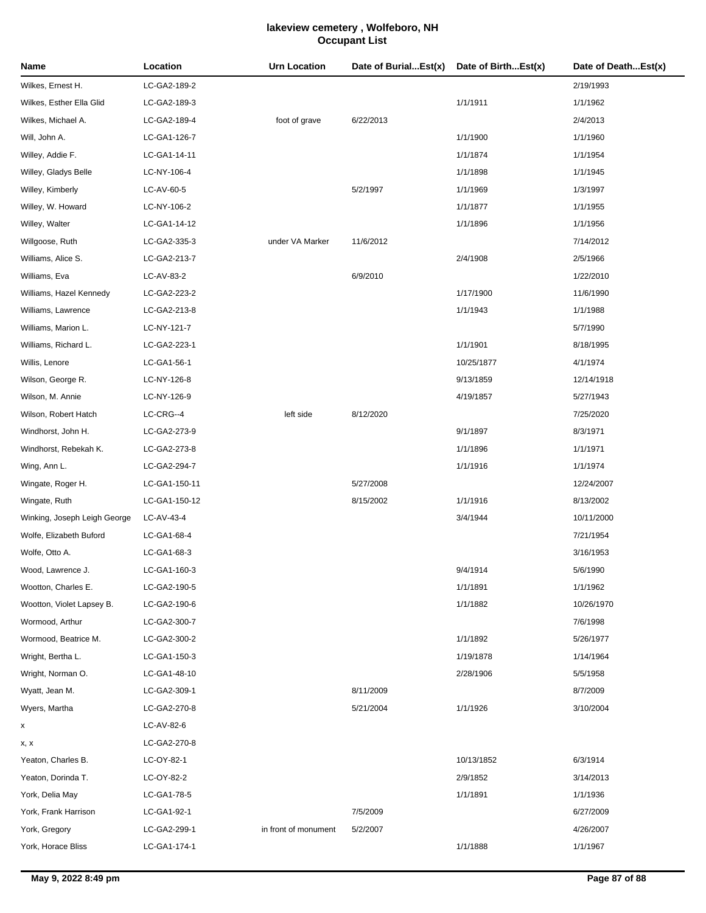# lakeview cemetery , Wolfeboro, NH
## Occupant List

| Name | Location | Urn Location | Date of Burial...Est(x) | Date of Birth...Est(x) | Date of Death...Est(x) |
|---|---|---|---|---|---|
| Wilkes, Ernest H. | LC-GA2-189-2 | | | | 2/19/1993 |
| Wilkes, Esther Ella Glid | LC-GA2-189-3 | | | 1/1/1911 | 1/1/1962 |
| Wilkes, Michael A. | LC-GA2-189-4 | foot of grave | 6/22/2013 | | 2/4/2013 |
| Will, John A. | LC-GA1-126-7 | | | 1/1/1900 | 1/1/1960 |
| Willey, Addie F. | LC-GA1-14-11 | | | 1/1/1874 | 1/1/1954 |
| Willey, Gladys Belle | LC-NY-106-4 | | | 1/1/1898 | 1/1/1945 |
| Willey, Kimberly | LC-AV-60-5 | | 5/2/1997 | 1/1/1969 | 1/3/1997 |
| Willey, W. Howard | LC-NY-106-2 | | | 1/1/1877 | 1/1/1955 |
| Willey, Walter | LC-GA1-14-12 | | | 1/1/1896 | 1/1/1956 |
| Willgoose, Ruth | LC-GA2-335-3 | under VA Marker | 11/6/2012 | | 7/14/2012 |
| Williams, Alice S. | LC-GA2-213-7 | | | 2/4/1908 | 2/5/1966 |
| Williams, Eva | LC-AV-83-2 | | 6/9/2010 | | 1/22/2010 |
| Williams, Hazel Kennedy | LC-GA2-223-2 | | | 1/17/1900 | 11/6/1990 |
| Williams, Lawrence | LC-GA2-213-8 | | | 1/1/1943 | 1/1/1988 |
| Williams, Marion L. | LC-NY-121-7 | | | | 5/7/1990 |
| Williams, Richard L. | LC-GA2-223-1 | | | 1/1/1901 | 8/18/1995 |
| Willis, Lenore | LC-GA1-56-1 | | | 10/25/1877 | 4/1/1974 |
| Wilson, George R. | LC-NY-126-8 | | | 9/13/1859 | 12/14/1918 |
| Wilson, M. Annie | LC-NY-126-9 | | | 4/19/1857 | 5/27/1943 |
| Wilson, Robert Hatch | LC-CRG--4 | left side | 8/12/2020 | | 7/25/2020 |
| Windhorst, John H. | LC-GA2-273-9 | | | 9/1/1897 | 8/3/1971 |
| Windhorst, Rebekah K. | LC-GA2-273-8 | | | 1/1/1896 | 1/1/1971 |
| Wing, Ann L. | LC-GA2-294-7 | | | 1/1/1916 | 1/1/1974 |
| Wingate, Roger H. | LC-GA1-150-11 | | 5/27/2008 | | 12/24/2007 |
| Wingate, Ruth | LC-GA1-150-12 | | 8/15/2002 | 1/1/1916 | 8/13/2002 |
| Winking, Joseph Leigh George | LC-AV-43-4 | | | 3/4/1944 | 10/11/2000 |
| Wolfe, Elizabeth Buford | LC-GA1-68-4 | | | | 7/21/1954 |
| Wolfe, Otto A. | LC-GA1-68-3 | | | | 3/16/1953 |
| Wood, Lawrence J. | LC-GA1-160-3 | | | 9/4/1914 | 5/6/1990 |
| Wootton, Charles E. | LC-GA2-190-5 | | | 1/1/1891 | 1/1/1962 |
| Wootton, Violet Lapsey B. | LC-GA2-190-6 | | | 1/1/1882 | 10/26/1970 |
| Wormood, Arthur | LC-GA2-300-7 | | | | 7/6/1998 |
| Wormood, Beatrice M. | LC-GA2-300-2 | | | 1/1/1892 | 5/26/1977 |
| Wright, Bertha L. | LC-GA1-150-3 | | | 1/19/1878 | 1/14/1964 |
| Wright, Norman O. | LC-GA1-48-10 | | | 2/28/1906 | 5/5/1958 |
| Wyatt, Jean M. | LC-GA2-309-1 | | 8/11/2009 | | 8/7/2009 |
| Wyers, Martha | LC-GA2-270-8 | | 5/21/2004 | 1/1/1926 | 3/10/2004 |
| x | LC-AV-82-6 | | | | |
| x, x | LC-GA2-270-8 | | | | |
| Yeaton, Charles B. | LC-OY-82-1 | | | 10/13/1852 | 6/3/1914 |
| Yeaton, Dorinda T. | LC-OY-82-2 | | | 2/9/1852 | 3/14/2013 |
| York, Delia May | LC-GA1-78-5 | | | 1/1/1891 | 1/1/1936 |
| York, Frank Harrison | LC-GA1-92-1 | | 7/5/2009 | | 6/27/2009 |
| York, Gregory | LC-GA2-299-1 | in front of monument | 5/2/2007 | | 4/26/2007 |
| York, Horace Bliss | LC-GA1-174-1 | | | 1/1/1888 | 1/1/1967 |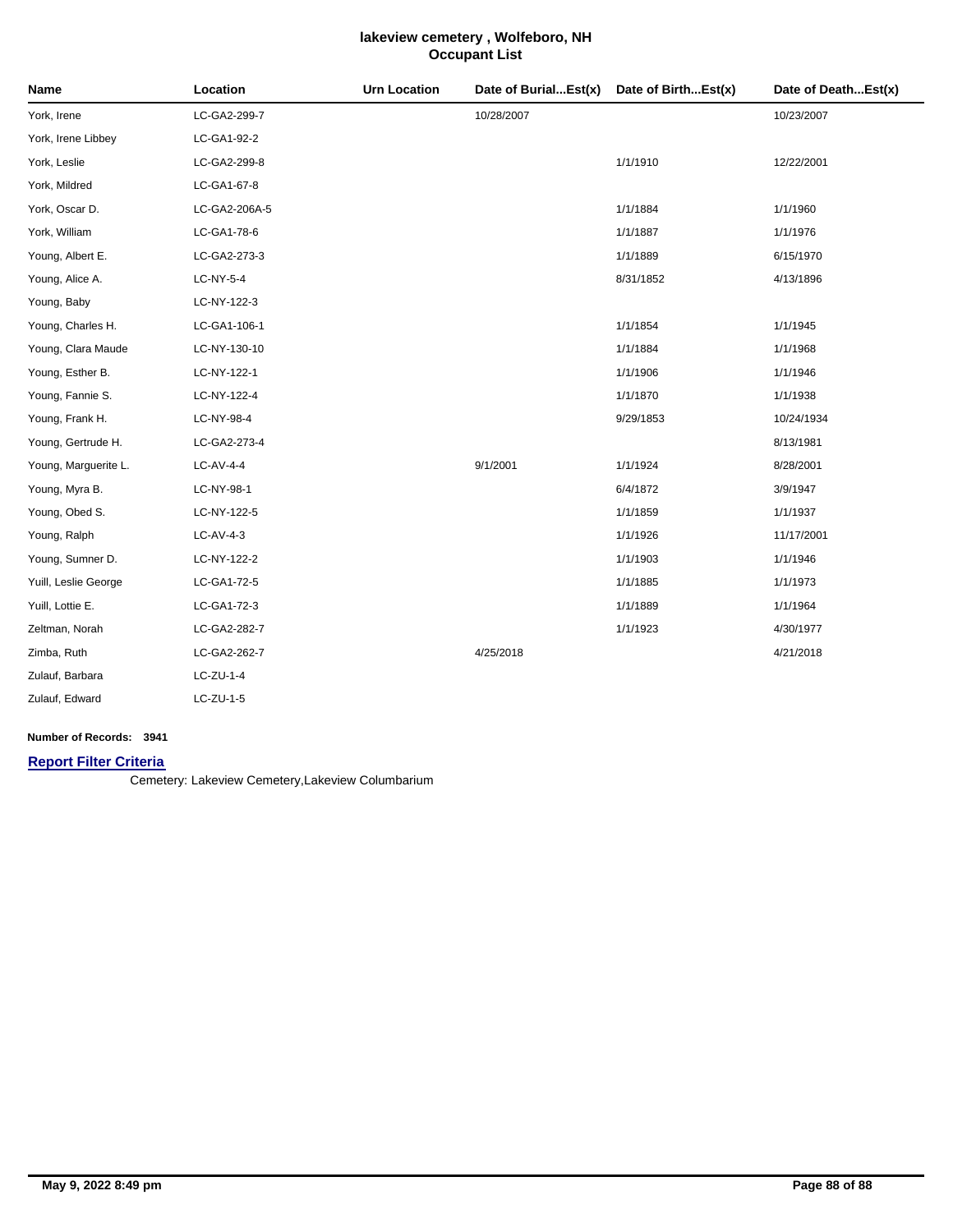# lakeview cemetery , Wolfeboro, NH
## Occupant List

| Name | Location | Urn Location | Date of Burial...Est(x) | Date of Birth...Est(x) | Date of Death...Est(x) |
|---|---|---|---|---|---|
| York, Irene | LC-GA2-299-7 | | 10/28/2007 | | 10/23/2007 |
| York, Irene Libbey | LC-GA1-92-2 | | | | |
| York, Leslie | LC-GA2-299-8 | | | 1/1/1910 | 12/22/2001 |
| York, Mildred | LC-GA1-67-8 | | | | |
| York, Oscar D. | LC-GA2-206A-5 | | | 1/1/1884 | 1/1/1960 |
| York, William | LC-GA1-78-6 | | | 1/1/1887 | 1/1/1976 |
| Young, Albert E. | LC-GA2-273-3 | | | 1/1/1889 | 6/15/1970 |
| Young, Alice A. | LC-NY-5-4 | | | 8/31/1852 | 4/13/1896 |
| Young, Baby | LC-NY-122-3 | | | | |
| Young, Charles H. | LC-GA1-106-1 | | | 1/1/1854 | 1/1/1945 |
| Young, Clara Maude | LC-NY-130-10 | | | 1/1/1884 | 1/1/1968 |
| Young, Esther B. | LC-NY-122-1 | | | 1/1/1906 | 1/1/1946 |
| Young, Fannie S. | LC-NY-122-4 | | | 1/1/1870 | 1/1/1938 |
| Young, Frank H. | LC-NY-98-4 | | | 9/29/1853 | 10/24/1934 |
| Young, Gertrude H. | LC-GA2-273-4 | | | | 8/13/1981 |
| Young, Marguerite L. | LC-AV-4-4 | | 9/1/2001 | 1/1/1924 | 8/28/2001 |
| Young, Myra B. | LC-NY-98-1 | | | 6/4/1872 | 3/9/1947 |
| Young, Obed S. | LC-NY-122-5 | | | 1/1/1859 | 1/1/1937 |
| Young, Ralph | LC-AV-4-3 | | | 1/1/1926 | 11/17/2001 |
| Young, Sumner D. | LC-NY-122-2 | | | 1/1/1903 | 1/1/1946 |
| Yuill, Leslie George | LC-GA1-72-5 | | | 1/1/1885 | 1/1/1973 |
| Yuill, Lottie E. | LC-GA1-72-3 | | | 1/1/1889 | 1/1/1964 |
| Zeltman, Norah | LC-GA2-282-7 | | | 1/1/1923 | 4/30/1977 |
| Zimba, Ruth | LC-GA2-262-7 | | 4/25/2018 | | 4/21/2018 |
| Zulauf, Barbara | LC-ZU-1-4 | | | | |
| Zulauf, Edward | LC-ZU-1-5 | | | | |

**Number of Records: 3941**

**Report Filter Criteria**

Cemetery: Lakeview Cemetery,Lakeview Columbarium

May 9, 2022 8:49 pm